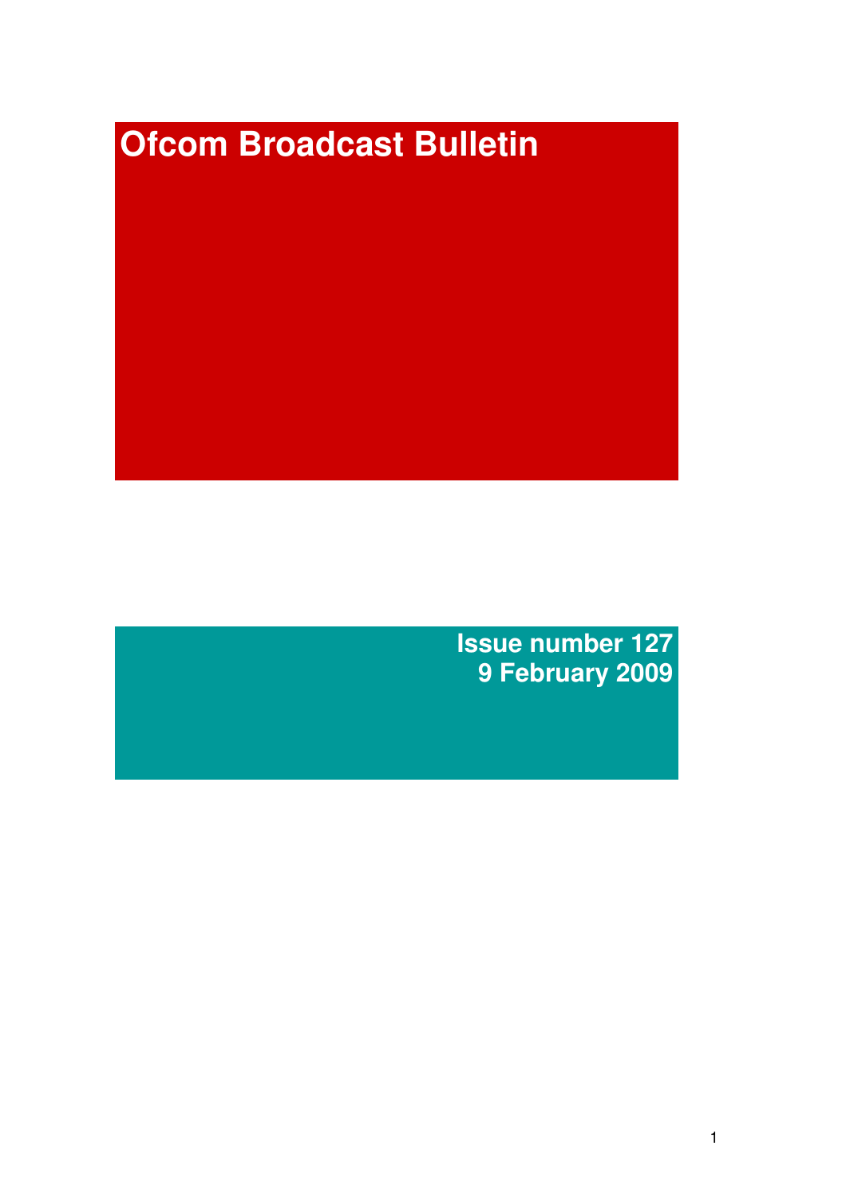# Ofcom Broadcast Bulletin

**Issue number 127**
**9 February 2009**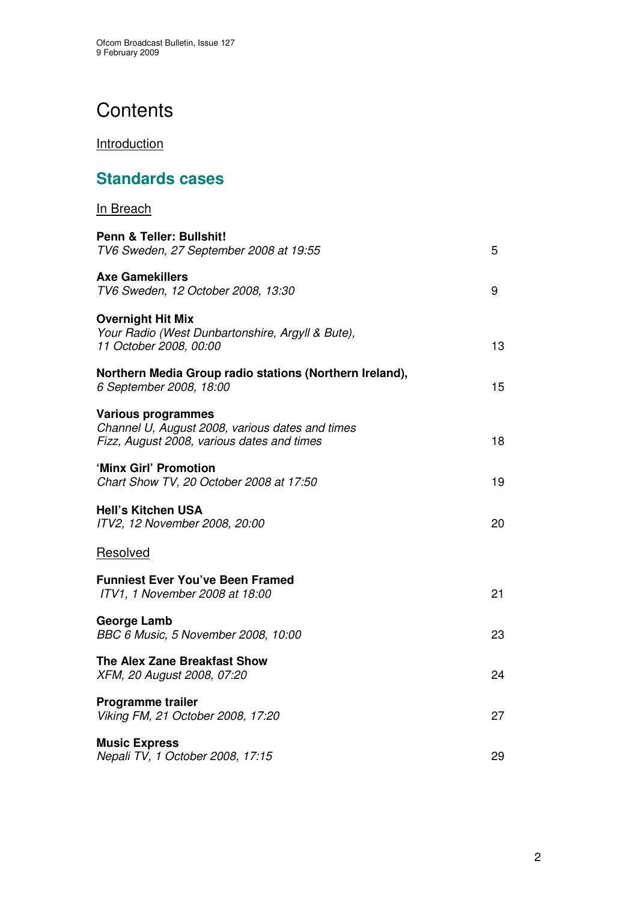# Contents

Introduction

## Standards cases

In Breach

| | |
|---|---|
| **Penn & Teller: Bullshit!**<br>*TV6 Sweden, 27 September 2008 at 19:55* | 5 |
| **Axe Gamekillers**<br>*TV6 Sweden, 12 October 2008, 13:30* | 9 |
| **Overnight Hit Mix**<br>*Your Radio (West Dunbartonshire, Argyll & Bute), 11 October 2008, 00:00* | 13 |
| **Northern Media Group radio stations (Northern Ireland),**<br>*6 September 2008, 18:00* | 15 |
| **Various programmes**<br>*Channel U, August 2008, various dates and times*<br>*Fizz, August 2008, various dates and times* | 18 |
| **'Minx Girl' Promotion**<br>*Chart Show TV, 20 October 2008 at 17:50* | 19 |
| **Hell's Kitchen USA**<br>*ITV2, 12 November 2008, 20:00* | 20 |

Resolved

| | |
|---|---|
| **Funniest Ever You've Been Framed**<br>*ITV1, 1 November 2008 at 18:00* | 21 |
| **George Lamb**<br>*BBC 6 Music, 5 November 2008, 10:00* | 23 |
| **The Alex Zane Breakfast Show**<br>*XFM, 20 August 2008, 07:20* | 24 |
| **Programme trailer**<br>*Viking FM, 21 October 2008, 17:20* | 27 |
| **Music Express**<br>*Nepali TV, 1 October 2008, 17:15* | 29 |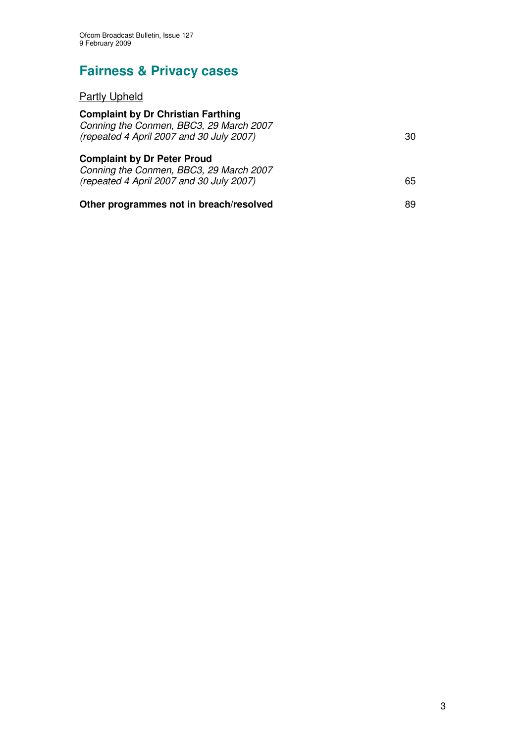## Fairness & Privacy cases

<u>Partly Upheld</u>

**Complaint by Dr Christian Farthing**
*Conning the Conmen, BBC3, 29 March 2007*
*(repeated 4 April 2007 and 30 July 2007)* 30

**Complaint by Dr Peter Proud**
*Conning the Conmen, BBC3, 29 March 2007*
*(repeated 4 April 2007 and 30 July 2007)* 65

**Other programmes not in breach/resolved** 89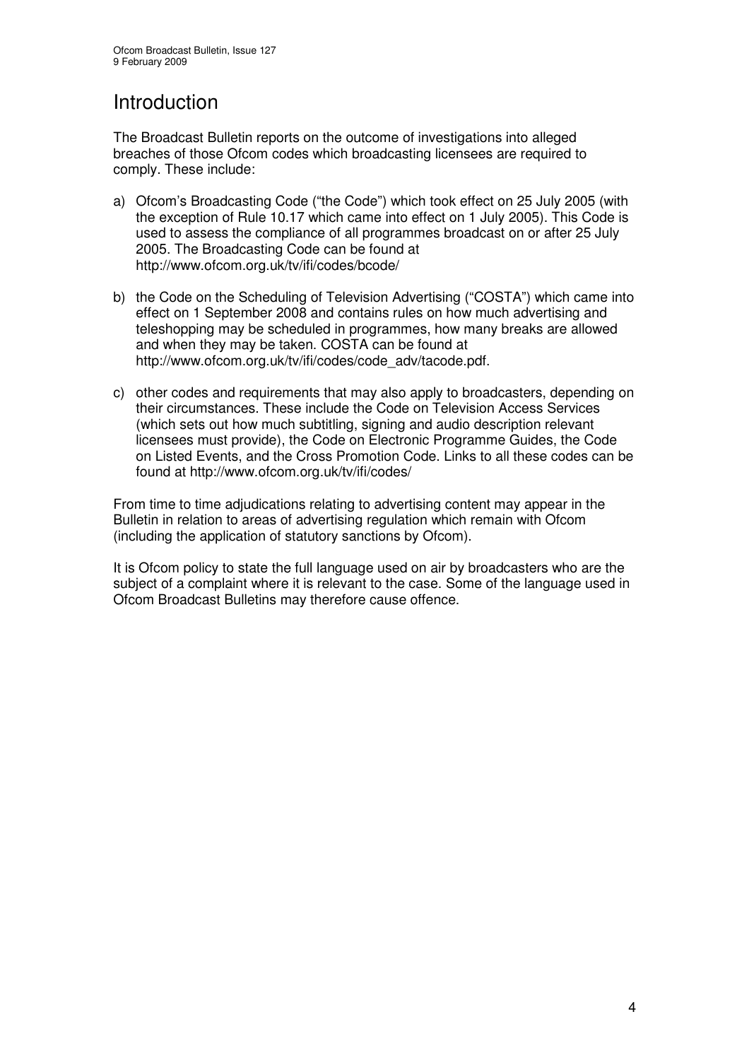# Introduction

The Broadcast Bulletin reports on the outcome of investigations into alleged breaches of those Ofcom codes which broadcasting licensees are required to comply. These include:

a) Ofcom's Broadcasting Code ("the Code") which took effect on 25 July 2005 (with the exception of Rule 10.17 which came into effect on 1 July 2005). This Code is used to assess the compliance of all programmes broadcast on or after 25 July 2005. The Broadcasting Code can be found at http://www.ofcom.org.uk/tv/ifi/codes/bcode/

b) the Code on the Scheduling of Television Advertising ("COSTA") which came into effect on 1 September 2008 and contains rules on how much advertising and teleshopping may be scheduled in programmes, how many breaks are allowed and when they may be taken. COSTA can be found at http://www.ofcom.org.uk/tv/ifi/codes/code_adv/tacode.pdf.

c) other codes and requirements that may also apply to broadcasters, depending on their circumstances. These include the Code on Television Access Services (which sets out how much subtitling, signing and audio description relevant licensees must provide), the Code on Electronic Programme Guides, the Code on Listed Events, and the Cross Promotion Code. Links to all these codes can be found at http://www.ofcom.org.uk/tv/ifi/codes/

From time to time adjudications relating to advertising content may appear in the Bulletin in relation to areas of advertising regulation which remain with Ofcom (including the application of statutory sanctions by Ofcom).

It is Ofcom policy to state the full language used on air by broadcasters who are the subject of a complaint where it is relevant to the case. Some of the language used in Ofcom Broadcast Bulletins may therefore cause offence.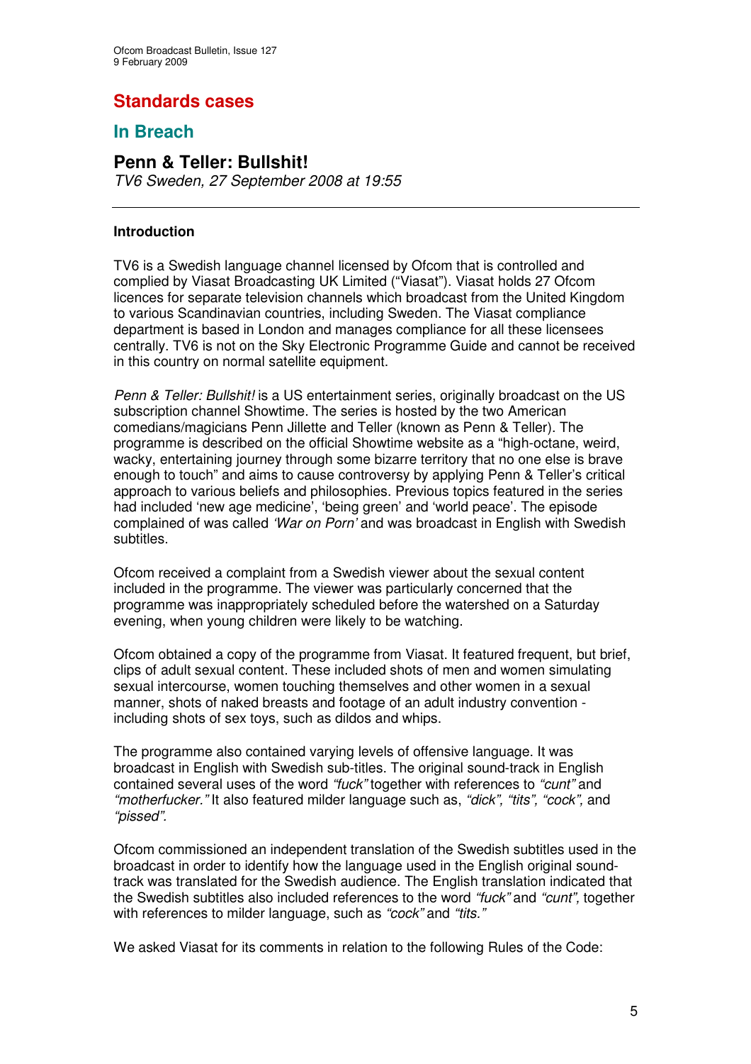# Standards cases

## In Breach

### Penn & Teller: Bullshit!

*TV6 Sweden, 27 September 2008 at 19:55*

---

#### Introduction

TV6 is a Swedish language channel licensed by Ofcom that is controlled and complied by Viasat Broadcasting UK Limited ("Viasat"). Viasat holds 27 Ofcom licences for separate television channels which broadcast from the United Kingdom to various Scandinavian countries, including Sweden. The Viasat compliance department is based in London and manages compliance for all these licensees centrally. TV6 is not on the Sky Electronic Programme Guide and cannot be received in this country on normal satellite equipment.

*Penn & Teller: Bullshit!* is a US entertainment series, originally broadcast on the US subscription channel Showtime. The series is hosted by the two American comedians/magicians Penn Jillette and Teller (known as Penn & Teller). The programme is described on the official Showtime website as a "high-octane, weird, wacky, entertaining journey through some bizarre territory that no one else is brave enough to touch" and aims to cause controversy by applying Penn & Teller's critical approach to various beliefs and philosophies. Previous topics featured in the series had included 'new age medicine', 'being green' and 'world peace'. The episode complained of was called *'War on Porn'* and was broadcast in English with Swedish subtitles.

Ofcom received a complaint from a Swedish viewer about the sexual content included in the programme. The viewer was particularly concerned that the programme was inappropriately scheduled before the watershed on a Saturday evening, when young children were likely to be watching.

Ofcom obtained a copy of the programme from Viasat. It featured frequent, but brief, clips of adult sexual content. These included shots of men and women simulating sexual intercourse, women touching themselves and other women in a sexual manner, shots of naked breasts and footage of an adult industry convention - including shots of sex toys, such as dildos and whips.

The programme also contained varying levels of offensive language. It was broadcast in English with Swedish sub-titles. The original sound-track in English contained several uses of the word *"fuck"* together with references to *"cunt"* and *"motherfucker."* It also featured milder language such as, *"dick", "tits", "cock",* and *"pissed".*

Ofcom commissioned an independent translation of the Swedish subtitles used in the broadcast in order to identify how the language used in the English original sound-track was translated for the Swedish audience. The English translation indicated that the Swedish subtitles also included references to the word *"fuck"* and *"cunt",* together with references to milder language, such as *"cock"* and *"tits."*

We asked Viasat for its comments in relation to the following Rules of the Code: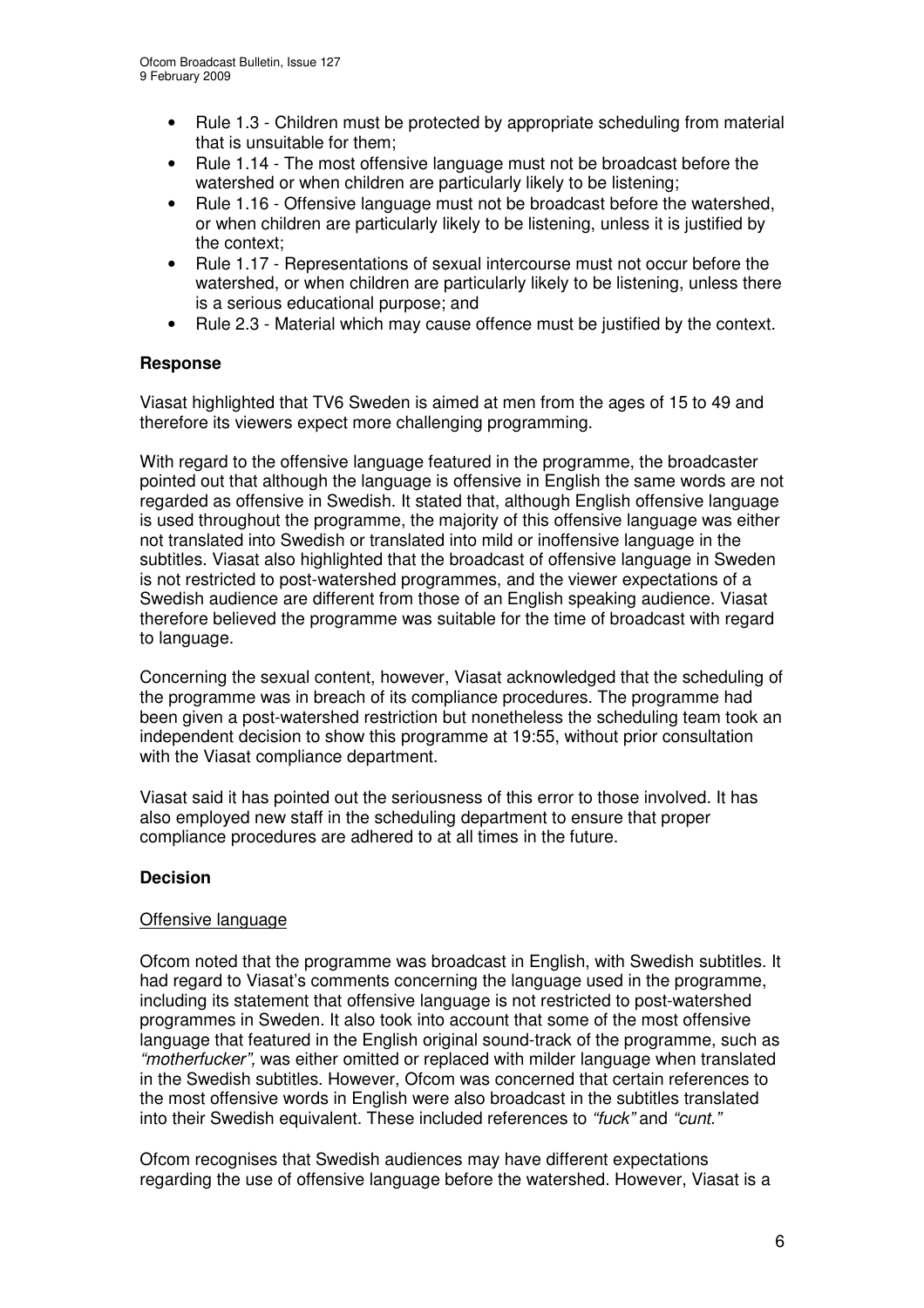- Rule 1.3 - Children must be protected by appropriate scheduling from material that is unsuitable for them;
- Rule 1.14 - The most offensive language must not be broadcast before the watershed or when children are particularly likely to be listening;
- Rule 1.16 - Offensive language must not be broadcast before the watershed, or when children are particularly likely to be listening, unless it is justified by the context;
- Rule 1.17 - Representations of sexual intercourse must not occur before the watershed, or when children are particularly likely to be listening, unless there is a serious educational purpose; and
- Rule 2.3 - Material which may cause offence must be justified by the context.

**Response**

Viasat highlighted that TV6 Sweden is aimed at men from the ages of 15 to 49 and therefore its viewers expect more challenging programming.

With regard to the offensive language featured in the programme, the broadcaster pointed out that although the language is offensive in English the same words are not regarded as offensive in Swedish. It stated that, although English offensive language is used throughout the programme, the majority of this offensive language was either not translated into Swedish or translated into mild or inoffensive language in the subtitles. Viasat also highlighted that the broadcast of offensive language in Sweden is not restricted to post-watershed programmes, and the viewer expectations of a Swedish audience are different from those of an English speaking audience. Viasat therefore believed the programme was suitable for the time of broadcast with regard to language.

Concerning the sexual content, however, Viasat acknowledged that the scheduling of the programme was in breach of its compliance procedures. The programme had been given a post-watershed restriction but nonetheless the scheduling team took an independent decision to show this programme at 19:55, without prior consultation with the Viasat compliance department.

Viasat said it has pointed out the seriousness of this error to those involved. It has also employed new staff in the scheduling department to ensure that proper compliance procedures are adhered to at all times in the future.

**Decision**

Offensive language

Ofcom noted that the programme was broadcast in English, with Swedish subtitles. It had regard to Viasat's comments concerning the language used in the programme, including its statement that offensive language is not restricted to post-watershed programmes in Sweden. It also took into account that some of the most offensive language that featured in the English original sound-track of the programme, such as *"motherfucker",* was either omitted or replaced with milder language when translated in the Swedish subtitles. However, Ofcom was concerned that certain references to the most offensive words in English were also broadcast in the subtitles translated into their Swedish equivalent. These included references to *"fuck"* and *"cunt."*

Ofcom recognises that Swedish audiences may have different expectations regarding the use of offensive language before the watershed. However, Viasat is a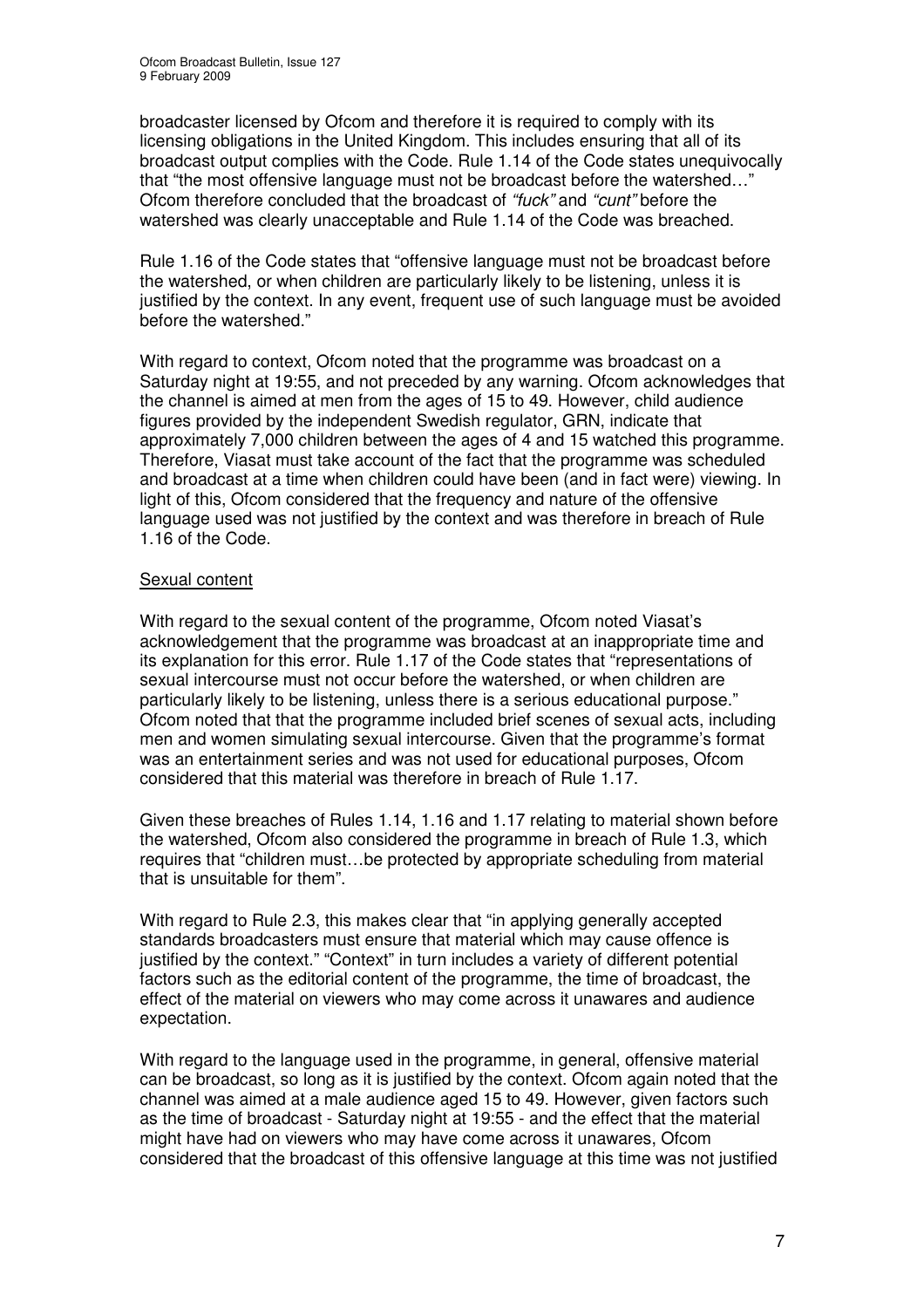broadcaster licensed by Ofcom and therefore it is required to comply with its licensing obligations in the United Kingdom. This includes ensuring that all of its broadcast output complies with the Code. Rule 1.14 of the Code states unequivocally that "the most offensive language must not be broadcast before the watershed…" Ofcom therefore concluded that the broadcast of *"fuck"* and *"cunt"* before the watershed was clearly unacceptable and Rule 1.14 of the Code was breached.

Rule 1.16 of the Code states that "offensive language must not be broadcast before the watershed, or when children are particularly likely to be listening, unless it is justified by the context. In any event, frequent use of such language must be avoided before the watershed."

With regard to context, Ofcom noted that the programme was broadcast on a Saturday night at 19:55, and not preceded by any warning. Ofcom acknowledges that the channel is aimed at men from the ages of 15 to 49. However, child audience figures provided by the independent Swedish regulator, GRN, indicate that approximately 7,000 children between the ages of 4 and 15 watched this programme. Therefore, Viasat must take account of the fact that the programme was scheduled and broadcast at a time when children could have been (and in fact were) viewing. In light of this, Ofcom considered that the frequency and nature of the offensive language used was not justified by the context and was therefore in breach of Rule 1.16 of the Code.

<u>Sexual content</u>

With regard to the sexual content of the programme, Ofcom noted Viasat's acknowledgement that the programme was broadcast at an inappropriate time and its explanation for this error. Rule 1.17 of the Code states that "representations of sexual intercourse must not occur before the watershed, or when children are particularly likely to be listening, unless there is a serious educational purpose." Ofcom noted that that the programme included brief scenes of sexual acts, including men and women simulating sexual intercourse. Given that the programme's format was an entertainment series and was not used for educational purposes, Ofcom considered that this material was therefore in breach of Rule 1.17.

Given these breaches of Rules 1.14, 1.16 and 1.17 relating to material shown before the watershed, Ofcom also considered the programme in breach of Rule 1.3, which requires that "children must…be protected by appropriate scheduling from material that is unsuitable for them".

With regard to Rule 2.3, this makes clear that "in applying generally accepted standards broadcasters must ensure that material which may cause offence is justified by the context." "Context" in turn includes a variety of different potential factors such as the editorial content of the programme, the time of broadcast, the effect of the material on viewers who may come across it unawares and audience expectation.

With regard to the language used in the programme, in general, offensive material can be broadcast, so long as it is justified by the context. Ofcom again noted that the channel was aimed at a male audience aged 15 to 49. However, given factors such as the time of broadcast - Saturday night at 19:55 - and the effect that the material might have had on viewers who may have come across it unawares, Ofcom considered that the broadcast of this offensive language at this time was not justified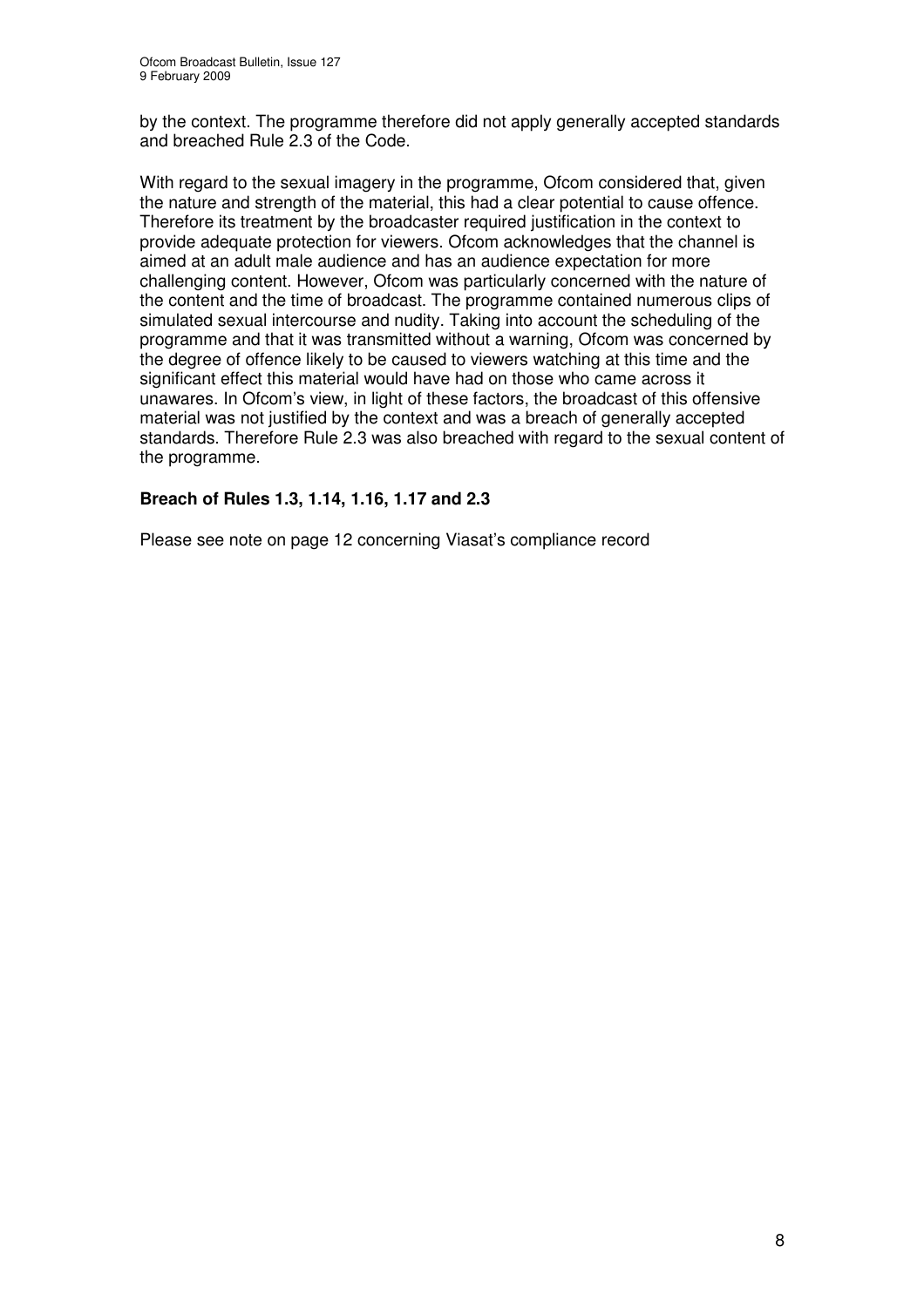by the context. The programme therefore did not apply generally accepted standards and breached Rule 2.3 of the Code.

With regard to the sexual imagery in the programme, Ofcom considered that, given the nature and strength of the material, this had a clear potential to cause offence. Therefore its treatment by the broadcaster required justification in the context to provide adequate protection for viewers. Ofcom acknowledges that the channel is aimed at an adult male audience and has an audience expectation for more challenging content. However, Ofcom was particularly concerned with the nature of the content and the time of broadcast. The programme contained numerous clips of simulated sexual intercourse and nudity. Taking into account the scheduling of the programme and that it was transmitted without a warning, Ofcom was concerned by the degree of offence likely to be caused to viewers watching at this time and the significant effect this material would have had on those who came across it unawares. In Ofcom's view, in light of these factors, the broadcast of this offensive material was not justified by the context and was a breach of generally accepted standards. Therefore Rule 2.3 was also breached with regard to the sexual content of the programme.

**Breach of Rules 1.3, 1.14, 1.16, 1.17 and 2.3**

Please see note on page 12 concerning Viasat's compliance record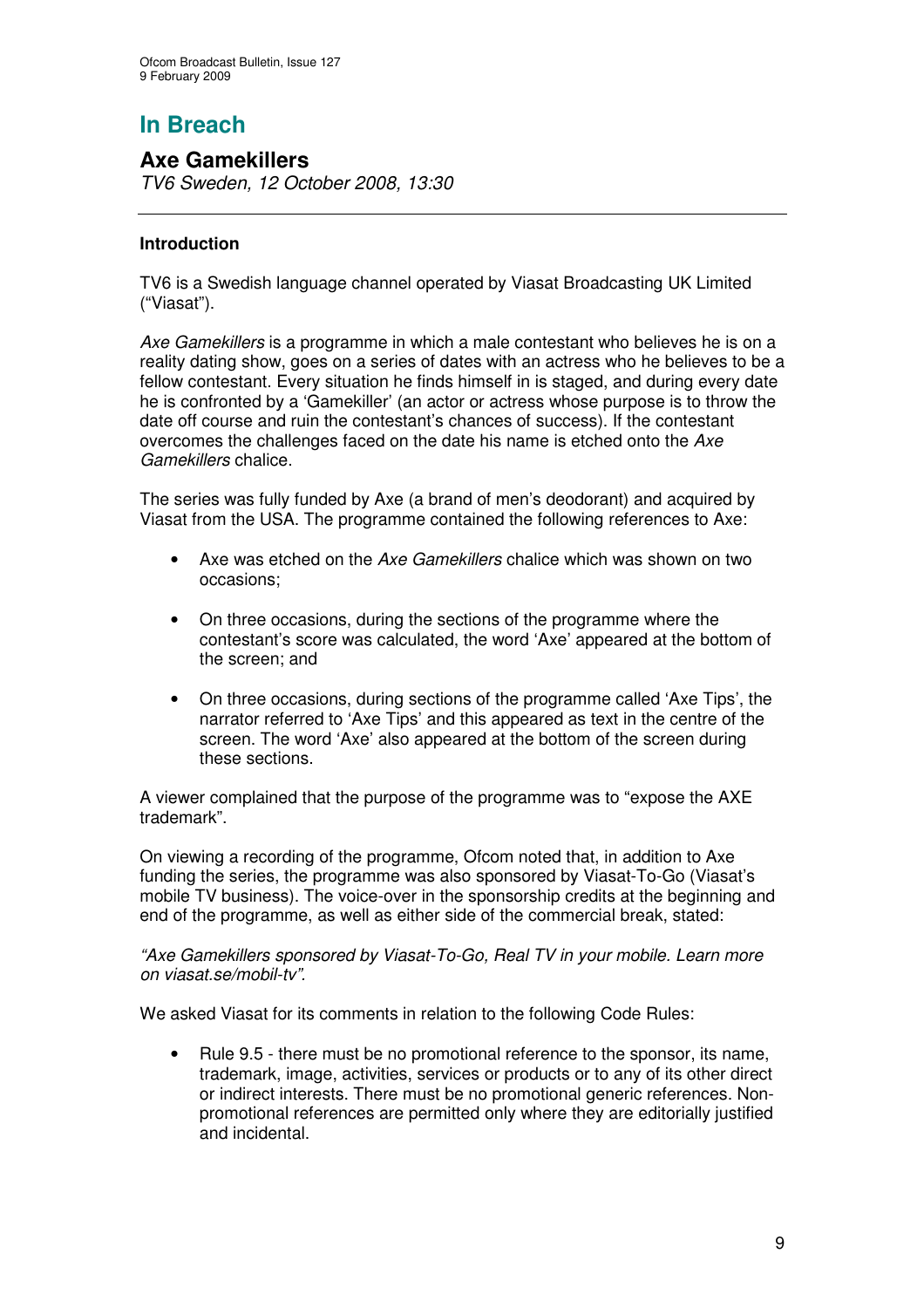# In Breach

## Axe Gamekillers

*TV6 Sweden, 12 October 2008, 13:30*

---

### Introduction

TV6 is a Swedish language channel operated by Viasat Broadcasting UK Limited ("Viasat").

*Axe Gamekillers* is a programme in which a male contestant who believes he is on a reality dating show, goes on a series of dates with an actress who he believes to be a fellow contestant. Every situation he finds himself in is staged, and during every date he is confronted by a 'Gamekiller' (an actor or actress whose purpose is to throw the date off course and ruin the contestant's chances of success). If the contestant overcomes the challenges faced on the date his name is etched onto the *Axe Gamekillers* chalice.

The series was fully funded by Axe (a brand of men's deodorant) and acquired by Viasat from the USA. The programme contained the following references to Axe:

- Axe was etched on the *Axe Gamekillers* chalice which was shown on two occasions;
- On three occasions, during the sections of the programme where the contestant's score was calculated, the word 'Axe' appeared at the bottom of the screen; and
- On three occasions, during sections of the programme called 'Axe Tips', the narrator referred to 'Axe Tips' and this appeared as text in the centre of the screen. The word 'Axe' also appeared at the bottom of the screen during these sections.

A viewer complained that the purpose of the programme was to "expose the AXE trademark".

On viewing a recording of the programme, Ofcom noted that, in addition to Axe funding the series, the programme was also sponsored by Viasat-To-Go (Viasat's mobile TV business). The voice-over in the sponsorship credits at the beginning and end of the programme, as well as either side of the commercial break, stated:

*"Axe Gamekillers sponsored by Viasat-To-Go, Real TV in your mobile. Learn more on viasat.se/mobil-tv".*

We asked Viasat for its comments in relation to the following Code Rules:

- Rule 9.5 - there must be no promotional reference to the sponsor, its name, trademark, image, activities, services or products or to any of its other direct or indirect interests. There must be no promotional generic references. Non-promotional references are permitted only where they are editorially justified and incidental.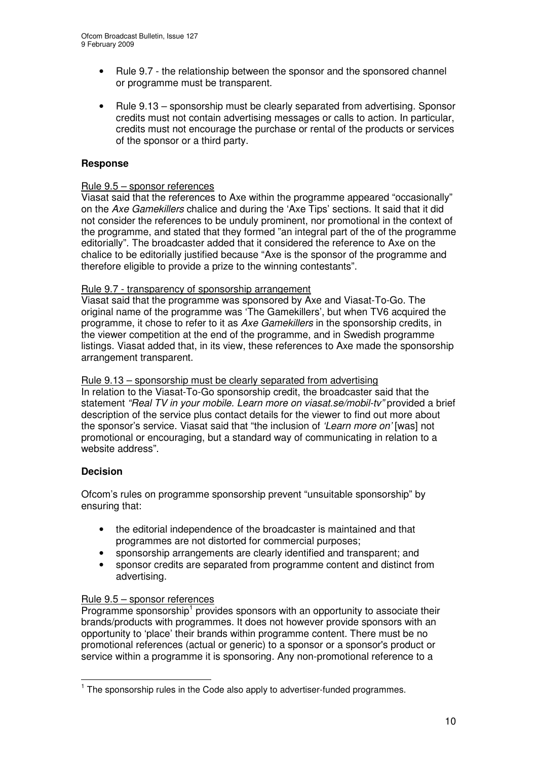- Rule 9.7 - the relationship between the sponsor and the sponsored channel or programme must be transparent.

- Rule 9.13 – sponsorship must be clearly separated from advertising. Sponsor credits must not contain advertising messages or calls to action. In particular, credits must not encourage the purchase or rental of the products or services of the sponsor or a third party.

### Response

Rule 9.5 – sponsor references

Viasat said that the references to Axe within the programme appeared "occasionally" on the *Axe Gamekillers* chalice and during the 'Axe Tips' sections. It said that it did not consider the references to be unduly prominent, nor promotional in the context of the programme, and stated that they formed "an integral part of the of the programme editorially". The broadcaster added that it considered the reference to Axe on the chalice to be editorially justified because "Axe is the sponsor of the programme and therefore eligible to provide a prize to the winning contestants".

Rule 9.7 - transparency of sponsorship arrangement

Viasat said that the programme was sponsored by Axe and Viasat-To-Go. The original name of the programme was 'The Gamekillers', but when TV6 acquired the programme, it chose to refer to it as *Axe Gamekillers* in the sponsorship credits, in the viewer competition at the end of the programme, and in Swedish programme listings. Viasat added that, in its view, these references to Axe made the sponsorship arrangement transparent.

Rule 9.13 – sponsorship must be clearly separated from advertising

In relation to the Viasat-To-Go sponsorship credit, the broadcaster said that the statement *"Real TV in your mobile. Learn more on viasat.se/mobil-tv"* provided a brief description of the service plus contact details for the viewer to find out more about the sponsor's service. Viasat said that "the inclusion of *'Learn more on'* [was] not promotional or encouraging, but a standard way of communicating in relation to a website address".

### Decision

Ofcom's rules on programme sponsorship prevent "unsuitable sponsorship" by ensuring that:

- the editorial independence of the broadcaster is maintained and that programmes are not distorted for commercial purposes;
- sponsorship arrangements are clearly identified and transparent; and
- sponsor credits are separated from programme content and distinct from advertising.

Rule 9.5 – sponsor references

Programme sponsorship[1] provides sponsors with an opportunity to associate their brands/products with programmes. It does not however provide sponsors with an opportunity to 'place' their brands within programme content. There must be no promotional references (actual or generic) to a sponsor or a sponsor's product or service within a programme it is sponsoring. Any non-promotional reference to a

[1] The sponsorship rules in the Code also apply to advertiser-funded programmes.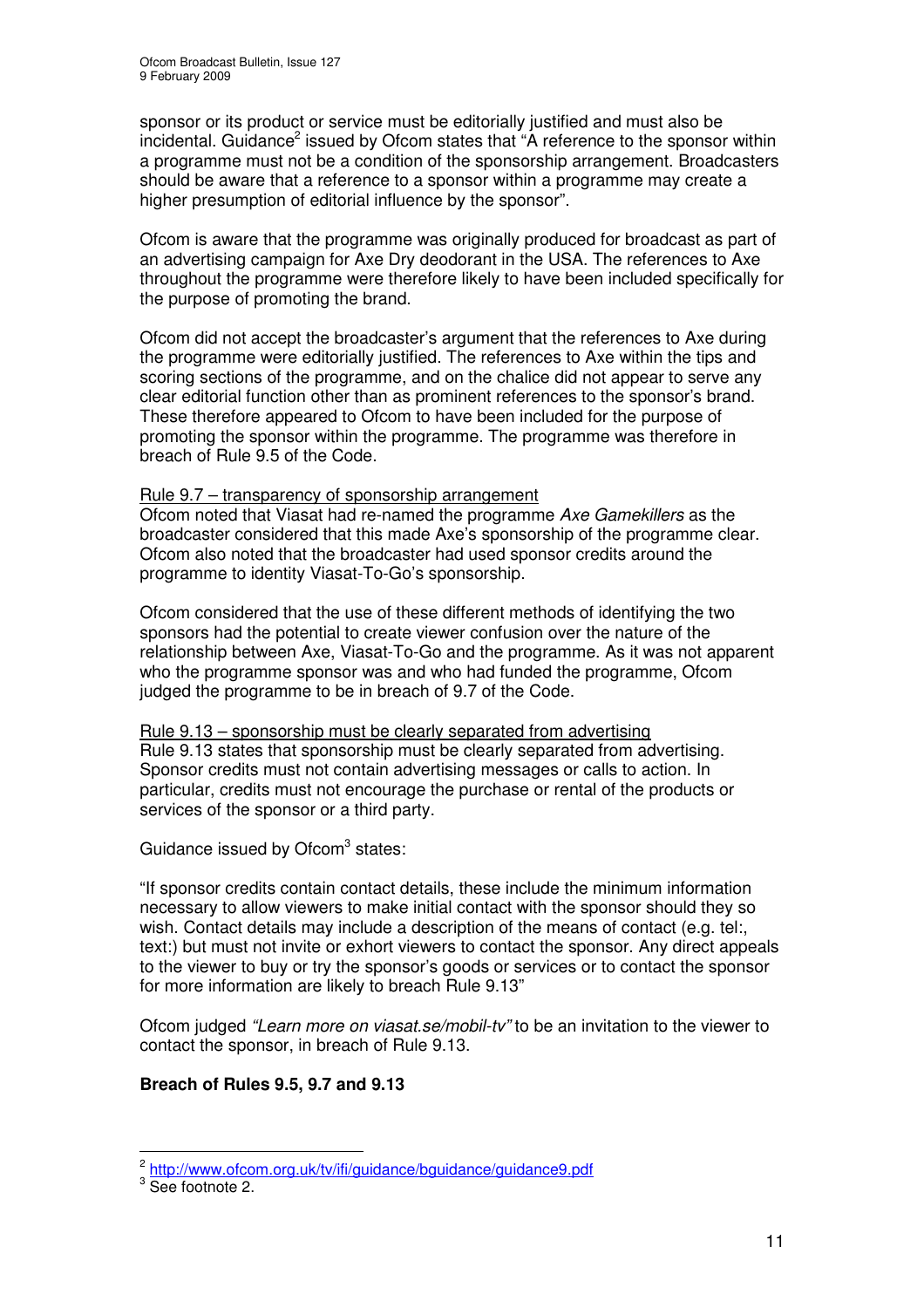sponsor or its product or service must be editorially justified and must also be incidental. Guidance[2] issued by Ofcom states that "A reference to the sponsor within a programme must not be a condition of the sponsorship arrangement. Broadcasters should be aware that a reference to a sponsor within a programme may create a higher presumption of editorial influence by the sponsor".

Ofcom is aware that the programme was originally produced for broadcast as part of an advertising campaign for Axe Dry deodorant in the USA. The references to Axe throughout the programme were therefore likely to have been included specifically for the purpose of promoting the brand.

Ofcom did not accept the broadcaster's argument that the references to Axe during the programme were editorially justified. The references to Axe within the tips and scoring sections of the programme, and on the chalice did not appear to serve any clear editorial function other than as prominent references to the sponsor's brand. These therefore appeared to Ofcom to have been included for the purpose of promoting the sponsor within the programme. The programme was therefore in breach of Rule 9.5 of the Code.

<u>Rule 9.7 – transparency of sponsorship arrangement</u>
Ofcom noted that Viasat had re-named the programme *Axe Gamekillers* as the broadcaster considered that this made Axe's sponsorship of the programme clear. Ofcom also noted that the broadcaster had used sponsor credits around the programme to identity Viasat-To-Go's sponsorship.

Ofcom considered that the use of these different methods of identifying the two sponsors had the potential to create viewer confusion over the nature of the relationship between Axe, Viasat-To-Go and the programme. As it was not apparent who the programme sponsor was and who had funded the programme, Ofcom judged the programme to be in breach of 9.7 of the Code.

<u>Rule 9.13 – sponsorship must be clearly separated from advertising</u>
Rule 9.13 states that sponsorship must be clearly separated from advertising. Sponsor credits must not contain advertising messages or calls to action. In particular, credits must not encourage the purchase or rental of the products or services of the sponsor or a third party.

Guidance issued by Ofcom[3] states:

"If sponsor credits contain contact details, these include the minimum information necessary to allow viewers to make initial contact with the sponsor should they so wish. Contact details may include a description of the means of contact (e.g. tel:, text:) but must not invite or exhort viewers to contact the sponsor. Any direct appeals to the viewer to buy or try the sponsor's goods or services or to contact the sponsor for more information are likely to breach Rule 9.13"

Ofcom judged *"Learn more on viasat.se/mobil-tv"* to be an invitation to the viewer to contact the sponsor, in breach of Rule 9.13.

**Breach of Rules 9.5, 9.7 and 9.13**

---

[2] http://www.ofcom.org.uk/tv/ifi/guidance/bguidance/guidance9.pdf

[3] See footnote 2.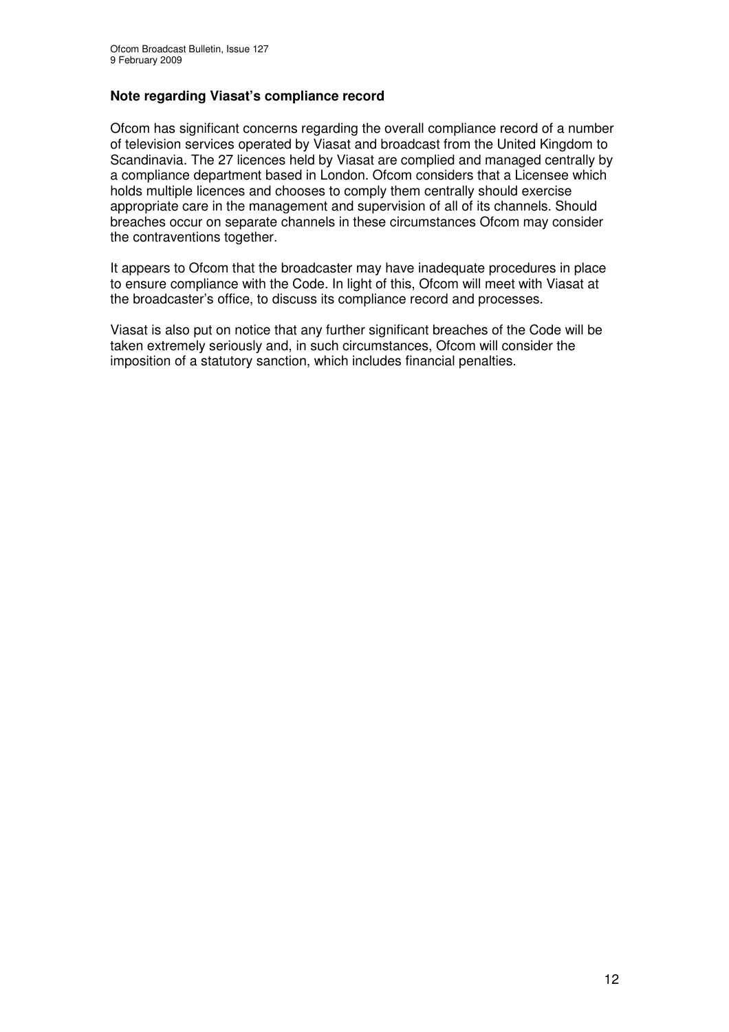**Note regarding Viasat's compliance record**

Ofcom has significant concerns regarding the overall compliance record of a number of television services operated by Viasat and broadcast from the United Kingdom to Scandinavia. The 27 licences held by Viasat are complied and managed centrally by a compliance department based in London. Ofcom considers that a Licensee which holds multiple licences and chooses to comply them centrally should exercise appropriate care in the management and supervision of all of its channels. Should breaches occur on separate channels in these circumstances Ofcom may consider the contraventions together.

It appears to Ofcom that the broadcaster may have inadequate procedures in place to ensure compliance with the Code. In light of this, Ofcom will meet with Viasat at the broadcaster's office, to discuss its compliance record and processes.

Viasat is also put on notice that any further significant breaches of the Code will be taken extremely seriously and, in such circumstances, Ofcom will consider the imposition of a statutory sanction, which includes financial penalties.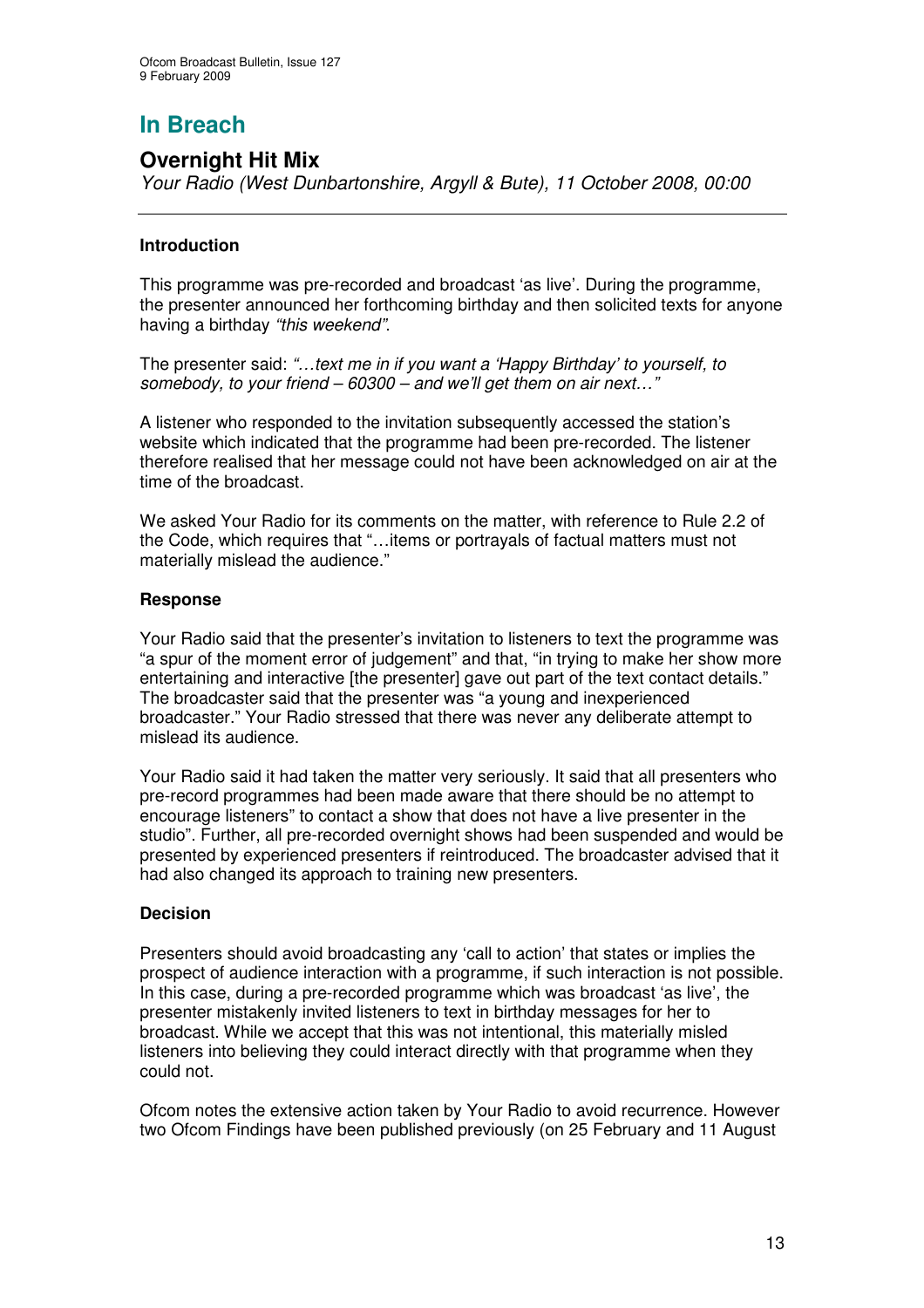# In Breach

## Overnight Hit Mix

*Your Radio (West Dunbartonshire, Argyll & Bute), 11 October 2008, 00:00*

---

### Introduction

This programme was pre-recorded and broadcast 'as live'. During the programme, the presenter announced her forthcoming birthday and then solicited texts for anyone having a birthday *"this weekend".*

The presenter said: *"…text me in if you want a 'Happy Birthday' to yourself, to somebody, to your friend – 60300 – and we'll get them on air next…"*

A listener who responded to the invitation subsequently accessed the station's website which indicated that the programme had been pre-recorded. The listener therefore realised that her message could not have been acknowledged on air at the time of the broadcast.

We asked Your Radio for its comments on the matter, with reference to Rule 2.2 of the Code, which requires that "…items or portrayals of factual matters must not materially mislead the audience."

### Response

Your Radio said that the presenter's invitation to listeners to text the programme was "a spur of the moment error of judgement" and that, "in trying to make her show more entertaining and interactive [the presenter] gave out part of the text contact details." The broadcaster said that the presenter was "a young and inexperienced broadcaster." Your Radio stressed that there was never any deliberate attempt to mislead its audience.

Your Radio said it had taken the matter very seriously. It said that all presenters who pre-record programmes had been made aware that there should be no attempt to encourage listeners" to contact a show that does not have a live presenter in the studio". Further, all pre-recorded overnight shows had been suspended and would be presented by experienced presenters if reintroduced. The broadcaster advised that it had also changed its approach to training new presenters.

### Decision

Presenters should avoid broadcasting any 'call to action' that states or implies the prospect of audience interaction with a programme, if such interaction is not possible. In this case, during a pre-recorded programme which was broadcast 'as live', the presenter mistakenly invited listeners to text in birthday messages for her to broadcast. While we accept that this was not intentional, this materially misled listeners into believing they could interact directly with that programme when they could not.

Ofcom notes the extensive action taken by Your Radio to avoid recurrence. However two Ofcom Findings have been published previously (on 25 February and 11 August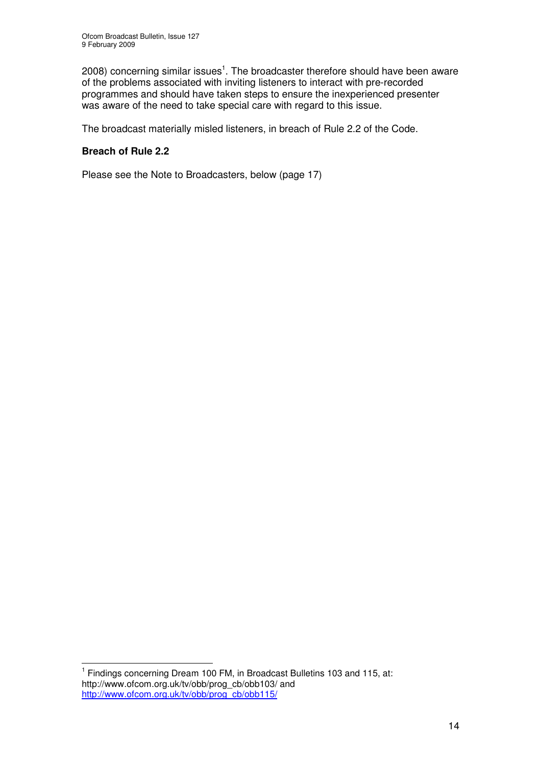2008) concerning similar issues[1]. The broadcaster therefore should have been aware of the problems associated with inviting listeners to interact with pre-recorded programmes and should have taken steps to ensure the inexperienced presenter was aware of the need to take special care with regard to this issue.

The broadcast materially misled listeners, in breach of Rule 2.2 of the Code.

**Breach of Rule 2.2**

Please see the Note to Broadcasters, below (page 17)

---

[1] Findings concerning Dream 100 FM, in Broadcast Bulletins 103 and 115, at: http://www.ofcom.org.uk/tv/obb/prog_cb/obb103/ and http://www.ofcom.org.uk/tv/obb/prog_cb/obb115/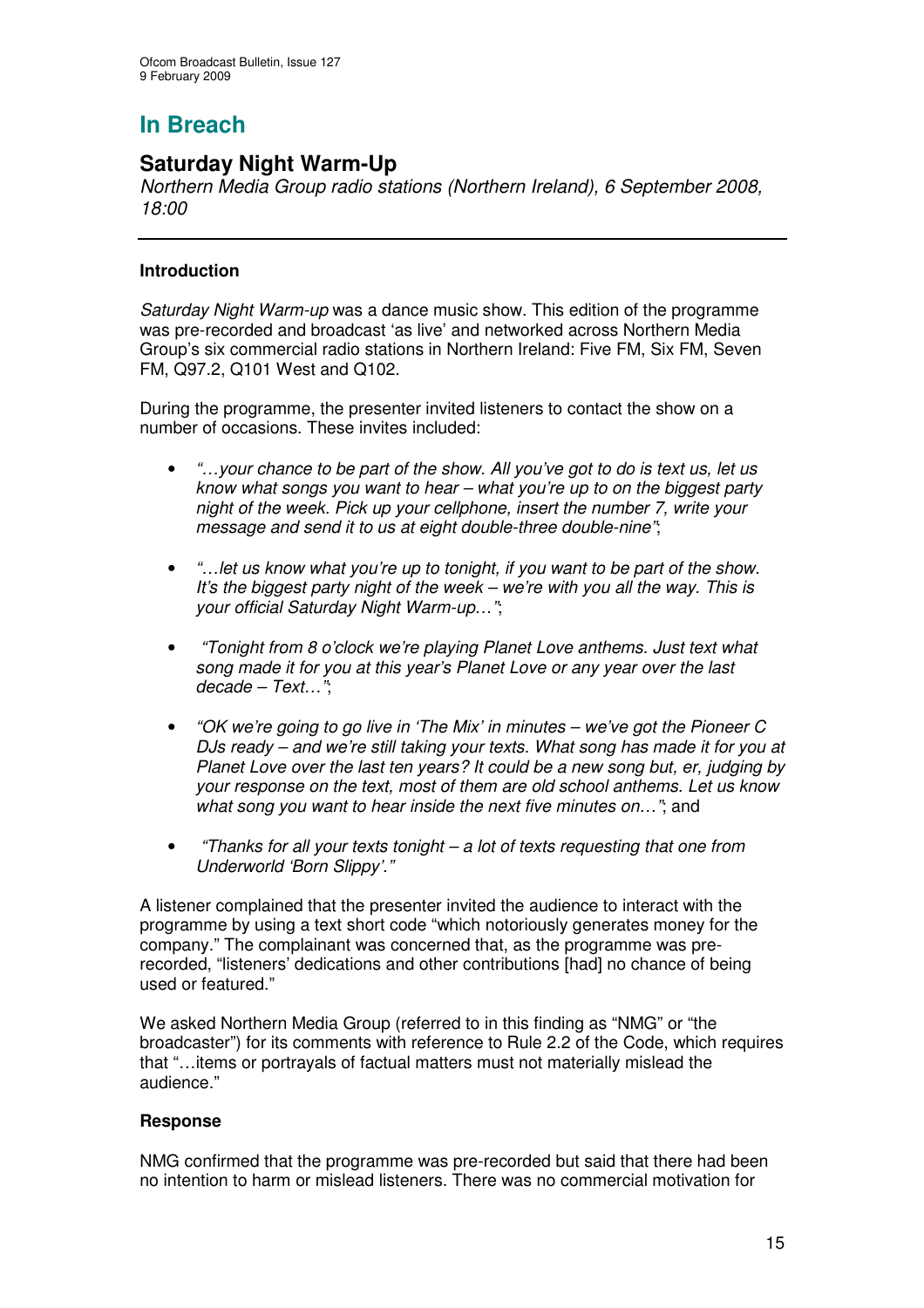# In Breach

## Saturday Night Warm-Up

*Northern Media Group radio stations (Northern Ireland), 6 September 2008, 18:00*

---

### Introduction

*Saturday Night Warm-up* was a dance music show. This edition of the programme was pre-recorded and broadcast 'as live' and networked across Northern Media Group's six commercial radio stations in Northern Ireland: Five FM, Six FM, Seven FM, Q97.2, Q101 West and Q102.

During the programme, the presenter invited listeners to contact the show on a number of occasions. These invites included:

- *"…your chance to be part of the show. All you've got to do is text us, let us know what songs you want to hear – what you're up to on the biggest party night of the week. Pick up your cellphone, insert the number 7, write your message and send it to us at eight double-three double-nine"*;
- *"…let us know what you're up to tonight, if you want to be part of the show. It's the biggest party night of the week – we're with you all the way. This is your official Saturday Night Warm-up…"*;
- *"Tonight from 8 o'clock we're playing Planet Love anthems. Just text what song made it for you at this year's Planet Love or any year over the last decade – Text…"*;
- *"OK we're going to go live in 'The Mix' in minutes – we've got the Pioneer C DJs ready – and we're still taking your texts. What song has made it for you at Planet Love over the last ten years? It could be a new song but, er, judging by your response on the text, most of them are old school anthems. Let us know what song you want to hear inside the next five minutes on…"*; and
- *"Thanks for all your texts tonight – a lot of texts requesting that one from Underworld 'Born Slippy'."*

A listener complained that the presenter invited the audience to interact with the programme by using a text short code "which notoriously generates money for the company." The complainant was concerned that, as the programme was pre-recorded, "listeners' dedications and other contributions [had] no chance of being used or featured."

We asked Northern Media Group (referred to in this finding as "NMG" or "the broadcaster") for its comments with reference to Rule 2.2 of the Code, which requires that "…items or portrayals of factual matters must not materially mislead the audience."

### Response

NMG confirmed that the programme was pre-recorded but said that there had been no intention to harm or mislead listeners. There was no commercial motivation for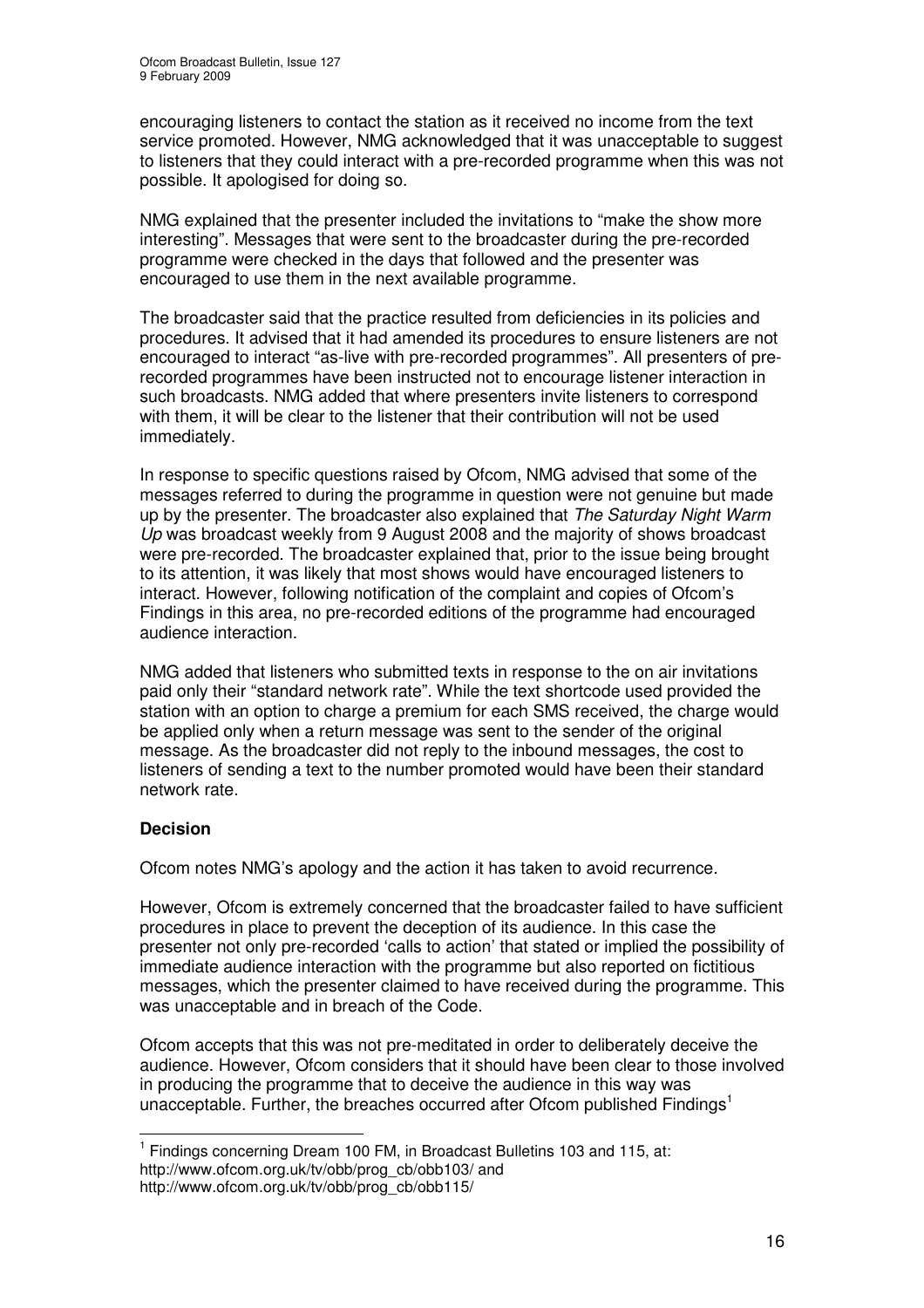encouraging listeners to contact the station as it received no income from the text service promoted. However, NMG acknowledged that it was unacceptable to suggest to listeners that they could interact with a pre-recorded programme when this was not possible. It apologised for doing so.

NMG explained that the presenter included the invitations to "make the show more interesting". Messages that were sent to the broadcaster during the pre-recorded programme were checked in the days that followed and the presenter was encouraged to use them in the next available programme.

The broadcaster said that the practice resulted from deficiencies in its policies and procedures. It advised that it had amended its procedures to ensure listeners are not encouraged to interact "as-live with pre-recorded programmes". All presenters of pre-recorded programmes have been instructed not to encourage listener interaction in such broadcasts. NMG added that where presenters invite listeners to correspond with them, it will be clear to the listener that their contribution will not be used immediately.

In response to specific questions raised by Ofcom, NMG advised that some of the messages referred to during the programme in question were not genuine but made up by the presenter. The broadcaster also explained that *The Saturday Night Warm Up* was broadcast weekly from 9 August 2008 and the majority of shows broadcast were pre-recorded. The broadcaster explained that, prior to the issue being brought to its attention, it was likely that most shows would have encouraged listeners to interact. However, following notification of the complaint and copies of Ofcom's Findings in this area, no pre-recorded editions of the programme had encouraged audience interaction.

NMG added that listeners who submitted texts in response to the on air invitations paid only their "standard network rate". While the text shortcode used provided the station with an option to charge a premium for each SMS received, the charge would be applied only when a return message was sent to the sender of the original message. As the broadcaster did not reply to the inbound messages, the cost to listeners of sending a text to the number promoted would have been their standard network rate.

**Decision**

Ofcom notes NMG's apology and the action it has taken to avoid recurrence.

However, Ofcom is extremely concerned that the broadcaster failed to have sufficient procedures in place to prevent the deception of its audience. In this case the presenter not only pre-recorded 'calls to action' that stated or implied the possibility of immediate audience interaction with the programme but also reported on fictitious messages, which the presenter claimed to have received during the programme. This was unacceptable and in breach of the Code.

Ofcom accepts that this was not pre-meditated in order to deliberately deceive the audience. However, Ofcom considers that it should have been clear to those involved in producing the programme that to deceive the audience in this way was unacceptable. Further, the breaches occurred after Ofcom published Findings[1]

[1] Findings concerning Dream 100 FM, in Broadcast Bulletins 103 and 115, at:
http://www.ofcom.org.uk/tv/obb/prog_cb/obb103/ and
http://www.ofcom.org.uk/tv/obb/prog_cb/obb115/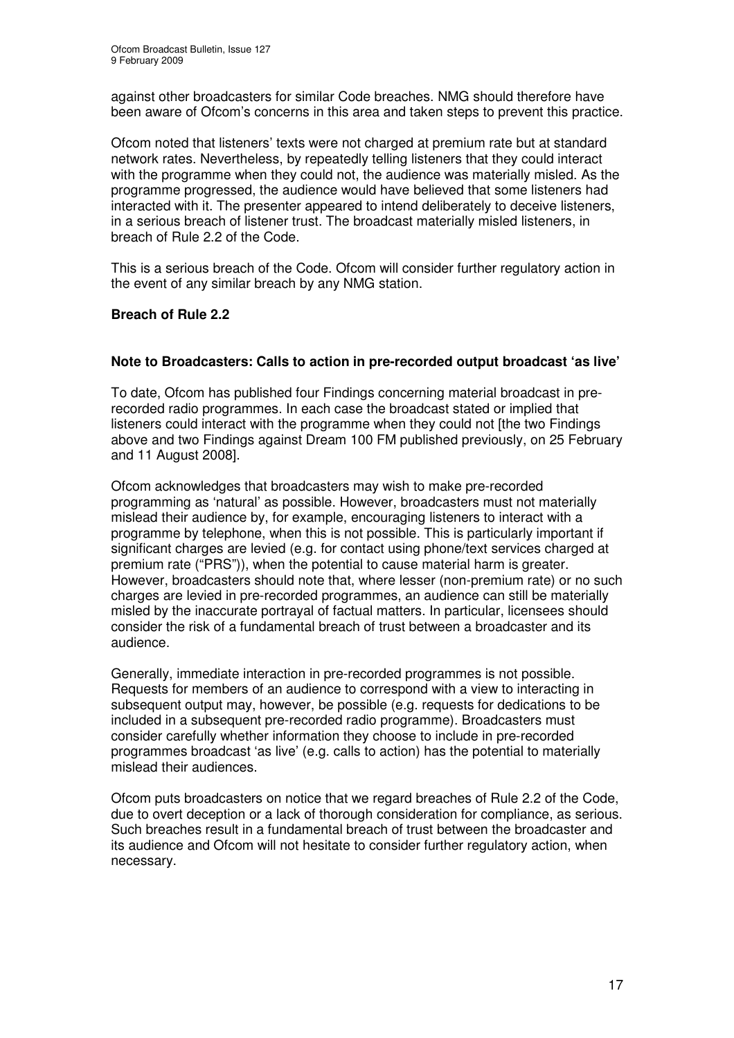against other broadcasters for similar Code breaches. NMG should therefore have been aware of Ofcom's concerns in this area and taken steps to prevent this practice.

Ofcom noted that listeners' texts were not charged at premium rate but at standard network rates. Nevertheless, by repeatedly telling listeners that they could interact with the programme when they could not, the audience was materially misled. As the programme progressed, the audience would have believed that some listeners had interacted with it. The presenter appeared to intend deliberately to deceive listeners, in a serious breach of listener trust. The broadcast materially misled listeners, in breach of Rule 2.2 of the Code.

This is a serious breach of the Code. Ofcom will consider further regulatory action in the event of any similar breach by any NMG station.

**Breach of Rule 2.2**

**Note to Broadcasters: Calls to action in pre-recorded output broadcast 'as live'**

To date, Ofcom has published four Findings concerning material broadcast in pre-recorded radio programmes. In each case the broadcast stated or implied that listeners could interact with the programme when they could not [the two Findings above and two Findings against Dream 100 FM published previously, on 25 February and 11 August 2008].

Ofcom acknowledges that broadcasters may wish to make pre-recorded programming as 'natural' as possible. However, broadcasters must not materially mislead their audience by, for example, encouraging listeners to interact with a programme by telephone, when this is not possible. This is particularly important if significant charges are levied (e.g. for contact using phone/text services charged at premium rate ("PRS")), when the potential to cause material harm is greater. However, broadcasters should note that, where lesser (non-premium rate) or no such charges are levied in pre-recorded programmes, an audience can still be materially misled by the inaccurate portrayal of factual matters. In particular, licensees should consider the risk of a fundamental breach of trust between a broadcaster and its audience.

Generally, immediate interaction in pre-recorded programmes is not possible. Requests for members of an audience to correspond with a view to interacting in subsequent output may, however, be possible (e.g. requests for dedications to be included in a subsequent pre-recorded radio programme). Broadcasters must consider carefully whether information they choose to include in pre-recorded programmes broadcast 'as live' (e.g. calls to action) has the potential to materially mislead their audiences.

Ofcom puts broadcasters on notice that we regard breaches of Rule 2.2 of the Code, due to overt deception or a lack of thorough consideration for compliance, as serious. Such breaches result in a fundamental breach of trust between the broadcaster and its audience and Ofcom will not hesitate to consider further regulatory action, when necessary.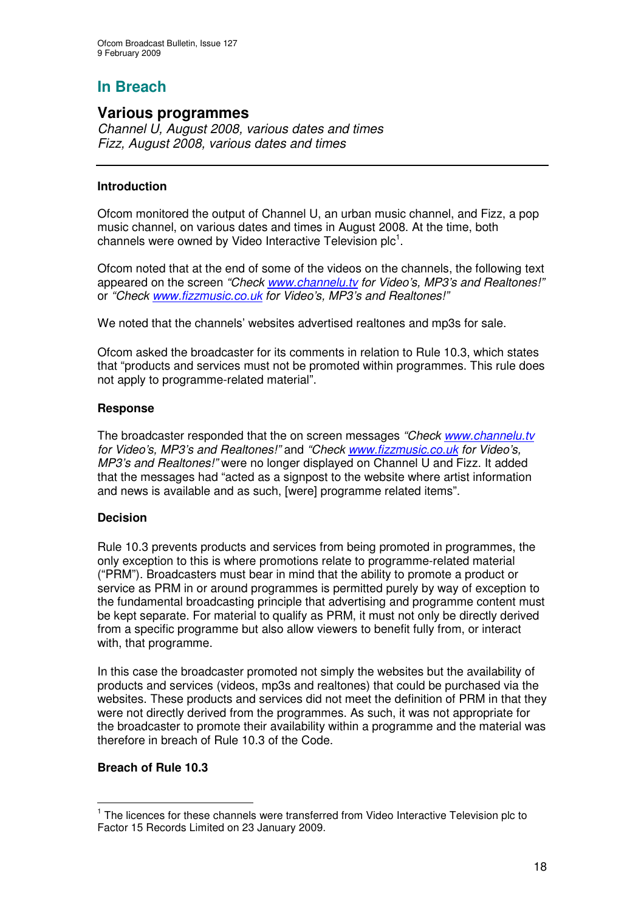## In Breach

### Various programmes

*Channel U, August 2008, various dates and times*
*Fizz, August 2008, various dates and times*

---

**Introduction**

Ofcom monitored the output of Channel U, an urban music channel, and Fizz, a pop music channel, on various dates and times in August 2008. At the time, both channels were owned by Video Interactive Television plc[1].

Ofcom noted that at the end of some of the videos on the channels, the following text appeared on the screen *"Check www.channelu.tv for Video's, MP3's and Realtones!"* or *"Check www.fizzmusic.co.uk for Video's, MP3's and Realtones!"*

We noted that the channels' websites advertised realtones and mp3s for sale.

Ofcom asked the broadcaster for its comments in relation to Rule 10.3, which states that "products and services must not be promoted within programmes. This rule does not apply to programme-related material".

**Response**

The broadcaster responded that the on screen messages *"Check www.channelu.tv for Video's, MP3's and Realtones!"* and *"Check www.fizzmusic.co.uk for Video's, MP3's and Realtones!"* were no longer displayed on Channel U and Fizz. It added that the messages had "acted as a signpost to the website where artist information and news is available and as such, [were] programme related items".

**Decision**

Rule 10.3 prevents products and services from being promoted in programmes, the only exception to this is where promotions relate to programme-related material ("PRM"). Broadcasters must bear in mind that the ability to promote a product or service as PRM in or around programmes is permitted purely by way of exception to the fundamental broadcasting principle that advertising and programme content must be kept separate. For material to qualify as PRM, it must not only be directly derived from a specific programme but also allow viewers to benefit fully from, or interact with, that programme.

In this case the broadcaster promoted not simply the websites but the availability of products and services (videos, mp3s and realtones) that could be purchased via the websites. These products and services did not meet the definition of PRM in that they were not directly derived from the programmes. As such, it was not appropriate for the broadcaster to promote their availability within a programme and the material was therefore in breach of Rule 10.3 of the Code.

**Breach of Rule 10.3**

---

[1] The licences for these channels were transferred from Video Interactive Television plc to Factor 15 Records Limited on 23 January 2009.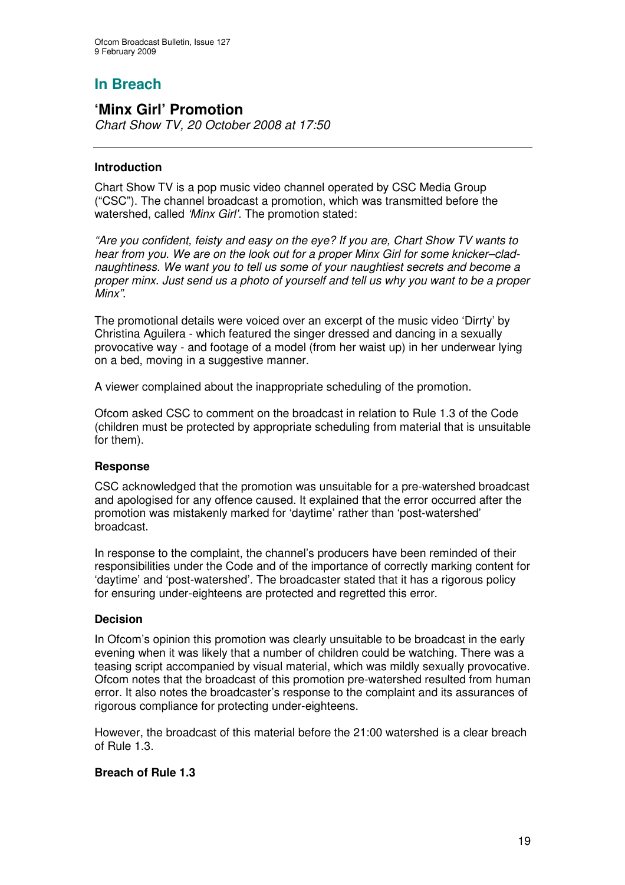## In Breach

### 'Minx Girl' Promotion

*Chart Show TV, 20 October 2008 at 17:50*

---

**Introduction**

Chart Show TV is a pop music video channel operated by CSC Media Group ("CSC"). The channel broadcast a promotion, which was transmitted before the watershed, called *'Minx Girl'.* The promotion stated:

*"Are you confident, feisty and easy on the eye? If you are, Chart Show TV wants to hear from you. We are on the look out for a proper Minx Girl for some knicker–clad-naughtiness. We want you to tell us some of your naughtiest secrets and become a proper minx. Just send us a photo of yourself and tell us why you want to be a proper Minx".*

The promotional details were voiced over an excerpt of the music video 'Dirrty' by Christina Aguilera - which featured the singer dressed and dancing in a sexually provocative way - and footage of a model (from her waist up) in her underwear lying on a bed, moving in a suggestive manner.

A viewer complained about the inappropriate scheduling of the promotion.

Ofcom asked CSC to comment on the broadcast in relation to Rule 1.3 of the Code (children must be protected by appropriate scheduling from material that is unsuitable for them).

**Response**

CSC acknowledged that the promotion was unsuitable for a pre-watershed broadcast and apologised for any offence caused. It explained that the error occurred after the promotion was mistakenly marked for 'daytime' rather than 'post-watershed' broadcast.

In response to the complaint, the channel's producers have been reminded of their responsibilities under the Code and of the importance of correctly marking content for 'daytime' and 'post-watershed'. The broadcaster stated that it has a rigorous policy for ensuring under-eighteens are protected and regretted this error.

**Decision**

In Ofcom's opinion this promotion was clearly unsuitable to be broadcast in the early evening when it was likely that a number of children could be watching. There was a teasing script accompanied by visual material, which was mildly sexually provocative. Ofcom notes that the broadcast of this promotion pre-watershed resulted from human error. It also notes the broadcaster's response to the complaint and its assurances of rigorous compliance for protecting under-eighteens.

However, the broadcast of this material before the 21:00 watershed is a clear breach of Rule 1.3.

**Breach of Rule 1.3**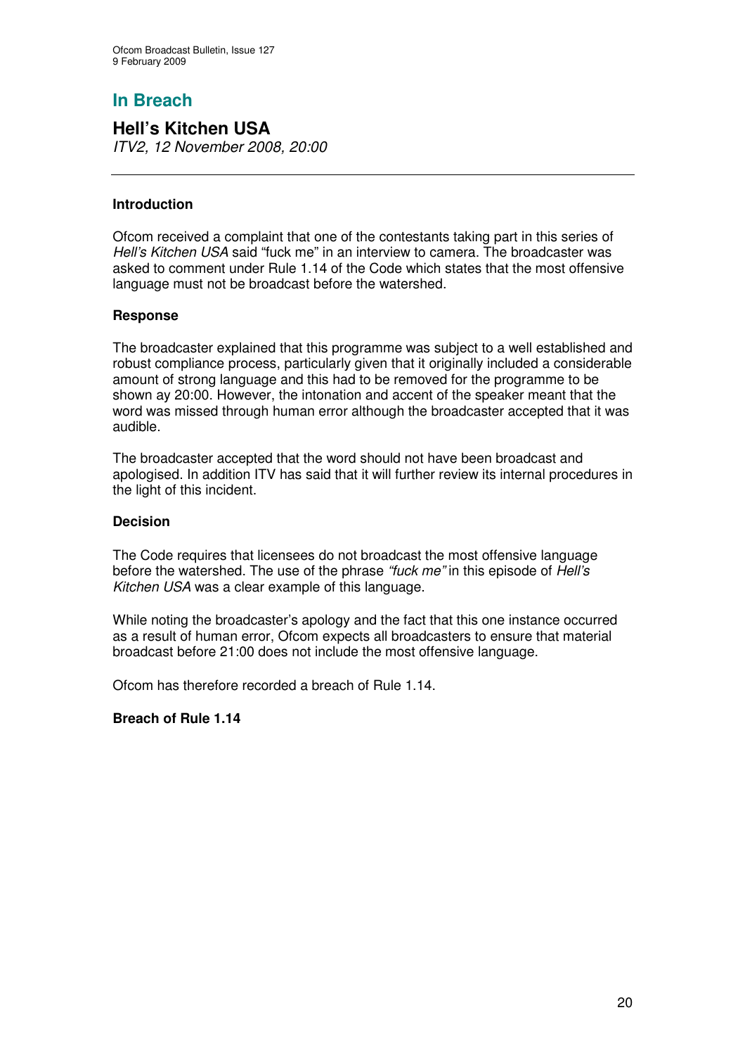## In Breach

### Hell's Kitchen USA

*ITV2, 12 November 2008, 20:00*

---

**Introduction**

Ofcom received a complaint that one of the contestants taking part in this series of *Hell's Kitchen USA* said "fuck me" in an interview to camera. The broadcaster was asked to comment under Rule 1.14 of the Code which states that the most offensive language must not be broadcast before the watershed.

**Response**

The broadcaster explained that this programme was subject to a well established and robust compliance process, particularly given that it originally included a considerable amount of strong language and this had to be removed for the programme to be shown ay 20:00. However, the intonation and accent of the speaker meant that the word was missed through human error although the broadcaster accepted that it was audible.

The broadcaster accepted that the word should not have been broadcast and apologised. In addition ITV has said that it will further review its internal procedures in the light of this incident.

**Decision**

The Code requires that licensees do not broadcast the most offensive language before the watershed. The use of the phrase *"fuck me"* in this episode of *Hell's Kitchen USA* was a clear example of this language.

While noting the broadcaster's apology and the fact that this one instance occurred as a result of human error, Ofcom expects all broadcasters to ensure that material broadcast before 21:00 does not include the most offensive language.

Ofcom has therefore recorded a breach of Rule 1.14.

**Breach of Rule 1.14**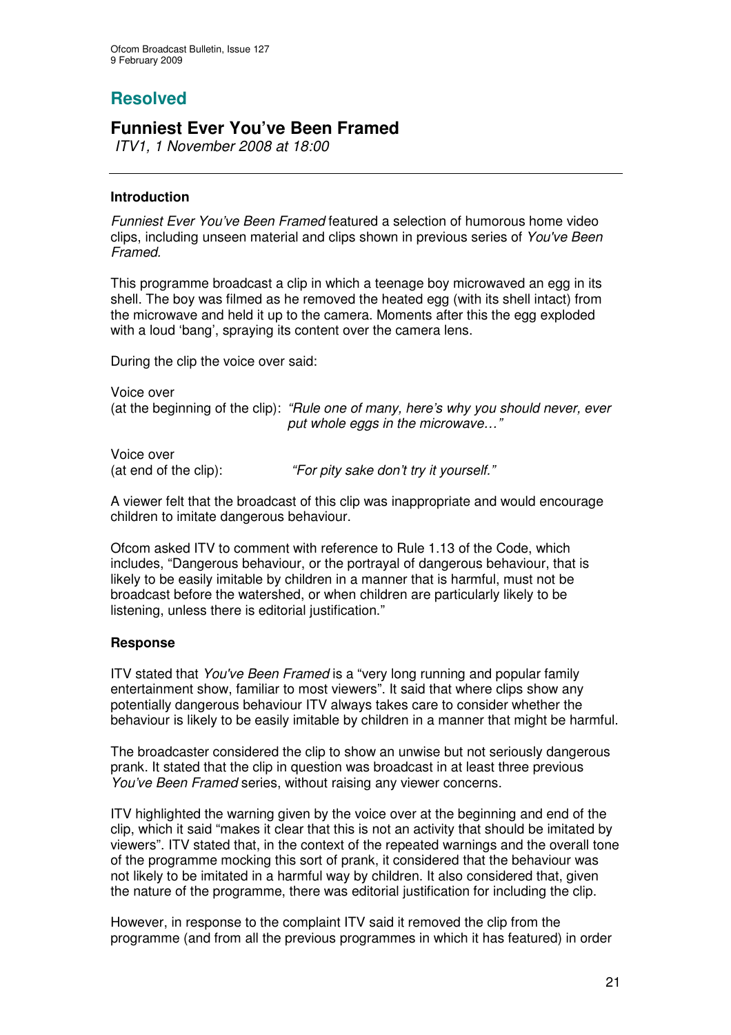## Resolved

# Funniest Ever You've Been Framed

*ITV1, 1 November 2008 at 18:00*

---

### Introduction

*Funniest Ever You've Been Framed* featured a selection of humorous home video clips, including unseen material and clips shown in previous series of *You've Been Framed.*

This programme broadcast a clip in which a teenage boy microwaved an egg in its shell. The boy was filmed as he removed the heated egg (with its shell intact) from the microwave and held it up to the camera. Moments after this the egg exploded with a loud 'bang', spraying its content over the camera lens.

During the clip the voice over said:

Voice over
(at the beginning of the clip): *"Rule one of many, here's why you should never, ever put whole eggs in the microwave…"*

Voice over
(at end of the clip): *"For pity sake don't try it yourself."*

A viewer felt that the broadcast of this clip was inappropriate and would encourage children to imitate dangerous behaviour.

Ofcom asked ITV to comment with reference to Rule 1.13 of the Code, which includes, "Dangerous behaviour, or the portrayal of dangerous behaviour, that is likely to be easily imitable by children in a manner that is harmful, must not be broadcast before the watershed, or when children are particularly likely to be listening, unless there is editorial justification."

### Response

ITV stated that *You've Been Framed* is a "very long running and popular family entertainment show, familiar to most viewers". It said that where clips show any potentially dangerous behaviour ITV always takes care to consider whether the behaviour is likely to be easily imitable by children in a manner that might be harmful.

The broadcaster considered the clip to show an unwise but not seriously dangerous prank. It stated that the clip in question was broadcast in at least three previous *You've Been Framed* series, without raising any viewer concerns.

ITV highlighted the warning given by the voice over at the beginning and end of the clip, which it said "makes it clear that this is not an activity that should be imitated by viewers". ITV stated that, in the context of the repeated warnings and the overall tone of the programme mocking this sort of prank, it considered that the behaviour was not likely to be imitated in a harmful way by children. It also considered that, given the nature of the programme, there was editorial justification for including the clip.

However, in response to the complaint ITV said it removed the clip from the programme (and from all the previous programmes in which it has featured) in order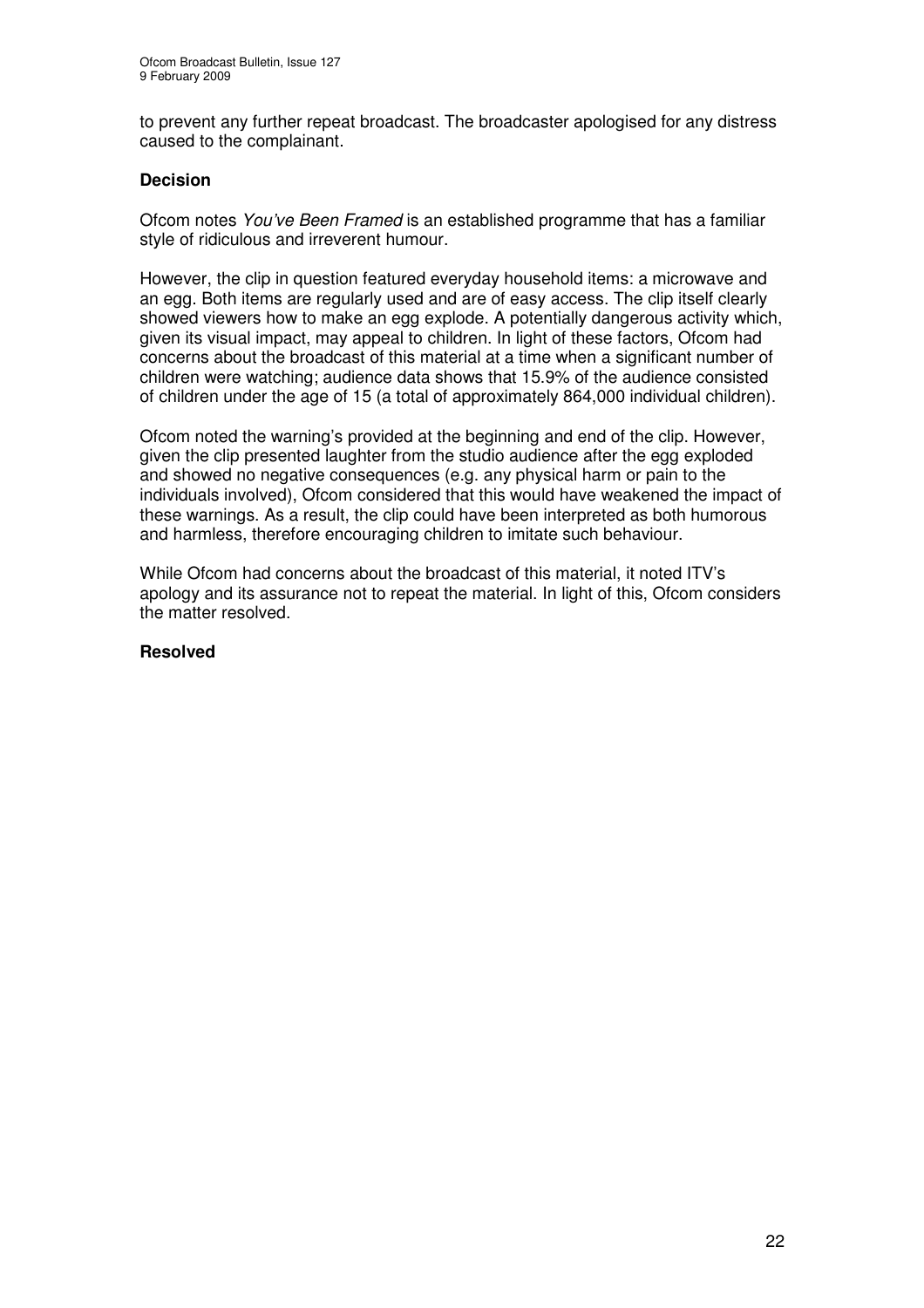to prevent any further repeat broadcast. The broadcaster apologised for any distress caused to the complainant.

**Decision**

Ofcom notes *You've Been Framed* is an established programme that has a familiar style of ridiculous and irreverent humour.

However, the clip in question featured everyday household items: a microwave and an egg. Both items are regularly used and are of easy access. The clip itself clearly showed viewers how to make an egg explode. A potentially dangerous activity which, given its visual impact, may appeal to children. In light of these factors, Ofcom had concerns about the broadcast of this material at a time when a significant number of children were watching; audience data shows that 15.9% of the audience consisted of children under the age of 15 (a total of approximately 864,000 individual children).

Ofcom noted the warning's provided at the beginning and end of the clip. However, given the clip presented laughter from the studio audience after the egg exploded and showed no negative consequences (e.g. any physical harm or pain to the individuals involved), Ofcom considered that this would have weakened the impact of these warnings. As a result, the clip could have been interpreted as both humorous and harmless, therefore encouraging children to imitate such behaviour.

While Ofcom had concerns about the broadcast of this material, it noted ITV's apology and its assurance not to repeat the material. In light of this, Ofcom considers the matter resolved.

**Resolved**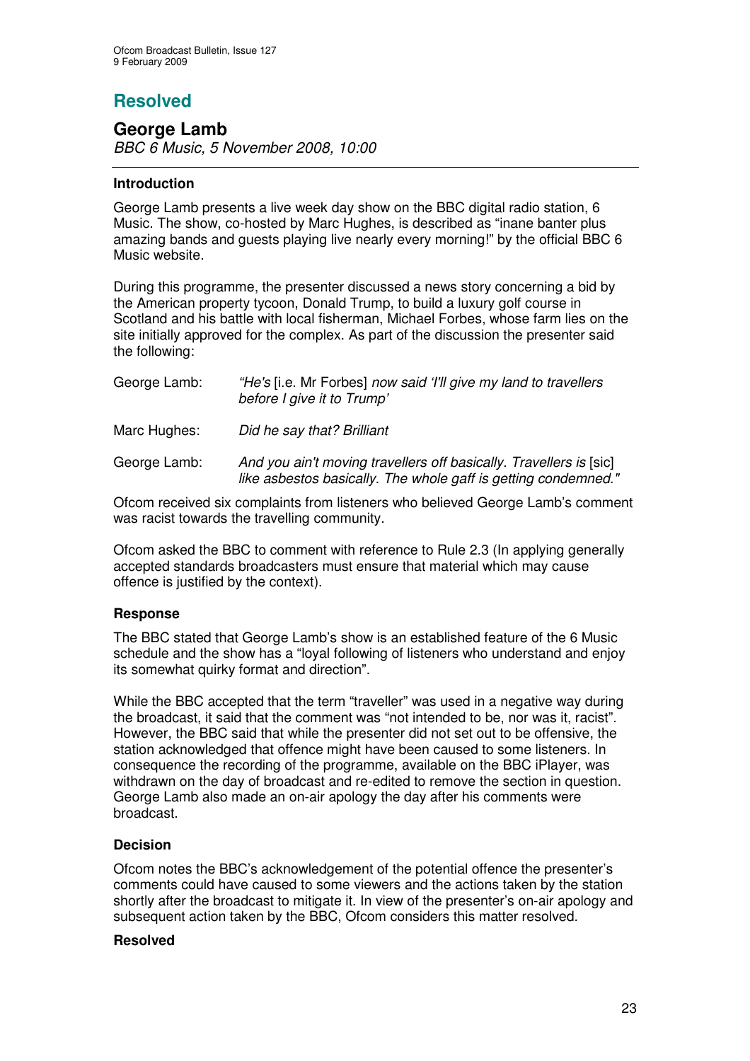# Resolved

## George Lamb

*BBC 6 Music, 5 November 2008, 10:00*

---

### Introduction

George Lamb presents a live week day show on the BBC digital radio station, 6 Music. The show, co-hosted by Marc Hughes, is described as "inane banter plus amazing bands and guests playing live nearly every morning!" by the official BBC 6 Music website.

During this programme, the presenter discussed a news story concerning a bid by the American property tycoon, Donald Trump, to build a luxury golf course in Scotland and his battle with local fisherman, Michael Forbes, whose farm lies on the site initially approved for the complex. As part of the discussion the presenter said the following:

| | |
|---|---|
| George Lamb: | *"He's* [i.e. Mr Forbes] *now said 'I'll give my land to travellers before I give it to Trump'* |
| Marc Hughes: | *Did he say that? Brilliant* |
| George Lamb: | *And you ain't moving travellers off basically. Travellers is* [sic] *like asbestos basically. The whole gaff is getting condemned."* |

Ofcom received six complaints from listeners who believed George Lamb's comment was racist towards the travelling community.

Ofcom asked the BBC to comment with reference to Rule 2.3 (In applying generally accepted standards broadcasters must ensure that material which may cause offence is justified by the context).

### Response

The BBC stated that George Lamb's show is an established feature of the 6 Music schedule and the show has a "loyal following of listeners who understand and enjoy its somewhat quirky format and direction".

While the BBC accepted that the term "traveller" was used in a negative way during the broadcast, it said that the comment was "not intended to be, nor was it, racist". However, the BBC said that while the presenter did not set out to be offensive, the station acknowledged that offence might have been caused to some listeners. In consequence the recording of the programme, available on the BBC iPlayer, was withdrawn on the day of broadcast and re-edited to remove the section in question. George Lamb also made an on-air apology the day after his comments were broadcast.

### Decision

Ofcom notes the BBC's acknowledgement of the potential offence the presenter's comments could have caused to some viewers and the actions taken by the station shortly after the broadcast to mitigate it. In view of the presenter's on-air apology and subsequent action taken by the BBC, Ofcom considers this matter resolved.

**Resolved**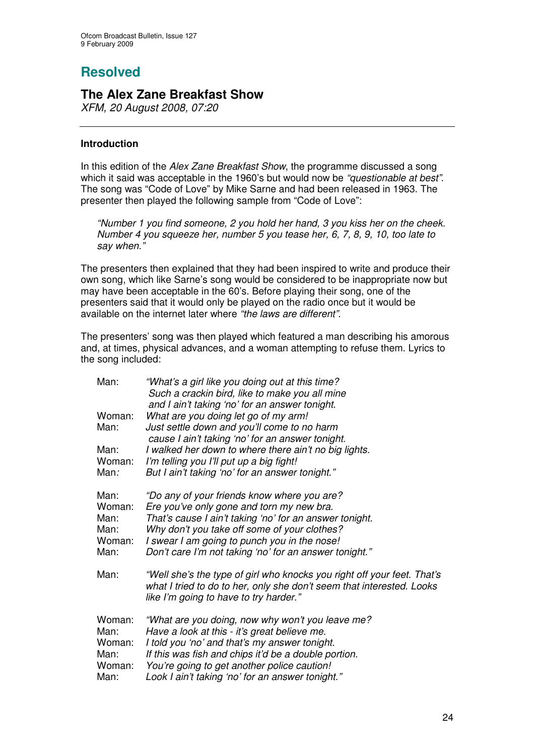# Resolved

## The Alex Zane Breakfast Show

*XFM, 20 August 2008, 07:20*

---

### Introduction

In this edition of the *Alex Zane Breakfast Show*, the programme discussed a song which it said was acceptable in the 1960's but would now be *"questionable at best"*. The song was "Code of Love" by Mike Sarne and had been released in 1963. The presenter then played the following sample from "Code of Love":

> *"Number 1 you find someone, 2 you hold her hand, 3 you kiss her on the cheek. Number 4 you squeeze her, number 5 you tease her, 6, 7, 8, 9, 10, too late to say when."*

The presenters then explained that they had been inspired to write and produce their own song, which like Sarne's song would be considered to be inappropriate now but may have been acceptable in the 60's. Before playing their song, one of the presenters said that it would only be played on the radio once but it would be available on the internet later where *"the laws are different"*.

The presenters' song was then played which featured a man describing his amorous and, at times, physical advances, and a woman attempting to refuse them. Lyrics to the song included:

| | |
|---|---|
| Man: | *"What's a girl like you doing out at this time? Such a crackin bird, like to make you all mine and I ain't taking 'no' for an answer tonight.* |
| Woman: | *What are you doing let go of my arm!* |
| Man: | *Just settle down and you'll come to no harm cause I ain't taking 'no' for an answer tonight.* |
| Man: | *I walked her down to where there ain't no big lights.* |
| Woman: | *I'm telling you I'll put up a big fight!* |
| Man: | *But I ain't taking 'no' for an answer tonight."* |

| | |
|---|---|
| Man: | *"Do any of your friends know where you are?* |
| Woman: | *Ere you've only gone and torn my new bra.* |
| Man: | *That's cause I ain't taking 'no' for an answer tonight.* |
| Man: | *Why don't you take off some of your clothes?* |
| Woman: | *I swear I am going to punch you in the nose!* |
| Man: | *Don't care I'm not taking 'no' for an answer tonight."* |

| | |
|---|---|
| Man: | *"Well she's the type of girl who knocks you right off your feet. That's what I tried to do to her, only she don't seem that interested. Looks like I'm going to have to try harder."* |

| | |
|---|---|
| Woman: | *"What are you doing, now why won't you leave me?* |
| Man: | *Have a look at this - it's great believe me.* |
| Woman: | *I told you 'no' and that's my answer tonight.* |
| Man: | *If this was fish and chips it'd be a double portion.* |
| Woman: | *You're going to get another police caution!* |
| Man: | *Look I ain't taking 'no' for an answer tonight."* |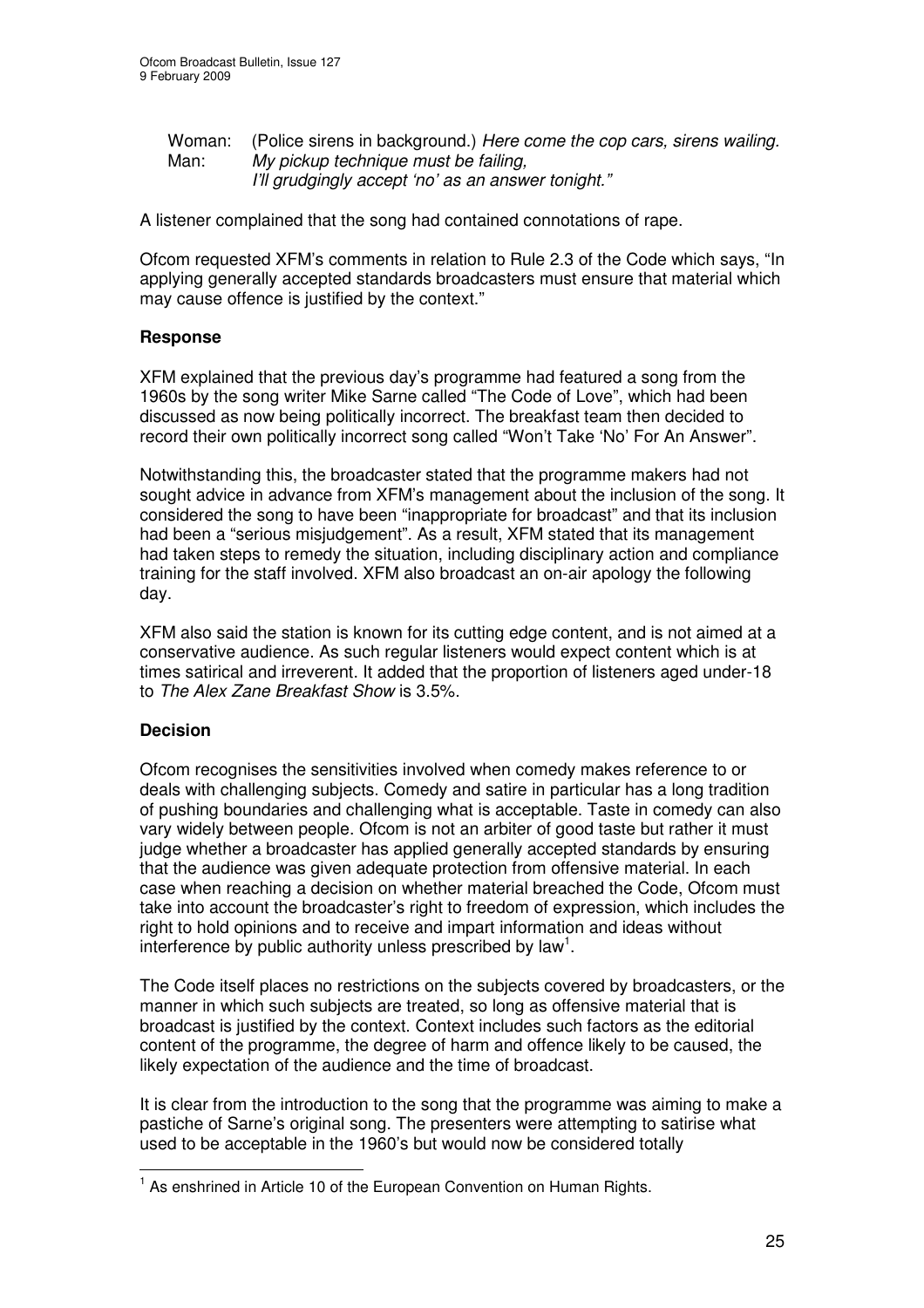Woman: (Police sirens in background.) *Here come the cop cars, sirens wailing.*
Man: *My pickup technique must be failing,*
*I'll grudgingly accept 'no' as an answer tonight."*

A listener complained that the song had contained connotations of rape.

Ofcom requested XFM's comments in relation to Rule 2.3 of the Code which says, "In applying generally accepted standards broadcasters must ensure that material which may cause offence is justified by the context."

### Response

XFM explained that the previous day's programme had featured a song from the 1960s by the song writer Mike Sarne called "The Code of Love", which had been discussed as now being politically incorrect. The breakfast team then decided to record their own politically incorrect song called "Won't Take 'No' For An Answer".

Notwithstanding this, the broadcaster stated that the programme makers had not sought advice in advance from XFM's management about the inclusion of the song. It considered the song to have been "inappropriate for broadcast" and that its inclusion had been a "serious misjudgement". As a result, XFM stated that its management had taken steps to remedy the situation, including disciplinary action and compliance training for the staff involved. XFM also broadcast an on-air apology the following day.

XFM also said the station is known for its cutting edge content, and is not aimed at a conservative audience. As such regular listeners would expect content which is at times satirical and irreverent. It added that the proportion of listeners aged under-18 to *The Alex Zane Breakfast Show* is 3.5%.

### Decision

Ofcom recognises the sensitivities involved when comedy makes reference to or deals with challenging subjects. Comedy and satire in particular has a long tradition of pushing boundaries and challenging what is acceptable. Taste in comedy can also vary widely between people. Ofcom is not an arbiter of good taste but rather it must judge whether a broadcaster has applied generally accepted standards by ensuring that the audience was given adequate protection from offensive material. In each case when reaching a decision on whether material breached the Code, Ofcom must take into account the broadcaster's right to freedom of expression, which includes the right to hold opinions and to receive and impart information and ideas without interference by public authority unless prescribed by law[1].

The Code itself places no restrictions on the subjects covered by broadcasters, or the manner in which such subjects are treated, so long as offensive material that is broadcast is justified by the context. Context includes such factors as the editorial content of the programme, the degree of harm and offence likely to be caused, the likely expectation of the audience and the time of broadcast.

It is clear from the introduction to the song that the programme was aiming to make a pastiche of Sarne's original song. The presenters were attempting to satirise what used to be acceptable in the 1960's but would now be considered totally

[1] As enshrined in Article 10 of the European Convention on Human Rights.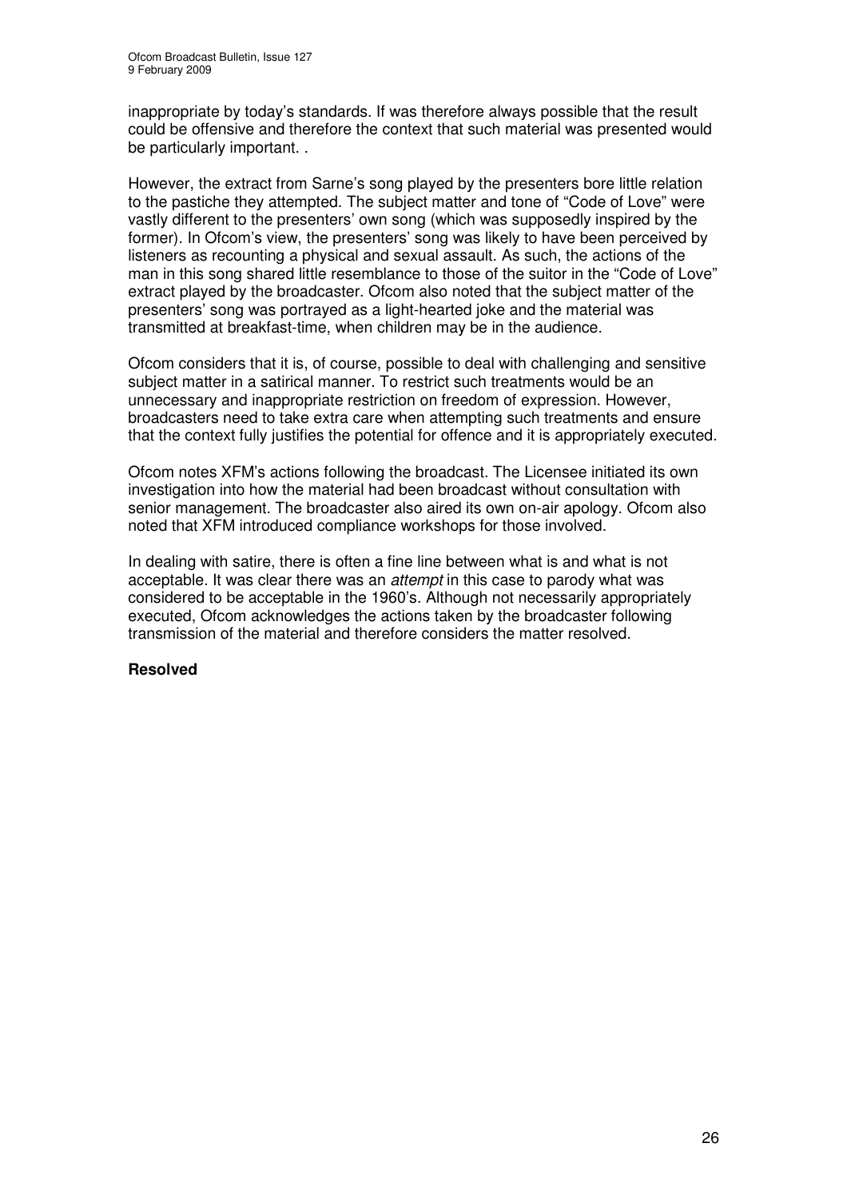inappropriate by today's standards. If was therefore always possible that the result could be offensive and therefore the context that such material was presented would be particularly important. .

However, the extract from Sarne's song played by the presenters bore little relation to the pastiche they attempted. The subject matter and tone of "Code of Love" were vastly different to the presenters' own song (which was supposedly inspired by the former). In Ofcom's view, the presenters' song was likely to have been perceived by listeners as recounting a physical and sexual assault. As such, the actions of the man in this song shared little resemblance to those of the suitor in the "Code of Love" extract played by the broadcaster. Ofcom also noted that the subject matter of the presenters' song was portrayed as a light-hearted joke and the material was transmitted at breakfast-time, when children may be in the audience.

Ofcom considers that it is, of course, possible to deal with challenging and sensitive subject matter in a satirical manner. To restrict such treatments would be an unnecessary and inappropriate restriction on freedom of expression. However, broadcasters need to take extra care when attempting such treatments and ensure that the context fully justifies the potential for offence and it is appropriately executed.

Ofcom notes XFM's actions following the broadcast. The Licensee initiated its own investigation into how the material had been broadcast without consultation with senior management. The broadcaster also aired its own on-air apology. Ofcom also noted that XFM introduced compliance workshops for those involved.

In dealing with satire, there is often a fine line between what is and what is not acceptable. It was clear there was an *attempt* in this case to parody what was considered to be acceptable in the 1960's. Although not necessarily appropriately executed, Ofcom acknowledges the actions taken by the broadcaster following transmission of the material and therefore considers the matter resolved.

**Resolved**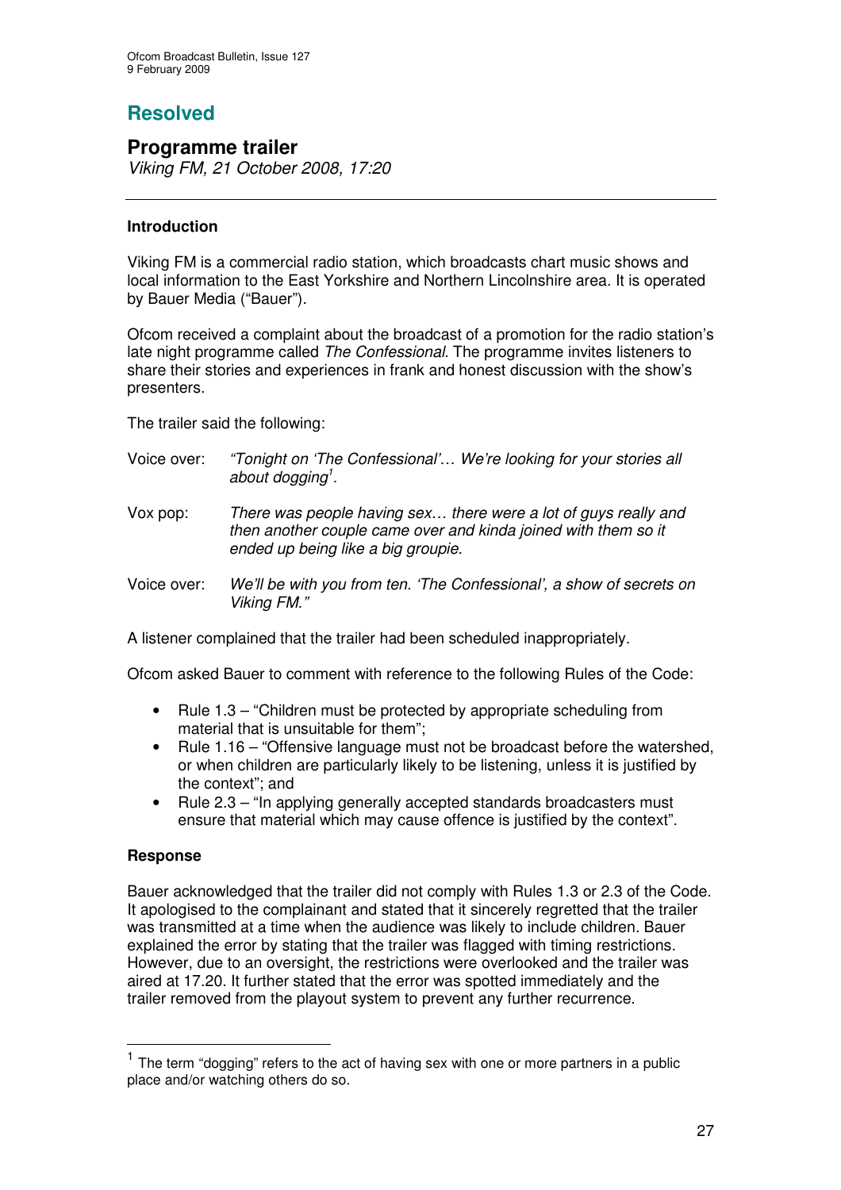## Resolved

### Programme trailer

*Viking FM, 21 October 2008, 17:20*

---

#### Introduction

Viking FM is a commercial radio station, which broadcasts chart music shows and local information to the East Yorkshire and Northern Lincolnshire area. It is operated by Bauer Media ("Bauer").

Ofcom received a complaint about the broadcast of a promotion for the radio station's late night programme called *The Confessional*. The programme invites listeners to share their stories and experiences in frank and honest discussion with the show's presenters.

The trailer said the following:

Voice over: *"Tonight on 'The Confessional'… We're looking for your stories all about dogging*[1]*.*

Vox pop: *There was people having sex… there were a lot of guys really and then another couple came over and kinda joined with them so it ended up being like a big groupie.*

Voice over: *We'll be with you from ten. 'The Confessional', a show of secrets on Viking FM."*

A listener complained that the trailer had been scheduled inappropriately.

Ofcom asked Bauer to comment with reference to the following Rules of the Code:

- Rule 1.3 – "Children must be protected by appropriate scheduling from material that is unsuitable for them";
- Rule 1.16 – "Offensive language must not be broadcast before the watershed, or when children are particularly likely to be listening, unless it is justified by the context"; and
- Rule 2.3 – "In applying generally accepted standards broadcasters must ensure that material which may cause offence is justified by the context".

#### Response

Bauer acknowledged that the trailer did not comply with Rules 1.3 or 2.3 of the Code. It apologised to the complainant and stated that it sincerely regretted that the trailer was transmitted at a time when the audience was likely to include children. Bauer explained the error by stating that the trailer was flagged with timing restrictions. However, due to an oversight, the restrictions were overlooked and the trailer was aired at 17.20. It further stated that the error was spotted immediately and the trailer removed from the playout system to prevent any further recurrence.

---

[1] The term "dogging" refers to the act of having sex with one or more partners in a public place and/or watching others do so.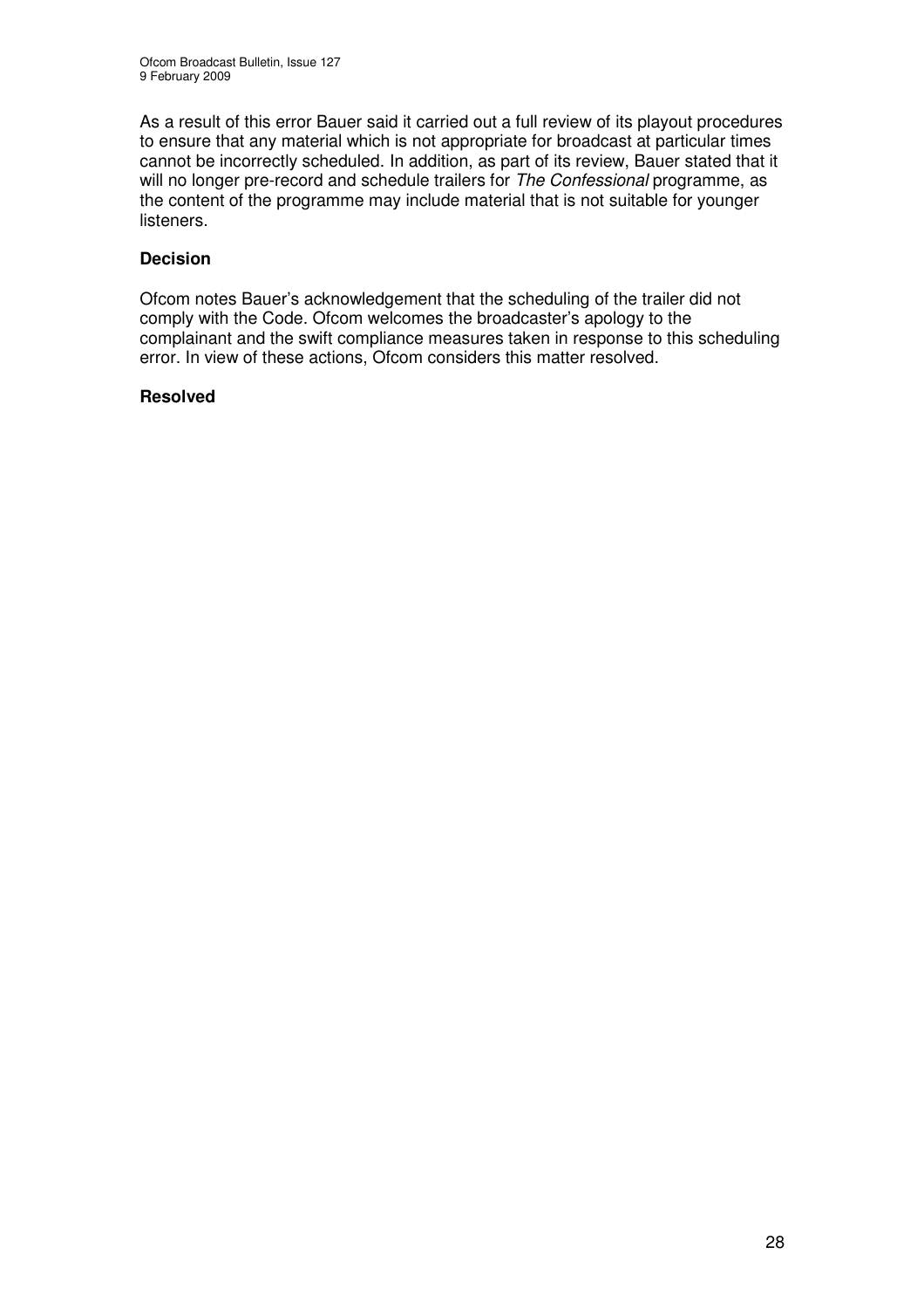As a result of this error Bauer said it carried out a full review of its playout procedures to ensure that any material which is not appropriate for broadcast at particular times cannot be incorrectly scheduled. In addition, as part of its review, Bauer stated that it will no longer pre-record and schedule trailers for *The Confessional* programme, as the content of the programme may include material that is not suitable for younger listeners.

**Decision**

Ofcom notes Bauer's acknowledgement that the scheduling of the trailer did not comply with the Code. Ofcom welcomes the broadcaster's apology to the complainant and the swift compliance measures taken in response to this scheduling error. In view of these actions, Ofcom considers this matter resolved.

**Resolved**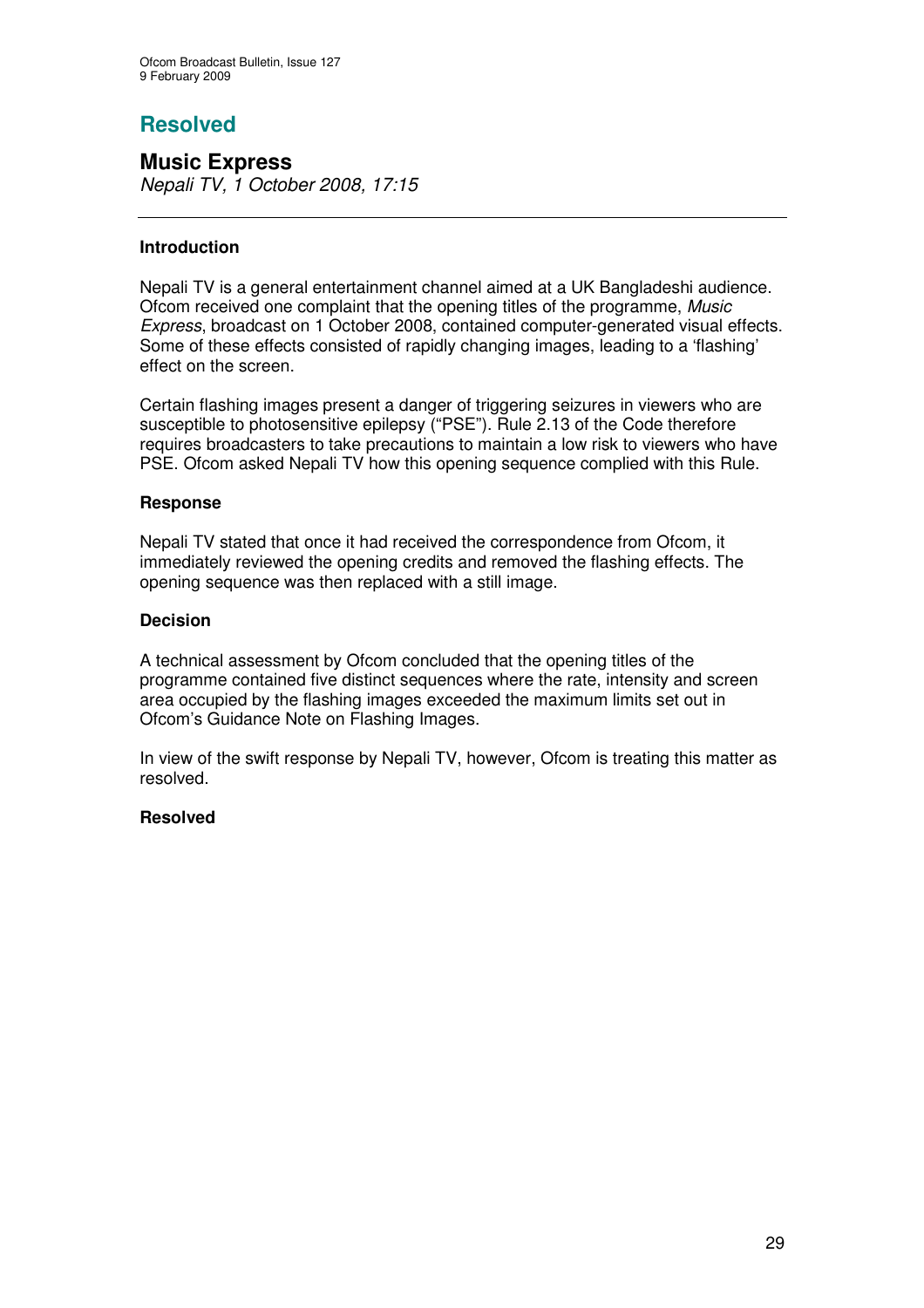## Resolved

### Music Express

*Nepali TV, 1 October 2008, 17:15*

---

**Introduction**

Nepali TV is a general entertainment channel aimed at a UK Bangladeshi audience. Ofcom received one complaint that the opening titles of the programme, *Music Express*, broadcast on 1 October 2008, contained computer-generated visual effects. Some of these effects consisted of rapidly changing images, leading to a 'flashing' effect on the screen.

Certain flashing images present a danger of triggering seizures in viewers who are susceptible to photosensitive epilepsy ("PSE"). Rule 2.13 of the Code therefore requires broadcasters to take precautions to maintain a low risk to viewers who have PSE. Ofcom asked Nepali TV how this opening sequence complied with this Rule.

**Response**

Nepali TV stated that once it had received the correspondence from Ofcom, it immediately reviewed the opening credits and removed the flashing effects. The opening sequence was then replaced with a still image.

**Decision**

A technical assessment by Ofcom concluded that the opening titles of the programme contained five distinct sequences where the rate, intensity and screen area occupied by the flashing images exceeded the maximum limits set out in Ofcom's Guidance Note on Flashing Images.

In view of the swift response by Nepali TV, however, Ofcom is treating this matter as resolved.

**Resolved**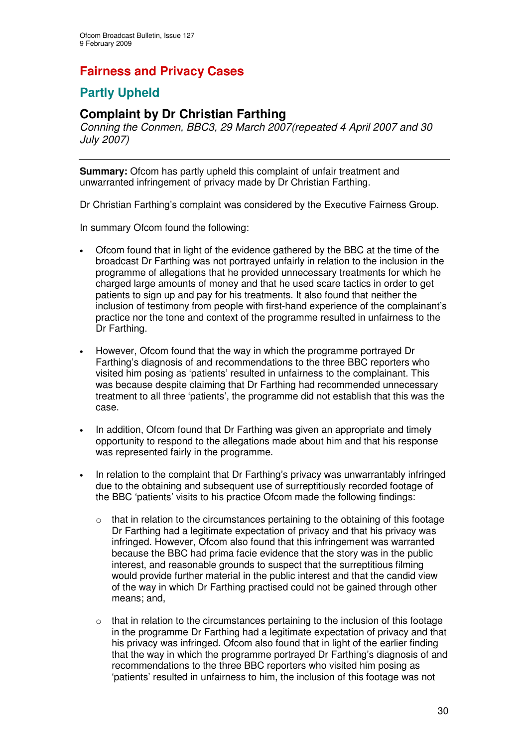# Fairness and Privacy Cases

## Partly Upheld

### Complaint by Dr Christian Farthing

*Conning the Conmen, BBC3, 29 March 2007(repeated 4 April 2007 and 30 July 2007)*

---

**Summary:** Ofcom has partly upheld this complaint of unfair treatment and unwarranted infringement of privacy made by Dr Christian Farthing.

Dr Christian Farthing's complaint was considered by the Executive Fairness Group.

In summary Ofcom found the following:

- Ofcom found that in light of the evidence gathered by the BBC at the time of the broadcast Dr Farthing was not portrayed unfairly in relation to the inclusion in the programme of allegations that he provided unnecessary treatments for which he charged large amounts of money and that he used scare tactics in order to get patients to sign up and pay for his treatments. It also found that neither the inclusion of testimony from people with first-hand experience of the complainant's practice nor the tone and context of the programme resulted in unfairness to the Dr Farthing.

- However, Ofcom found that the way in which the programme portrayed Dr Farthing's diagnosis of and recommendations to the three BBC reporters who visited him posing as 'patients' resulted in unfairness to the complainant. This was because despite claiming that Dr Farthing had recommended unnecessary treatment to all three 'patients', the programme did not establish that this was the case.

- In addition, Ofcom found that Dr Farthing was given an appropriate and timely opportunity to respond to the allegations made about him and that his response was represented fairly in the programme.

- In relation to the complaint that Dr Farthing's privacy was unwarrantably infringed due to the obtaining and subsequent use of surreptitiously recorded footage of the BBC 'patients' visits to his practice Ofcom made the following findings:

  - that in relation to the circumstances pertaining to the obtaining of this footage Dr Farthing had a legitimate expectation of privacy and that his privacy was infringed. However, Ofcom also found that this infringement was warranted because the BBC had prima facie evidence that the story was in the public interest, and reasonable grounds to suspect that the surreptitious filming would provide further material in the public interest and that the candid view of the way in which Dr Farthing practised could not be gained through other means; and,

  - that in relation to the circumstances pertaining to the inclusion of this footage in the programme Dr Farthing had a legitimate expectation of privacy and that his privacy was infringed. Ofcom also found that in light of the earlier finding that the way in which the programme portrayed Dr Farthing's diagnosis of and recommendations to the three BBC reporters who visited him posing as 'patients' resulted in unfairness to him, the inclusion of this footage was not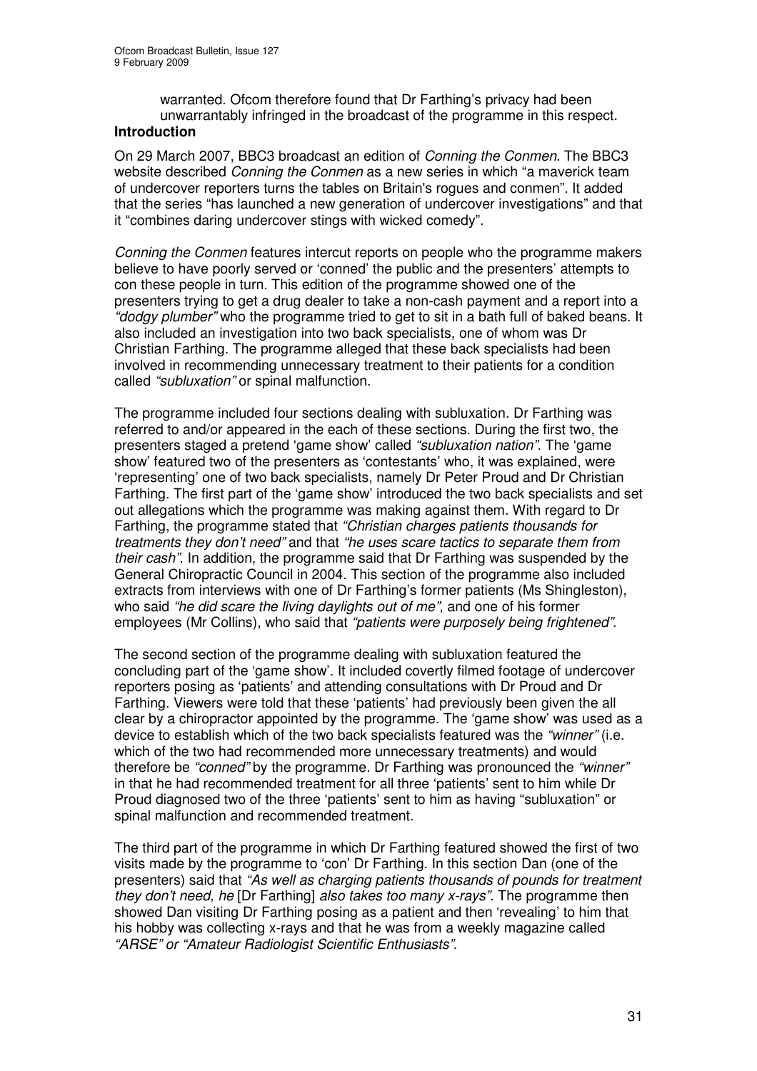warranted. Ofcom therefore found that Dr Farthing's privacy had been unwarrantably infringed in the broadcast of the programme in this respect.

## Introduction

On 29 March 2007, BBC3 broadcast an edition of *Conning the Conmen*. The BBC3 website described *Conning the Conmen* as a new series in which "a maverick team of undercover reporters turns the tables on Britain's rogues and conmen". It added that the series "has launched a new generation of undercover investigations" and that it "combines daring undercover stings with wicked comedy".

*Conning the Conmen* features intercut reports on people who the programme makers believe to have poorly served or 'conned' the public and the presenters' attempts to con these people in turn. This edition of the programme showed one of the presenters trying to get a drug dealer to take a non-cash payment and a report into a *"dodgy plumber"* who the programme tried to get to sit in a bath full of baked beans. It also included an investigation into two back specialists, one of whom was Dr Christian Farthing. The programme alleged that these back specialists had been involved in recommending unnecessary treatment to their patients for a condition called *"subluxation"* or spinal malfunction.

The programme included four sections dealing with subluxation. Dr Farthing was referred to and/or appeared in the each of these sections. During the first two, the presenters staged a pretend 'game show' called *"subluxation nation"*. The 'game show' featured two of the presenters as 'contestants' who, it was explained, were 'representing' one of two back specialists, namely Dr Peter Proud and Dr Christian Farthing. The first part of the 'game show' introduced the two back specialists and set out allegations which the programme was making against them. With regard to Dr Farthing, the programme stated that *"Christian charges patients thousands for treatments they don't need"* and that *"he uses scare tactics to separate them from their cash"*. In addition, the programme said that Dr Farthing was suspended by the General Chiropractic Council in 2004. This section of the programme also included extracts from interviews with one of Dr Farthing's former patients (Ms Shingleston), who said *"he did scare the living daylights out of me"*, and one of his former employees (Mr Collins), who said that *"patients were purposely being frightened"*.

The second section of the programme dealing with subluxation featured the concluding part of the 'game show'. It included covertly filmed footage of undercover reporters posing as 'patients' and attending consultations with Dr Proud and Dr Farthing. Viewers were told that these 'patients' had previously been given the all clear by a chiropractor appointed by the programme. The 'game show' was used as a device to establish which of the two back specialists featured was the *"winner"* (i.e. which of the two had recommended more unnecessary treatments) and would therefore be *"conned"* by the programme. Dr Farthing was pronounced the *"winner"* in that he had recommended treatment for all three 'patients' sent to him while Dr Proud diagnosed two of the three 'patients' sent to him as having "subluxation" or spinal malfunction and recommended treatment.

The third part of the programme in which Dr Farthing featured showed the first of two visits made by the programme to 'con' Dr Farthing. In this section Dan (one of the presenters) said that *"As well as charging patients thousands of pounds for treatment they don't need, he* [Dr Farthing] *also takes too many x-rays"*. The programme then showed Dan visiting Dr Farthing posing as a patient and then 'revealing' to him that his hobby was collecting x-rays and that he was from a weekly magazine called *"ARSE" or "Amateur Radiologist Scientific Enthusiasts"*.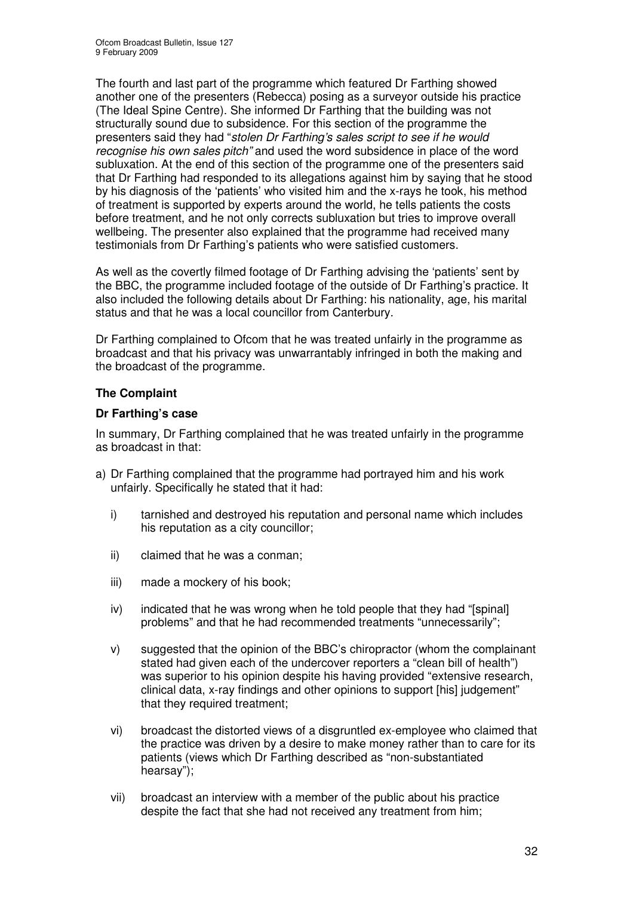The fourth and last part of the programme which featured Dr Farthing showed another one of the presenters (Rebecca) posing as a surveyor outside his practice (The Ideal Spine Centre). She informed Dr Farthing that the building was not structurally sound due to subsidence. For this section of the programme the presenters said they had "*stolen Dr Farthing's sales script to see if he would recognise his own sales pitch"* and used the word subsidence in place of the word subluxation. At the end of this section of the programme one of the presenters said that Dr Farthing had responded to its allegations against him by saying that he stood by his diagnosis of the 'patients' who visited him and the x-rays he took, his method of treatment is supported by experts around the world, he tells patients the costs before treatment, and he not only corrects subluxation but tries to improve overall wellbeing. The presenter also explained that the programme had received many testimonials from Dr Farthing's patients who were satisfied customers.

As well as the covertly filmed footage of Dr Farthing advising the 'patients' sent by the BBC, the programme included footage of the outside of Dr Farthing's practice. It also included the following details about Dr Farthing: his nationality, age, his marital status and that he was a local councillor from Canterbury.

Dr Farthing complained to Ofcom that he was treated unfairly in the programme as broadcast and that his privacy was unwarrantably infringed in both the making and the broadcast of the programme.

## The Complaint

### Dr Farthing's case

In summary, Dr Farthing complained that he was treated unfairly in the programme as broadcast in that:

a) Dr Farthing complained that the programme had portrayed him and his work unfairly. Specifically he stated that it had:

   i) tarnished and destroyed his reputation and personal name which includes his reputation as a city councillor;

   ii) claimed that he was a conman;

   iii) made a mockery of his book;

   iv) indicated that he was wrong when he told people that they had "[spinal] problems" and that he had recommended treatments "unnecessarily";

   v) suggested that the opinion of the BBC's chiropractor (whom the complainant stated had given each of the undercover reporters a "clean bill of health") was superior to his opinion despite his having provided "extensive research, clinical data, x-ray findings and other opinions to support [his] judgement" that they required treatment;

   vi) broadcast the distorted views of a disgruntled ex-employee who claimed that the practice was driven by a desire to make money rather than to care for its patients (views which Dr Farthing described as "non-substantiated hearsay");

   vii) broadcast an interview with a member of the public about his practice despite the fact that she had not received any treatment from him;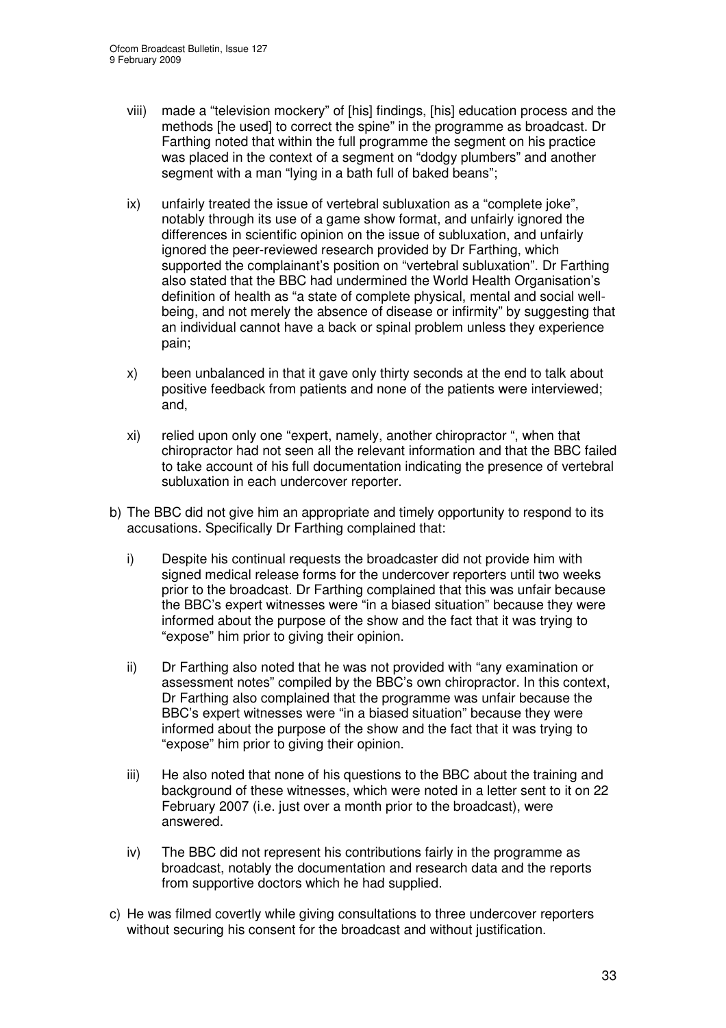viii) made a "television mockery" of [his] findings, [his] education process and the methods [he used] to correct the spine" in the programme as broadcast. Dr Farthing noted that within the full programme the segment on his practice was placed in the context of a segment on "dodgy plumbers" and another segment with a man "lying in a bath full of baked beans";

ix) unfairly treated the issue of vertebral subluxation as a "complete joke", notably through its use of a game show format, and unfairly ignored the differences in scientific opinion on the issue of subluxation, and unfairly ignored the peer-reviewed research provided by Dr Farthing, which supported the complainant's position on "vertebral subluxation". Dr Farthing also stated that the BBC had undermined the World Health Organisation's definition of health as "a state of complete physical, mental and social well-being, and not merely the absence of disease or infirmity" by suggesting that an individual cannot have a back or spinal problem unless they experience pain;

x) been unbalanced in that it gave only thirty seconds at the end to talk about positive feedback from patients and none of the patients were interviewed; and,

xi) relied upon only one "expert, namely, another chiropractor ", when that chiropractor had not seen all the relevant information and that the BBC failed to take account of his full documentation indicating the presence of vertebral subluxation in each undercover reporter.

b) The BBC did not give him an appropriate and timely opportunity to respond to its accusations. Specifically Dr Farthing complained that:

i) Despite his continual requests the broadcaster did not provide him with signed medical release forms for the undercover reporters until two weeks prior to the broadcast. Dr Farthing complained that this was unfair because the BBC's expert witnesses were "in a biased situation" because they were informed about the purpose of the show and the fact that it was trying to "expose" him prior to giving their opinion.

ii) Dr Farthing also noted that he was not provided with "any examination or assessment notes" compiled by the BBC's own chiropractor. In this context, Dr Farthing also complained that the programme was unfair because the BBC's expert witnesses were "in a biased situation" because they were informed about the purpose of the show and the fact that it was trying to "expose" him prior to giving their opinion.

iii) He also noted that none of his questions to the BBC about the training and background of these witnesses, which were noted in a letter sent to it on 22 February 2007 (i.e. just over a month prior to the broadcast), were answered.

iv) The BBC did not represent his contributions fairly in the programme as broadcast, notably the documentation and research data and the reports from supportive doctors which he had supplied.

c) He was filmed covertly while giving consultations to three undercover reporters without securing his consent for the broadcast and without justification.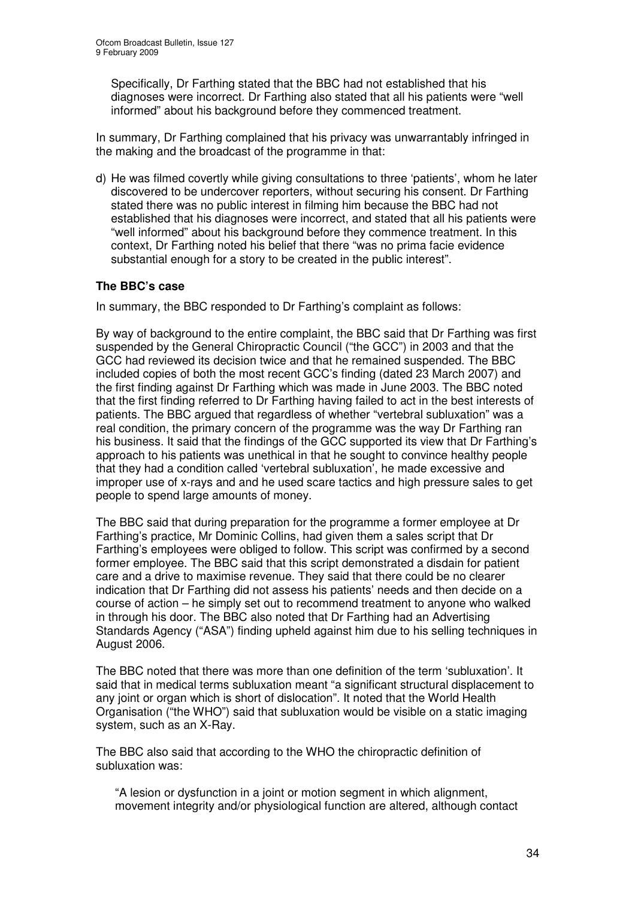Specifically, Dr Farthing stated that the BBC had not established that his diagnoses were incorrect. Dr Farthing also stated that all his patients were "well informed" about his background before they commenced treatment.

In summary, Dr Farthing complained that his privacy was unwarrantably infringed in the making and the broadcast of the programme in that:

d) He was filmed covertly while giving consultations to three 'patients', whom he later discovered to be undercover reporters, without securing his consent. Dr Farthing stated there was no public interest in filming him because the BBC had not established that his diagnoses were incorrect, and stated that all his patients were "well informed" about his background before they commence treatment. In this context, Dr Farthing noted his belief that there "was no prima facie evidence substantial enough for a story to be created in the public interest".

### The BBC's case

In summary, the BBC responded to Dr Farthing's complaint as follows:

By way of background to the entire complaint, the BBC said that Dr Farthing was first suspended by the General Chiropractic Council ("the GCC") in 2003 and that the GCC had reviewed its decision twice and that he remained suspended. The BBC included copies of both the most recent GCC's finding (dated 23 March 2007) and the first finding against Dr Farthing which was made in June 2003. The BBC noted that the first finding referred to Dr Farthing having failed to act in the best interests of patients. The BBC argued that regardless of whether "vertebral subluxation" was a real condition, the primary concern of the programme was the way Dr Farthing ran his business. It said that the findings of the GCC supported its view that Dr Farthing's approach to his patients was unethical in that he sought to convince healthy people that they had a condition called 'vertebral subluxation', he made excessive and improper use of x-rays and and he used scare tactics and high pressure sales to get people to spend large amounts of money.

The BBC said that during preparation for the programme a former employee at Dr Farthing's practice, Mr Dominic Collins, had given them a sales script that Dr Farthing's employees were obliged to follow. This script was confirmed by a second former employee. The BBC said that this script demonstrated a disdain for patient care and a drive to maximise revenue. They said that there could be no clearer indication that Dr Farthing did not assess his patients' needs and then decide on a course of action – he simply set out to recommend treatment to anyone who walked in through his door. The BBC also noted that Dr Farthing had an Advertising Standards Agency ("ASA") finding upheld against him due to his selling techniques in August 2006.

The BBC noted that there was more than one definition of the term 'subluxation'. It said that in medical terms subluxation meant "a significant structural displacement to any joint or organ which is short of dislocation". It noted that the World Health Organisation ("the WHO") said that subluxation would be visible on a static imaging system, such as an X-Ray.

The BBC also said that according to the WHO the chiropractic definition of subluxation was:

"A lesion or dysfunction in a joint or motion segment in which alignment, movement integrity and/or physiological function are altered, although contact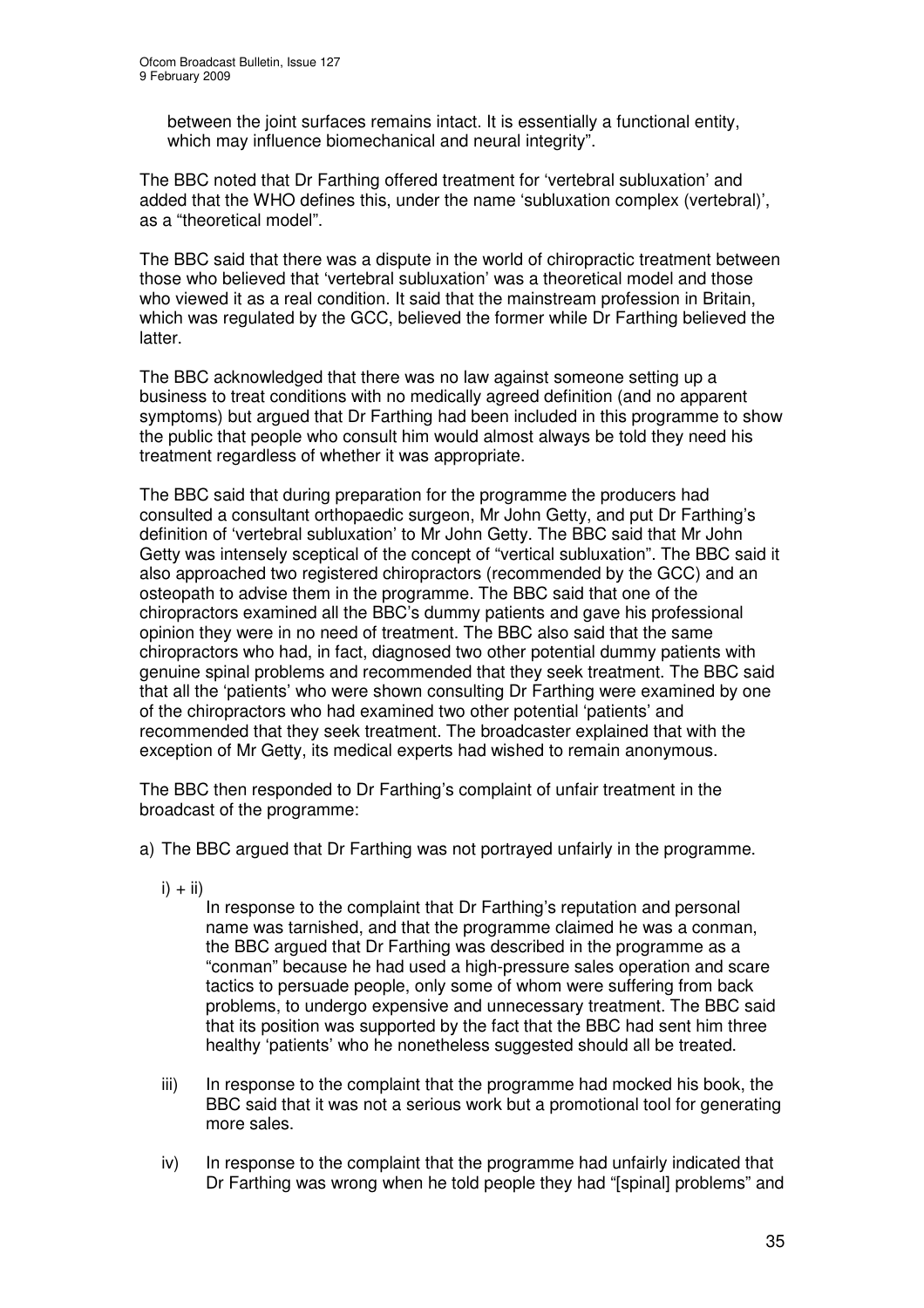between the joint surfaces remains intact. It is essentially a functional entity, which may influence biomechanical and neural integrity".

The BBC noted that Dr Farthing offered treatment for 'vertebral subluxation' and added that the WHO defines this, under the name 'subluxation complex (vertebral)', as a "theoretical model".

The BBC said that there was a dispute in the world of chiropractic treatment between those who believed that 'vertebral subluxation' was a theoretical model and those who viewed it as a real condition. It said that the mainstream profession in Britain, which was regulated by the GCC, believed the former while Dr Farthing believed the latter.

The BBC acknowledged that there was no law against someone setting up a business to treat conditions with no medically agreed definition (and no apparent symptoms) but argued that Dr Farthing had been included in this programme to show the public that people who consult him would almost always be told they need his treatment regardless of whether it was appropriate.

The BBC said that during preparation for the programme the producers had consulted a consultant orthopaedic surgeon, Mr John Getty, and put Dr Farthing's definition of 'vertebral subluxation' to Mr John Getty. The BBC said that Mr John Getty was intensely sceptical of the concept of "vertical subluxation". The BBC said it also approached two registered chiropractors (recommended by the GCC) and an osteopath to advise them in the programme. The BBC said that one of the chiropractors examined all the BBC's dummy patients and gave his professional opinion they were in no need of treatment. The BBC also said that the same chiropractors who had, in fact, diagnosed two other potential dummy patients with genuine spinal problems and recommended that they seek treatment. The BBC said that all the 'patients' who were shown consulting Dr Farthing were examined by one of the chiropractors who had examined two other potential 'patients' and recommended that they seek treatment. The broadcaster explained that with the exception of Mr Getty, its medical experts had wished to remain anonymous.

The BBC then responded to Dr Farthing's complaint of unfair treatment in the broadcast of the programme:

a) The BBC argued that Dr Farthing was not portrayed unfairly in the programme.

   i) + ii)
   In response to the complaint that Dr Farthing's reputation and personal name was tarnished, and that the programme claimed he was a conman, the BBC argued that Dr Farthing was described in the programme as a "conman" because he had used a high-pressure sales operation and scare tactics to persuade people, only some of whom were suffering from back problems, to undergo expensive and unnecessary treatment. The BBC said that its position was supported by the fact that the BBC had sent him three healthy 'patients' who he nonetheless suggested should all be treated.

   iii) In response to the complaint that the programme had mocked his book, the BBC said that it was not a serious work but a promotional tool for generating more sales.

   iv) In response to the complaint that the programme had unfairly indicated that Dr Farthing was wrong when he told people they had "[spinal] problems" and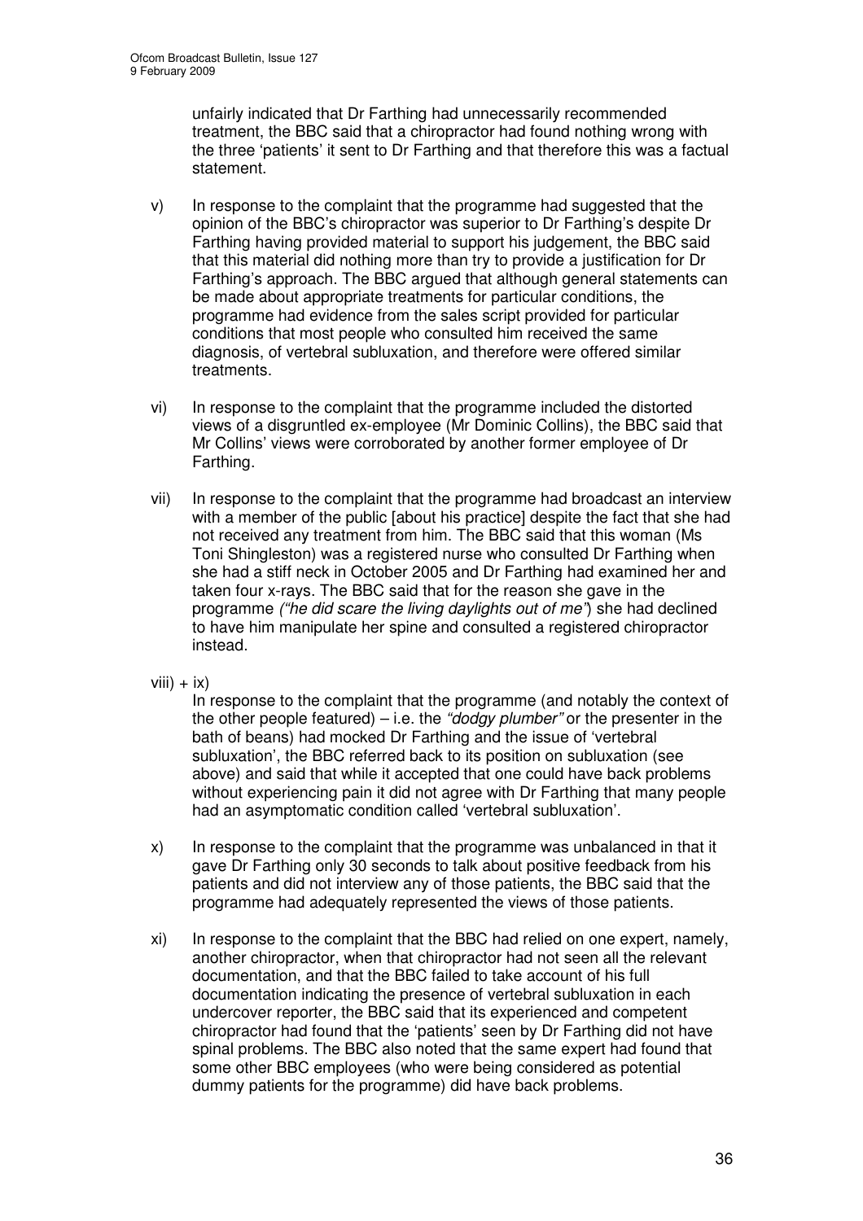unfairly indicated that Dr Farthing had unnecessarily recommended treatment, the BBC said that a chiropractor had found nothing wrong with the three 'patients' it sent to Dr Farthing and that therefore this was a factual statement.

v) In response to the complaint that the programme had suggested that the opinion of the BBC's chiropractor was superior to Dr Farthing's despite Dr Farthing having provided material to support his judgement, the BBC said that this material did nothing more than try to provide a justification for Dr Farthing's approach. The BBC argued that although general statements can be made about appropriate treatments for particular conditions, the programme had evidence from the sales script provided for particular conditions that most people who consulted him received the same diagnosis, of vertebral subluxation, and therefore were offered similar treatments.

vi) In response to the complaint that the programme included the distorted views of a disgruntled ex-employee (Mr Dominic Collins), the BBC said that Mr Collins' views were corroborated by another former employee of Dr Farthing.

vii) In response to the complaint that the programme had broadcast an interview with a member of the public [about his practice] despite the fact that she had not received any treatment from him. The BBC said that this woman (Ms Toni Shingleston) was a registered nurse who consulted Dr Farthing when she had a stiff neck in October 2005 and Dr Farthing had examined her and taken four x-rays. The BBC said that for the reason she gave in the programme *("he did scare the living daylights out of me")* she had declined to have him manipulate her spine and consulted a registered chiropractor instead.

viii) + ix)
In response to the complaint that the programme (and notably the context of the other people featured) – i.e. the *"dodgy plumber"* or the presenter in the bath of beans) had mocked Dr Farthing and the issue of 'vertebral subluxation', the BBC referred back to its position on subluxation (see above) and said that while it accepted that one could have back problems without experiencing pain it did not agree with Dr Farthing that many people had an asymptomatic condition called 'vertebral subluxation'.

x) In response to the complaint that the programme was unbalanced in that it gave Dr Farthing only 30 seconds to talk about positive feedback from his patients and did not interview any of those patients, the BBC said that the programme had adequately represented the views of those patients.

xi) In response to the complaint that the BBC had relied on one expert, namely, another chiropractor, when that chiropractor had not seen all the relevant documentation, and that the BBC failed to take account of his full documentation indicating the presence of vertebral subluxation in each undercover reporter, the BBC said that its experienced and competent chiropractor had found that the 'patients' seen by Dr Farthing did not have spinal problems. The BBC also noted that the same expert had found that some other BBC employees (who were being considered as potential dummy patients for the programme) did have back problems.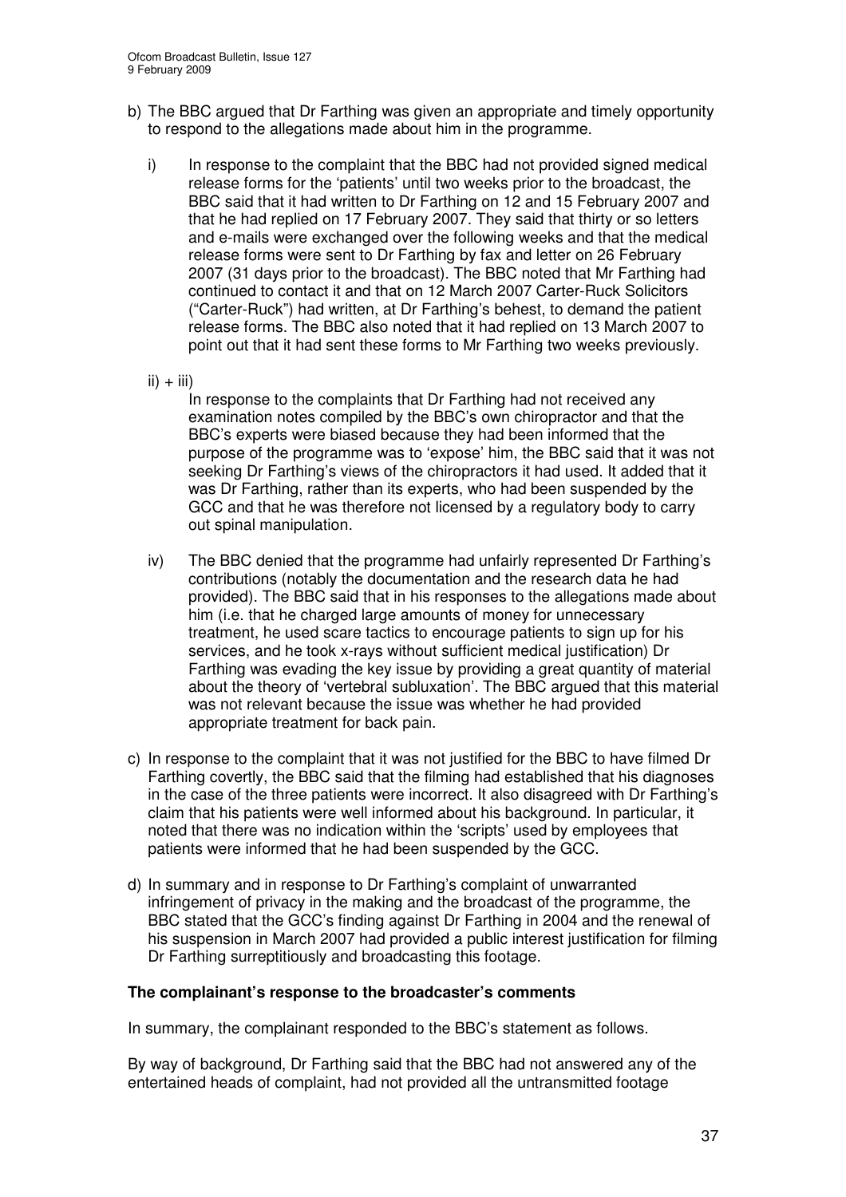b) The BBC argued that Dr Farthing was given an appropriate and timely opportunity to respond to the allegations made about him in the programme.

   i) In response to the complaint that the BBC had not provided signed medical release forms for the 'patients' until two weeks prior to the broadcast, the BBC said that it had written to Dr Farthing on 12 and 15 February 2007 and that he had replied on 17 February 2007. They said that thirty or so letters and e-mails were exchanged over the following weeks and that the medical release forms were sent to Dr Farthing by fax and letter on 26 February 2007 (31 days prior to the broadcast). The BBC noted that Mr Farthing had continued to contact it and that on 12 March 2007 Carter-Ruck Solicitors ("Carter-Ruck") had written, at Dr Farthing's behest, to demand the patient release forms. The BBC also noted that it had replied on 13 March 2007 to point out that it had sent these forms to Mr Farthing two weeks previously.

   ii) + iii)
   In response to the complaints that Dr Farthing had not received any examination notes compiled by the BBC's own chiropractor and that the BBC's experts were biased because they had been informed that the purpose of the programme was to 'expose' him, the BBC said that it was not seeking Dr Farthing's views of the chiropractors it had used. It added that it was Dr Farthing, rather than its experts, who had been suspended by the GCC and that he was therefore not licensed by a regulatory body to carry out spinal manipulation.

   iv) The BBC denied that the programme had unfairly represented Dr Farthing's contributions (notably the documentation and the research data he had provided). The BBC said that in his responses to the allegations made about him (i.e. that he charged large amounts of money for unnecessary treatment, he used scare tactics to encourage patients to sign up for his services, and he took x-rays without sufficient medical justification) Dr Farthing was evading the key issue by providing a great quantity of material about the theory of 'vertebral subluxation'. The BBC argued that this material was not relevant because the issue was whether he had provided appropriate treatment for back pain.

c) In response to the complaint that it was not justified for the BBC to have filmed Dr Farthing covertly, the BBC said that the filming had established that his diagnoses in the case of the three patients were incorrect. It also disagreed with Dr Farthing's claim that his patients were well informed about his background. In particular, it noted that there was no indication within the 'scripts' used by employees that patients were informed that he had been suspended by the GCC.

d) In summary and in response to Dr Farthing's complaint of unwarranted infringement of privacy in the making and the broadcast of the programme, the BBC stated that the GCC's finding against Dr Farthing in 2004 and the renewal of his suspension in March 2007 had provided a public interest justification for filming Dr Farthing surreptitiously and broadcasting this footage.

**The complainant's response to the broadcaster's comments**

In summary, the complainant responded to the BBC's statement as follows.

By way of background, Dr Farthing said that the BBC had not answered any of the entertained heads of complaint, had not provided all the untransmitted footage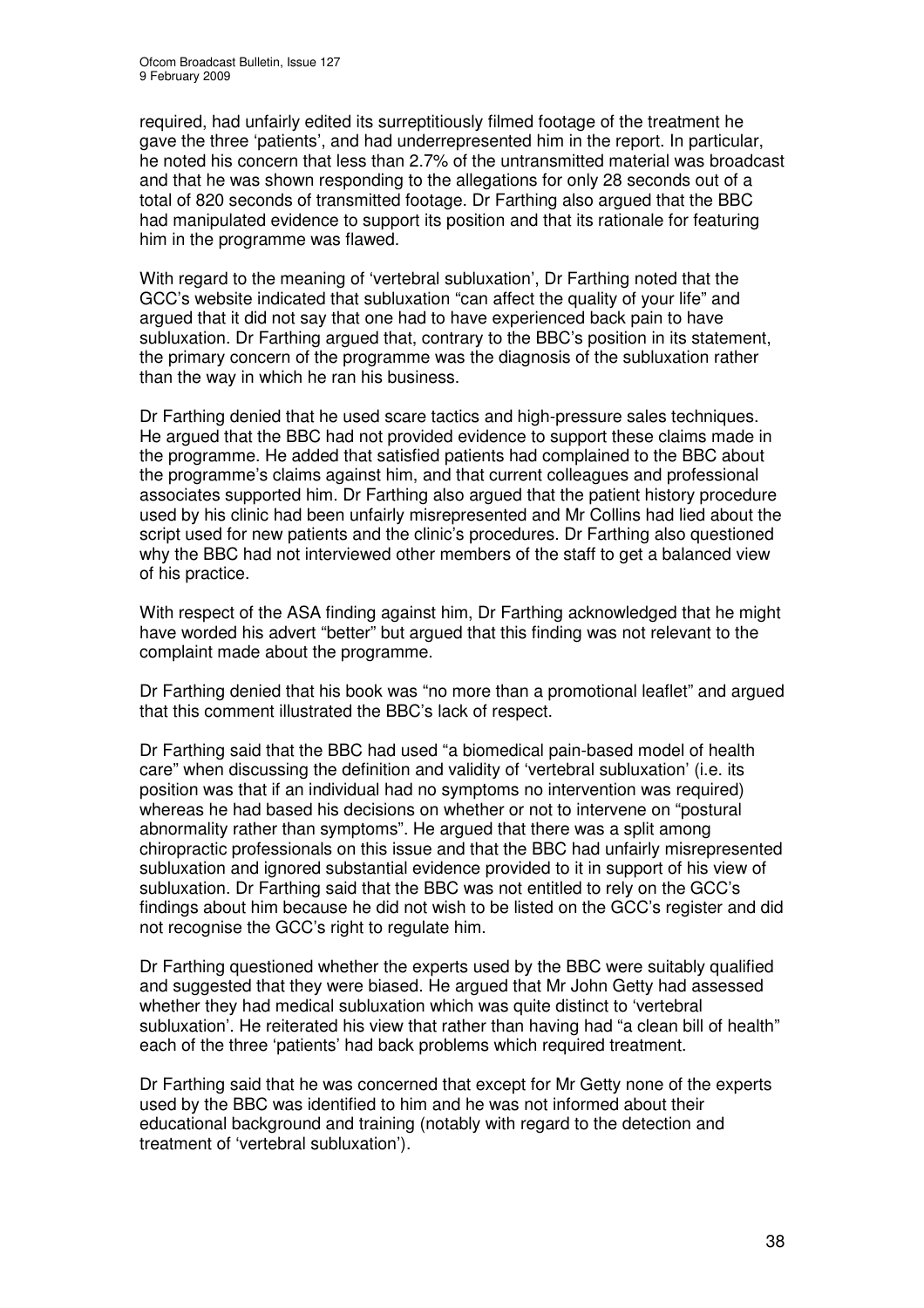required, had unfairly edited its surreptitiously filmed footage of the treatment he gave the three 'patients', and had underrepresented him in the report. In particular, he noted his concern that less than 2.7% of the untransmitted material was broadcast and that he was shown responding to the allegations for only 28 seconds out of a total of 820 seconds of transmitted footage. Dr Farthing also argued that the BBC had manipulated evidence to support its position and that its rationale for featuring him in the programme was flawed.

With regard to the meaning of 'vertebral subluxation', Dr Farthing noted that the GCC's website indicated that subluxation "can affect the quality of your life" and argued that it did not say that one had to have experienced back pain to have subluxation. Dr Farthing argued that, contrary to the BBC's position in its statement, the primary concern of the programme was the diagnosis of the subluxation rather than the way in which he ran his business.

Dr Farthing denied that he used scare tactics and high-pressure sales techniques. He argued that the BBC had not provided evidence to support these claims made in the programme. He added that satisfied patients had complained to the BBC about the programme's claims against him, and that current colleagues and professional associates supported him. Dr Farthing also argued that the patient history procedure used by his clinic had been unfairly misrepresented and Mr Collins had lied about the script used for new patients and the clinic's procedures. Dr Farthing also questioned why the BBC had not interviewed other members of the staff to get a balanced view of his practice.

With respect of the ASA finding against him, Dr Farthing acknowledged that he might have worded his advert "better" but argued that this finding was not relevant to the complaint made about the programme.

Dr Farthing denied that his book was "no more than a promotional leaflet" and argued that this comment illustrated the BBC's lack of respect.

Dr Farthing said that the BBC had used "a biomedical pain-based model of health care" when discussing the definition and validity of 'vertebral subluxation' (i.e. its position was that if an individual had no symptoms no intervention was required) whereas he had based his decisions on whether or not to intervene on "postural abnormality rather than symptoms". He argued that there was a split among chiropractic professionals on this issue and that the BBC had unfairly misrepresented subluxation and ignored substantial evidence provided to it in support of his view of subluxation. Dr Farthing said that the BBC was not entitled to rely on the GCC's findings about him because he did not wish to be listed on the GCC's register and did not recognise the GCC's right to regulate him.

Dr Farthing questioned whether the experts used by the BBC were suitably qualified and suggested that they were biased. He argued that Mr John Getty had assessed whether they had medical subluxation which was quite distinct to 'vertebral subluxation'. He reiterated his view that rather than having had "a clean bill of health" each of the three 'patients' had back problems which required treatment.

Dr Farthing said that he was concerned that except for Mr Getty none of the experts used by the BBC was identified to him and he was not informed about their educational background and training (notably with regard to the detection and treatment of 'vertebral subluxation').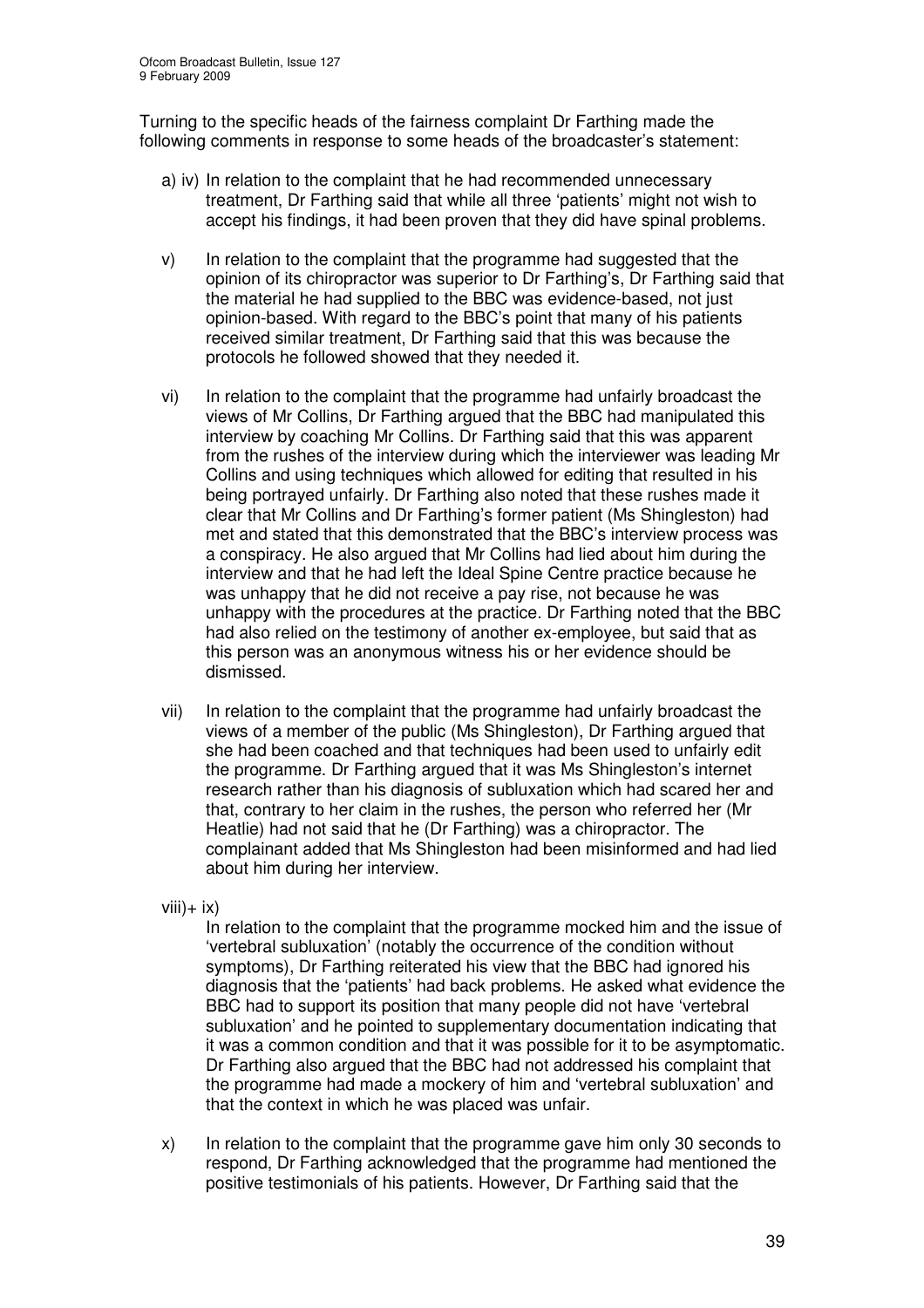Turning to the specific heads of the fairness complaint Dr Farthing made the following comments in response to some heads of the broadcaster's statement:

a) iv) In relation to the complaint that he had recommended unnecessary treatment, Dr Farthing said that while all three 'patients' might not wish to accept his findings, it had been proven that they did have spinal problems.

v) In relation to the complaint that the programme had suggested that the opinion of its chiropractor was superior to Dr Farthing's, Dr Farthing said that the material he had supplied to the BBC was evidence-based, not just opinion-based. With regard to the BBC's point that many of his patients received similar treatment, Dr Farthing said that this was because the protocols he followed showed that they needed it.

vi) In relation to the complaint that the programme had unfairly broadcast the views of Mr Collins, Dr Farthing argued that the BBC had manipulated this interview by coaching Mr Collins. Dr Farthing said that this was apparent from the rushes of the interview during which the interviewer was leading Mr Collins and using techniques which allowed for editing that resulted in his being portrayed unfairly. Dr Farthing also noted that these rushes made it clear that Mr Collins and Dr Farthing's former patient (Ms Shingleston) had met and stated that this demonstrated that the BBC's interview process was a conspiracy. He also argued that Mr Collins had lied about him during the interview and that he had left the Ideal Spine Centre practice because he was unhappy that he did not receive a pay rise, not because he was unhappy with the procedures at the practice. Dr Farthing noted that the BBC had also relied on the testimony of another ex-employee, but said that as this person was an anonymous witness his or her evidence should be dismissed.

vii) In relation to the complaint that the programme had unfairly broadcast the views of a member of the public (Ms Shingleston), Dr Farthing argued that she had been coached and that techniques had been used to unfairly edit the programme. Dr Farthing argued that it was Ms Shingleston's internet research rather than his diagnosis of subluxation which had scared her and that, contrary to her claim in the rushes, the person who referred her (Mr Heatlie) had not said that he (Dr Farthing) was a chiropractor. The complainant added that Ms Shingleston had been misinformed and had lied about him during her interview.

viii)+ ix)

In relation to the complaint that the programme mocked him and the issue of 'vertebral subluxation' (notably the occurrence of the condition without symptoms), Dr Farthing reiterated his view that the BBC had ignored his diagnosis that the 'patients' had back problems. He asked what evidence the BBC had to support its position that many people did not have 'vertebral subluxation' and he pointed to supplementary documentation indicating that it was a common condition and that it was possible for it to be asymptomatic. Dr Farthing also argued that the BBC had not addressed his complaint that the programme had made a mockery of him and 'vertebral subluxation' and that the context in which he was placed was unfair.

x) In relation to the complaint that the programme gave him only 30 seconds to respond, Dr Farthing acknowledged that the programme had mentioned the positive testimonials of his patients. However, Dr Farthing said that the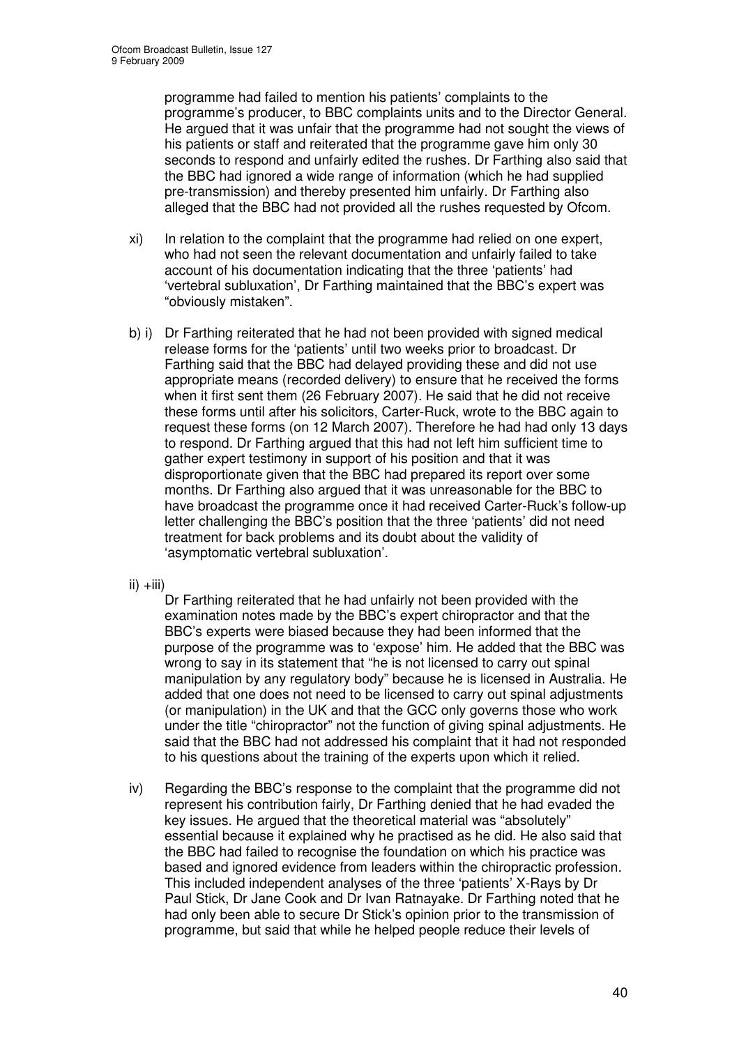programme had failed to mention his patients' complaints to the programme's producer, to BBC complaints units and to the Director General. He argued that it was unfair that the programme had not sought the views of his patients or staff and reiterated that the programme gave him only 30 seconds to respond and unfairly edited the rushes. Dr Farthing also said that the BBC had ignored a wide range of information (which he had supplied pre-transmission) and thereby presented him unfairly. Dr Farthing also alleged that the BBC had not provided all the rushes requested by Ofcom.

xi) In relation to the complaint that the programme had relied on one expert, who had not seen the relevant documentation and unfairly failed to take account of his documentation indicating that the three 'patients' had 'vertebral subluxation', Dr Farthing maintained that the BBC's expert was "obviously mistaken".

b) i) Dr Farthing reiterated that he had not been provided with signed medical release forms for the 'patients' until two weeks prior to broadcast. Dr Farthing said that the BBC had delayed providing these and did not use appropriate means (recorded delivery) to ensure that he received the forms when it first sent them (26 February 2007). He said that he did not receive these forms until after his solicitors, Carter-Ruck, wrote to the BBC again to request these forms (on 12 March 2007). Therefore he had had only 13 days to respond. Dr Farthing argued that this had not left him sufficient time to gather expert testimony in support of his position and that it was disproportionate given that the BBC had prepared its report over some months. Dr Farthing also argued that it was unreasonable for the BBC to have broadcast the programme once it had received Carter-Ruck's follow-up letter challenging the BBC's position that the three 'patients' did not need treatment for back problems and its doubt about the validity of 'asymptomatic vertebral subluxation'.

ii) +iii)

Dr Farthing reiterated that he had unfairly not been provided with the examination notes made by the BBC's expert chiropractor and that the BBC's experts were biased because they had been informed that the purpose of the programme was to 'expose' him. He added that the BBC was wrong to say in its statement that "he is not licensed to carry out spinal manipulation by any regulatory body" because he is licensed in Australia. He added that one does not need to be licensed to carry out spinal adjustments (or manipulation) in the UK and that the GCC only governs those who work under the title "chiropractor" not the function of giving spinal adjustments. He said that the BBC had not addressed his complaint that it had not responded to his questions about the training of the experts upon which it relied.

iv) Regarding the BBC's response to the complaint that the programme did not represent his contribution fairly, Dr Farthing denied that he had evaded the key issues. He argued that the theoretical material was "absolutely" essential because it explained why he practised as he did. He also said that the BBC had failed to recognise the foundation on which his practice was based and ignored evidence from leaders within the chiropractic profession. This included independent analyses of the three 'patients' X-Rays by Dr Paul Stick, Dr Jane Cook and Dr Ivan Ratnayake. Dr Farthing noted that he had only been able to secure Dr Stick's opinion prior to the transmission of programme, but said that while he helped people reduce their levels of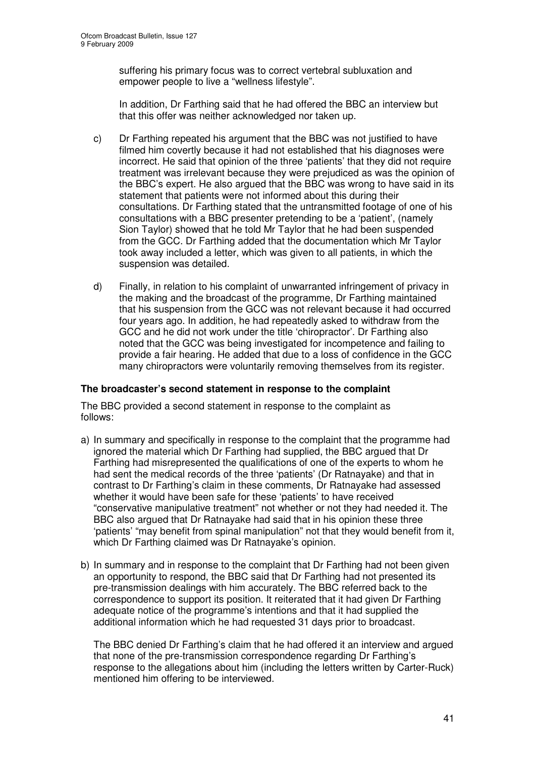suffering his primary focus was to correct vertebral subluxation and empower people to live a "wellness lifestyle".

In addition, Dr Farthing said that he had offered the BBC an interview but that this offer was neither acknowledged nor taken up.

c) Dr Farthing repeated his argument that the BBC was not justified to have filmed him covertly because it had not established that his diagnoses were incorrect. He said that opinion of the three 'patients' that they did not require treatment was irrelevant because they were prejudiced as was the opinion of the BBC's expert. He also argued that the BBC was wrong to have said in its statement that patients were not informed about this during their consultations. Dr Farthing stated that the untransmitted footage of one of his consultations with a BBC presenter pretending to be a 'patient', (namely Sion Taylor) showed that he told Mr Taylor that he had been suspended from the GCC. Dr Farthing added that the documentation which Mr Taylor took away included a letter, which was given to all patients, in which the suspension was detailed.

d) Finally, in relation to his complaint of unwarranted infringement of privacy in the making and the broadcast of the programme, Dr Farthing maintained that his suspension from the GCC was not relevant because it had occurred four years ago. In addition, he had repeatedly asked to withdraw from the GCC and he did not work under the title 'chiropractor'. Dr Farthing also noted that the GCC was being investigated for incompetence and failing to provide a fair hearing. He added that due to a loss of confidence in the GCC many chiropractors were voluntarily removing themselves from its register.

**The broadcaster's second statement in response to the complaint**

The BBC provided a second statement in response to the complaint as follows:

a) In summary and specifically in response to the complaint that the programme had ignored the material which Dr Farthing had supplied, the BBC argued that Dr Farthing had misrepresented the qualifications of one of the experts to whom he had sent the medical records of the three 'patients' (Dr Ratnayake) and that in contrast to Dr Farthing's claim in these comments, Dr Ratnayake had assessed whether it would have been safe for these 'patients' to have received "conservative manipulative treatment" not whether or not they had needed it. The BBC also argued that Dr Ratnayake had said that in his opinion these three 'patients' "may benefit from spinal manipulation" not that they would benefit from it, which Dr Farthing claimed was Dr Ratnayake's opinion.

b) In summary and in response to the complaint that Dr Farthing had not been given an opportunity to respond, the BBC said that Dr Farthing had not presented its pre-transmission dealings with him accurately. The BBC referred back to the correspondence to support its position. It reiterated that it had given Dr Farthing adequate notice of the programme's intentions and that it had supplied the additional information which he had requested 31 days prior to broadcast.

The BBC denied Dr Farthing's claim that he had offered it an interview and argued that none of the pre-transmission correspondence regarding Dr Farthing's response to the allegations about him (including the letters written by Carter-Ruck) mentioned him offering to be interviewed.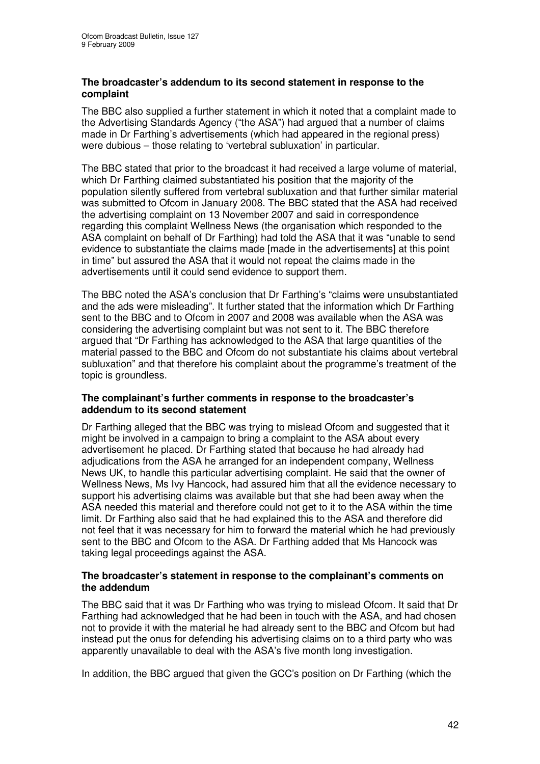**The broadcaster's addendum to its second statement in response to the complaint**

The BBC also supplied a further statement in which it noted that a complaint made to the Advertising Standards Agency ("the ASA") had argued that a number of claims made in Dr Farthing's advertisements (which had appeared in the regional press) were dubious – those relating to 'vertebral subluxation' in particular.

The BBC stated that prior to the broadcast it had received a large volume of material, which Dr Farthing claimed substantiated his position that the majority of the population silently suffered from vertebral subluxation and that further similar material was submitted to Ofcom in January 2008. The BBC stated that the ASA had received the advertising complaint on 13 November 2007 and said in correspondence regarding this complaint Wellness News (the organisation which responded to the ASA complaint on behalf of Dr Farthing) had told the ASA that it was "unable to send evidence to substantiate the claims made [made in the advertisements] at this point in time" but assured the ASA that it would not repeat the claims made in the advertisements until it could send evidence to support them.

The BBC noted the ASA's conclusion that Dr Farthing's "claims were unsubstantiated and the ads were misleading". It further stated that the information which Dr Farthing sent to the BBC and to Ofcom in 2007 and 2008 was available when the ASA was considering the advertising complaint but was not sent to it. The BBC therefore argued that "Dr Farthing has acknowledged to the ASA that large quantities of the material passed to the BBC and Ofcom do not substantiate his claims about vertebral subluxation" and that therefore his complaint about the programme's treatment of the topic is groundless.

**The complainant's further comments in response to the broadcaster's addendum to its second statement**

Dr Farthing alleged that the BBC was trying to mislead Ofcom and suggested that it might be involved in a campaign to bring a complaint to the ASA about every advertisement he placed. Dr Farthing stated that because he had already had adjudications from the ASA he arranged for an independent company, Wellness News UK, to handle this particular advertising complaint. He said that the owner of Wellness News, Ms Ivy Hancock, had assured him that all the evidence necessary to support his advertising claims was available but that she had been away when the ASA needed this material and therefore could not get to it to the ASA within the time limit. Dr Farthing also said that he had explained this to the ASA and therefore did not feel that it was necessary for him to forward the material which he had previously sent to the BBC and Ofcom to the ASA. Dr Farthing added that Ms Hancock was taking legal proceedings against the ASA.

**The broadcaster's statement in response to the complainant's comments on the addendum**

The BBC said that it was Dr Farthing who was trying to mislead Ofcom. It said that Dr Farthing had acknowledged that he had been in touch with the ASA, and had chosen not to provide it with the material he had already sent to the BBC and Ofcom but had instead put the onus for defending his advertising claims on to a third party who was apparently unavailable to deal with the ASA's five month long investigation.

In addition, the BBC argued that given the GCC's position on Dr Farthing (which the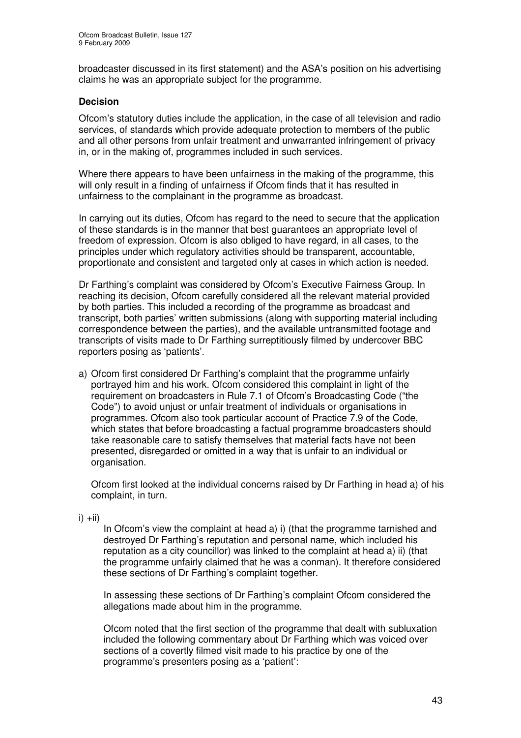broadcaster discussed in its first statement) and the ASA's position on his advertising claims he was an appropriate subject for the programme.

### Decision

Ofcom's statutory duties include the application, in the case of all television and radio services, of standards which provide adequate protection to members of the public and all other persons from unfair treatment and unwarranted infringement of privacy in, or in the making of, programmes included in such services.

Where there appears to have been unfairness in the making of the programme, this will only result in a finding of unfairness if Ofcom finds that it has resulted in unfairness to the complainant in the programme as broadcast.

In carrying out its duties, Ofcom has regard to the need to secure that the application of these standards is in the manner that best guarantees an appropriate level of freedom of expression. Ofcom is also obliged to have regard, in all cases, to the principles under which regulatory activities should be transparent, accountable, proportionate and consistent and targeted only at cases in which action is needed.

Dr Farthing's complaint was considered by Ofcom's Executive Fairness Group. In reaching its decision, Ofcom carefully considered all the relevant material provided by both parties. This included a recording of the programme as broadcast and transcript, both parties' written submissions (along with supporting material including correspondence between the parties), and the available untransmitted footage and transcripts of visits made to Dr Farthing surreptitiously filmed by undercover BBC reporters posing as 'patients'.

a) Ofcom first considered Dr Farthing's complaint that the programme unfairly portrayed him and his work. Ofcom considered this complaint in light of the requirement on broadcasters in Rule 7.1 of Ofcom's Broadcasting Code ("the Code") to avoid unjust or unfair treatment of individuals or organisations in programmes. Ofcom also took particular account of Practice 7.9 of the Code, which states that before broadcasting a factual programme broadcasters should take reasonable care to satisfy themselves that material facts have not been presented, disregarded or omitted in a way that is unfair to an individual or organisation.

   Ofcom first looked at the individual concerns raised by Dr Farthing in head a) of his complaint, in turn.

i) +ii)

   In Ofcom's view the complaint at head a) i) (that the programme tarnished and destroyed Dr Farthing's reputation and personal name, which included his reputation as a city councillor) was linked to the complaint at head a) ii) (that the programme unfairly claimed that he was a conman). It therefore considered these sections of Dr Farthing's complaint together.

   In assessing these sections of Dr Farthing's complaint Ofcom considered the allegations made about him in the programme.

   Ofcom noted that the first section of the programme that dealt with subluxation included the following commentary about Dr Farthing which was voiced over sections of a covertly filmed visit made to his practice by one of the programme's presenters posing as a 'patient':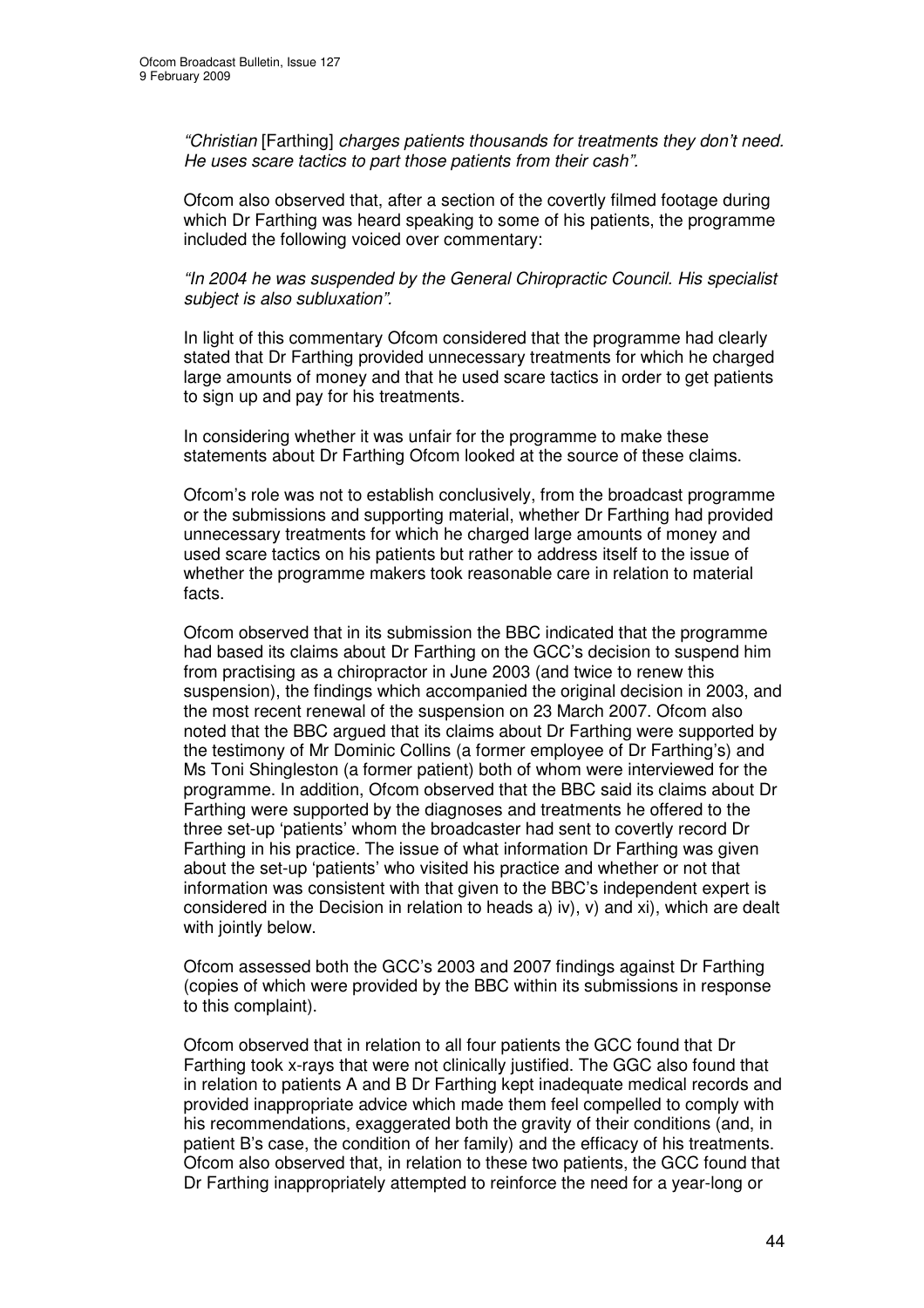*"Christian* [Farthing] *charges patients thousands for treatments they don't need. He uses scare tactics to part those patients from their cash".*

Ofcom also observed that, after a section of the covertly filmed footage during which Dr Farthing was heard speaking to some of his patients, the programme included the following voiced over commentary:

*"In 2004 he was suspended by the General Chiropractic Council. His specialist subject is also subluxation".*

In light of this commentary Ofcom considered that the programme had clearly stated that Dr Farthing provided unnecessary treatments for which he charged large amounts of money and that he used scare tactics in order to get patients to sign up and pay for his treatments.

In considering whether it was unfair for the programme to make these statements about Dr Farthing Ofcom looked at the source of these claims.

Ofcom's role was not to establish conclusively, from the broadcast programme or the submissions and supporting material, whether Dr Farthing had provided unnecessary treatments for which he charged large amounts of money and used scare tactics on his patients but rather to address itself to the issue of whether the programme makers took reasonable care in relation to material facts.

Ofcom observed that in its submission the BBC indicated that the programme had based its claims about Dr Farthing on the GCC's decision to suspend him from practising as a chiropractor in June 2003 (and twice to renew this suspension), the findings which accompanied the original decision in 2003, and the most recent renewal of the suspension on 23 March 2007. Ofcom also noted that the BBC argued that its claims about Dr Farthing were supported by the testimony of Mr Dominic Collins (a former employee of Dr Farthing's) and Ms Toni Shingleston (a former patient) both of whom were interviewed for the programme. In addition, Ofcom observed that the BBC said its claims about Dr Farthing were supported by the diagnoses and treatments he offered to the three set-up 'patients' whom the broadcaster had sent to covertly record Dr Farthing in his practice. The issue of what information Dr Farthing was given about the set-up 'patients' who visited his practice and whether or not that information was consistent with that given to the BBC's independent expert is considered in the Decision in relation to heads a) iv), v) and xi), which are dealt with jointly below.

Ofcom assessed both the GCC's 2003 and 2007 findings against Dr Farthing (copies of which were provided by the BBC within its submissions in response to this complaint).

Ofcom observed that in relation to all four patients the GCC found that Dr Farthing took x-rays that were not clinically justified. The GGC also found that in relation to patients A and B Dr Farthing kept inadequate medical records and provided inappropriate advice which made them feel compelled to comply with his recommendations, exaggerated both the gravity of their conditions (and, in patient B's case, the condition of her family) and the efficacy of his treatments. Ofcom also observed that, in relation to these two patients, the GCC found that Dr Farthing inappropriately attempted to reinforce the need for a year-long or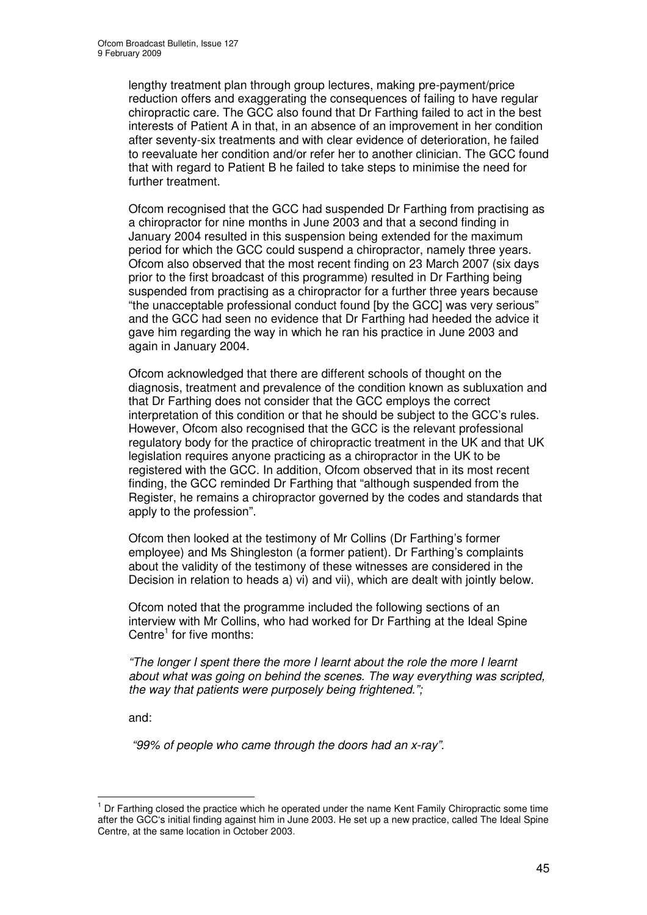lengthy treatment plan through group lectures, making pre-payment/price reduction offers and exaggerating the consequences of failing to have regular chiropractic care. The GCC also found that Dr Farthing failed to act in the best interests of Patient A in that, in an absence of an improvement in her condition after seventy-six treatments and with clear evidence of deterioration, he failed to reevaluate her condition and/or refer her to another clinician. The GCC found that with regard to Patient B he failed to take steps to minimise the need for further treatment.

Ofcom recognised that the GCC had suspended Dr Farthing from practising as a chiropractor for nine months in June 2003 and that a second finding in January 2004 resulted in this suspension being extended for the maximum period for which the GCC could suspend a chiropractor, namely three years. Ofcom also observed that the most recent finding on 23 March 2007 (six days prior to the first broadcast of this programme) resulted in Dr Farthing being suspended from practising as a chiropractor for a further three years because "the unacceptable professional conduct found [by the GCC] was very serious" and the GCC had seen no evidence that Dr Farthing had heeded the advice it gave him regarding the way in which he ran his practice in June 2003 and again in January 2004.

Ofcom acknowledged that there are different schools of thought on the diagnosis, treatment and prevalence of the condition known as subluxation and that Dr Farthing does not consider that the GCC employs the correct interpretation of this condition or that he should be subject to the GCC's rules. However, Ofcom also recognised that the GCC is the relevant professional regulatory body for the practice of chiropractic treatment in the UK and that UK legislation requires anyone practicing as a chiropractor in the UK to be registered with the GCC. In addition, Ofcom observed that in its most recent finding, the GCC reminded Dr Farthing that "although suspended from the Register, he remains a chiropractor governed by the codes and standards that apply to the profession".

Ofcom then looked at the testimony of Mr Collins (Dr Farthing's former employee) and Ms Shingleston (a former patient). Dr Farthing's complaints about the validity of the testimony of these witnesses are considered in the Decision in relation to heads a) vi) and vii), which are dealt with jointly below.

Ofcom noted that the programme included the following sections of an interview with Mr Collins, who had worked for Dr Farthing at the Ideal Spine Centre[1] for five months:

*"The longer I spent there the more I learnt about the role the more I learnt about what was going on behind the scenes. The way everything was scripted, the way that patients were purposely being frightened.";*

and:

*"99% of people who came through the doors had an x-ray".*

[1] Dr Farthing closed the practice which he operated under the name Kent Family Chiropractic some time after the GCC's initial finding against him in June 2003. He set up a new practice, called The Ideal Spine Centre, at the same location in October 2003.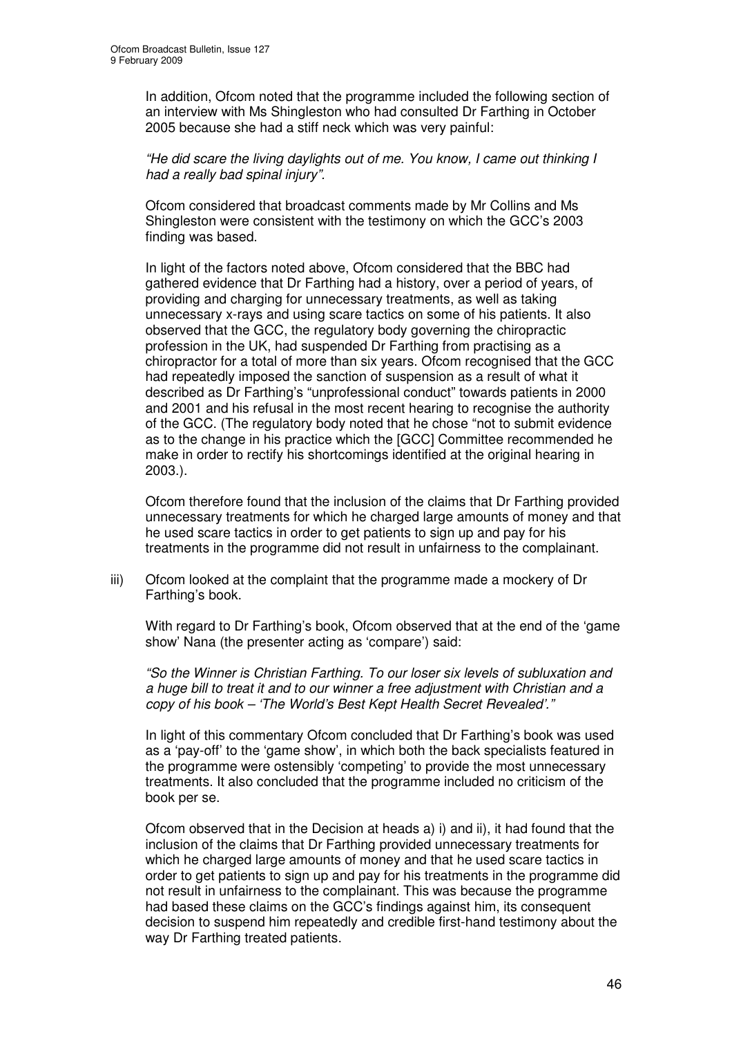In addition, Ofcom noted that the programme included the following section of an interview with Ms Shingleston who had consulted Dr Farthing in October 2005 because she had a stiff neck which was very painful:

*"He did scare the living daylights out of me. You know, I came out thinking I had a really bad spinal injury".*

Ofcom considered that broadcast comments made by Mr Collins and Ms Shingleston were consistent with the testimony on which the GCC's 2003 finding was based.

In light of the factors noted above, Ofcom considered that the BBC had gathered evidence that Dr Farthing had a history, over a period of years, of providing and charging for unnecessary treatments, as well as taking unnecessary x-rays and using scare tactics on some of his patients. It also observed that the GCC, the regulatory body governing the chiropractic profession in the UK, had suspended Dr Farthing from practising as a chiropractor for a total of more than six years. Ofcom recognised that the GCC had repeatedly imposed the sanction of suspension as a result of what it described as Dr Farthing's "unprofessional conduct" towards patients in 2000 and 2001 and his refusal in the most recent hearing to recognise the authority of the GCC. (The regulatory body noted that he chose "not to submit evidence as to the change in his practice which the [GCC] Committee recommended he make in order to rectify his shortcomings identified at the original hearing in 2003.).

Ofcom therefore found that the inclusion of the claims that Dr Farthing provided unnecessary treatments for which he charged large amounts of money and that he used scare tactics in order to get patients to sign up and pay for his treatments in the programme did not result in unfairness to the complainant.

iii) Ofcom looked at the complaint that the programme made a mockery of Dr Farthing's book.

With regard to Dr Farthing's book, Ofcom observed that at the end of the 'game show' Nana (the presenter acting as 'compare') said:

*"So the Winner is Christian Farthing. To our loser six levels of subluxation and a huge bill to treat it and to our winner a free adjustment with Christian and a copy of his book – 'The World's Best Kept Health Secret Revealed'."*

In light of this commentary Ofcom concluded that Dr Farthing's book was used as a 'pay-off' to the 'game show', in which both the back specialists featured in the programme were ostensibly 'competing' to provide the most unnecessary treatments. It also concluded that the programme included no criticism of the book per se.

Ofcom observed that in the Decision at heads a) i) and ii), it had found that the inclusion of the claims that Dr Farthing provided unnecessary treatments for which he charged large amounts of money and that he used scare tactics in order to get patients to sign up and pay for his treatments in the programme did not result in unfairness to the complainant. This was because the programme had based these claims on the GCC's findings against him, its consequent decision to suspend him repeatedly and credible first-hand testimony about the way Dr Farthing treated patients.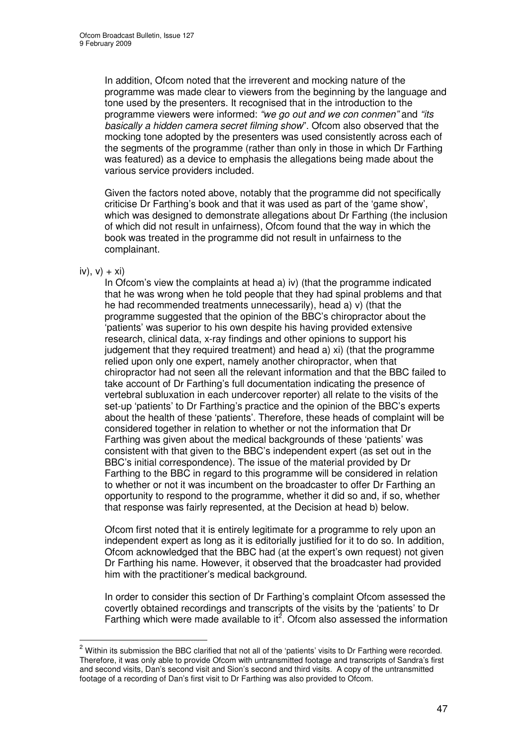In addition, Ofcom noted that the irreverent and mocking nature of the programme was made clear to viewers from the beginning by the language and tone used by the presenters. It recognised that in the introduction to the programme viewers were informed: *"we go out and we con conmen"* and *"its basically a hidden camera secret filming show*". Ofcom also observed that the mocking tone adopted by the presenters was used consistently across each of the segments of the programme (rather than only in those in which Dr Farthing was featured) as a device to emphasis the allegations being made about the various service providers included.

Given the factors noted above, notably that the programme did not specifically criticise Dr Farthing's book and that it was used as part of the 'game show', which was designed to demonstrate allegations about Dr Farthing (the inclusion of which did not result in unfairness), Ofcom found that the way in which the book was treated in the programme did not result in unfairness to the complainant.

iv), v) + xi)

In Ofcom's view the complaints at head a) iv) (that the programme indicated that he was wrong when he told people that they had spinal problems and that he had recommended treatments unnecessarily), head a) v) (that the programme suggested that the opinion of the BBC's chiropractor about the 'patients' was superior to his own despite his having provided extensive research, clinical data, x-ray findings and other opinions to support his judgement that they required treatment) and head a) xi) (that the programme relied upon only one expert, namely another chiropractor, when that chiropractor had not seen all the relevant information and that the BBC failed to take account of Dr Farthing's full documentation indicating the presence of vertebral subluxation in each undercover reporter) all relate to the visits of the set-up 'patients' to Dr Farthing's practice and the opinion of the BBC's experts about the health of these 'patients'. Therefore, these heads of complaint will be considered together in relation to whether or not the information that Dr Farthing was given about the medical backgrounds of these 'patients' was consistent with that given to the BBC's independent expert (as set out in the BBC's initial correspondence). The issue of the material provided by Dr Farthing to the BBC in regard to this programme will be considered in relation to whether or not it was incumbent on the broadcaster to offer Dr Farthing an opportunity to respond to the programme, whether it did so and, if so, whether that response was fairly represented, at the Decision at head b) below.

Ofcom first noted that it is entirely legitimate for a programme to rely upon an independent expert as long as it is editorially justified for it to do so. In addition, Ofcom acknowledged that the BBC had (at the expert's own request) not given Dr Farthing his name. However, it observed that the broadcaster had provided him with the practitioner's medical background.

In order to consider this section of Dr Farthing's complaint Ofcom assessed the covertly obtained recordings and transcripts of the visits by the 'patients' to Dr Farthing which were made available to it[2]. Ofcom also assessed the information

[2] Within its submission the BBC clarified that not all of the 'patients' visits to Dr Farthing were recorded. Therefore, it was only able to provide Ofcom with untransmitted footage and transcripts of Sandra's first and second visits, Dan's second visit and Sion's second and third visits. A copy of the untransmitted footage of a recording of Dan's first visit to Dr Farthing was also provided to Ofcom.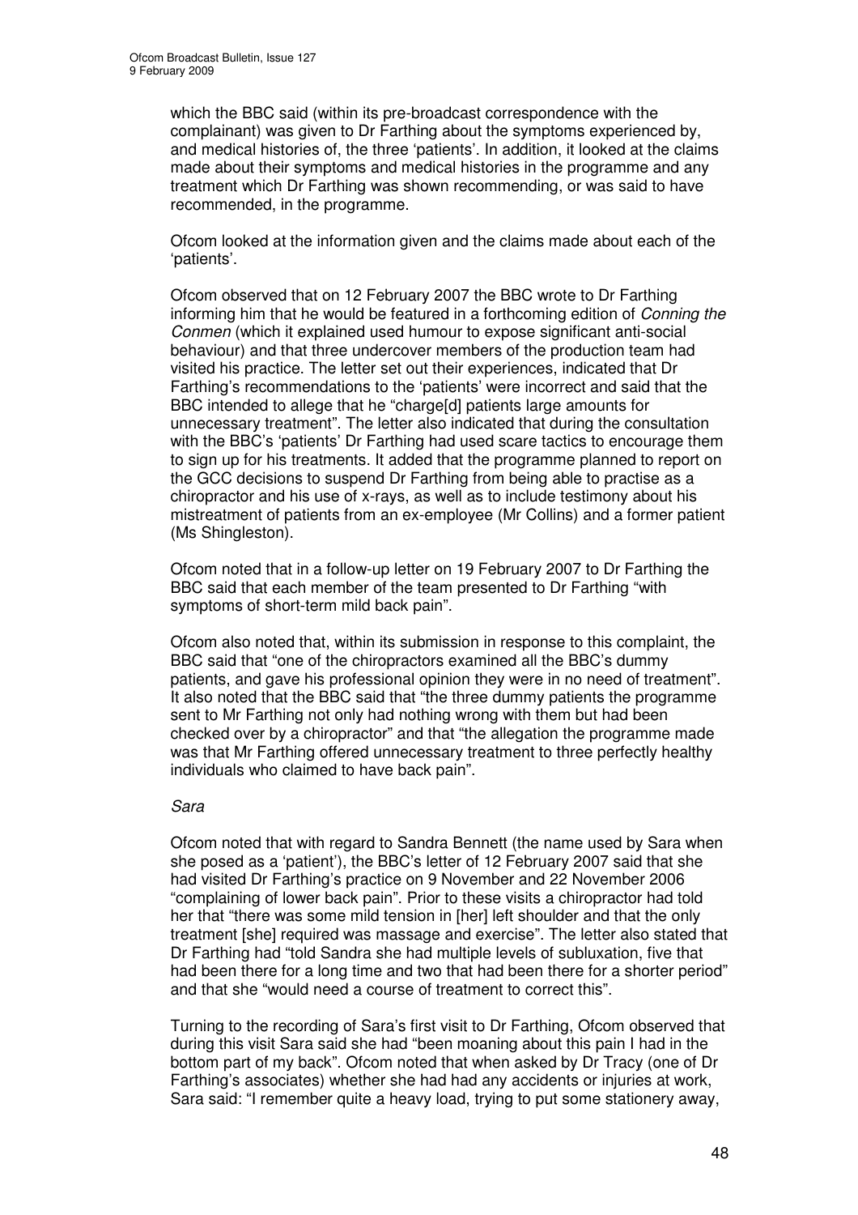which the BBC said (within its pre-broadcast correspondence with the complainant) was given to Dr Farthing about the symptoms experienced by, and medical histories of, the three 'patients'. In addition, it looked at the claims made about their symptoms and medical histories in the programme and any treatment which Dr Farthing was shown recommending, or was said to have recommended, in the programme.

Ofcom looked at the information given and the claims made about each of the 'patients'.

Ofcom observed that on 12 February 2007 the BBC wrote to Dr Farthing informing him that he would be featured in a forthcoming edition of *Conning the Conmen* (which it explained used humour to expose significant anti-social behaviour) and that three undercover members of the production team had visited his practice. The letter set out their experiences, indicated that Dr Farthing's recommendations to the 'patients' were incorrect and said that the BBC intended to allege that he "charge[d] patients large amounts for unnecessary treatment". The letter also indicated that during the consultation with the BBC's 'patients' Dr Farthing had used scare tactics to encourage them to sign up for his treatments. It added that the programme planned to report on the GCC decisions to suspend Dr Farthing from being able to practise as a chiropractor and his use of x-rays, as well as to include testimony about his mistreatment of patients from an ex-employee (Mr Collins) and a former patient (Ms Shingleston).

Ofcom noted that in a follow-up letter on 19 February 2007 to Dr Farthing the BBC said that each member of the team presented to Dr Farthing "with symptoms of short-term mild back pain".

Ofcom also noted that, within its submission in response to this complaint, the BBC said that "one of the chiropractors examined all the BBC's dummy patients, and gave his professional opinion they were in no need of treatment". It also noted that the BBC said that "the three dummy patients the programme sent to Mr Farthing not only had nothing wrong with them but had been checked over by a chiropractor" and that "the allegation the programme made was that Mr Farthing offered unnecessary treatment to three perfectly healthy individuals who claimed to have back pain".

*Sara*

Ofcom noted that with regard to Sandra Bennett (the name used by Sara when she posed as a 'patient'), the BBC's letter of 12 February 2007 said that she had visited Dr Farthing's practice on 9 November and 22 November 2006 "complaining of lower back pain". Prior to these visits a chiropractor had told her that "there was some mild tension in [her] left shoulder and that the only treatment [she] required was massage and exercise". The letter also stated that Dr Farthing had "told Sandra she had multiple levels of subluxation, five that had been there for a long time and two that had been there for a shorter period" and that she "would need a course of treatment to correct this".

Turning to the recording of Sara's first visit to Dr Farthing, Ofcom observed that during this visit Sara said she had "been moaning about this pain I had in the bottom part of my back". Ofcom noted that when asked by Dr Tracy (one of Dr Farthing's associates) whether she had had any accidents or injuries at work, Sara said: "I remember quite a heavy load, trying to put some stationery away,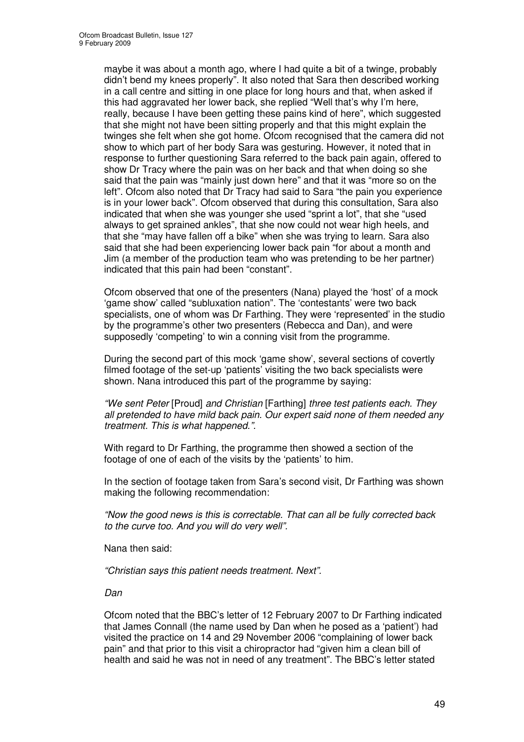maybe it was about a month ago, where I had quite a bit of a twinge, probably didn't bend my knees properly". It also noted that Sara then described working in a call centre and sitting in one place for long hours and that, when asked if this had aggravated her lower back, she replied "Well that's why I'm here, really, because I have been getting these pains kind of here", which suggested that she might not have been sitting properly and that this might explain the twinges she felt when she got home. Ofcom recognised that the camera did not show to which part of her body Sara was gesturing. However, it noted that in response to further questioning Sara referred to the back pain again, offered to show Dr Tracy where the pain was on her back and that when doing so she said that the pain was "mainly just down here" and that it was "more so on the left". Ofcom also noted that Dr Tracy had said to Sara "the pain you experience is in your lower back". Ofcom observed that during this consultation, Sara also indicated that when she was younger she used "sprint a lot", that she "used always to get sprained ankles", that she now could not wear high heels, and that she "may have fallen off a bike" when she was trying to learn. Sara also said that she had been experiencing lower back pain "for about a month and Jim (a member of the production team who was pretending to be her partner) indicated that this pain had been "constant".

Ofcom observed that one of the presenters (Nana) played the 'host' of a mock 'game show' called "subluxation nation". The 'contestants' were two back specialists, one of whom was Dr Farthing. They were 'represented' in the studio by the programme's other two presenters (Rebecca and Dan), and were supposedly 'competing' to win a conning visit from the programme.

During the second part of this mock 'game show', several sections of covertly filmed footage of the set-up 'patients' visiting the two back specialists were shown. Nana introduced this part of the programme by saying:

*"We sent Peter* [Proud] *and Christian* [Farthing] *three test patients each. They all pretended to have mild back pain. Our expert said none of them needed any treatment. This is what happened.".*

With regard to Dr Farthing, the programme then showed a section of the footage of one of each of the visits by the 'patients' to him.

In the section of footage taken from Sara's second visit, Dr Farthing was shown making the following recommendation:

*"Now the good news is this is correctable. That can all be fully corrected back to the curve too. And you will do very well".*

Nana then said:

*"Christian says this patient needs treatment. Next".*

*Dan*

Ofcom noted that the BBC's letter of 12 February 2007 to Dr Farthing indicated that James Connall (the name used by Dan when he posed as a 'patient') had visited the practice on 14 and 29 November 2006 "complaining of lower back pain" and that prior to this visit a chiropractor had "given him a clean bill of health and said he was not in need of any treatment". The BBC's letter stated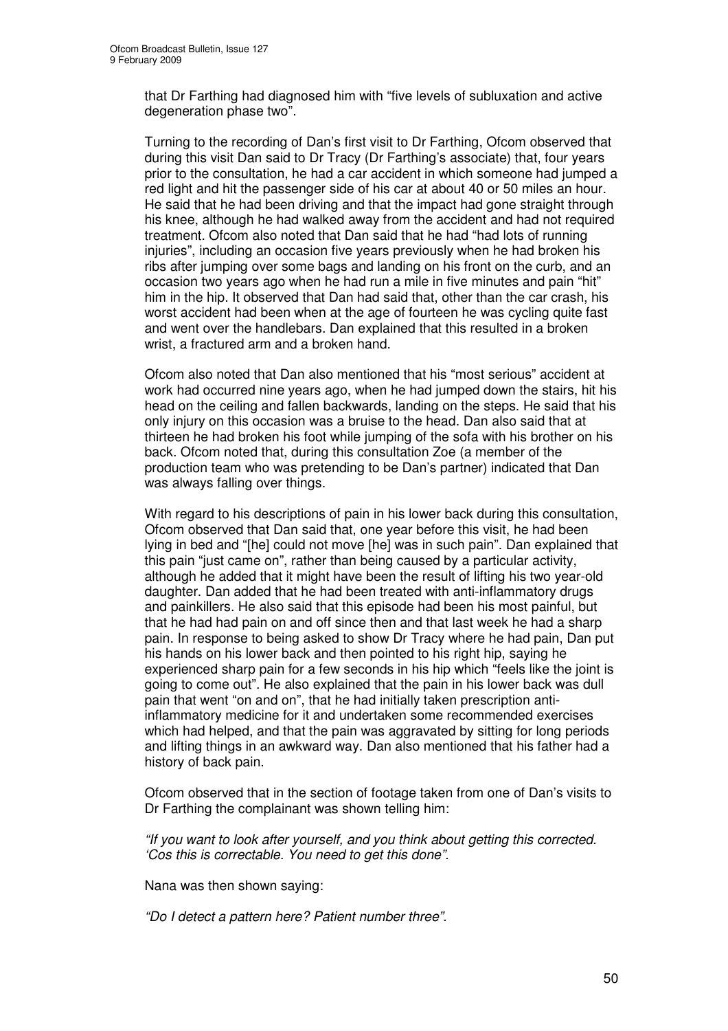that Dr Farthing had diagnosed him with "five levels of subluxation and active degeneration phase two".

Turning to the recording of Dan's first visit to Dr Farthing, Ofcom observed that during this visit Dan said to Dr Tracy (Dr Farthing's associate) that, four years prior to the consultation, he had a car accident in which someone had jumped a red light and hit the passenger side of his car at about 40 or 50 miles an hour. He said that he had been driving and that the impact had gone straight through his knee, although he had walked away from the accident and had not required treatment. Ofcom also noted that Dan said that he had "had lots of running injuries", including an occasion five years previously when he had broken his ribs after jumping over some bags and landing on his front on the curb, and an occasion two years ago when he had run a mile in five minutes and pain "hit" him in the hip. It observed that Dan had said that, other than the car crash, his worst accident had been when at the age of fourteen he was cycling quite fast and went over the handlebars. Dan explained that this resulted in a broken wrist, a fractured arm and a broken hand.

Ofcom also noted that Dan also mentioned that his "most serious" accident at work had occurred nine years ago, when he had jumped down the stairs, hit his head on the ceiling and fallen backwards, landing on the steps. He said that his only injury on this occasion was a bruise to the head. Dan also said that at thirteen he had broken his foot while jumping of the sofa with his brother on his back. Ofcom noted that, during this consultation Zoe (a member of the production team who was pretending to be Dan's partner) indicated that Dan was always falling over things.

With regard to his descriptions of pain in his lower back during this consultation, Ofcom observed that Dan said that, one year before this visit, he had been lying in bed and "[he] could not move [he] was in such pain". Dan explained that this pain "just came on", rather than being caused by a particular activity, although he added that it might have been the result of lifting his two year-old daughter. Dan added that he had been treated with anti-inflammatory drugs and painkillers. He also said that this episode had been his most painful, but that he had had pain on and off since then and that last week he had a sharp pain. In response to being asked to show Dr Tracy where he had pain, Dan put his hands on his lower back and then pointed to his right hip, saying he experienced sharp pain for a few seconds in his hip which "feels like the joint is going to come out". He also explained that the pain in his lower back was dull pain that went "on and on", that he had initially taken prescription anti-inflammatory medicine for it and undertaken some recommended exercises which had helped, and that the pain was aggravated by sitting for long periods and lifting things in an awkward way. Dan also mentioned that his father had a history of back pain.

Ofcom observed that in the section of footage taken from one of Dan's visits to Dr Farthing the complainant was shown telling him:

*"If you want to look after yourself, and you think about getting this corrected. 'Cos this is correctable. You need to get this done".*

Nana was then shown saying:

*"Do I detect a pattern here? Patient number three".*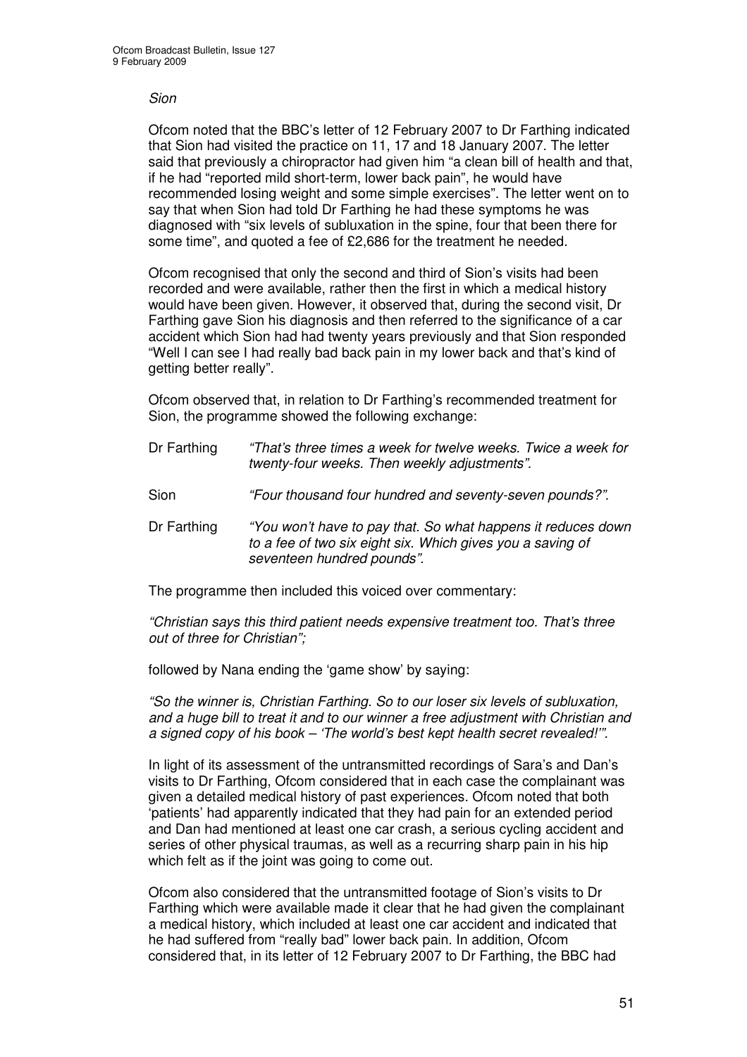*Sion*

Ofcom noted that the BBC's letter of 12 February 2007 to Dr Farthing indicated that Sion had visited the practice on 11, 17 and 18 January 2007. The letter said that previously a chiropractor had given him "a clean bill of health and that, if he had "reported mild short-term, lower back pain", he would have recommended losing weight and some simple exercises". The letter went on to say that when Sion had told Dr Farthing he had these symptoms he was diagnosed with "six levels of subluxation in the spine, four that been there for some time", and quoted a fee of £2,686 for the treatment he needed.

Ofcom recognised that only the second and third of Sion's visits had been recorded and were available, rather then the first in which a medical history would have been given. However, it observed that, during the second visit, Dr Farthing gave Sion his diagnosis and then referred to the significance of a car accident which Sion had had twenty years previously and that Sion responded "Well I can see I had really bad back pain in my lower back and that's kind of getting better really".

Ofcom observed that, in relation to Dr Farthing's recommended treatment for Sion, the programme showed the following exchange:

Dr Farthing *"That's three times a week for twelve weeks. Twice a week for twenty-four weeks. Then weekly adjustments".*

Sion *"Four thousand four hundred and seventy-seven pounds?".*

Dr Farthing *"You won't have to pay that. So what happens it reduces down to a fee of two six eight six. Which gives you a saving of seventeen hundred pounds".*

The programme then included this voiced over commentary:

*"Christian says this third patient needs expensive treatment too. That's three out of three for Christian";*

followed by Nana ending the 'game show' by saying:

*"So the winner is, Christian Farthing. So to our loser six levels of subluxation, and a huge bill to treat it and to our winner a free adjustment with Christian and a signed copy of his book – 'The world's best kept health secret revealed!'".*

In light of its assessment of the untransmitted recordings of Sara's and Dan's visits to Dr Farthing, Ofcom considered that in each case the complainant was given a detailed medical history of past experiences. Ofcom noted that both 'patients' had apparently indicated that they had pain for an extended period and Dan had mentioned at least one car crash, a serious cycling accident and series of other physical traumas, as well as a recurring sharp pain in his hip which felt as if the joint was going to come out.

Ofcom also considered that the untransmitted footage of Sion's visits to Dr Farthing which were available made it clear that he had given the complainant a medical history, which included at least one car accident and indicated that he had suffered from "really bad" lower back pain. In addition, Ofcom considered that, in its letter of 12 February 2007 to Dr Farthing, the BBC had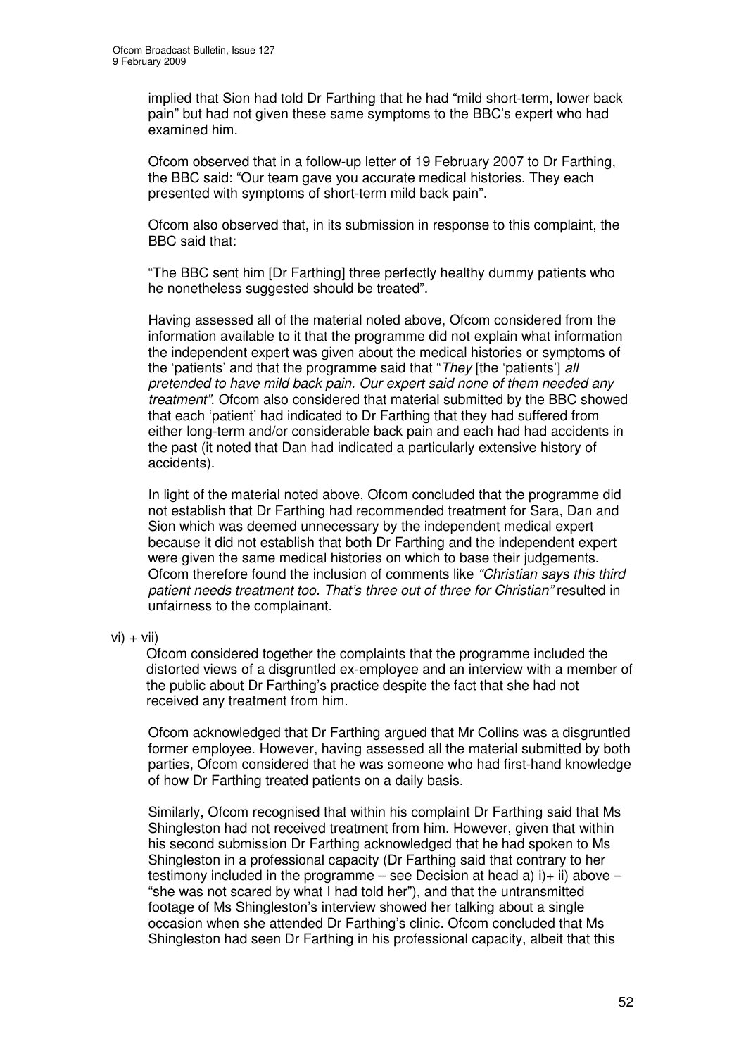implied that Sion had told Dr Farthing that he had "mild short-term, lower back pain" but had not given these same symptoms to the BBC's expert who had examined him.

Ofcom observed that in a follow-up letter of 19 February 2007 to Dr Farthing, the BBC said: "Our team gave you accurate medical histories. They each presented with symptoms of short-term mild back pain".

Ofcom also observed that, in its submission in response to this complaint, the BBC said that:

"The BBC sent him [Dr Farthing] three perfectly healthy dummy patients who he nonetheless suggested should be treated".

Having assessed all of the material noted above, Ofcom considered from the information available to it that the programme did not explain what information the independent expert was given about the medical histories or symptoms of the 'patients' and that the programme said that "*They* [the 'patients'] *all pretended to have mild back pain. Our expert said none of them needed any treatment"*. Ofcom also considered that material submitted by the BBC showed that each 'patient' had indicated to Dr Farthing that they had suffered from either long-term and/or considerable back pain and each had had accidents in the past (it noted that Dan had indicated a particularly extensive history of accidents).

In light of the material noted above, Ofcom concluded that the programme did not establish that Dr Farthing had recommended treatment for Sara, Dan and Sion which was deemed unnecessary by the independent medical expert because it did not establish that both Dr Farthing and the independent expert were given the same medical histories on which to base their judgements. Ofcom therefore found the inclusion of comments like *"Christian says this third patient needs treatment too. That's three out of three for Christian"* resulted in unfairness to the complainant.

vi) + vii)

Ofcom considered together the complaints that the programme included the distorted views of a disgruntled ex-employee and an interview with a member of the public about Dr Farthing's practice despite the fact that she had not received any treatment from him.

Ofcom acknowledged that Dr Farthing argued that Mr Collins was a disgruntled former employee. However, having assessed all the material submitted by both parties, Ofcom considered that he was someone who had first-hand knowledge of how Dr Farthing treated patients on a daily basis.

Similarly, Ofcom recognised that within his complaint Dr Farthing said that Ms Shingleston had not received treatment from him. However, given that within his second submission Dr Farthing acknowledged that he had spoken to Ms Shingleston in a professional capacity (Dr Farthing said that contrary to her testimony included in the programme – see Decision at head a) i)+ ii) above – "she was not scared by what I had told her"), and that the untransmitted footage of Ms Shingleston's interview showed her talking about a single occasion when she attended Dr Farthing's clinic. Ofcom concluded that Ms Shingleston had seen Dr Farthing in his professional capacity, albeit that this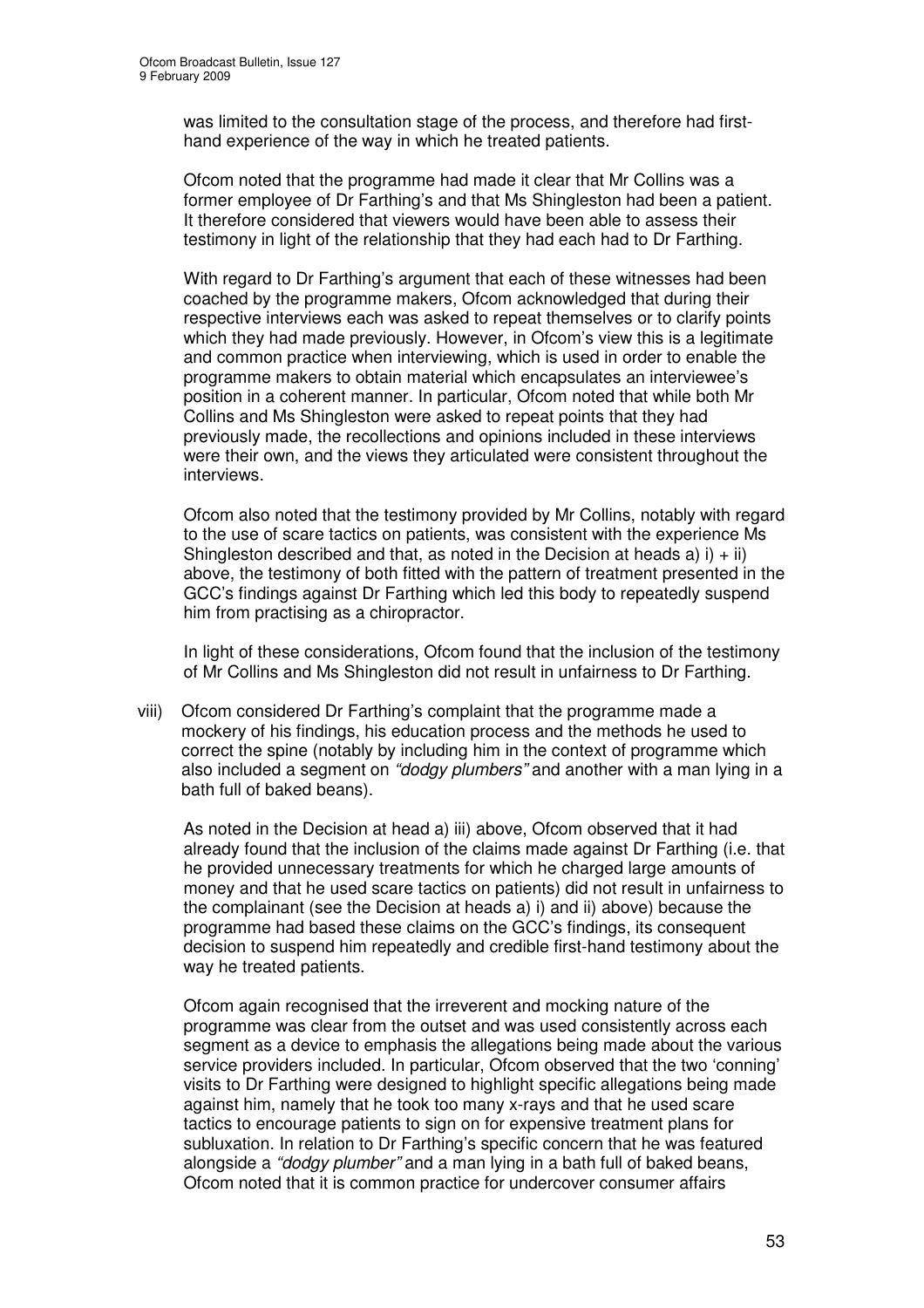was limited to the consultation stage of the process, and therefore had first-hand experience of the way in which he treated patients.

Ofcom noted that the programme had made it clear that Mr Collins was a former employee of Dr Farthing's and that Ms Shingleston had been a patient. It therefore considered that viewers would have been able to assess their testimony in light of the relationship that they had each had to Dr Farthing.

With regard to Dr Farthing's argument that each of these witnesses had been coached by the programme makers, Ofcom acknowledged that during their respective interviews each was asked to repeat themselves or to clarify points which they had made previously. However, in Ofcom's view this is a legitimate and common practice when interviewing, which is used in order to enable the programme makers to obtain material which encapsulates an interviewee's position in a coherent manner. In particular, Ofcom noted that while both Mr Collins and Ms Shingleston were asked to repeat points that they had previously made, the recollections and opinions included in these interviews were their own, and the views they articulated were consistent throughout the interviews.

Ofcom also noted that the testimony provided by Mr Collins, notably with regard to the use of scare tactics on patients, was consistent with the experience Ms Shingleston described and that, as noted in the Decision at heads a) i) + ii) above, the testimony of both fitted with the pattern of treatment presented in the GCC's findings against Dr Farthing which led this body to repeatedly suspend him from practising as a chiropractor.

In light of these considerations, Ofcom found that the inclusion of the testimony of Mr Collins and Ms Shingleston did not result in unfairness to Dr Farthing.

viii) Ofcom considered Dr Farthing's complaint that the programme made a mockery of his findings, his education process and the methods he used to correct the spine (notably by including him in the context of programme which also included a segment on *"dodgy plumbers"* and another with a man lying in a bath full of baked beans).

As noted in the Decision at head a) iii) above, Ofcom observed that it had already found that the inclusion of the claims made against Dr Farthing (i.e. that he provided unnecessary treatments for which he charged large amounts of money and that he used scare tactics on patients) did not result in unfairness to the complainant (see the Decision at heads a) i) and ii) above) because the programme had based these claims on the GCC's findings, its consequent decision to suspend him repeatedly and credible first-hand testimony about the way he treated patients.

Ofcom again recognised that the irreverent and mocking nature of the programme was clear from the outset and was used consistently across each segment as a device to emphasis the allegations being made about the various service providers included. In particular, Ofcom observed that the two 'conning' visits to Dr Farthing were designed to highlight specific allegations being made against him, namely that he took too many x-rays and that he used scare tactics to encourage patients to sign on for expensive treatment plans for subluxation. In relation to Dr Farthing's specific concern that he was featured alongside a *"dodgy plumber"* and a man lying in a bath full of baked beans, Ofcom noted that it is common practice for undercover consumer affairs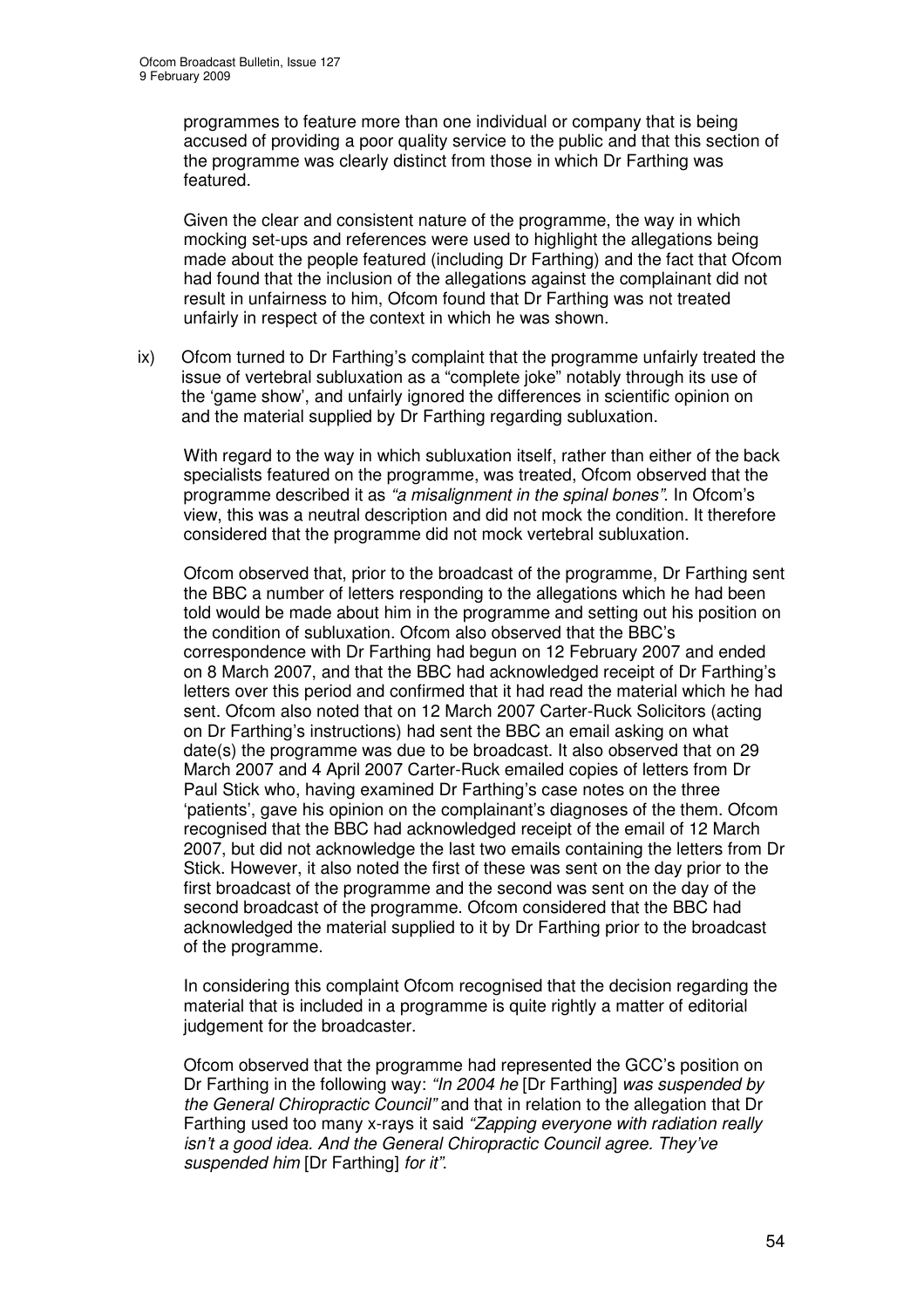programmes to feature more than one individual or company that is being accused of providing a poor quality service to the public and that this section of the programme was clearly distinct from those in which Dr Farthing was featured.

Given the clear and consistent nature of the programme, the way in which mocking set-ups and references were used to highlight the allegations being made about the people featured (including Dr Farthing) and the fact that Ofcom had found that the inclusion of the allegations against the complainant did not result in unfairness to him, Ofcom found that Dr Farthing was not treated unfairly in respect of the context in which he was shown.

ix) Ofcom turned to Dr Farthing's complaint that the programme unfairly treated the issue of vertebral subluxation as a "complete joke" notably through its use of the 'game show', and unfairly ignored the differences in scientific opinion on and the material supplied by Dr Farthing regarding subluxation.

With regard to the way in which subluxation itself, rather than either of the back specialists featured on the programme, was treated, Ofcom observed that the programme described it as *"a misalignment in the spinal bones"*. In Ofcom's view, this was a neutral description and did not mock the condition. It therefore considered that the programme did not mock vertebral subluxation.

Ofcom observed that, prior to the broadcast of the programme, Dr Farthing sent the BBC a number of letters responding to the allegations which he had been told would be made about him in the programme and setting out his position on the condition of subluxation. Ofcom also observed that the BBC's correspondence with Dr Farthing had begun on 12 February 2007 and ended on 8 March 2007, and that the BBC had acknowledged receipt of Dr Farthing's letters over this period and confirmed that it had read the material which he had sent. Ofcom also noted that on 12 March 2007 Carter-Ruck Solicitors (acting on Dr Farthing's instructions) had sent the BBC an email asking on what date(s) the programme was due to be broadcast. It also observed that on 29 March 2007 and 4 April 2007 Carter-Ruck emailed copies of letters from Dr Paul Stick who, having examined Dr Farthing's case notes on the three 'patients', gave his opinion on the complainant's diagnoses of the them. Ofcom recognised that the BBC had acknowledged receipt of the email of 12 March 2007, but did not acknowledge the last two emails containing the letters from Dr Stick. However, it also noted the first of these was sent on the day prior to the first broadcast of the programme and the second was sent on the day of the second broadcast of the programme. Ofcom considered that the BBC had acknowledged the material supplied to it by Dr Farthing prior to the broadcast of the programme.

In considering this complaint Ofcom recognised that the decision regarding the material that is included in a programme is quite rightly a matter of editorial judgement for the broadcaster.

Ofcom observed that the programme had represented the GCC's position on Dr Farthing in the following way: *"In 2004 he* [Dr Farthing] *was suspended by the General Chiropractic Council"* and that in relation to the allegation that Dr Farthing used too many x-rays it said *"Zapping everyone with radiation really isn't a good idea. And the General Chiropractic Council agree. They've suspended him* [Dr Farthing] *for it"*.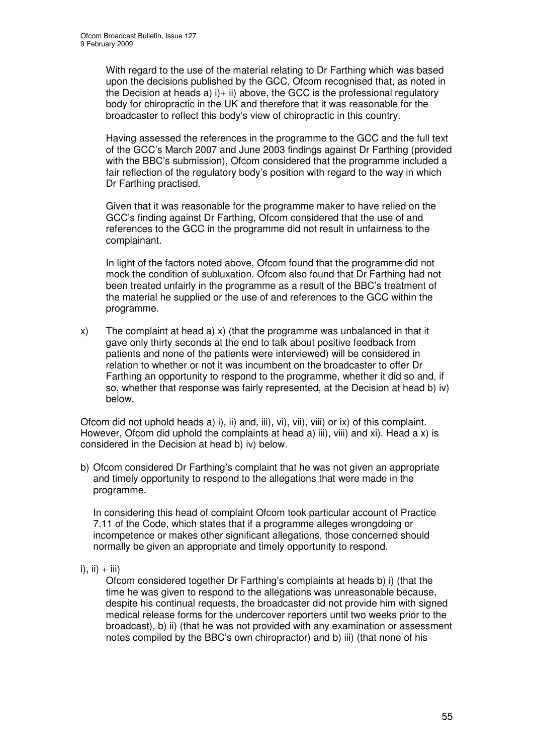With regard to the use of the material relating to Dr Farthing which was based upon the decisions published by the GCC, Ofcom recognised that, as noted in the Decision at heads a) i)+ ii) above, the GCC is the professional regulatory body for chiropractic in the UK and therefore that it was reasonable for the broadcaster to reflect this body's view of chiropractic in this country.

Having assessed the references in the programme to the GCC and the full text of the GCC's March 2007 and June 2003 findings against Dr Farthing (provided with the BBC's submission), Ofcom considered that the programme included a fair reflection of the regulatory body's position with regard to the way in which Dr Farthing practised.

Given that it was reasonable for the programme maker to have relied on the GCC's finding against Dr Farthing, Ofcom considered that the use of and references to the GCC in the programme did not result in unfairness to the complainant.

In light of the factors noted above, Ofcom found that the programme did not mock the condition of subluxation. Ofcom also found that Dr Farthing had not been treated unfairly in the programme as a result of the BBC's treatment of the material he supplied or the use of and references to the GCC within the programme.

x) The complaint at head a) x) (that the programme was unbalanced in that it gave only thirty seconds at the end to talk about positive feedback from patients and none of the patients were interviewed) will be considered in relation to whether or not it was incumbent on the broadcaster to offer Dr Farthing an opportunity to respond to the programme, whether it did so and, if so, whether that response was fairly represented, at the Decision at head b) iv) below.

Ofcom did not uphold heads a) i), ii) and, iii), vi), vii), viii) or ix) of this complaint. However, Ofcom did uphold the complaints at head a) iii), viii) and xi). Head a x) is considered in the Decision at head b) iv) below.

b) Ofcom considered Dr Farthing's complaint that he was not given an appropriate and timely opportunity to respond to the allegations that were made in the programme.

In considering this head of complaint Ofcom took particular account of Practice 7.11 of the Code, which states that if a programme alleges wrongdoing or incompetence or makes other significant allegations, those concerned should normally be given an appropriate and timely opportunity to respond.

i), ii) + iii)

Ofcom considered together Dr Farthing's complaints at heads b) i) (that the time he was given to respond to the allegations was unreasonable because, despite his continual requests, the broadcaster did not provide him with signed medical release forms for the undercover reporters until two weeks prior to the broadcast), b) ii) (that he was not provided with any examination or assessment notes compiled by the BBC's own chiropractor) and b) iii) (that none of his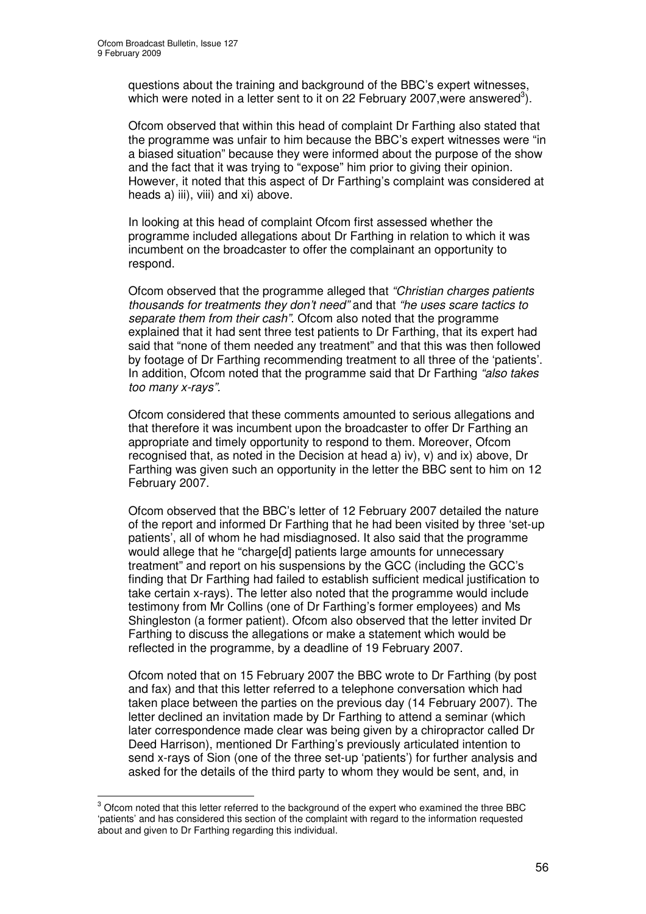questions about the training and background of the BBC's expert witnesses, which were noted in a letter sent to it on 22 February 2007,were answered[3]).

Ofcom observed that within this head of complaint Dr Farthing also stated that the programme was unfair to him because the BBC's expert witnesses were "in a biased situation" because they were informed about the purpose of the show and the fact that it was trying to "expose" him prior to giving their opinion. However, it noted that this aspect of Dr Farthing's complaint was considered at heads a) iii), viii) and xi) above.

In looking at this head of complaint Ofcom first assessed whether the programme included allegations about Dr Farthing in relation to which it was incumbent on the broadcaster to offer the complainant an opportunity to respond.

Ofcom observed that the programme alleged that *"Christian charges patients thousands for treatments they don't need"* and that *"he uses scare tactics to separate them from their cash"*. Ofcom also noted that the programme explained that it had sent three test patients to Dr Farthing, that its expert had said that "none of them needed any treatment" and that this was then followed by footage of Dr Farthing recommending treatment to all three of the 'patients'. In addition, Ofcom noted that the programme said that Dr Farthing *"also takes too many x-rays"*.

Ofcom considered that these comments amounted to serious allegations and that therefore it was incumbent upon the broadcaster to offer Dr Farthing an appropriate and timely opportunity to respond to them. Moreover, Ofcom recognised that, as noted in the Decision at head a) iv), v) and ix) above, Dr Farthing was given such an opportunity in the letter the BBC sent to him on 12 February 2007.

Ofcom observed that the BBC's letter of 12 February 2007 detailed the nature of the report and informed Dr Farthing that he had been visited by three 'set-up patients', all of whom he had misdiagnosed. It also said that the programme would allege that he "charge[d] patients large amounts for unnecessary treatment" and report on his suspensions by the GCC (including the GCC's finding that Dr Farthing had failed to establish sufficient medical justification to take certain x-rays). The letter also noted that the programme would include testimony from Mr Collins (one of Dr Farthing's former employees) and Ms Shingleston (a former patient). Ofcom also observed that the letter invited Dr Farthing to discuss the allegations or make a statement which would be reflected in the programme, by a deadline of 19 February 2007.

Ofcom noted that on 15 February 2007 the BBC wrote to Dr Farthing (by post and fax) and that this letter referred to a telephone conversation which had taken place between the parties on the previous day (14 February 2007). The letter declined an invitation made by Dr Farthing to attend a seminar (which later correspondence made clear was being given by a chiropractor called Dr Deed Harrison), mentioned Dr Farthing's previously articulated intention to send x-rays of Sion (one of the three set-up 'patients') for further analysis and asked for the details of the third party to whom they would be sent, and, in

[3] Ofcom noted that this letter referred to the background of the expert who examined the three BBC 'patients' and has considered this section of the complaint with regard to the information requested about and given to Dr Farthing regarding this individual.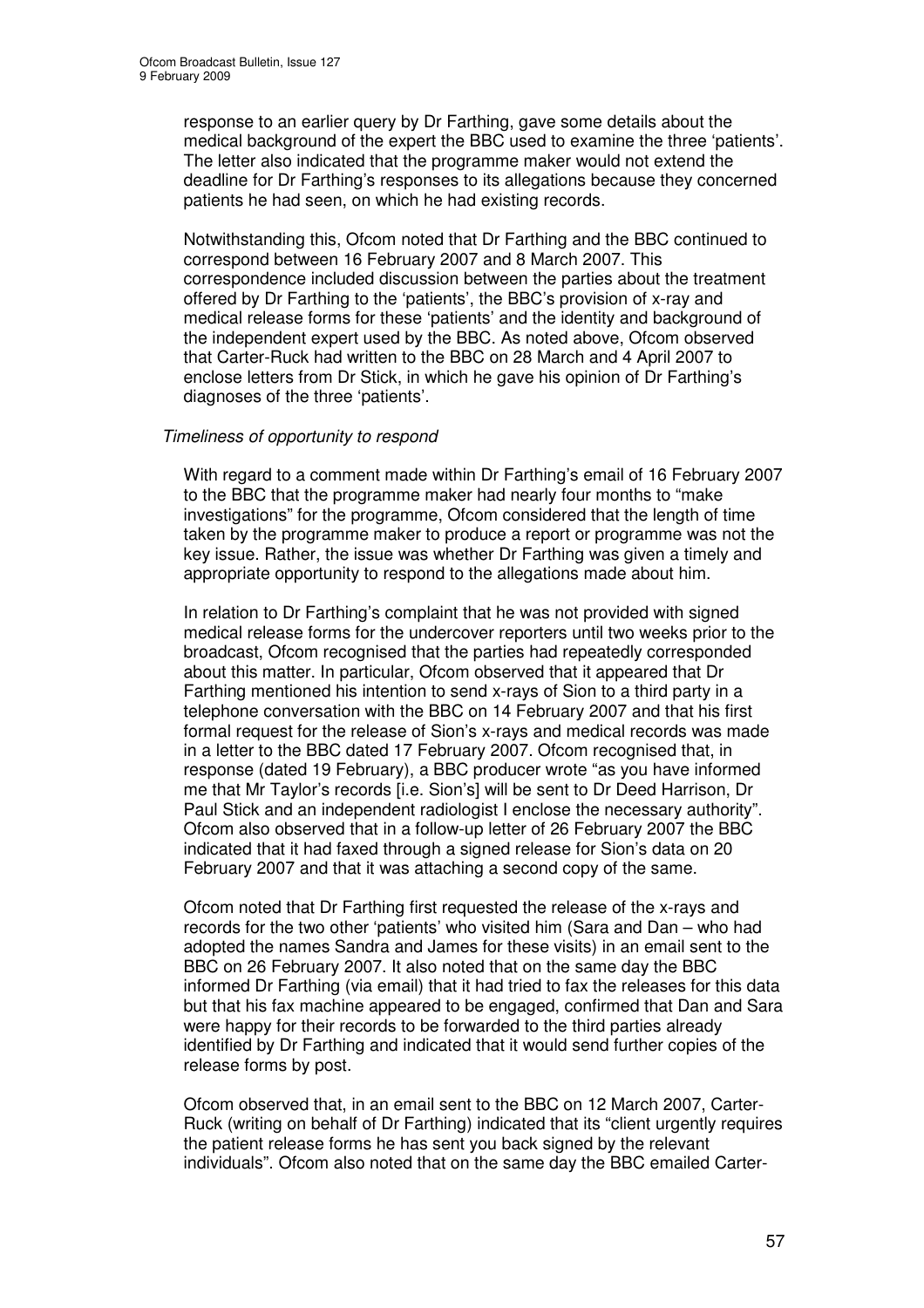response to an earlier query by Dr Farthing, gave some details about the medical background of the expert the BBC used to examine the three 'patients'. The letter also indicated that the programme maker would not extend the deadline for Dr Farthing's responses to its allegations because they concerned patients he had seen, on which he had existing records.

Notwithstanding this, Ofcom noted that Dr Farthing and the BBC continued to correspond between 16 February 2007 and 8 March 2007. This correspondence included discussion between the parties about the treatment offered by Dr Farthing to the 'patients', the BBC's provision of x-ray and medical release forms for these 'patients' and the identity and background of the independent expert used by the BBC. As noted above, Ofcom observed that Carter-Ruck had written to the BBC on 28 March and 4 April 2007 to enclose letters from Dr Stick, in which he gave his opinion of Dr Farthing's diagnoses of the three 'patients'.

*Timeliness of opportunity to respond*

With regard to a comment made within Dr Farthing's email of 16 February 2007 to the BBC that the programme maker had nearly four months to "make investigations" for the programme, Ofcom considered that the length of time taken by the programme maker to produce a report or programme was not the key issue. Rather, the issue was whether Dr Farthing was given a timely and appropriate opportunity to respond to the allegations made about him.

In relation to Dr Farthing's complaint that he was not provided with signed medical release forms for the undercover reporters until two weeks prior to the broadcast, Ofcom recognised that the parties had repeatedly corresponded about this matter. In particular, Ofcom observed that it appeared that Dr Farthing mentioned his intention to send x-rays of Sion to a third party in a telephone conversation with the BBC on 14 February 2007 and that his first formal request for the release of Sion's x-rays and medical records was made in a letter to the BBC dated 17 February 2007. Ofcom recognised that, in response (dated 19 February), a BBC producer wrote "as you have informed me that Mr Taylor's records [i.e. Sion's] will be sent to Dr Deed Harrison, Dr Paul Stick and an independent radiologist I enclose the necessary authority". Ofcom also observed that in a follow-up letter of 26 February 2007 the BBC indicated that it had faxed through a signed release for Sion's data on 20 February 2007 and that it was attaching a second copy of the same.

Ofcom noted that Dr Farthing first requested the release of the x-rays and records for the two other 'patients' who visited him (Sara and Dan – who had adopted the names Sandra and James for these visits) in an email sent to the BBC on 26 February 2007. It also noted that on the same day the BBC informed Dr Farthing (via email) that it had tried to fax the releases for this data but that his fax machine appeared to be engaged, confirmed that Dan and Sara were happy for their records to be forwarded to the third parties already identified by Dr Farthing and indicated that it would send further copies of the release forms by post.

Ofcom observed that, in an email sent to the BBC on 12 March 2007, Carter-Ruck (writing on behalf of Dr Farthing) indicated that its "client urgently requires the patient release forms he has sent you back signed by the relevant individuals". Ofcom also noted that on the same day the BBC emailed Carter-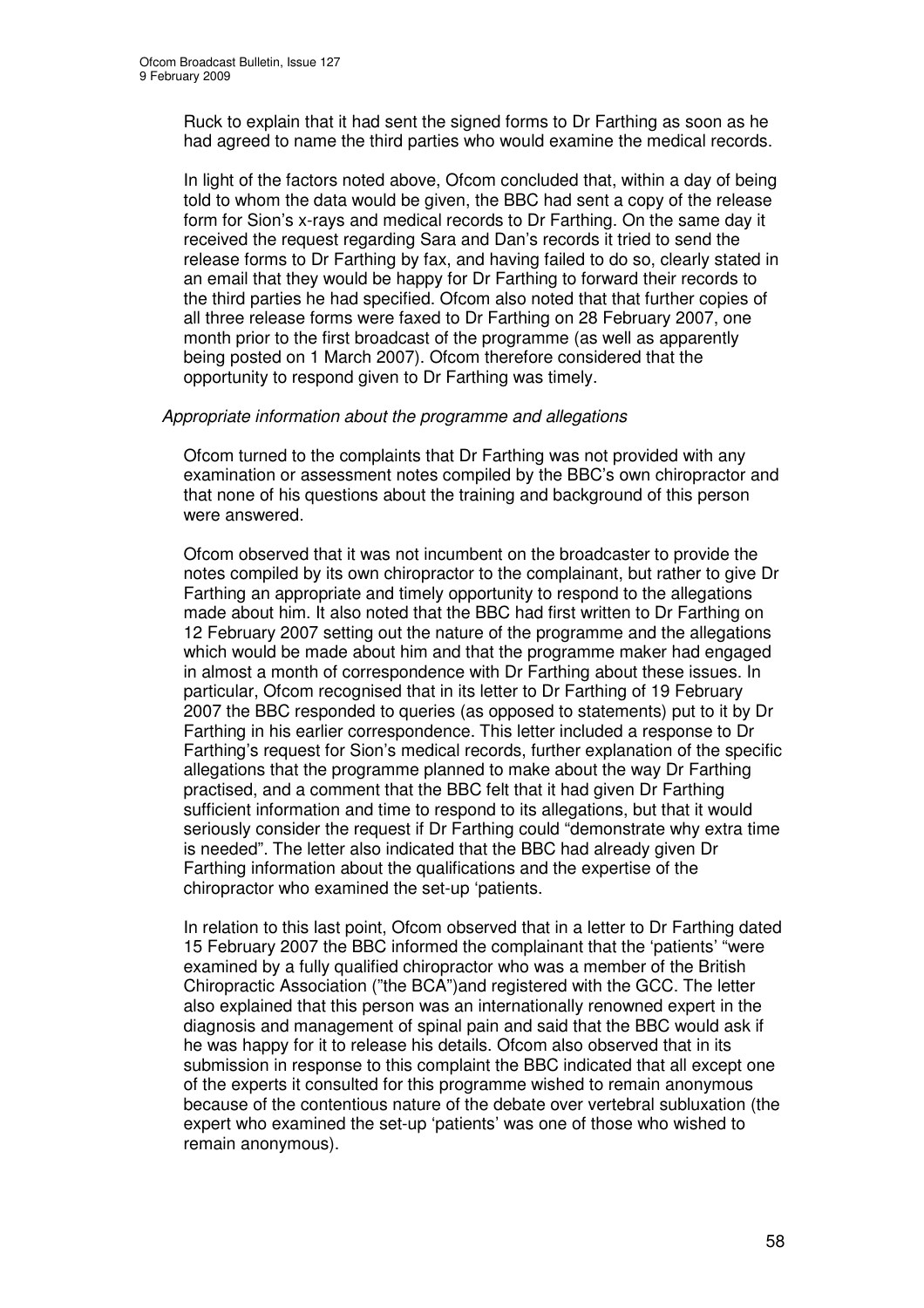Ruck to explain that it had sent the signed forms to Dr Farthing as soon as he had agreed to name the third parties who would examine the medical records.

In light of the factors noted above, Ofcom concluded that, within a day of being told to whom the data would be given, the BBC had sent a copy of the release form for Sion's x-rays and medical records to Dr Farthing. On the same day it received the request regarding Sara and Dan's records it tried to send the release forms to Dr Farthing by fax, and having failed to do so, clearly stated in an email that they would be happy for Dr Farthing to forward their records to the third parties he had specified. Ofcom also noted that that further copies of all three release forms were faxed to Dr Farthing on 28 February 2007, one month prior to the first broadcast of the programme (as well as apparently being posted on 1 March 2007). Ofcom therefore considered that the opportunity to respond given to Dr Farthing was timely.

*Appropriate information about the programme and allegations*

Ofcom turned to the complaints that Dr Farthing was not provided with any examination or assessment notes compiled by the BBC's own chiropractor and that none of his questions about the training and background of this person were answered.

Ofcom observed that it was not incumbent on the broadcaster to provide the notes compiled by its own chiropractor to the complainant, but rather to give Dr Farthing an appropriate and timely opportunity to respond to the allegations made about him. It also noted that the BBC had first written to Dr Farthing on 12 February 2007 setting out the nature of the programme and the allegations which would be made about him and that the programme maker had engaged in almost a month of correspondence with Dr Farthing about these issues. In particular, Ofcom recognised that in its letter to Dr Farthing of 19 February 2007 the BBC responded to queries (as opposed to statements) put to it by Dr Farthing in his earlier correspondence. This letter included a response to Dr Farthing's request for Sion's medical records, further explanation of the specific allegations that the programme planned to make about the way Dr Farthing practised, and a comment that the BBC felt that it had given Dr Farthing sufficient information and time to respond to its allegations, but that it would seriously consider the request if Dr Farthing could "demonstrate why extra time is needed". The letter also indicated that the BBC had already given Dr Farthing information about the qualifications and the expertise of the chiropractor who examined the set-up 'patients.

In relation to this last point, Ofcom observed that in a letter to Dr Farthing dated 15 February 2007 the BBC informed the complainant that the 'patients' "were examined by a fully qualified chiropractor who was a member of the British Chiropractic Association ("the BCA")and registered with the GCC. The letter also explained that this person was an internationally renowned expert in the diagnosis and management of spinal pain and said that the BBC would ask if he was happy for it to release his details. Ofcom also observed that in its submission in response to this complaint the BBC indicated that all except one of the experts it consulted for this programme wished to remain anonymous because of the contentious nature of the debate over vertebral subluxation (the expert who examined the set-up 'patients' was one of those who wished to remain anonymous).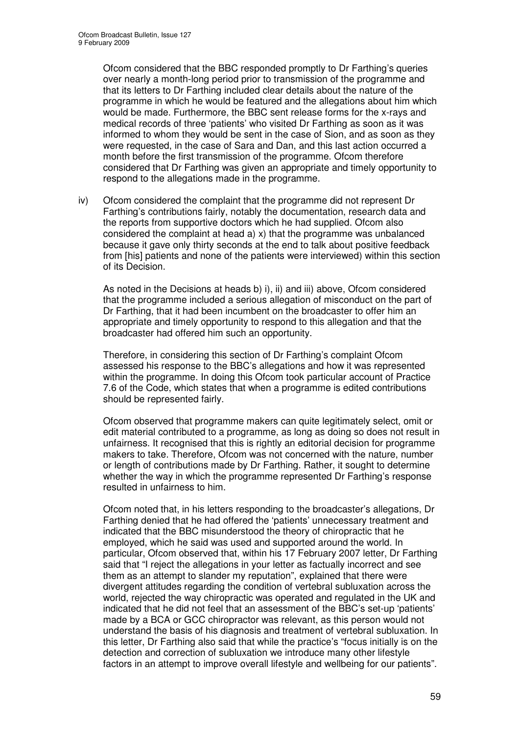Ofcom considered that the BBC responded promptly to Dr Farthing's queries over nearly a month-long period prior to transmission of the programme and that its letters to Dr Farthing included clear details about the nature of the programme in which he would be featured and the allegations about him which would be made. Furthermore, the BBC sent release forms for the x-rays and medical records of three 'patients' who visited Dr Farthing as soon as it was informed to whom they would be sent in the case of Sion, and as soon as they were requested, in the case of Sara and Dan, and this last action occurred a month before the first transmission of the programme. Ofcom therefore considered that Dr Farthing was given an appropriate and timely opportunity to respond to the allegations made in the programme.

iv) Ofcom considered the complaint that the programme did not represent Dr Farthing's contributions fairly, notably the documentation, research data and the reports from supportive doctors which he had supplied. Ofcom also considered the complaint at head a) x) that the programme was unbalanced because it gave only thirty seconds at the end to talk about positive feedback from [his] patients and none of the patients were interviewed) within this section of its Decision.

As noted in the Decisions at heads b) i), ii) and iii) above, Ofcom considered that the programme included a serious allegation of misconduct on the part of Dr Farthing, that it had been incumbent on the broadcaster to offer him an appropriate and timely opportunity to respond to this allegation and that the broadcaster had offered him such an opportunity.

Therefore, in considering this section of Dr Farthing's complaint Ofcom assessed his response to the BBC's allegations and how it was represented within the programme. In doing this Ofcom took particular account of Practice 7.6 of the Code, which states that when a programme is edited contributions should be represented fairly.

Ofcom observed that programme makers can quite legitimately select, omit or edit material contributed to a programme, as long as doing so does not result in unfairness. It recognised that this is rightly an editorial decision for programme makers to take. Therefore, Ofcom was not concerned with the nature, number or length of contributions made by Dr Farthing. Rather, it sought to determine whether the way in which the programme represented Dr Farthing's response resulted in unfairness to him.

Ofcom noted that, in his letters responding to the broadcaster's allegations, Dr Farthing denied that he had offered the 'patients' unnecessary treatment and indicated that the BBC misunderstood the theory of chiropractic that he employed, which he said was used and supported around the world. In particular, Ofcom observed that, within his 17 February 2007 letter, Dr Farthing said that "I reject the allegations in your letter as factually incorrect and see them as an attempt to slander my reputation", explained that there were divergent attitudes regarding the condition of vertebral subluxation across the world, rejected the way chiropractic was operated and regulated in the UK and indicated that he did not feel that an assessment of the BBC's set-up 'patients' made by a BCA or GCC chiropractor was relevant, as this person would not understand the basis of his diagnosis and treatment of vertebral subluxation. In this letter, Dr Farthing also said that while the practice's "focus initially is on the detection and correction of subluxation we introduce many other lifestyle factors in an attempt to improve overall lifestyle and wellbeing for our patients".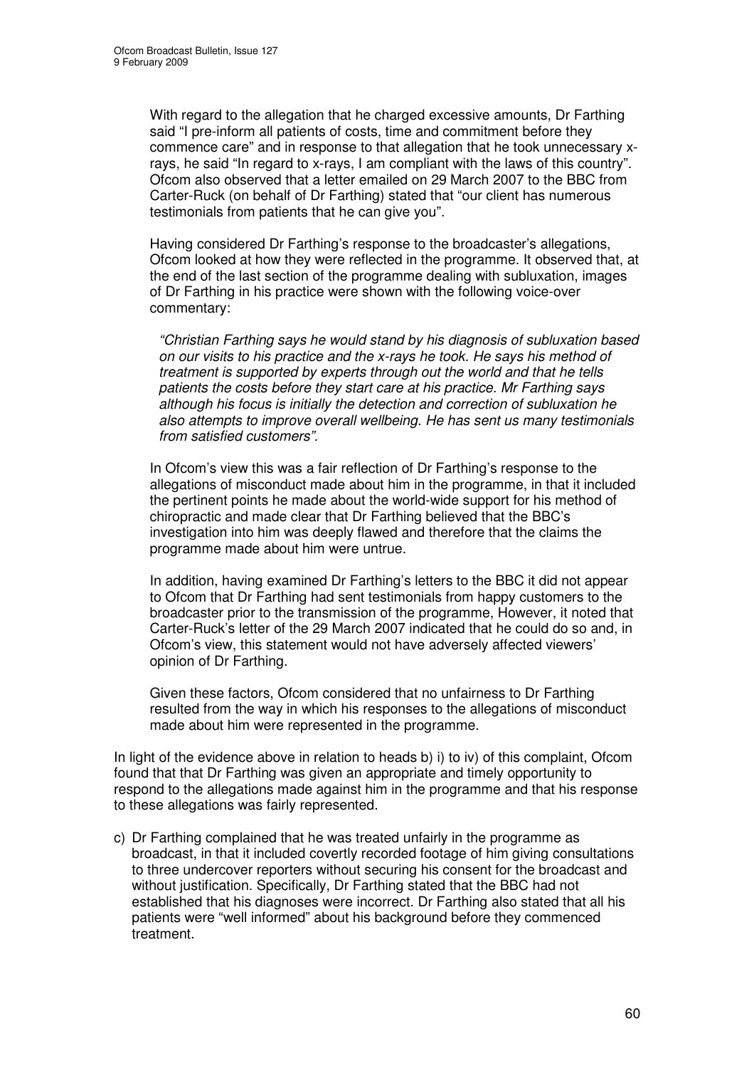With regard to the allegation that he charged excessive amounts, Dr Farthing said "I pre-inform all patients of costs, time and commitment before they commence care" and in response to that allegation that he took unnecessary x-rays, he said "In regard to x-rays, I am compliant with the laws of this country". Ofcom also observed that a letter emailed on 29 March 2007 to the BBC from Carter-Ruck (on behalf of Dr Farthing) stated that "our client has numerous testimonials from patients that he can give you".

Having considered Dr Farthing's response to the broadcaster's allegations, Ofcom looked at how they were reflected in the programme. It observed that, at the end of the last section of the programme dealing with subluxation, images of Dr Farthing in his practice were shown with the following voice-over commentary:

> *"Christian Farthing says he would stand by his diagnosis of subluxation based on our visits to his practice and the x-rays he took. He says his method of treatment is supported by experts through out the world and that he tells patients the costs before they start care at his practice. Mr Farthing says although his focus is initially the detection and correction of subluxation he also attempts to improve overall wellbeing. He has sent us many testimonials from satisfied customers".*

In Ofcom's view this was a fair reflection of Dr Farthing's response to the allegations of misconduct made about him in the programme, in that it included the pertinent points he made about the world-wide support for his method of chiropractic and made clear that Dr Farthing believed that the BBC's investigation into him was deeply flawed and therefore that the claims the programme made about him were untrue.

In addition, having examined Dr Farthing's letters to the BBC it did not appear to Ofcom that Dr Farthing had sent testimonials from happy customers to the broadcaster prior to the transmission of the programme, However, it noted that Carter-Ruck's letter of the 29 March 2007 indicated that he could do so and, in Ofcom's view, this statement would not have adversely affected viewers' opinion of Dr Farthing.

Given these factors, Ofcom considered that no unfairness to Dr Farthing resulted from the way in which his responses to the allegations of misconduct made about him were represented in the programme.

In light of the evidence above in relation to heads b) i) to iv) of this complaint, Ofcom found that that Dr Farthing was given an appropriate and timely opportunity to respond to the allegations made against him in the programme and that his response to these allegations was fairly represented.

c) Dr Farthing complained that he was treated unfairly in the programme as broadcast, in that it included covertly recorded footage of him giving consultations to three undercover reporters without securing his consent for the broadcast and without justification. Specifically, Dr Farthing stated that the BBC had not established that his diagnoses were incorrect. Dr Farthing also stated that all his patients were "well informed" about his background before they commenced treatment.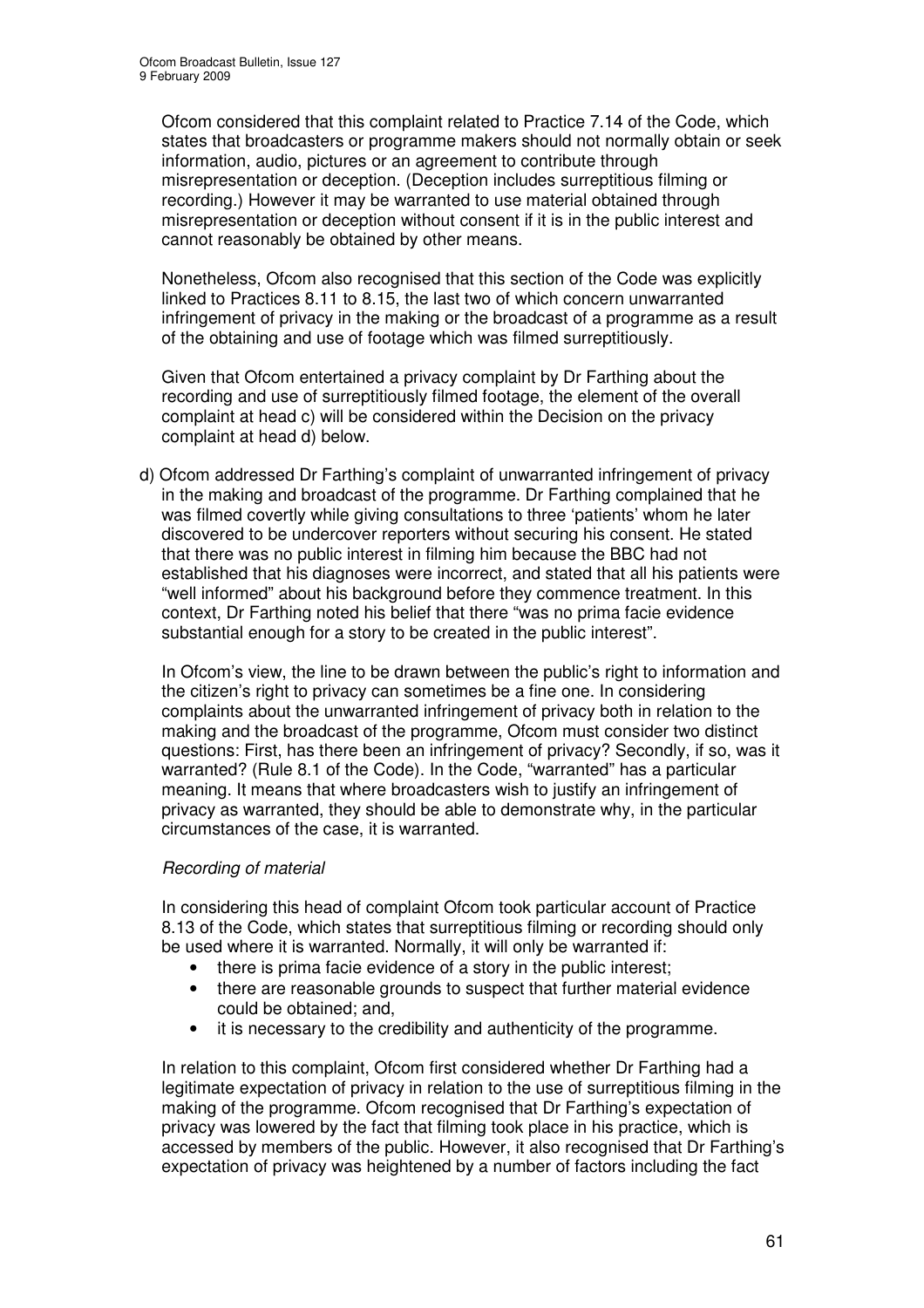Ofcom considered that this complaint related to Practice 7.14 of the Code, which states that broadcasters or programme makers should not normally obtain or seek information, audio, pictures or an agreement to contribute through misrepresentation or deception. (Deception includes surreptitious filming or recording.) However it may be warranted to use material obtained through misrepresentation or deception without consent if it is in the public interest and cannot reasonably be obtained by other means.

Nonetheless, Ofcom also recognised that this section of the Code was explicitly linked to Practices 8.11 to 8.15, the last two of which concern unwarranted infringement of privacy in the making or the broadcast of a programme as a result of the obtaining and use of footage which was filmed surreptitiously.

Given that Ofcom entertained a privacy complaint by Dr Farthing about the recording and use of surreptitiously filmed footage, the element of the overall complaint at head c) will be considered within the Decision on the privacy complaint at head d) below.

d) Ofcom addressed Dr Farthing's complaint of unwarranted infringement of privacy in the making and broadcast of the programme. Dr Farthing complained that he was filmed covertly while giving consultations to three 'patients' whom he later discovered to be undercover reporters without securing his consent. He stated that there was no public interest in filming him because the BBC had not established that his diagnoses were incorrect, and stated that all his patients were "well informed" about his background before they commence treatment. In this context, Dr Farthing noted his belief that there "was no prima facie evidence substantial enough for a story to be created in the public interest".

In Ofcom's view, the line to be drawn between the public's right to information and the citizen's right to privacy can sometimes be a fine one. In considering complaints about the unwarranted infringement of privacy both in relation to the making and the broadcast of the programme, Ofcom must consider two distinct questions: First, has there been an infringement of privacy? Secondly, if so, was it warranted? (Rule 8.1 of the Code). In the Code, "warranted" has a particular meaning. It means that where broadcasters wish to justify an infringement of privacy as warranted, they should be able to demonstrate why, in the particular circumstances of the case, it is warranted.

*Recording of material*

In considering this head of complaint Ofcom took particular account of Practice 8.13 of the Code, which states that surreptitious filming or recording should only be used where it is warranted. Normally, it will only be warranted if:

- there is prima facie evidence of a story in the public interest;
- there are reasonable grounds to suspect that further material evidence could be obtained; and,
- it is necessary to the credibility and authenticity of the programme.

In relation to this complaint, Ofcom first considered whether Dr Farthing had a legitimate expectation of privacy in relation to the use of surreptitious filming in the making of the programme. Ofcom recognised that Dr Farthing's expectation of privacy was lowered by the fact that filming took place in his practice, which is accessed by members of the public. However, it also recognised that Dr Farthing's expectation of privacy was heightened by a number of factors including the fact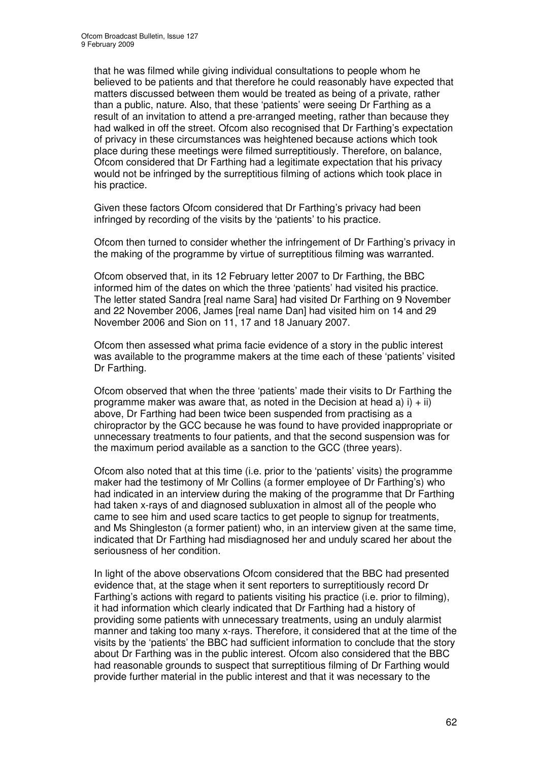that he was filmed while giving individual consultations to people whom he believed to be patients and that therefore he could reasonably have expected that matters discussed between them would be treated as being of a private, rather than a public, nature. Also, that these 'patients' were seeing Dr Farthing as a result of an invitation to attend a pre-arranged meeting, rather than because they had walked in off the street. Ofcom also recognised that Dr Farthing's expectation of privacy in these circumstances was heightened because actions which took place during these meetings were filmed surreptitiously. Therefore, on balance, Ofcom considered that Dr Farthing had a legitimate expectation that his privacy would not be infringed by the surreptitious filming of actions which took place in his practice.

Given these factors Ofcom considered that Dr Farthing's privacy had been infringed by recording of the visits by the 'patients' to his practice.

Ofcom then turned to consider whether the infringement of Dr Farthing's privacy in the making of the programme by virtue of surreptitious filming was warranted.

Ofcom observed that, in its 12 February letter 2007 to Dr Farthing, the BBC informed him of the dates on which the three 'patients' had visited his practice. The letter stated Sandra [real name Sara] had visited Dr Farthing on 9 November and 22 November 2006, James [real name Dan] had visited him on 14 and 29 November 2006 and Sion on 11, 17 and 18 January 2007.

Ofcom then assessed what prima facie evidence of a story in the public interest was available to the programme makers at the time each of these 'patients' visited Dr Farthing.

Ofcom observed that when the three 'patients' made their visits to Dr Farthing the programme maker was aware that, as noted in the Decision at head a) i) + ii) above, Dr Farthing had been twice been suspended from practising as a chiropractor by the GCC because he was found to have provided inappropriate or unnecessary treatments to four patients, and that the second suspension was for the maximum period available as a sanction to the GCC (three years).

Ofcom also noted that at this time (i.e. prior to the 'patients' visits) the programme maker had the testimony of Mr Collins (a former employee of Dr Farthing's) who had indicated in an interview during the making of the programme that Dr Farthing had taken x-rays of and diagnosed subluxation in almost all of the people who came to see him and used scare tactics to get people to signup for treatments, and Ms Shingleston (a former patient) who, in an interview given at the same time, indicated that Dr Farthing had misdiagnosed her and unduly scared her about the seriousness of her condition.

In light of the above observations Ofcom considered that the BBC had presented evidence that, at the stage when it sent reporters to surreptitiously record Dr Farthing's actions with regard to patients visiting his practice (i.e. prior to filming), it had information which clearly indicated that Dr Farthing had a history of providing some patients with unnecessary treatments, using an unduly alarmist manner and taking too many x-rays. Therefore, it considered that at the time of the visits by the 'patients' the BBC had sufficient information to conclude that the story about Dr Farthing was in the public interest. Ofcom also considered that the BBC had reasonable grounds to suspect that surreptitious filming of Dr Farthing would provide further material in the public interest and that it was necessary to the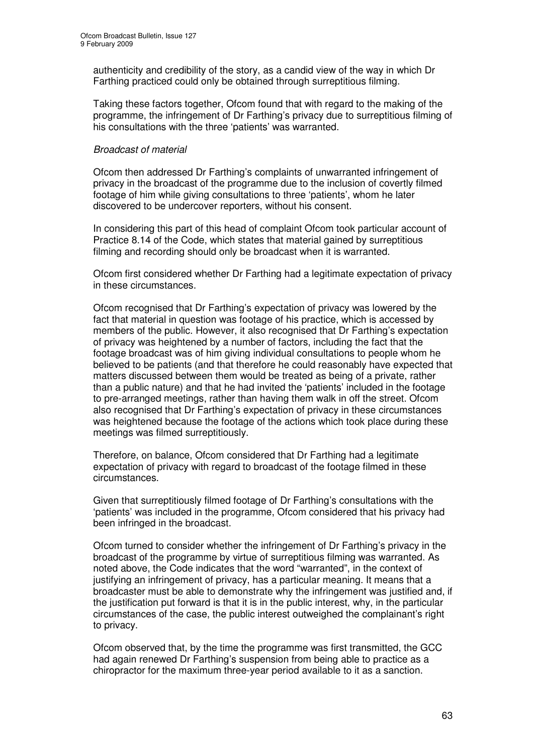authenticity and credibility of the story, as a candid view of the way in which Dr Farthing practiced could only be obtained through surreptitious filming.

Taking these factors together, Ofcom found that with regard to the making of the programme, the infringement of Dr Farthing's privacy due to surreptitious filming of his consultations with the three 'patients' was warranted.

*Broadcast of material*

Ofcom then addressed Dr Farthing's complaints of unwarranted infringement of privacy in the broadcast of the programme due to the inclusion of covertly filmed footage of him while giving consultations to three 'patients', whom he later discovered to be undercover reporters, without his consent.

In considering this part of this head of complaint Ofcom took particular account of Practice 8.14 of the Code, which states that material gained by surreptitious filming and recording should only be broadcast when it is warranted.

Ofcom first considered whether Dr Farthing had a legitimate expectation of privacy in these circumstances.

Ofcom recognised that Dr Farthing's expectation of privacy was lowered by the fact that material in question was footage of his practice, which is accessed by members of the public. However, it also recognised that Dr Farthing's expectation of privacy was heightened by a number of factors, including the fact that the footage broadcast was of him giving individual consultations to people whom he believed to be patients (and that therefore he could reasonably have expected that matters discussed between them would be treated as being of a private, rather than a public nature) and that he had invited the 'patients' included in the footage to pre-arranged meetings, rather than having them walk in off the street. Ofcom also recognised that Dr Farthing's expectation of privacy in these circumstances was heightened because the footage of the actions which took place during these meetings was filmed surreptitiously.

Therefore, on balance, Ofcom considered that Dr Farthing had a legitimate expectation of privacy with regard to broadcast of the footage filmed in these circumstances.

Given that surreptitiously filmed footage of Dr Farthing's consultations with the 'patients' was included in the programme, Ofcom considered that his privacy had been infringed in the broadcast.

Ofcom turned to consider whether the infringement of Dr Farthing's privacy in the broadcast of the programme by virtue of surreptitious filming was warranted. As noted above, the Code indicates that the word "warranted", in the context of justifying an infringement of privacy, has a particular meaning. It means that a broadcaster must be able to demonstrate why the infringement was justified and, if the justification put forward is that it is in the public interest, why, in the particular circumstances of the case, the public interest outweighed the complainant's right to privacy.

Ofcom observed that, by the time the programme was first transmitted, the GCC had again renewed Dr Farthing's suspension from being able to practice as a chiropractor for the maximum three-year period available to it as a sanction.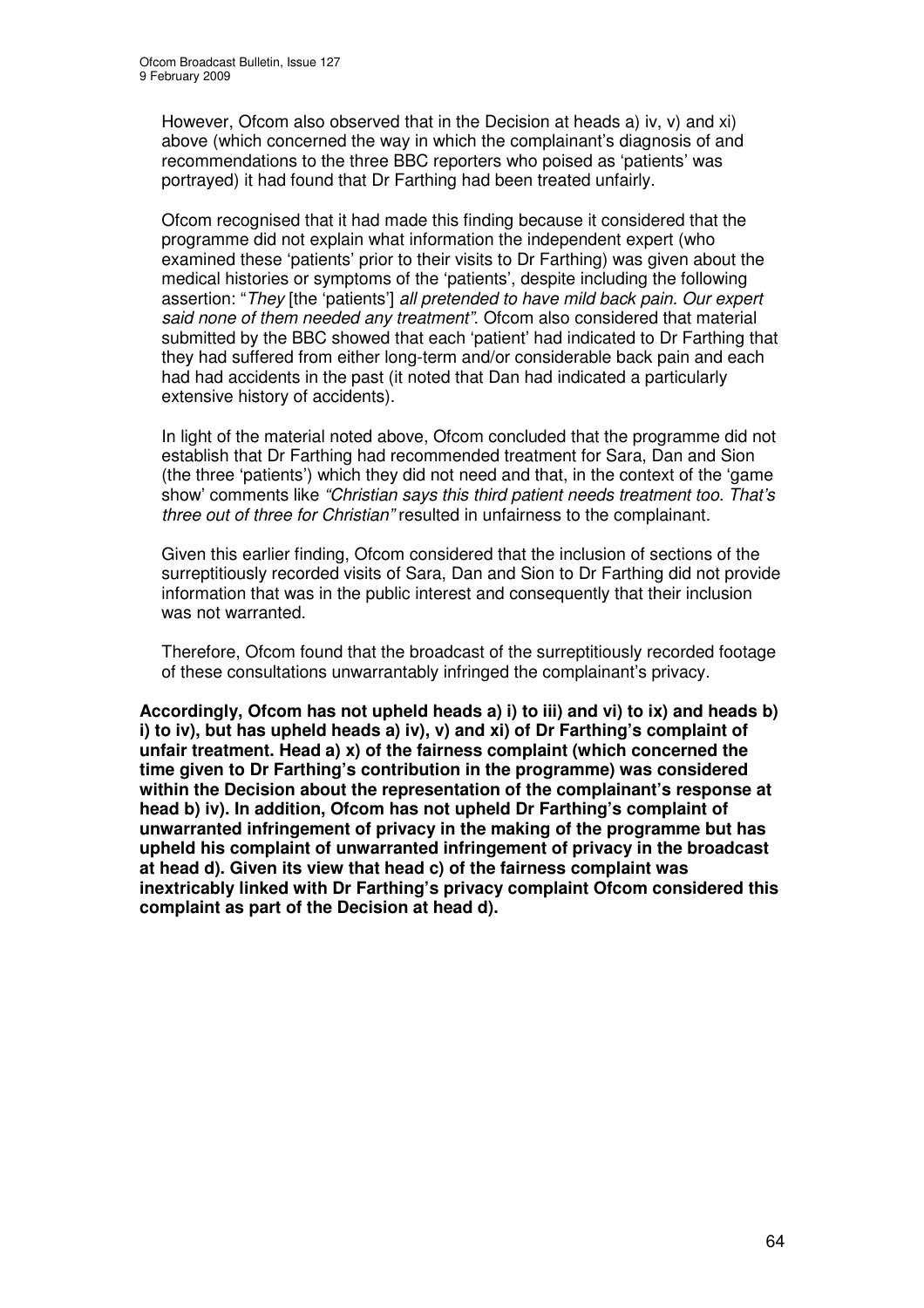However, Ofcom also observed that in the Decision at heads a) iv, v) and xi) above (which concerned the way in which the complainant's diagnosis of and recommendations to the three BBC reporters who poised as 'patients' was portrayed) it had found that Dr Farthing had been treated unfairly.

Ofcom recognised that it had made this finding because it considered that the programme did not explain what information the independent expert (who examined these 'patients' prior to their visits to Dr Farthing) was given about the medical histories or symptoms of the 'patients', despite including the following assertion: "*They* [the 'patients'] *all pretended to have mild back pain. Our expert said none of them needed any treatment"*. Ofcom also considered that material submitted by the BBC showed that each 'patient' had indicated to Dr Farthing that they had suffered from either long-term and/or considerable back pain and each had had accidents in the past (it noted that Dan had indicated a particularly extensive history of accidents).

In light of the material noted above, Ofcom concluded that the programme did not establish that Dr Farthing had recommended treatment for Sara, Dan and Sion (the three 'patients') which they did not need and that, in the context of the 'game show' comments like *"Christian says this third patient needs treatment too. That's three out of three for Christian"* resulted in unfairness to the complainant.

Given this earlier finding, Ofcom considered that the inclusion of sections of the surreptitiously recorded visits of Sara, Dan and Sion to Dr Farthing did not provide information that was in the public interest and consequently that their inclusion was not warranted.

Therefore, Ofcom found that the broadcast of the surreptitiously recorded footage of these consultations unwarrantably infringed the complainant's privacy.

**Accordingly, Ofcom has not upheld heads a) i) to iii) and vi) to ix) and heads b) i) to iv), but has upheld heads a) iv), v) and xi) of Dr Farthing's complaint of unfair treatment. Head a) x) of the fairness complaint (which concerned the time given to Dr Farthing's contribution in the programme) was considered within the Decision about the representation of the complainant's response at head b) iv). In addition, Ofcom has not upheld Dr Farthing's complaint of unwarranted infringement of privacy in the making of the programme but has upheld his complaint of unwarranted infringement of privacy in the broadcast at head d). Given its view that head c) of the fairness complaint was inextricably linked with Dr Farthing's privacy complaint Ofcom considered this complaint as part of the Decision at head d).**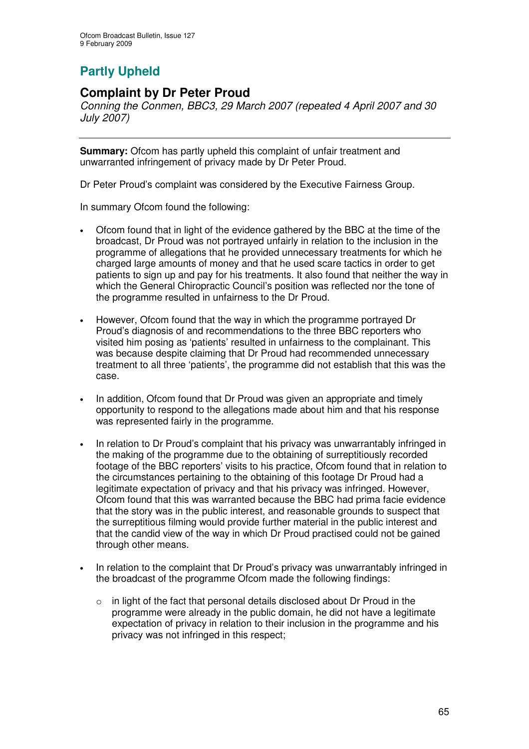## Partly Upheld

## Complaint by Dr Peter Proud

*Conning the Conmen, BBC3, 29 March 2007 (repeated 4 April 2007 and 30 July 2007)*

---

**Summary:** Ofcom has partly upheld this complaint of unfair treatment and unwarranted infringement of privacy made by Dr Peter Proud.

Dr Peter Proud's complaint was considered by the Executive Fairness Group.

In summary Ofcom found the following:

- Ofcom found that in light of the evidence gathered by the BBC at the time of the broadcast, Dr Proud was not portrayed unfairly in relation to the inclusion in the programme of allegations that he provided unnecessary treatments for which he charged large amounts of money and that he used scare tactics in order to get patients to sign up and pay for his treatments. It also found that neither the way in which the General Chiropractic Council's position was reflected nor the tone of the programme resulted in unfairness to the Dr Proud.

- However, Ofcom found that the way in which the programme portrayed Dr Proud's diagnosis of and recommendations to the three BBC reporters who visited him posing as 'patients' resulted in unfairness to the complainant. This was because despite claiming that Dr Proud had recommended unnecessary treatment to all three 'patients', the programme did not establish that this was the case.

- In addition, Ofcom found that Dr Proud was given an appropriate and timely opportunity to respond to the allegations made about him and that his response was represented fairly in the programme.

- In relation to Dr Proud's complaint that his privacy was unwarrantably infringed in the making of the programme due to the obtaining of surreptitiously recorded footage of the BBC reporters' visits to his practice, Ofcom found that in relation to the circumstances pertaining to the obtaining of this footage Dr Proud had a legitimate expectation of privacy and that his privacy was infringed. However, Ofcom found that this was warranted because the BBC had prima facie evidence that the story was in the public interest, and reasonable grounds to suspect that the surreptitious filming would provide further material in the public interest and that the candid view of the way in which Dr Proud practised could not be gained through other means.

- In relation to the complaint that Dr Proud's privacy was unwarrantably infringed in the broadcast of the programme Ofcom made the following findings:

    - in light of the fact that personal details disclosed about Dr Proud in the programme were already in the public domain, he did not have a legitimate expectation of privacy in relation to their inclusion in the programme and his privacy was not infringed in this respect;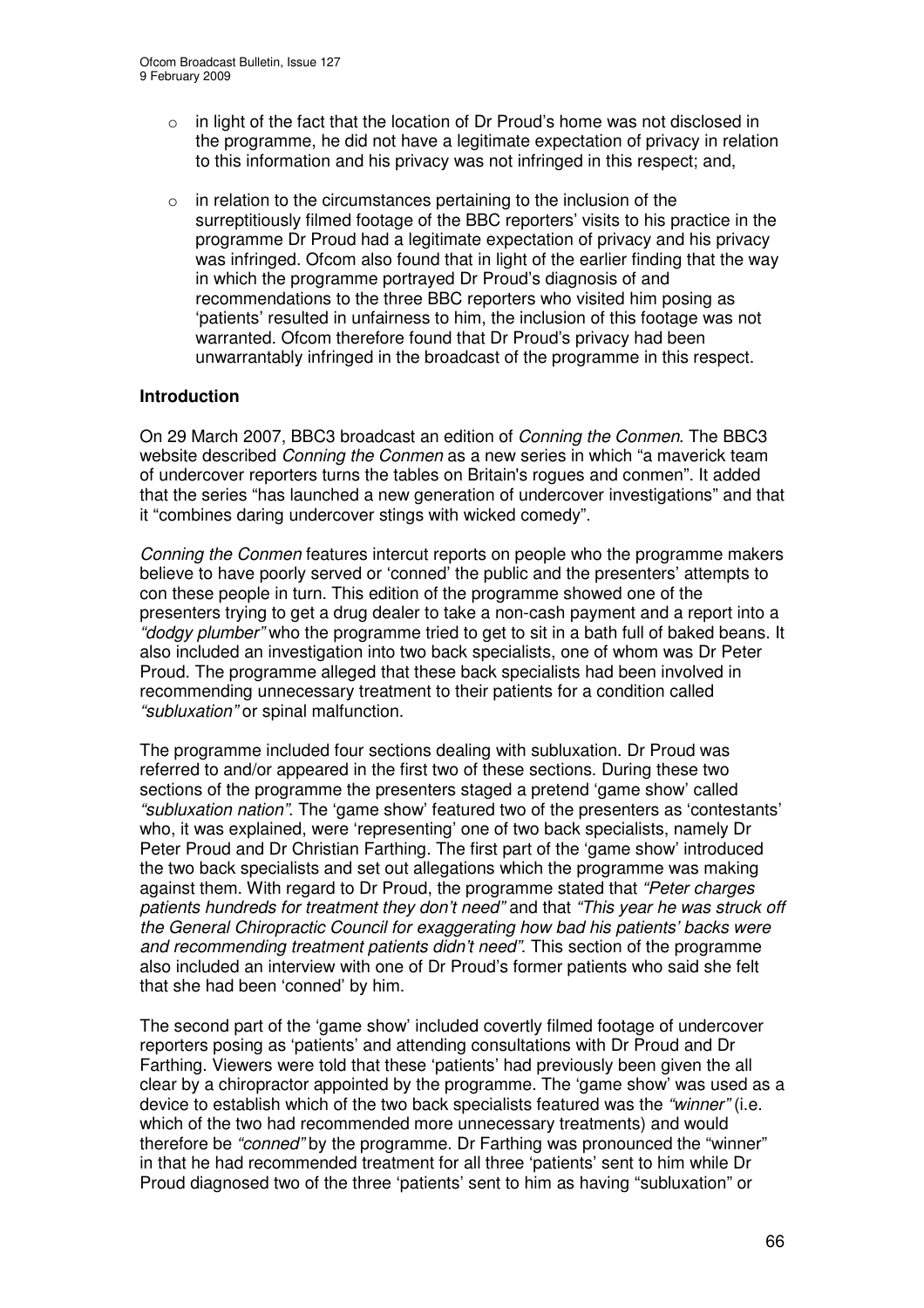- in light of the fact that the location of Dr Proud's home was not disclosed in the programme, he did not have a legitimate expectation of privacy in relation to this information and his privacy was not infringed in this respect; and,

- in relation to the circumstances pertaining to the inclusion of the surreptitiously filmed footage of the BBC reporters' visits to his practice in the programme Dr Proud had a legitimate expectation of privacy and his privacy was infringed. Ofcom also found that in light of the earlier finding that the way in which the programme portrayed Dr Proud's diagnosis of and recommendations to the three BBC reporters who visited him posing as 'patients' resulted in unfairness to him, the inclusion of this footage was not warranted. Ofcom therefore found that Dr Proud's privacy had been unwarrantably infringed in the broadcast of the programme in this respect.

**Introduction**

On 29 March 2007, BBC3 broadcast an edition of *Conning the Conmen*. The BBC3 website described *Conning the Conmen* as a new series in which "a maverick team of undercover reporters turns the tables on Britain's rogues and conmen". It added that the series "has launched a new generation of undercover investigations" and that it "combines daring undercover stings with wicked comedy".

*Conning the Conmen* features intercut reports on people who the programme makers believe to have poorly served or 'conned' the public and the presenters' attempts to con these people in turn. This edition of the programme showed one of the presenters trying to get a drug dealer to take a non-cash payment and a report into a *"dodgy plumber"* who the programme tried to get to sit in a bath full of baked beans. It also included an investigation into two back specialists, one of whom was Dr Peter Proud. The programme alleged that these back specialists had been involved in recommending unnecessary treatment to their patients for a condition called *"subluxation"* or spinal malfunction.

The programme included four sections dealing with subluxation. Dr Proud was referred to and/or appeared in the first two of these sections. During these two sections of the programme the presenters staged a pretend 'game show' called *"subluxation nation"*. The 'game show' featured two of the presenters as 'contestants' who, it was explained, were 'representing' one of two back specialists, namely Dr Peter Proud and Dr Christian Farthing. The first part of the 'game show' introduced the two back specialists and set out allegations which the programme was making against them. With regard to Dr Proud, the programme stated that *"Peter charges patients hundreds for treatment they don't need"* and that *"This year he was struck off the General Chiropractic Council for exaggerating how bad his patients' backs were and recommending treatment patients didn't need"*. This section of the programme also included an interview with one of Dr Proud's former patients who said she felt that she had been 'conned' by him.

The second part of the 'game show' included covertly filmed footage of undercover reporters posing as 'patients' and attending consultations with Dr Proud and Dr Farthing. Viewers were told that these 'patients' had previously been given the all clear by a chiropractor appointed by the programme. The 'game show' was used as a device to establish which of the two back specialists featured was the *"winner"* (i.e. which of the two had recommended more unnecessary treatments) and would therefore be *"conned"* by the programme. Dr Farthing was pronounced the "winner" in that he had recommended treatment for all three 'patients' sent to him while Dr Proud diagnosed two of the three 'patients' sent to him as having "subluxation" or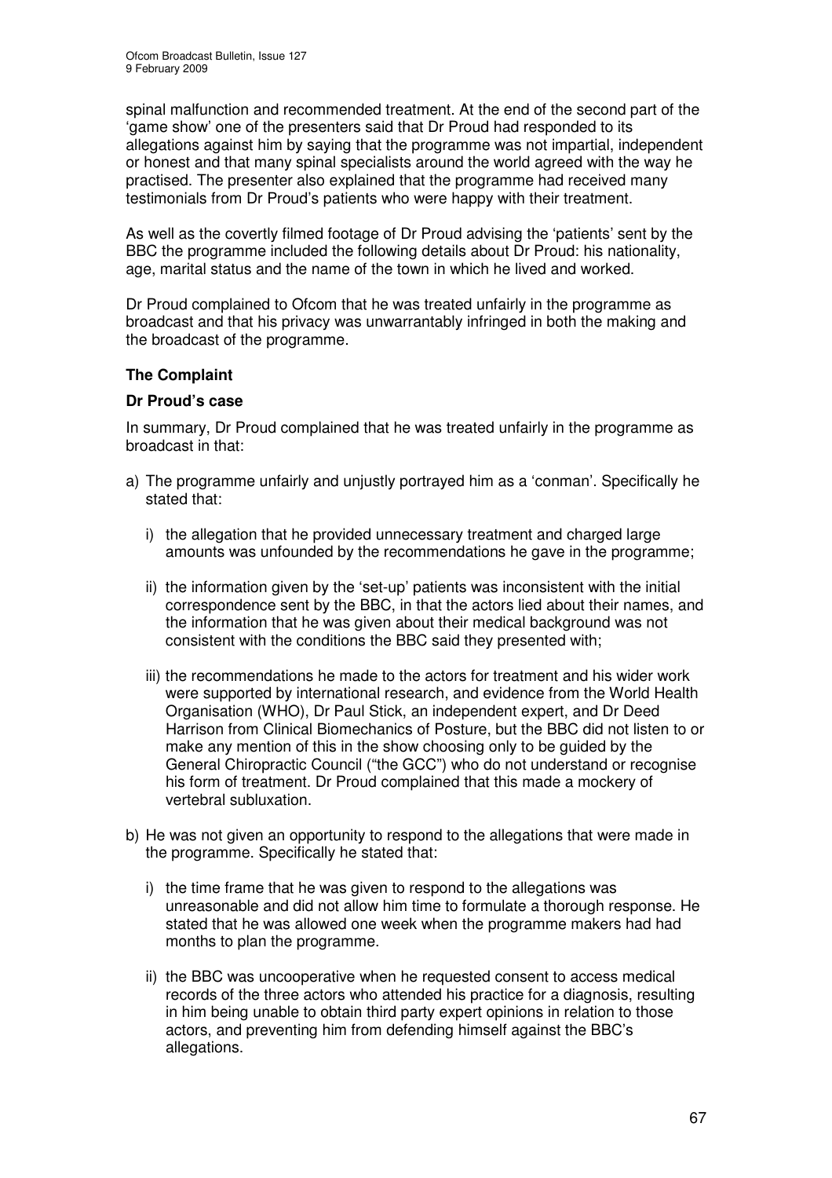spinal malfunction and recommended treatment. At the end of the second part of the 'game show' one of the presenters said that Dr Proud had responded to its allegations against him by saying that the programme was not impartial, independent or honest and that many spinal specialists around the world agreed with the way he practised. The presenter also explained that the programme had received many testimonials from Dr Proud's patients who were happy with their treatment.

As well as the covertly filmed footage of Dr Proud advising the 'patients' sent by the BBC the programme included the following details about Dr Proud: his nationality, age, marital status and the name of the town in which he lived and worked.

Dr Proud complained to Ofcom that he was treated unfairly in the programme as broadcast and that his privacy was unwarrantably infringed in both the making and the broadcast of the programme.

## The Complaint

### Dr Proud's case

In summary, Dr Proud complained that he was treated unfairly in the programme as broadcast in that:

a) The programme unfairly and unjustly portrayed him as a 'conman'. Specifically he stated that:

   i) the allegation that he provided unnecessary treatment and charged large amounts was unfounded by the recommendations he gave in the programme;

   ii) the information given by the 'set-up' patients was inconsistent with the initial correspondence sent by the BBC, in that the actors lied about their names, and the information that he was given about their medical background was not consistent with the conditions the BBC said they presented with;

   iii) the recommendations he made to the actors for treatment and his wider work were supported by international research, and evidence from the World Health Organisation (WHO), Dr Paul Stick, an independent expert, and Dr Deed Harrison from Clinical Biomechanics of Posture, but the BBC did not listen to or make any mention of this in the show choosing only to be guided by the General Chiropractic Council ("the GCC") who do not understand or recognise his form of treatment. Dr Proud complained that this made a mockery of vertebral subluxation.

b) He was not given an opportunity to respond to the allegations that were made in the programme. Specifically he stated that:

   i) the time frame that he was given to respond to the allegations was unreasonable and did not allow him time to formulate a thorough response. He stated that he was allowed one week when the programme makers had had months to plan the programme.

   ii) the BBC was uncooperative when he requested consent to access medical records of the three actors who attended his practice for a diagnosis, resulting in him being unable to obtain third party expert opinions in relation to those actors, and preventing him from defending himself against the BBC's allegations.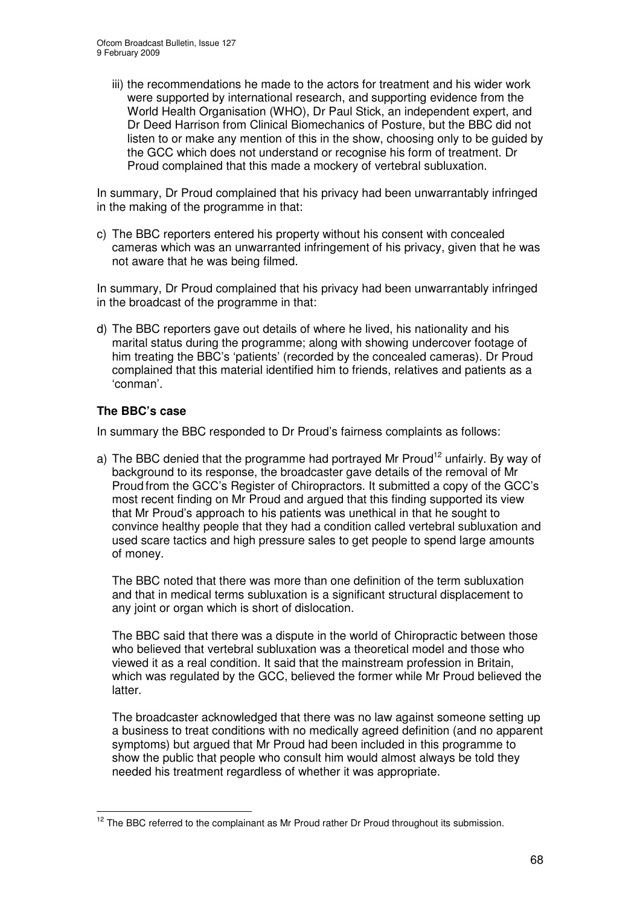iii) the recommendations he made to the actors for treatment and his wider work were supported by international research, and supporting evidence from the World Health Organisation (WHO), Dr Paul Stick, an independent expert, and Dr Deed Harrison from Clinical Biomechanics of Posture, but the BBC did not listen to or make any mention of this in the show, choosing only to be guided by the GCC which does not understand or recognise his form of treatment. Dr Proud complained that this made a mockery of vertebral subluxation.

In summary, Dr Proud complained that his privacy had been unwarrantably infringed in the making of the programme in that:

c) The BBC reporters entered his property without his consent with concealed cameras which was an unwarranted infringement of his privacy, given that he was not aware that he was being filmed.

In summary, Dr Proud complained that his privacy had been unwarrantably infringed in the broadcast of the programme in that:

d) The BBC reporters gave out details of where he lived, his nationality and his marital status during the programme; along with showing undercover footage of him treating the BBC's 'patients' (recorded by the concealed cameras). Dr Proud complained that this material identified him to friends, relatives and patients as a 'conman'.

### The BBC's case

In summary the BBC responded to Dr Proud's fairness complaints as follows:

a) The BBC denied that the programme had portrayed Mr Proud[12] unfairly. By way of background to its response, the broadcaster gave details of the removal of Mr Proud from the GCC's Register of Chiropractors. It submitted a copy of the GCC's most recent finding on Mr Proud and argued that this finding supported its view that Mr Proud's approach to his patients was unethical in that he sought to convince healthy people that they had a condition called vertebral subluxation and used scare tactics and high pressure sales to get people to spend large amounts of money.

   The BBC noted that there was more than one definition of the term subluxation and that in medical terms subluxation is a significant structural displacement to any joint or organ which is short of dislocation.

   The BBC said that there was a dispute in the world of Chiropractic between those who believed that vertebral subluxation was a theoretical model and those who viewed it as a real condition. It said that the mainstream profession in Britain, which was regulated by the GCC, believed the former while Mr Proud believed the latter.

   The broadcaster acknowledged that there was no law against someone setting up a business to treat conditions with no medically agreed definition (and no apparent symptoms) but argued that Mr Proud had been included in this programme to show the public that people who consult him would almost always be told they needed his treatment regardless of whether it was appropriate.

[12] The BBC referred to the complainant as Mr Proud rather Dr Proud throughout its submission.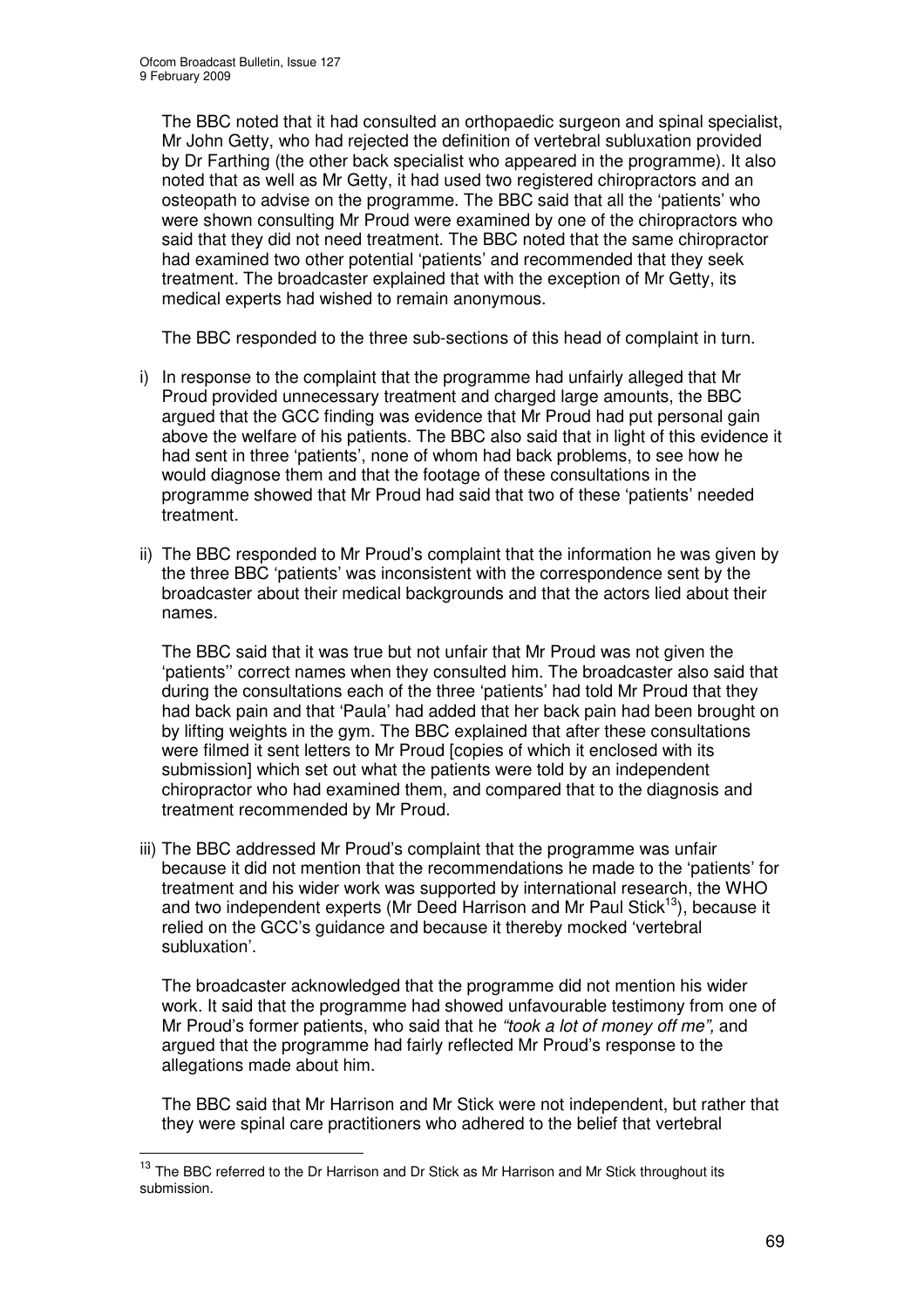The BBC noted that it had consulted an orthopaedic surgeon and spinal specialist, Mr John Getty, who had rejected the definition of vertebral subluxation provided by Dr Farthing (the other back specialist who appeared in the programme). It also noted that as well as Mr Getty, it had used two registered chiropractors and an osteopath to advise on the programme. The BBC said that all the 'patients' who were shown consulting Mr Proud were examined by one of the chiropractors who said that they did not need treatment. The BBC noted that the same chiropractor had examined two other potential 'patients' and recommended that they seek treatment. The broadcaster explained that with the exception of Mr Getty, its medical experts had wished to remain anonymous.

The BBC responded to the three sub-sections of this head of complaint in turn.

i) In response to the complaint that the programme had unfairly alleged that Mr Proud provided unnecessary treatment and charged large amounts, the BBC argued that the GCC finding was evidence that Mr Proud had put personal gain above the welfare of his patients. The BBC also said that in light of this evidence it had sent in three 'patients', none of whom had back problems, to see how he would diagnose them and that the footage of these consultations in the programme showed that Mr Proud had said that two of these 'patients' needed treatment.

ii) The BBC responded to Mr Proud's complaint that the information he was given by the three BBC 'patients' was inconsistent with the correspondence sent by the broadcaster about their medical backgrounds and that the actors lied about their names.

   The BBC said that it was true but not unfair that Mr Proud was not given the 'patients'' correct names when they consulted him. The broadcaster also said that during the consultations each of the three 'patients' had told Mr Proud that they had back pain and that 'Paula' had added that her back pain had been brought on by lifting weights in the gym. The BBC explained that after these consultations were filmed it sent letters to Mr Proud [copies of which it enclosed with its submission] which set out what the patients were told by an independent chiropractor who had examined them, and compared that to the diagnosis and treatment recommended by Mr Proud.

iii) The BBC addressed Mr Proud's complaint that the programme was unfair because it did not mention that the recommendations he made to the 'patients' for treatment and his wider work was supported by international research, the WHO and two independent experts (Mr Deed Harrison and Mr Paul Stick[13]), because it relied on the GCC's guidance and because it thereby mocked 'vertebral subluxation'.

   The broadcaster acknowledged that the programme did not mention his wider work. It said that the programme had showed unfavourable testimony from one of Mr Proud's former patients, who said that he *"took a lot of money off me",* and argued that the programme had fairly reflected Mr Proud's response to the allegations made about him.

   The BBC said that Mr Harrison and Mr Stick were not independent, but rather that they were spinal care practitioners who adhered to the belief that vertebral

[13] The BBC referred to the Dr Harrison and Dr Stick as Mr Harrison and Mr Stick throughout its submission.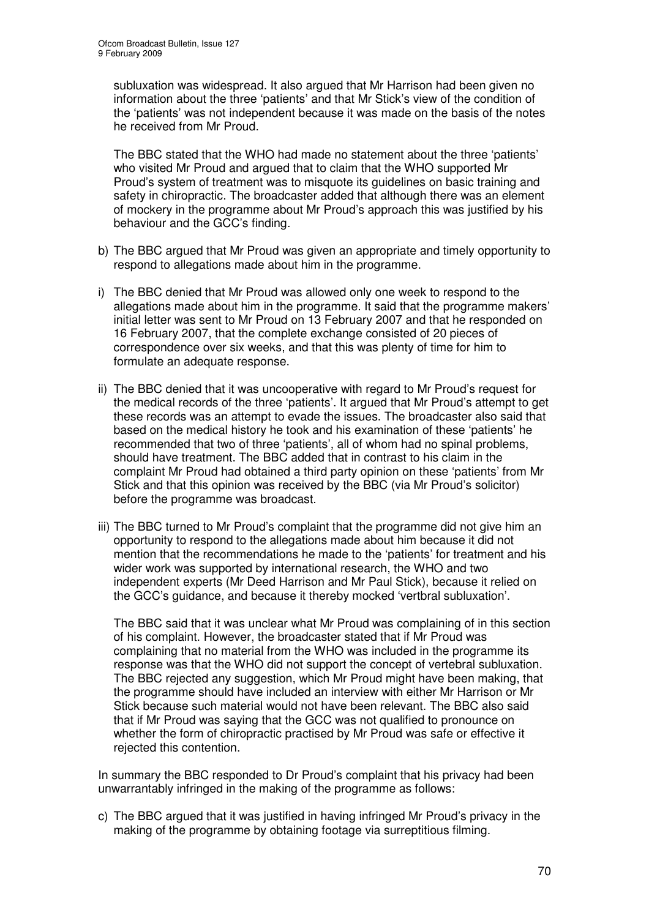subluxation was widespread. It also argued that Mr Harrison had been given no information about the three 'patients' and that Mr Stick's view of the condition of the 'patients' was not independent because it was made on the basis of the notes he received from Mr Proud.

The BBC stated that the WHO had made no statement about the three 'patients' who visited Mr Proud and argued that to claim that the WHO supported Mr Proud's system of treatment was to misquote its guidelines on basic training and safety in chiropractic. The broadcaster added that although there was an element of mockery in the programme about Mr Proud's approach this was justified by his behaviour and the GCC's finding.

b) The BBC argued that Mr Proud was given an appropriate and timely opportunity to respond to allegations made about him in the programme.

i) The BBC denied that Mr Proud was allowed only one week to respond to the allegations made about him in the programme. It said that the programme makers' initial letter was sent to Mr Proud on 13 February 2007 and that he responded on 16 February 2007, that the complete exchange consisted of 20 pieces of correspondence over six weeks, and that this was plenty of time for him to formulate an adequate response.

ii) The BBC denied that it was uncooperative with regard to Mr Proud's request for the medical records of the three 'patients'. It argued that Mr Proud's attempt to get these records was an attempt to evade the issues. The broadcaster also said that based on the medical history he took and his examination of these 'patients' he recommended that two of three 'patients', all of whom had no spinal problems, should have treatment. The BBC added that in contrast to his claim in the complaint Mr Proud had obtained a third party opinion on these 'patients' from Mr Stick and that this opinion was received by the BBC (via Mr Proud's solicitor) before the programme was broadcast.

iii) The BBC turned to Mr Proud's complaint that the programme did not give him an opportunity to respond to the allegations made about him because it did not mention that the recommendations he made to the 'patients' for treatment and his wider work was supported by international research, the WHO and two independent experts (Mr Deed Harrison and Mr Paul Stick), because it relied on the GCC's guidance, and because it thereby mocked 'vertbral subluxation'.

The BBC said that it was unclear what Mr Proud was complaining of in this section of his complaint. However, the broadcaster stated that if Mr Proud was complaining that no material from the WHO was included in the programme its response was that the WHO did not support the concept of vertebral subluxation. The BBC rejected any suggestion, which Mr Proud might have been making, that the programme should have included an interview with either Mr Harrison or Mr Stick because such material would not have been relevant. The BBC also said that if Mr Proud was saying that the GCC was not qualified to pronounce on whether the form of chiropractic practised by Mr Proud was safe or effective it rejected this contention.

In summary the BBC responded to Dr Proud's complaint that his privacy had been unwarrantably infringed in the making of the programme as follows:

c) The BBC argued that it was justified in having infringed Mr Proud's privacy in the making of the programme by obtaining footage via surreptitious filming.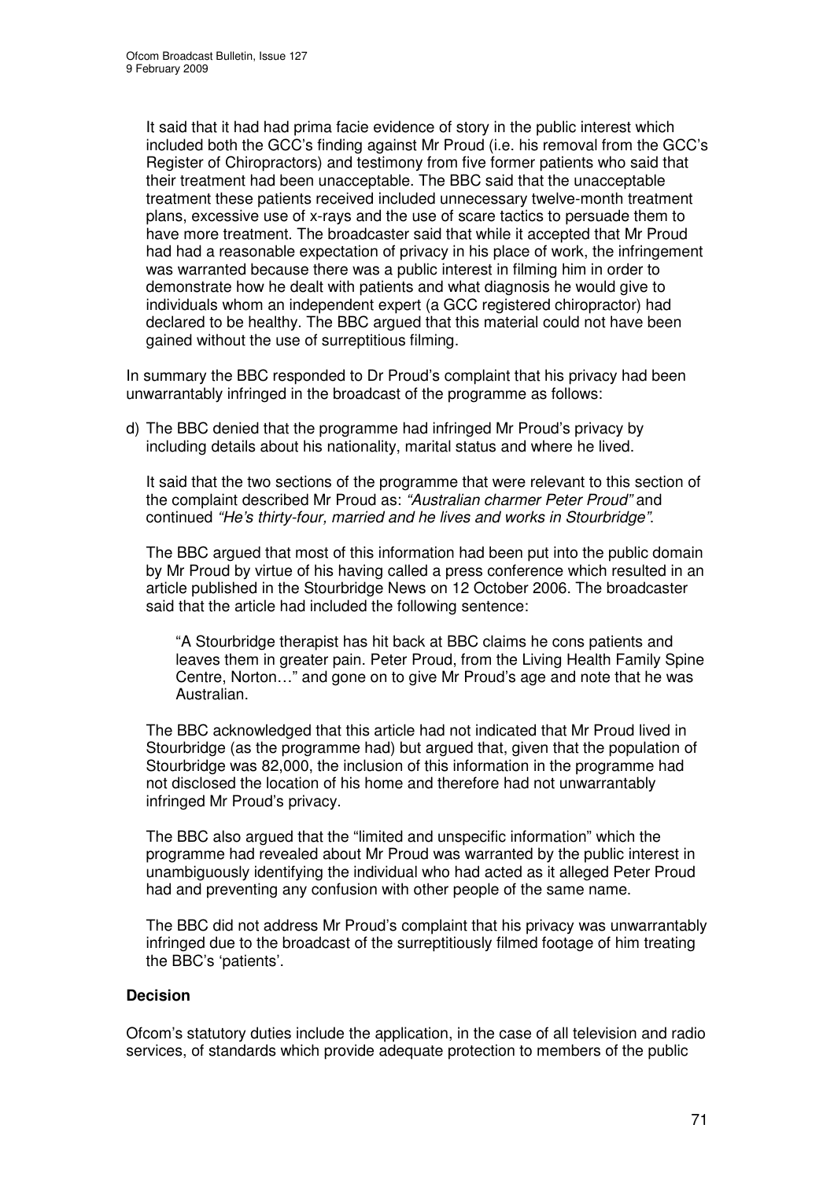It said that it had had prima facie evidence of story in the public interest which included both the GCC's finding against Mr Proud (i.e. his removal from the GCC's Register of Chiropractors) and testimony from five former patients who said that their treatment had been unacceptable. The BBC said that the unacceptable treatment these patients received included unnecessary twelve-month treatment plans, excessive use of x-rays and the use of scare tactics to persuade them to have more treatment. The broadcaster said that while it accepted that Mr Proud had had a reasonable expectation of privacy in his place of work, the infringement was warranted because there was a public interest in filming him in order to demonstrate how he dealt with patients and what diagnosis he would give to individuals whom an independent expert (a GCC registered chiropractor) had declared to be healthy. The BBC argued that this material could not have been gained without the use of surreptitious filming.

In summary the BBC responded to Dr Proud's complaint that his privacy had been unwarrantably infringed in the broadcast of the programme as follows:

d) The BBC denied that the programme had infringed Mr Proud's privacy by including details about his nationality, marital status and where he lived.

   It said that the two sections of the programme that were relevant to this section of the complaint described Mr Proud as: *"Australian charmer Peter Proud"* and continued *"He's thirty-four, married and he lives and works in Stourbridge"*.

   The BBC argued that most of this information had been put into the public domain by Mr Proud by virtue of his having called a press conference which resulted in an article published in the Stourbridge News on 12 October 2006. The broadcaster said that the article had included the following sentence:

   > "A Stourbridge therapist has hit back at BBC claims he cons patients and leaves them in greater pain. Peter Proud, from the Living Health Family Spine Centre, Norton…" and gone on to give Mr Proud's age and note that he was Australian.

   The BBC acknowledged that this article had not indicated that Mr Proud lived in Stourbridge (as the programme had) but argued that, given that the population of Stourbridge was 82,000, the inclusion of this information in the programme had not disclosed the location of his home and therefore had not unwarrantably infringed Mr Proud's privacy.

   The BBC also argued that the "limited and unspecific information" which the programme had revealed about Mr Proud was warranted by the public interest in unambiguously identifying the individual who had acted as it alleged Peter Proud had and preventing any confusion with other people of the same name.

   The BBC did not address Mr Proud's complaint that his privacy was unwarrantably infringed due to the broadcast of the surreptitiously filmed footage of him treating the BBC's 'patients'.

**Decision**

Ofcom's statutory duties include the application, in the case of all television and radio services, of standards which provide adequate protection to members of the public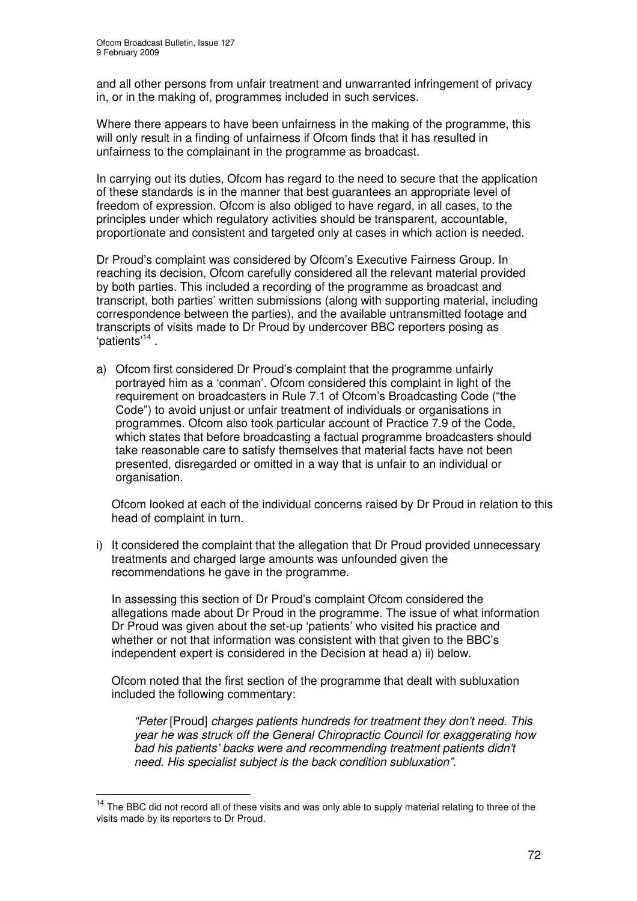and all other persons from unfair treatment and unwarranted infringement of privacy in, or in the making of, programmes included in such services.

Where there appears to have been unfairness in the making of the programme, this will only result in a finding of unfairness if Ofcom finds that it has resulted in unfairness to the complainant in the programme as broadcast.

In carrying out its duties, Ofcom has regard to the need to secure that the application of these standards is in the manner that best guarantees an appropriate level of freedom of expression. Ofcom is also obliged to have regard, in all cases, to the principles under which regulatory activities should be transparent, accountable, proportionate and consistent and targeted only at cases in which action is needed.

Dr Proud's complaint was considered by Ofcom's Executive Fairness Group. In reaching its decision, Ofcom carefully considered all the relevant material provided by both parties. This included a recording of the programme as broadcast and transcript, both parties' written submissions (along with supporting material, including correspondence between the parties), and the available untransmitted footage and transcripts of visits made to Dr Proud by undercover BBC reporters posing as 'patients'[14] .

a) Ofcom first considered Dr Proud's complaint that the programme unfairly portrayed him as a 'conman'. Ofcom considered this complaint in light of the requirement on broadcasters in Rule 7.1 of Ofcom's Broadcasting Code ("the Code") to avoid unjust or unfair treatment of individuals or organisations in programmes. Ofcom also took particular account of Practice 7.9 of the Code, which states that before broadcasting a factual programme broadcasters should take reasonable care to satisfy themselves that material facts have not been presented, disregarded or omitted in a way that is unfair to an individual or organisation.

   Ofcom looked at each of the individual concerns raised by Dr Proud in relation to this head of complaint in turn.

i) It considered the complaint that the allegation that Dr Proud provided unnecessary treatments and charged large amounts was unfounded given the recommendations he gave in the programme.

   In assessing this section of Dr Proud's complaint Ofcom considered the allegations made about Dr Proud in the programme. The issue of what information Dr Proud was given about the set-up 'patients' who visited his practice and whether or not that information was consistent with that given to the BBC's independent expert is considered in the Decision at head a) ii) below.

   Ofcom noted that the first section of the programme that dealt with subluxation included the following commentary:

   > *"Peter* [Proud] *charges patients hundreds for treatment they don't need. This year he was struck off the General Chiropractic Council for exaggerating how bad his patients' backs were and recommending treatment patients didn't need. His specialist subject is the back condition subluxation".*

---

[14] The BBC did not record all of these visits and was only able to supply material relating to three of the visits made by its reporters to Dr Proud.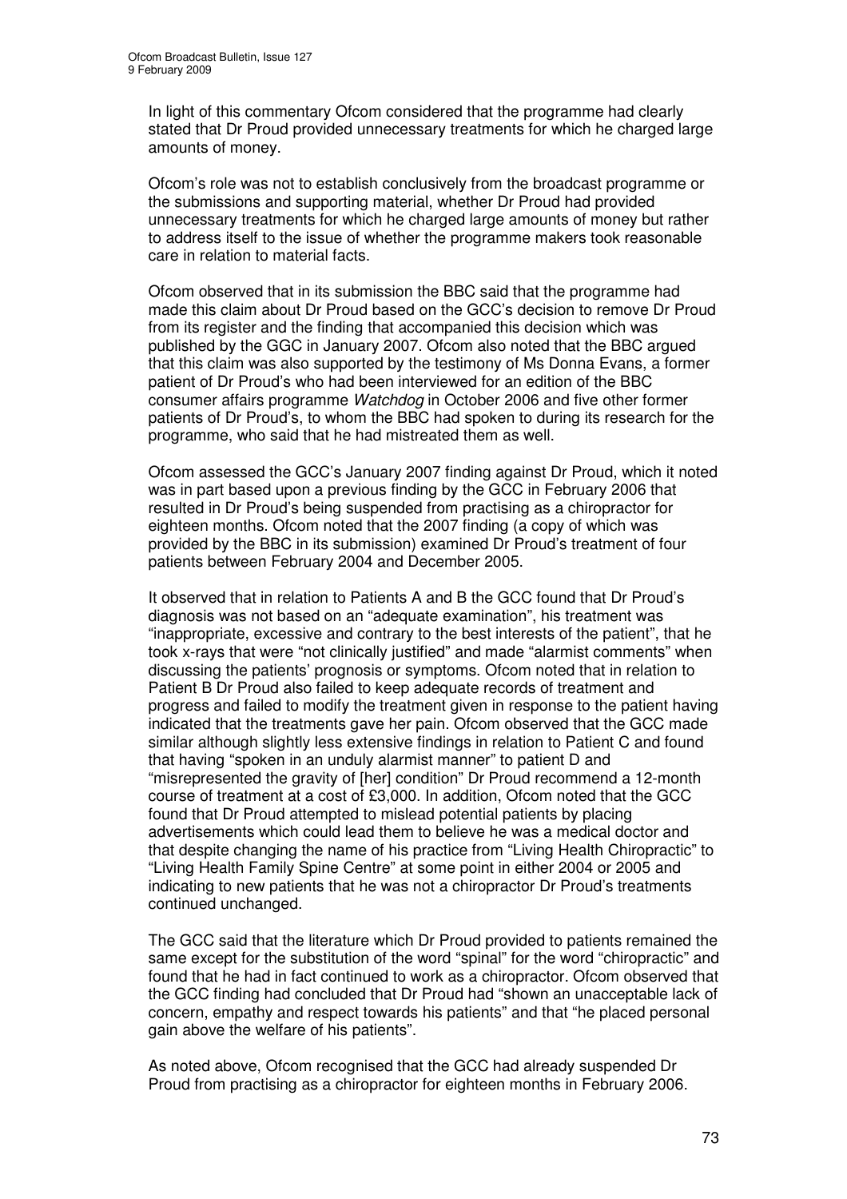In light of this commentary Ofcom considered that the programme had clearly stated that Dr Proud provided unnecessary treatments for which he charged large amounts of money.

Ofcom's role was not to establish conclusively from the broadcast programme or the submissions and supporting material, whether Dr Proud had provided unnecessary treatments for which he charged large amounts of money but rather to address itself to the issue of whether the programme makers took reasonable care in relation to material facts.

Ofcom observed that in its submission the BBC said that the programme had made this claim about Dr Proud based on the GCC's decision to remove Dr Proud from its register and the finding that accompanied this decision which was published by the GGC in January 2007. Ofcom also noted that the BBC argued that this claim was also supported by the testimony of Ms Donna Evans, a former patient of Dr Proud's who had been interviewed for an edition of the BBC consumer affairs programme *Watchdog* in October 2006 and five other former patients of Dr Proud's, to whom the BBC had spoken to during its research for the programme, who said that he had mistreated them as well.

Ofcom assessed the GCC's January 2007 finding against Dr Proud, which it noted was in part based upon a previous finding by the GCC in February 2006 that resulted in Dr Proud's being suspended from practising as a chiropractor for eighteen months. Ofcom noted that the 2007 finding (a copy of which was provided by the BBC in its submission) examined Dr Proud's treatment of four patients between February 2004 and December 2005.

It observed that in relation to Patients A and B the GCC found that Dr Proud's diagnosis was not based on an "adequate examination", his treatment was "inappropriate, excessive and contrary to the best interests of the patient", that he took x-rays that were "not clinically justified" and made "alarmist comments" when discussing the patients' prognosis or symptoms. Ofcom noted that in relation to Patient B Dr Proud also failed to keep adequate records of treatment and progress and failed to modify the treatment given in response to the patient having indicated that the treatments gave her pain. Ofcom observed that the GCC made similar although slightly less extensive findings in relation to Patient C and found that having "spoken in an unduly alarmist manner" to patient D and "misrepresented the gravity of [her] condition" Dr Proud recommend a 12-month course of treatment at a cost of £3,000. In addition, Ofcom noted that the GCC found that Dr Proud attempted to mislead potential patients by placing advertisements which could lead them to believe he was a medical doctor and that despite changing the name of his practice from "Living Health Chiropractic" to "Living Health Family Spine Centre" at some point in either 2004 or 2005 and indicating to new patients that he was not a chiropractor Dr Proud's treatments continued unchanged.

The GCC said that the literature which Dr Proud provided to patients remained the same except for the substitution of the word "spinal" for the word "chiropractic" and found that he had in fact continued to work as a chiropractor. Ofcom observed that the GCC finding had concluded that Dr Proud had "shown an unacceptable lack of concern, empathy and respect towards his patients" and that "he placed personal gain above the welfare of his patients".

As noted above, Ofcom recognised that the GCC had already suspended Dr Proud from practising as a chiropractor for eighteen months in February 2006.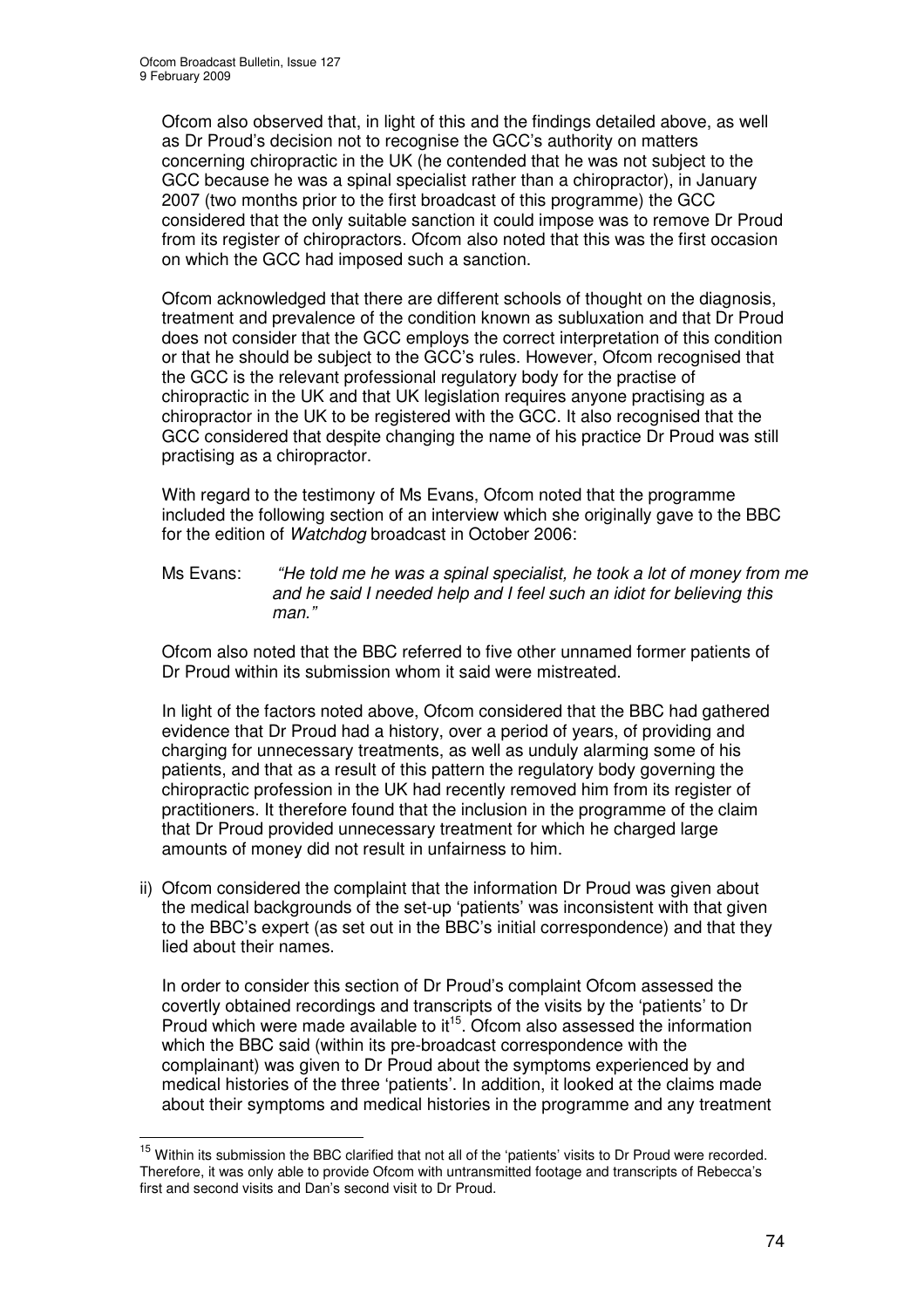Ofcom also observed that, in light of this and the findings detailed above, as well as Dr Proud's decision not to recognise the GCC's authority on matters concerning chiropractic in the UK (he contended that he was not subject to the GCC because he was a spinal specialist rather than a chiropractor), in January 2007 (two months prior to the first broadcast of this programme) the GCC considered that the only suitable sanction it could impose was to remove Dr Proud from its register of chiropractors. Ofcom also noted that this was the first occasion on which the GCC had imposed such a sanction.

Ofcom acknowledged that there are different schools of thought on the diagnosis, treatment and prevalence of the condition known as subluxation and that Dr Proud does not consider that the GCC employs the correct interpretation of this condition or that he should be subject to the GCC's rules. However, Ofcom recognised that the GCC is the relevant professional regulatory body for the practise of chiropractic in the UK and that UK legislation requires anyone practising as a chiropractor in the UK to be registered with the GCC. It also recognised that the GCC considered that despite changing the name of his practice Dr Proud was still practising as a chiropractor.

With regard to the testimony of Ms Evans, Ofcom noted that the programme included the following section of an interview which she originally gave to the BBC for the edition of *Watchdog* broadcast in October 2006:

> Ms Evans: *"He told me he was a spinal specialist, he took a lot of money from me and he said I needed help and I feel such an idiot for believing this man."*

Ofcom also noted that the BBC referred to five other unnamed former patients of Dr Proud within its submission whom it said were mistreated.

In light of the factors noted above, Ofcom considered that the BBC had gathered evidence that Dr Proud had a history, over a period of years, of providing and charging for unnecessary treatments, as well as unduly alarming some of his patients, and that as a result of this pattern the regulatory body governing the chiropractic profession in the UK had recently removed him from its register of practitioners. It therefore found that the inclusion in the programme of the claim that Dr Proud provided unnecessary treatment for which he charged large amounts of money did not result in unfairness to him.

ii) Ofcom considered the complaint that the information Dr Proud was given about the medical backgrounds of the set-up 'patients' was inconsistent with that given to the BBC's expert (as set out in the BBC's initial correspondence) and that they lied about their names.

In order to consider this section of Dr Proud's complaint Ofcom assessed the covertly obtained recordings and transcripts of the visits by the 'patients' to Dr Proud which were made available to it[15]. Ofcom also assessed the information which the BBC said (within its pre-broadcast correspondence with the complainant) was given to Dr Proud about the symptoms experienced by and medical histories of the three 'patients'. In addition, it looked at the claims made about their symptoms and medical histories in the programme and any treatment

[15] Within its submission the BBC clarified that not all of the 'patients' visits to Dr Proud were recorded. Therefore, it was only able to provide Ofcom with untransmitted footage and transcripts of Rebecca's first and second visits and Dan's second visit to Dr Proud.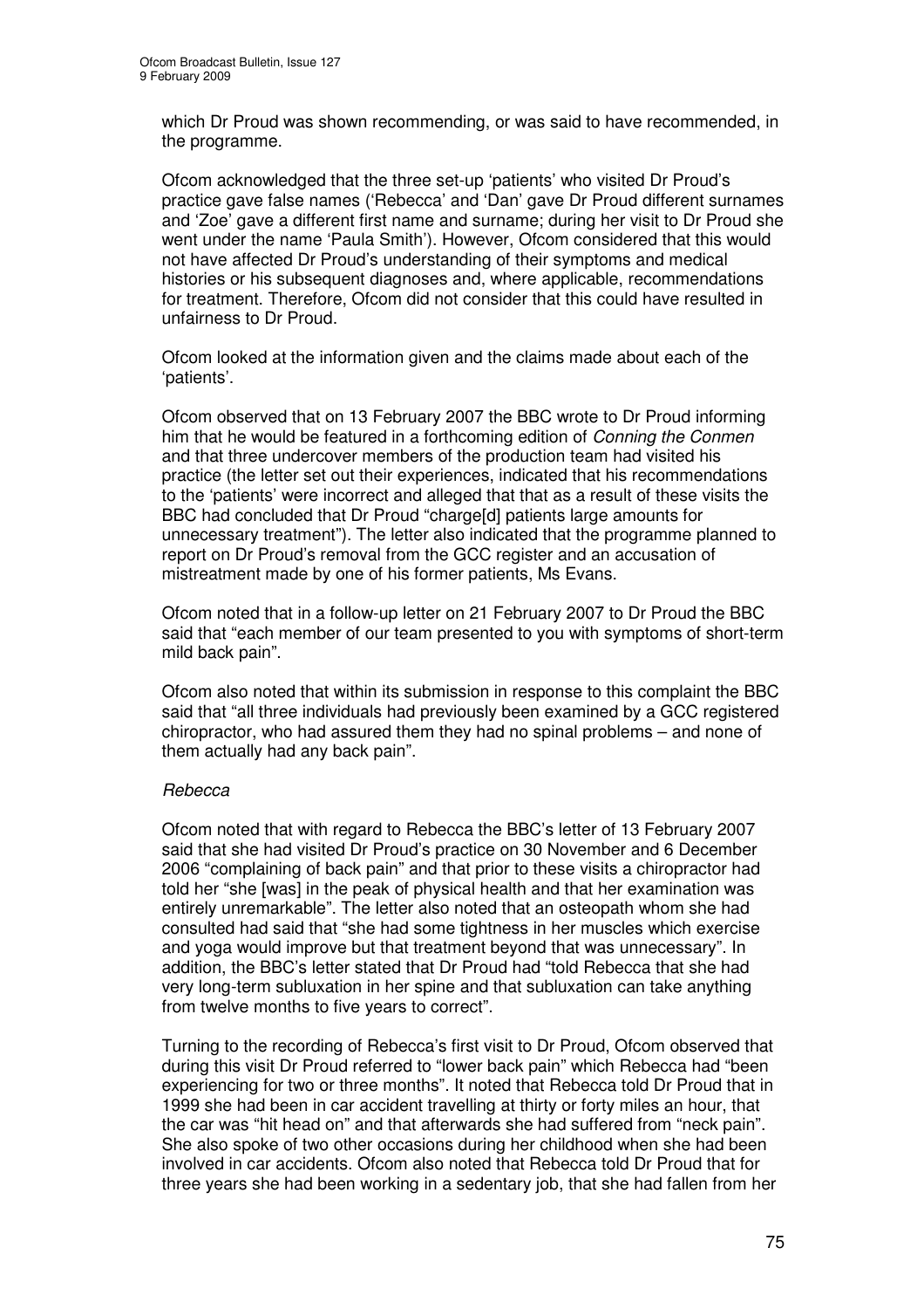which Dr Proud was shown recommending, or was said to have recommended, in the programme.

Ofcom acknowledged that the three set-up 'patients' who visited Dr Proud's practice gave false names ('Rebecca' and 'Dan' gave Dr Proud different surnames and 'Zoe' gave a different first name and surname; during her visit to Dr Proud she went under the name 'Paula Smith'). However, Ofcom considered that this would not have affected Dr Proud's understanding of their symptoms and medical histories or his subsequent diagnoses and, where applicable, recommendations for treatment. Therefore, Ofcom did not consider that this could have resulted in unfairness to Dr Proud.

Ofcom looked at the information given and the claims made about each of the 'patients'.

Ofcom observed that on 13 February 2007 the BBC wrote to Dr Proud informing him that he would be featured in a forthcoming edition of *Conning the Conmen* and that three undercover members of the production team had visited his practice (the letter set out their experiences, indicated that his recommendations to the 'patients' were incorrect and alleged that that as a result of these visits the BBC had concluded that Dr Proud "charge[d] patients large amounts for unnecessary treatment"). The letter also indicated that the programme planned to report on Dr Proud's removal from the GCC register and an accusation of mistreatment made by one of his former patients, Ms Evans.

Ofcom noted that in a follow-up letter on 21 February 2007 to Dr Proud the BBC said that "each member of our team presented to you with symptoms of short-term mild back pain".

Ofcom also noted that within its submission in response to this complaint the BBC said that "all three individuals had previously been examined by a GCC registered chiropractor, who had assured them they had no spinal problems – and none of them actually had any back pain".

*Rebecca*

Ofcom noted that with regard to Rebecca the BBC's letter of 13 February 2007 said that she had visited Dr Proud's practice on 30 November and 6 December 2006 "complaining of back pain" and that prior to these visits a chiropractor had told her "she [was] in the peak of physical health and that her examination was entirely unremarkable". The letter also noted that an osteopath whom she had consulted had said that "she had some tightness in her muscles which exercise and yoga would improve but that treatment beyond that was unnecessary". In addition, the BBC's letter stated that Dr Proud had "told Rebecca that she had very long-term subluxation in her spine and that subluxation can take anything from twelve months to five years to correct".

Turning to the recording of Rebecca's first visit to Dr Proud, Ofcom observed that during this visit Dr Proud referred to "lower back pain" which Rebecca had "been experiencing for two or three months". It noted that Rebecca told Dr Proud that in 1999 she had been in car accident travelling at thirty or forty miles an hour, that the car was "hit head on" and that afterwards she had suffered from "neck pain". She also spoke of two other occasions during her childhood when she had been involved in car accidents. Ofcom also noted that Rebecca told Dr Proud that for three years she had been working in a sedentary job, that she had fallen from her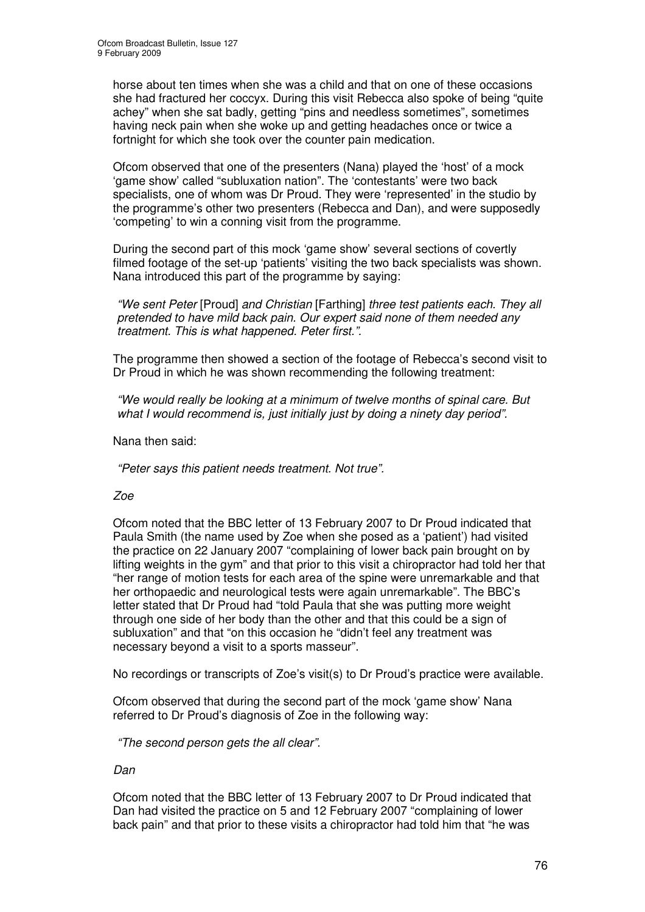horse about ten times when she was a child and that on one of these occasions she had fractured her coccyx. During this visit Rebecca also spoke of being "quite achey" when she sat badly, getting "pins and needless sometimes", sometimes having neck pain when she woke up and getting headaches once or twice a fortnight for which she took over the counter pain medication.

Ofcom observed that one of the presenters (Nana) played the 'host' of a mock 'game show' called "subluxation nation". The 'contestants' were two back specialists, one of whom was Dr Proud. They were 'represented' in the studio by the programme's other two presenters (Rebecca and Dan), and were supposedly 'competing' to win a conning visit from the programme.

During the second part of this mock 'game show' several sections of covertly filmed footage of the set-up 'patients' visiting the two back specialists was shown. Nana introduced this part of the programme by saying:

*"We sent Peter* [Proud] *and Christian* [Farthing] *three test patients each. They all pretended to have mild back pain. Our expert said none of them needed any treatment. This is what happened. Peter first.".*

The programme then showed a section of the footage of Rebecca's second visit to Dr Proud in which he was shown recommending the following treatment:

*"We would really be looking at a minimum of twelve months of spinal care. But what I would recommend is, just initially just by doing a ninety day period".*

Nana then said:

*"Peter says this patient needs treatment. Not true".*

*Zoe*

Ofcom noted that the BBC letter of 13 February 2007 to Dr Proud indicated that Paula Smith (the name used by Zoe when she posed as a 'patient') had visited the practice on 22 January 2007 "complaining of lower back pain brought on by lifting weights in the gym" and that prior to this visit a chiropractor had told her that "her range of motion tests for each area of the spine were unremarkable and that her orthopaedic and neurological tests were again unremarkable". The BBC's letter stated that Dr Proud had "told Paula that she was putting more weight through one side of her body than the other and that this could be a sign of subluxation" and that "on this occasion he "didn't feel any treatment was necessary beyond a visit to a sports masseur".

No recordings or transcripts of Zoe's visit(s) to Dr Proud's practice were available.

Ofcom observed that during the second part of the mock 'game show' Nana referred to Dr Proud's diagnosis of Zoe in the following way:

*"The second person gets the all clear".*

*Dan*

Ofcom noted that the BBC letter of 13 February 2007 to Dr Proud indicated that Dan had visited the practice on 5 and 12 February 2007 "complaining of lower back pain" and that prior to these visits a chiropractor had told him that "he was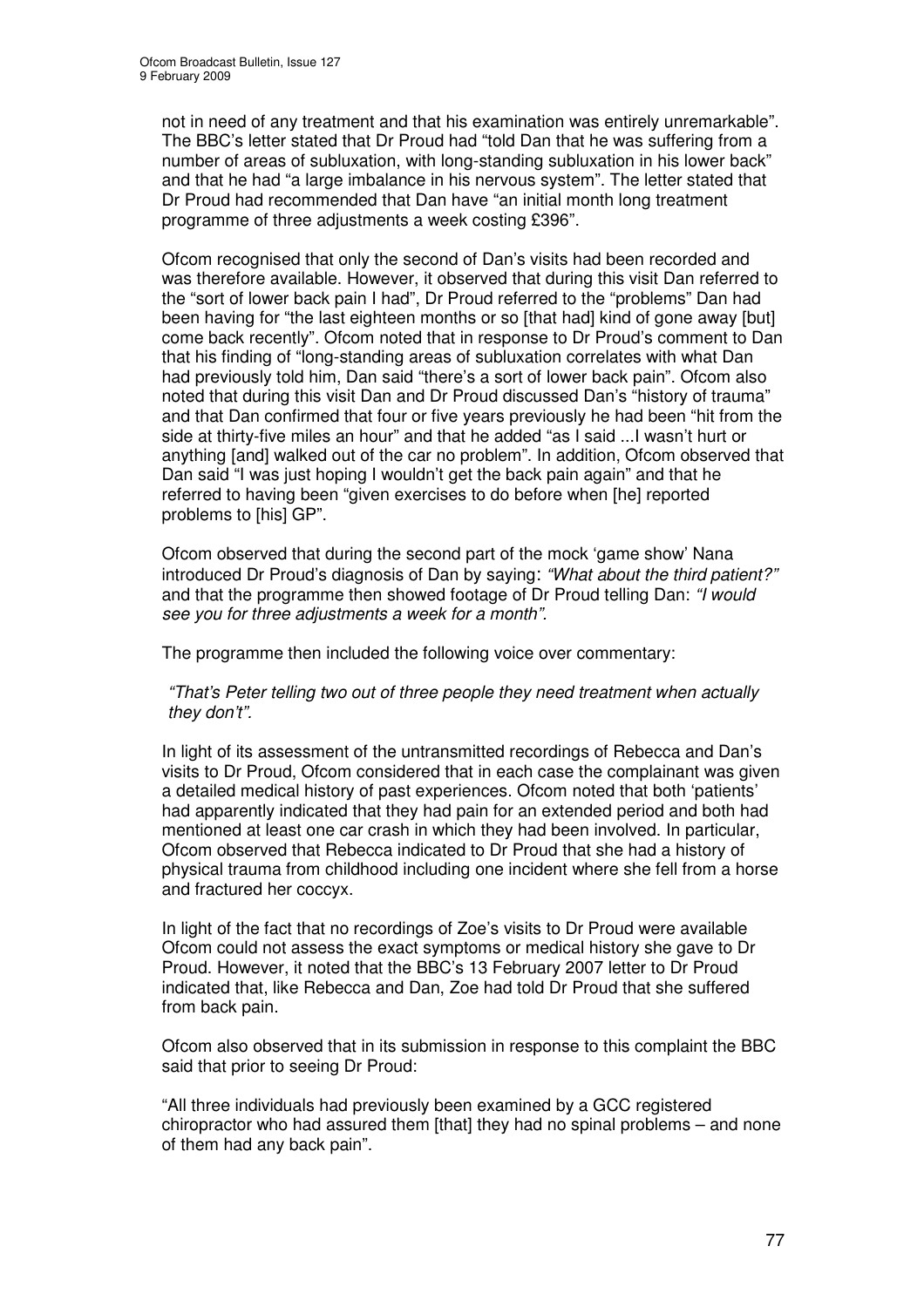not in need of any treatment and that his examination was entirely unremarkable". The BBC's letter stated that Dr Proud had "told Dan that he was suffering from a number of areas of subluxation, with long-standing subluxation in his lower back" and that he had "a large imbalance in his nervous system". The letter stated that Dr Proud had recommended that Dan have "an initial month long treatment programme of three adjustments a week costing £396".

Ofcom recognised that only the second of Dan's visits had been recorded and was therefore available. However, it observed that during this visit Dan referred to the "sort of lower back pain I had", Dr Proud referred to the "problems" Dan had been having for "the last eighteen months or so [that had] kind of gone away [but] come back recently". Ofcom noted that in response to Dr Proud's comment to Dan that his finding of "long-standing areas of subluxation correlates with what Dan had previously told him, Dan said "there's a sort of lower back pain". Ofcom also noted that during this visit Dan and Dr Proud discussed Dan's "history of trauma" and that Dan confirmed that four or five years previously he had been "hit from the side at thirty-five miles an hour" and that he added "as I said ...I wasn't hurt or anything [and] walked out of the car no problem". In addition, Ofcom observed that Dan said "I was just hoping I wouldn't get the back pain again" and that he referred to having been "given exercises to do before when [he] reported problems to [his] GP".

Ofcom observed that during the second part of the mock 'game show' Nana introduced Dr Proud's diagnosis of Dan by saying: *"What about the third patient?"* and that the programme then showed footage of Dr Proud telling Dan: *"I would see you for three adjustments a week for a month".*

The programme then included the following voice over commentary:

> *"That's Peter telling two out of three people they need treatment when actually they don't".*

In light of its assessment of the untransmitted recordings of Rebecca and Dan's visits to Dr Proud, Ofcom considered that in each case the complainant was given a detailed medical history of past experiences. Ofcom noted that both 'patients' had apparently indicated that they had pain for an extended period and both had mentioned at least one car crash in which they had been involved. In particular, Ofcom observed that Rebecca indicated to Dr Proud that she had a history of physical trauma from childhood including one incident where she fell from a horse and fractured her coccyx.

In light of the fact that no recordings of Zoe's visits to Dr Proud were available Ofcom could not assess the exact symptoms or medical history she gave to Dr Proud. However, it noted that the BBC's 13 February 2007 letter to Dr Proud indicated that, like Rebecca and Dan, Zoe had told Dr Proud that she suffered from back pain.

Ofcom also observed that in its submission in response to this complaint the BBC said that prior to seeing Dr Proud:

"All three individuals had previously been examined by a GCC registered chiropractor who had assured them [that] they had no spinal problems – and none of them had any back pain".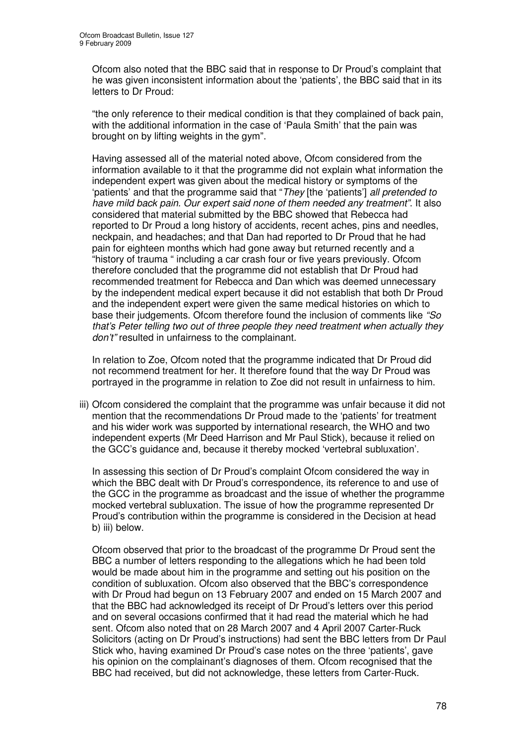Ofcom also noted that the BBC said that in response to Dr Proud's complaint that he was given inconsistent information about the 'patients', the BBC said that in its letters to Dr Proud:

"the only reference to their medical condition is that they complained of back pain, with the additional information in the case of 'Paula Smith' that the pain was brought on by lifting weights in the gym".

Having assessed all of the material noted above, Ofcom considered from the information available to it that the programme did not explain what information the independent expert was given about the medical history or symptoms of the 'patients' and that the programme said that "*They* [the 'patients'] *all pretended to have mild back pain. Our expert said none of them needed any treatment"*. It also considered that material submitted by the BBC showed that Rebecca had reported to Dr Proud a long history of accidents, recent aches, pins and needles, neckpain, and headaches; and that Dan had reported to Dr Proud that he had pain for eighteen months which had gone away but returned recently and a "history of trauma " including a car crash four or five years previously. Ofcom therefore concluded that the programme did not establish that Dr Proud had recommended treatment for Rebecca and Dan which was deemed unnecessary by the independent medical expert because it did not establish that both Dr Proud and the independent expert were given the same medical histories on which to base their judgements. Ofcom therefore found the inclusion of comments like *"So that's Peter telling two out of three people they need treatment when actually they don't"* resulted in unfairness to the complainant.

In relation to Zoe, Ofcom noted that the programme indicated that Dr Proud did not recommend treatment for her. It therefore found that the way Dr Proud was portrayed in the programme in relation to Zoe did not result in unfairness to him.

iii) Ofcom considered the complaint that the programme was unfair because it did not mention that the recommendations Dr Proud made to the 'patients' for treatment and his wider work was supported by international research, the WHO and two independent experts (Mr Deed Harrison and Mr Paul Stick), because it relied on the GCC's guidance and, because it thereby mocked 'vertebral subluxation'.

In assessing this section of Dr Proud's complaint Ofcom considered the way in which the BBC dealt with Dr Proud's correspondence, its reference to and use of the GCC in the programme as broadcast and the issue of whether the programme mocked vertebral subluxation. The issue of how the programme represented Dr Proud's contribution within the programme is considered in the Decision at head b) iii) below.

Ofcom observed that prior to the broadcast of the programme Dr Proud sent the BBC a number of letters responding to the allegations which he had been told would be made about him in the programme and setting out his position on the condition of subluxation. Ofcom also observed that the BBC's correspondence with Dr Proud had begun on 13 February 2007 and ended on 15 March 2007 and that the BBC had acknowledged its receipt of Dr Proud's letters over this period and on several occasions confirmed that it had read the material which he had sent. Ofcom also noted that on 28 March 2007 and 4 April 2007 Carter-Ruck Solicitors (acting on Dr Proud's instructions) had sent the BBC letters from Dr Paul Stick who, having examined Dr Proud's case notes on the three 'patients', gave his opinion on the complainant's diagnoses of them. Ofcom recognised that the BBC had received, but did not acknowledge, these letters from Carter-Ruck.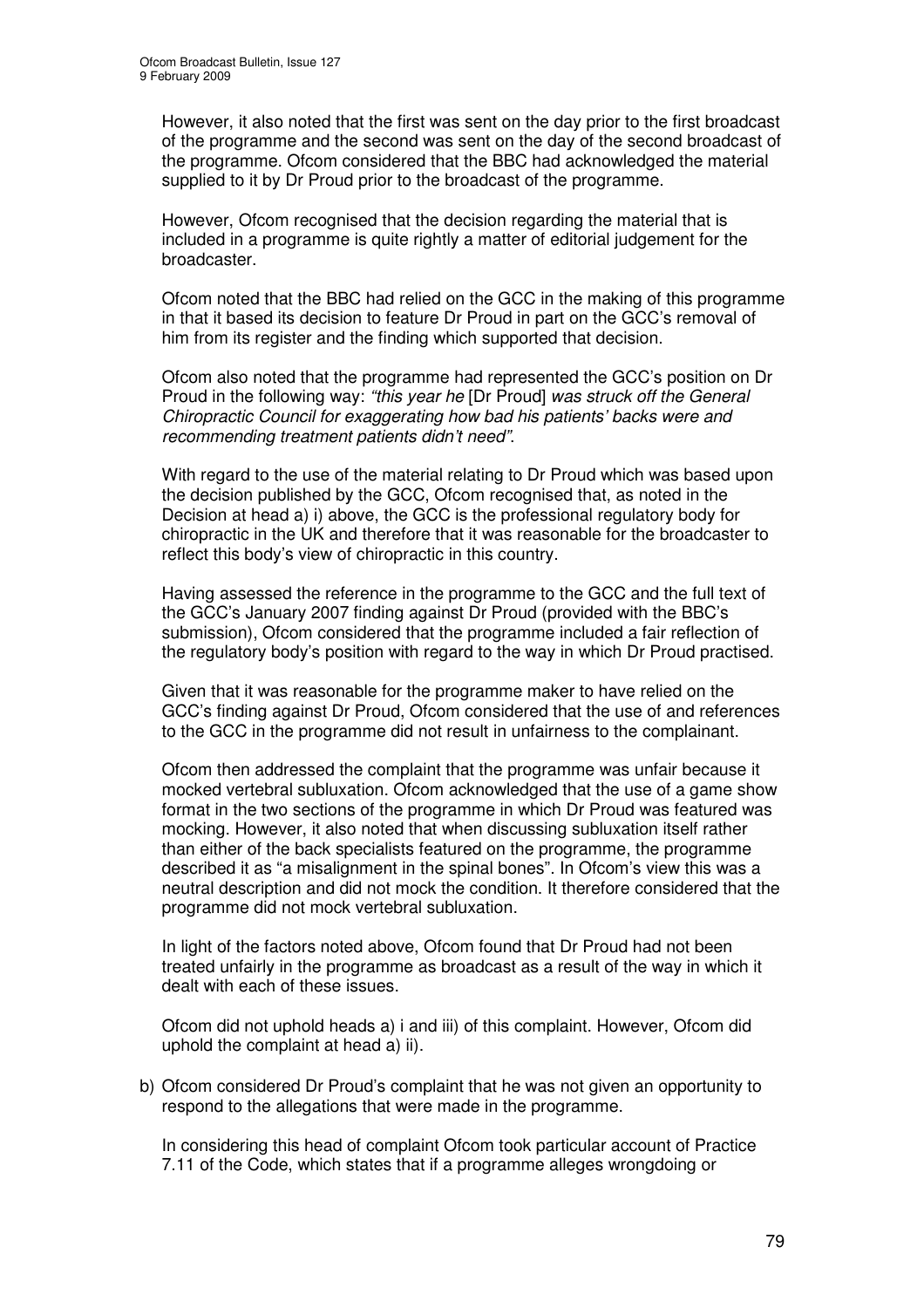However, it also noted that the first was sent on the day prior to the first broadcast of the programme and the second was sent on the day of the second broadcast of the programme. Ofcom considered that the BBC had acknowledged the material supplied to it by Dr Proud prior to the broadcast of the programme.

However, Ofcom recognised that the decision regarding the material that is included in a programme is quite rightly a matter of editorial judgement for the broadcaster.

Ofcom noted that the BBC had relied on the GCC in the making of this programme in that it based its decision to feature Dr Proud in part on the GCC's removal of him from its register and the finding which supported that decision.

Ofcom also noted that the programme had represented the GCC's position on Dr Proud in the following way: *"this year he* [Dr Proud] *was struck off the General Chiropractic Council for exaggerating how bad his patients' backs were and recommending treatment patients didn't need"*.

With regard to the use of the material relating to Dr Proud which was based upon the decision published by the GCC, Ofcom recognised that, as noted in the Decision at head a) i) above, the GCC is the professional regulatory body for chiropractic in the UK and therefore that it was reasonable for the broadcaster to reflect this body's view of chiropractic in this country.

Having assessed the reference in the programme to the GCC and the full text of the GCC's January 2007 finding against Dr Proud (provided with the BBC's submission), Ofcom considered that the programme included a fair reflection of the regulatory body's position with regard to the way in which Dr Proud practised.

Given that it was reasonable for the programme maker to have relied on the GCC's finding against Dr Proud, Ofcom considered that the use of and references to the GCC in the programme did not result in unfairness to the complainant.

Ofcom then addressed the complaint that the programme was unfair because it mocked vertebral subluxation. Ofcom acknowledged that the use of a game show format in the two sections of the programme in which Dr Proud was featured was mocking. However, it also noted that when discussing subluxation itself rather than either of the back specialists featured on the programme, the programme described it as "a misalignment in the spinal bones". In Ofcom's view this was a neutral description and did not mock the condition. It therefore considered that the programme did not mock vertebral subluxation.

In light of the factors noted above, Ofcom found that Dr Proud had not been treated unfairly in the programme as broadcast as a result of the way in which it dealt with each of these issues.

Ofcom did not uphold heads a) i and iii) of this complaint. However, Ofcom did uphold the complaint at head a) ii).

b) Ofcom considered Dr Proud's complaint that he was not given an opportunity to respond to the allegations that were made in the programme.

   In considering this head of complaint Ofcom took particular account of Practice 7.11 of the Code, which states that if a programme alleges wrongdoing or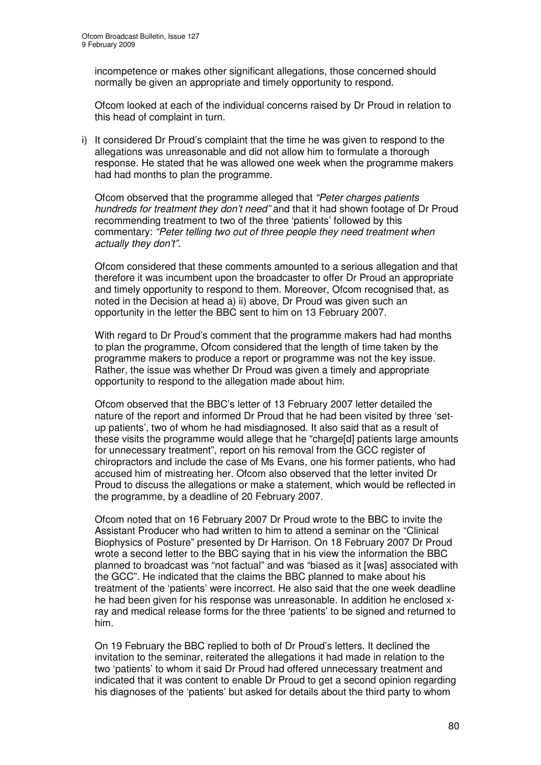incompetence or makes other significant allegations, those concerned should normally be given an appropriate and timely opportunity to respond.

Ofcom looked at each of the individual concerns raised by Dr Proud in relation to this head of complaint in turn.

i) It considered Dr Proud's complaint that the time he was given to respond to the allegations was unreasonable and did not allow him to formulate a thorough response. He stated that he was allowed one week when the programme makers had had months to plan the programme.

Ofcom observed that the programme alleged that *"Peter charges patients hundreds for treatment they don't need"* and that it had shown footage of Dr Proud recommending treatment to two of the three 'patients' followed by this commentary: *"Peter telling two out of three people they need treatment when actually they don't".*

Ofcom considered that these comments amounted to a serious allegation and that therefore it was incumbent upon the broadcaster to offer Dr Proud an appropriate and timely opportunity to respond to them. Moreover, Ofcom recognised that, as noted in the Decision at head a) ii) above, Dr Proud was given such an opportunity in the letter the BBC sent to him on 13 February 2007.

With regard to Dr Proud's comment that the programme makers had had months to plan the programme, Ofcom considered that the length of time taken by the programme makers to produce a report or programme was not the key issue. Rather, the issue was whether Dr Proud was given a timely and appropriate opportunity to respond to the allegation made about him.

Ofcom observed that the BBC's letter of 13 February 2007 letter detailed the nature of the report and informed Dr Proud that he had been visited by three 'set-up patients', two of whom he had misdiagnosed. It also said that as a result of these visits the programme would allege that he "charge[d] patients large amounts for unnecessary treatment", report on his removal from the GCC register of chiropractors and include the case of Ms Evans, one his former patients, who had accused him of mistreating her. Ofcom also observed that the letter invited Dr Proud to discuss the allegations or make a statement, which would be reflected in the programme, by a deadline of 20 February 2007.

Ofcom noted that on 16 February 2007 Dr Proud wrote to the BBC to invite the Assistant Producer who had written to him to attend a seminar on the "Clinical Biophysics of Posture" presented by Dr Harrison. On 18 February 2007 Dr Proud wrote a second letter to the BBC saying that in his view the information the BBC planned to broadcast was "not factual" and was "biased as it [was] associated with the GCC". He indicated that the claims the BBC planned to make about his treatment of the 'patients' were incorrect. He also said that the one week deadline he had been given for his response was unreasonable. In addition he enclosed x-ray and medical release forms for the three 'patients' to be signed and returned to him.

On 19 February the BBC replied to both of Dr Proud's letters. It declined the invitation to the seminar, reiterated the allegations it had made in relation to the two 'patients' to whom it said Dr Proud had offered unnecessary treatment and indicated that it was content to enable Dr Proud to get a second opinion regarding his diagnoses of the 'patients' but asked for details about the third party to whom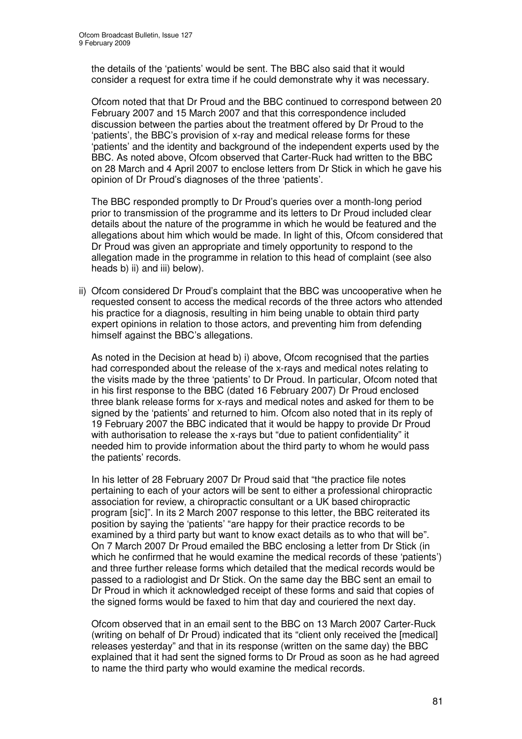the details of the 'patients' would be sent. The BBC also said that it would consider a request for extra time if he could demonstrate why it was necessary.

Ofcom noted that that Dr Proud and the BBC continued to correspond between 20 February 2007 and 15 March 2007 and that this correspondence included discussion between the parties about the treatment offered by Dr Proud to the 'patients', the BBC's provision of x-ray and medical release forms for these 'patients' and the identity and background of the independent experts used by the BBC. As noted above, Ofcom observed that Carter-Ruck had written to the BBC on 28 March and 4 April 2007 to enclose letters from Dr Stick in which he gave his opinion of Dr Proud's diagnoses of the three 'patients'.

The BBC responded promptly to Dr Proud's queries over a month-long period prior to transmission of the programme and its letters to Dr Proud included clear details about the nature of the programme in which he would be featured and the allegations about him which would be made. In light of this, Ofcom considered that Dr Proud was given an appropriate and timely opportunity to respond to the allegation made in the programme in relation to this head of complaint (see also heads b) ii) and iii) below).

ii) Ofcom considered Dr Proud's complaint that the BBC was uncooperative when he requested consent to access the medical records of the three actors who attended his practice for a diagnosis, resulting in him being unable to obtain third party expert opinions in relation to those actors, and preventing him from defending himself against the BBC's allegations.

As noted in the Decision at head b) i) above, Ofcom recognised that the parties had corresponded about the release of the x-rays and medical notes relating to the visits made by the three 'patients' to Dr Proud. In particular, Ofcom noted that in his first response to the BBC (dated 16 February 2007) Dr Proud enclosed three blank release forms for x-rays and medical notes and asked for them to be signed by the 'patients' and returned to him. Ofcom also noted that in its reply of 19 February 2007 the BBC indicated that it would be happy to provide Dr Proud with authorisation to release the x-rays but "due to patient confidentiality" it needed him to provide information about the third party to whom he would pass the patients' records.

In his letter of 28 February 2007 Dr Proud said that "the practice file notes pertaining to each of your actors will be sent to either a professional chiropractic association for review, a chiropractic consultant or a UK based chiropractic program [sic]". In its 2 March 2007 response to this letter, the BBC reiterated its position by saying the 'patients' "are happy for their practice records to be examined by a third party but want to know exact details as to who that will be". On 7 March 2007 Dr Proud emailed the BBC enclosing a letter from Dr Stick (in which he confirmed that he would examine the medical records of these 'patients') and three further release forms which detailed that the medical records would be passed to a radiologist and Dr Stick. On the same day the BBC sent an email to Dr Proud in which it acknowledged receipt of these forms and said that copies of the signed forms would be faxed to him that day and couriered the next day.

Ofcom observed that in an email sent to the BBC on 13 March 2007 Carter-Ruck (writing on behalf of Dr Proud) indicated that its "client only received the [medical] releases yesterday" and that in its response (written on the same day) the BBC explained that it had sent the signed forms to Dr Proud as soon as he had agreed to name the third party who would examine the medical records.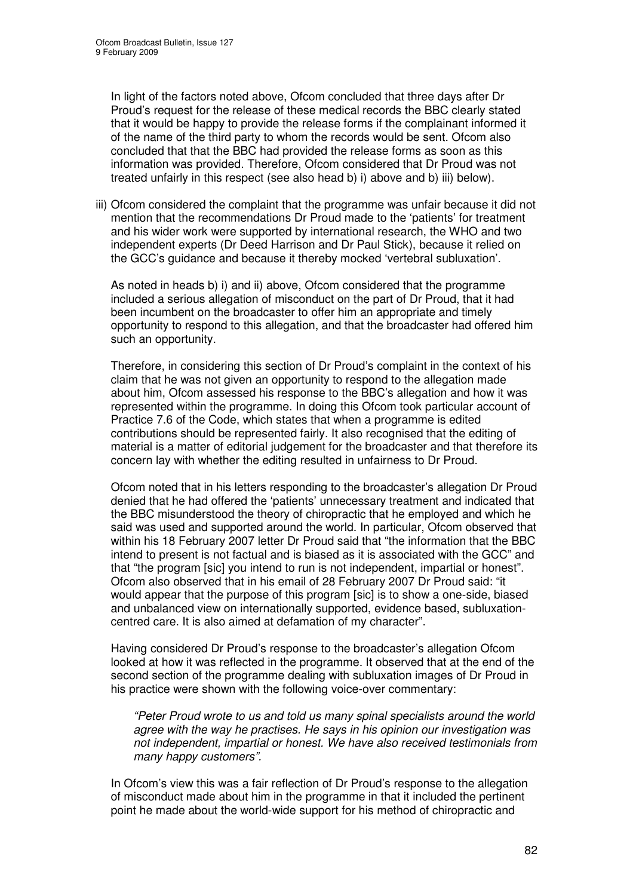In light of the factors noted above, Ofcom concluded that three days after Dr Proud's request for the release of these medical records the BBC clearly stated that it would be happy to provide the release forms if the complainant informed it of the name of the third party to whom the records would be sent. Ofcom also concluded that that the BBC had provided the release forms as soon as this information was provided. Therefore, Ofcom considered that Dr Proud was not treated unfairly in this respect (see also head b) i) above and b) iii) below).

iii) Ofcom considered the complaint that the programme was unfair because it did not mention that the recommendations Dr Proud made to the 'patients' for treatment and his wider work were supported by international research, the WHO and two independent experts (Dr Deed Harrison and Dr Paul Stick), because it relied on the GCC's guidance and because it thereby mocked 'vertebral subluxation'.

As noted in heads b) i) and ii) above, Ofcom considered that the programme included a serious allegation of misconduct on the part of Dr Proud, that it had been incumbent on the broadcaster to offer him an appropriate and timely opportunity to respond to this allegation, and that the broadcaster had offered him such an opportunity.

Therefore, in considering this section of Dr Proud's complaint in the context of his claim that he was not given an opportunity to respond to the allegation made about him, Ofcom assessed his response to the BBC's allegation and how it was represented within the programme. In doing this Ofcom took particular account of Practice 7.6 of the Code, which states that when a programme is edited contributions should be represented fairly. It also recognised that the editing of material is a matter of editorial judgement for the broadcaster and that therefore its concern lay with whether the editing resulted in unfairness to Dr Proud.

Ofcom noted that in his letters responding to the broadcaster's allegation Dr Proud denied that he had offered the 'patients' unnecessary treatment and indicated that the BBC misunderstood the theory of chiropractic that he employed and which he said was used and supported around the world. In particular, Ofcom observed that within his 18 February 2007 letter Dr Proud said that "the information that the BBC intend to present is not factual and is biased as it is associated with the GCC" and that "the program [sic] you intend to run is not independent, impartial or honest". Ofcom also observed that in his email of 28 February 2007 Dr Proud said: "it would appear that the purpose of this program [sic] is to show a one-side, biased and unbalanced view on internationally supported, evidence based, subluxation-centred care. It is also aimed at defamation of my character".

Having considered Dr Proud's response to the broadcaster's allegation Ofcom looked at how it was reflected in the programme. It observed that at the end of the second section of the programme dealing with subluxation images of Dr Proud in his practice were shown with the following voice-over commentary:

> *"Peter Proud wrote to us and told us many spinal specialists around the world agree with the way he practises. He says in his opinion our investigation was not independent, impartial or honest. We have also received testimonials from many happy customers".*

In Ofcom's view this was a fair reflection of Dr Proud's response to the allegation of misconduct made about him in the programme in that it included the pertinent point he made about the world-wide support for his method of chiropractic and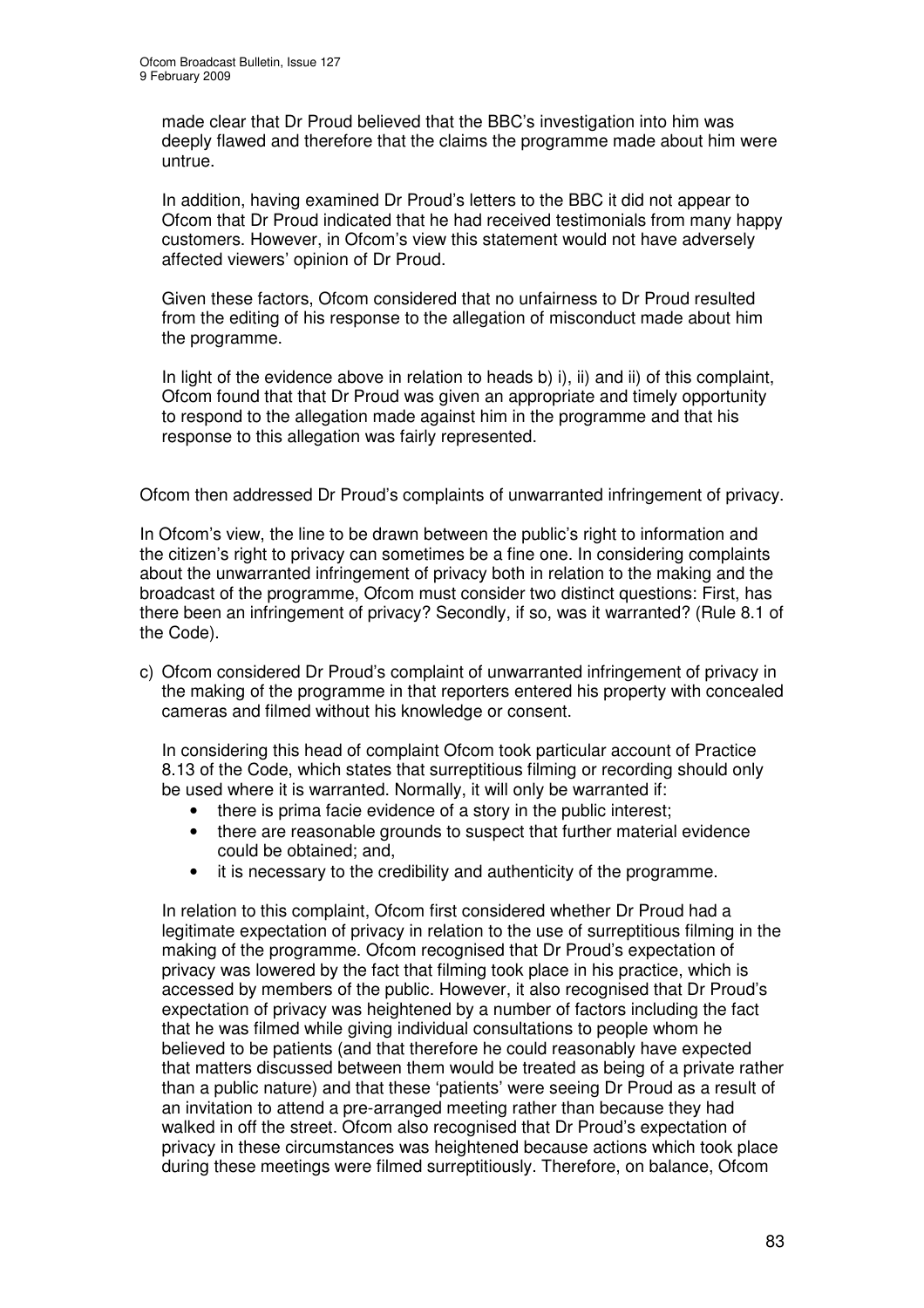made clear that Dr Proud believed that the BBC's investigation into him was deeply flawed and therefore that the claims the programme made about him were untrue.

In addition, having examined Dr Proud's letters to the BBC it did not appear to Ofcom that Dr Proud indicated that he had received testimonials from many happy customers. However, in Ofcom's view this statement would not have adversely affected viewers' opinion of Dr Proud.

Given these factors, Ofcom considered that no unfairness to Dr Proud resulted from the editing of his response to the allegation of misconduct made about him the programme.

In light of the evidence above in relation to heads b) i), ii) and ii) of this complaint, Ofcom found that that Dr Proud was given an appropriate and timely opportunity to respond to the allegation made against him in the programme and that his response to this allegation was fairly represented.

Ofcom then addressed Dr Proud's complaints of unwarranted infringement of privacy.

In Ofcom's view, the line to be drawn between the public's right to information and the citizen's right to privacy can sometimes be a fine one. In considering complaints about the unwarranted infringement of privacy both in relation to the making and the broadcast of the programme, Ofcom must consider two distinct questions: First, has there been an infringement of privacy? Secondly, if so, was it warranted? (Rule 8.1 of the Code).

c) Ofcom considered Dr Proud's complaint of unwarranted infringement of privacy in the making of the programme in that reporters entered his property with concealed cameras and filmed without his knowledge or consent.

   In considering this head of complaint Ofcom took particular account of Practice 8.13 of the Code, which states that surreptitious filming or recording should only be used where it is warranted. Normally, it will only be warranted if:

   - there is prima facie evidence of a story in the public interest;
   - there are reasonable grounds to suspect that further material evidence could be obtained; and,
   - it is necessary to the credibility and authenticity of the programme.

   In relation to this complaint, Ofcom first considered whether Dr Proud had a legitimate expectation of privacy in relation to the use of surreptitious filming in the making of the programme. Ofcom recognised that Dr Proud's expectation of privacy was lowered by the fact that filming took place in his practice, which is accessed by members of the public. However, it also recognised that Dr Proud's expectation of privacy was heightened by a number of factors including the fact that he was filmed while giving individual consultations to people whom he believed to be patients (and that therefore he could reasonably have expected that matters discussed between them would be treated as being of a private rather than a public nature) and that these 'patients' were seeing Dr Proud as a result of an invitation to attend a pre-arranged meeting rather than because they had walked in off the street. Ofcom also recognised that Dr Proud's expectation of privacy in these circumstances was heightened because actions which took place during these meetings were filmed surreptitiously. Therefore, on balance, Ofcom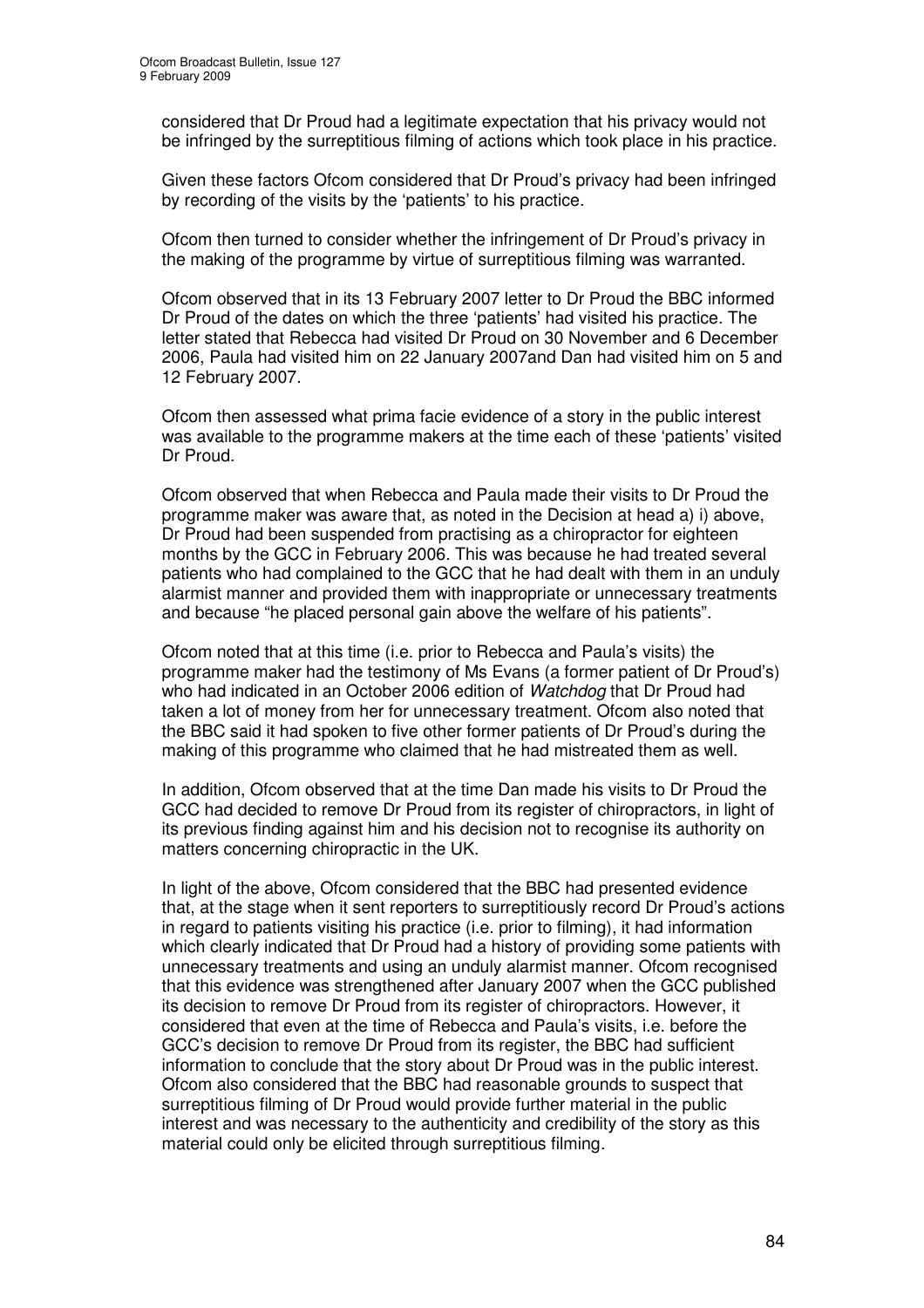considered that Dr Proud had a legitimate expectation that his privacy would not be infringed by the surreptitious filming of actions which took place in his practice.

Given these factors Ofcom considered that Dr Proud's privacy had been infringed by recording of the visits by the 'patients' to his practice.

Ofcom then turned to consider whether the infringement of Dr Proud's privacy in the making of the programme by virtue of surreptitious filming was warranted.

Ofcom observed that in its 13 February 2007 letter to Dr Proud the BBC informed Dr Proud of the dates on which the three 'patients' had visited his practice. The letter stated that Rebecca had visited Dr Proud on 30 November and 6 December 2006, Paula had visited him on 22 January 2007and Dan had visited him on 5 and 12 February 2007.

Ofcom then assessed what prima facie evidence of a story in the public interest was available to the programme makers at the time each of these 'patients' visited Dr Proud.

Ofcom observed that when Rebecca and Paula made their visits to Dr Proud the programme maker was aware that, as noted in the Decision at head a) i) above, Dr Proud had been suspended from practising as a chiropractor for eighteen months by the GCC in February 2006. This was because he had treated several patients who had complained to the GCC that he had dealt with them in an unduly alarmist manner and provided them with inappropriate or unnecessary treatments and because "he placed personal gain above the welfare of his patients".

Ofcom noted that at this time (i.e. prior to Rebecca and Paula's visits) the programme maker had the testimony of Ms Evans (a former patient of Dr Proud's) who had indicated in an October 2006 edition of *Watchdog* that Dr Proud had taken a lot of money from her for unnecessary treatment. Ofcom also noted that the BBC said it had spoken to five other former patients of Dr Proud's during the making of this programme who claimed that he had mistreated them as well.

In addition, Ofcom observed that at the time Dan made his visits to Dr Proud the GCC had decided to remove Dr Proud from its register of chiropractors, in light of its previous finding against him and his decision not to recognise its authority on matters concerning chiropractic in the UK.

In light of the above, Ofcom considered that the BBC had presented evidence that, at the stage when it sent reporters to surreptitiously record Dr Proud's actions in regard to patients visiting his practice (i.e. prior to filming), it had information which clearly indicated that Dr Proud had a history of providing some patients with unnecessary treatments and using an unduly alarmist manner. Ofcom recognised that this evidence was strengthened after January 2007 when the GCC published its decision to remove Dr Proud from its register of chiropractors. However, it considered that even at the time of Rebecca and Paula's visits, i.e. before the GCC's decision to remove Dr Proud from its register, the BBC had sufficient information to conclude that the story about Dr Proud was in the public interest. Ofcom also considered that the BBC had reasonable grounds to suspect that surreptitious filming of Dr Proud would provide further material in the public interest and was necessary to the authenticity and credibility of the story as this material could only be elicited through surreptitious filming.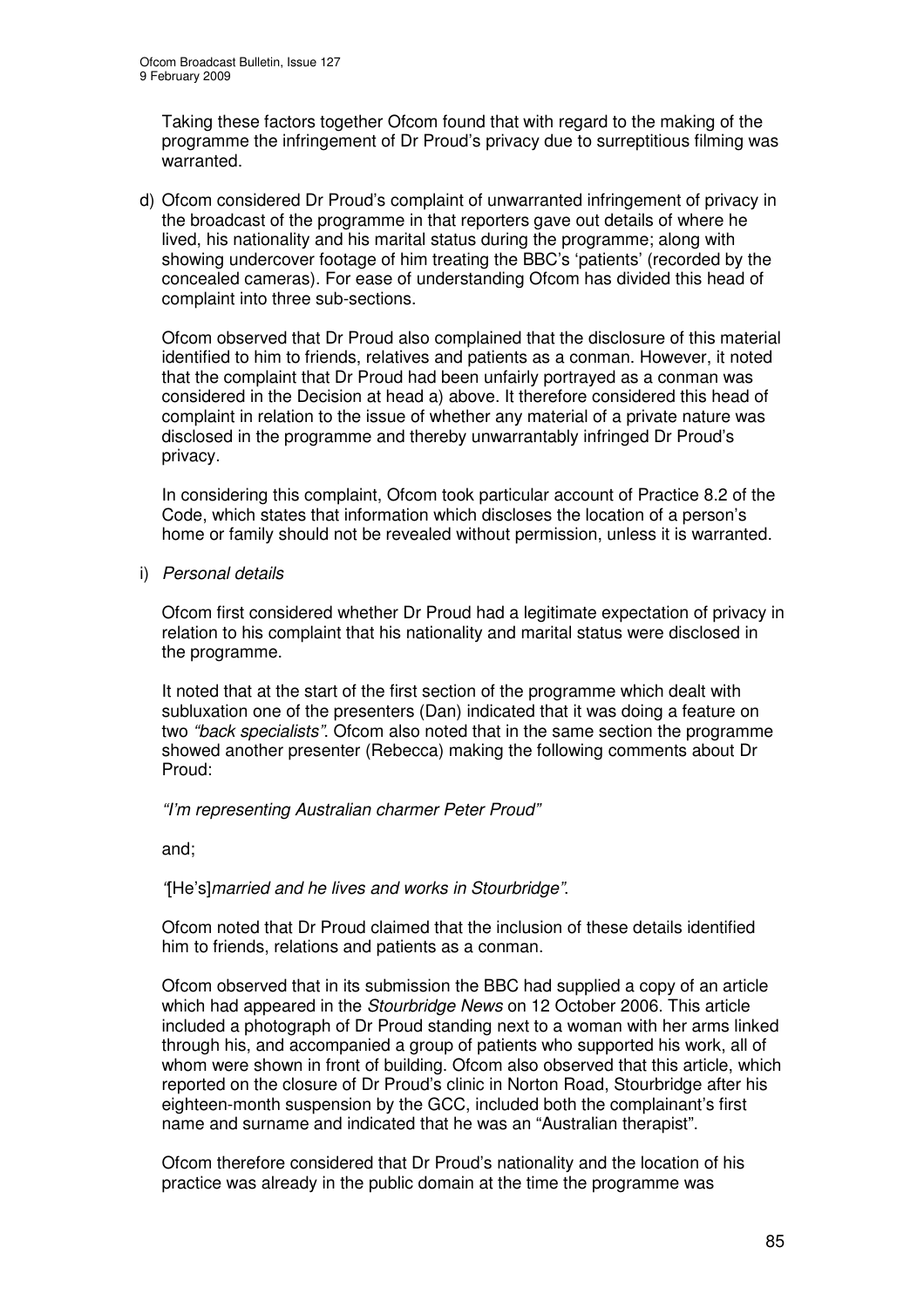Taking these factors together Ofcom found that with regard to the making of the programme the infringement of Dr Proud's privacy due to surreptitious filming was warranted.

d) Ofcom considered Dr Proud's complaint of unwarranted infringement of privacy in the broadcast of the programme in that reporters gave out details of where he lived, his nationality and his marital status during the programme; along with showing undercover footage of him treating the BBC's 'patients' (recorded by the concealed cameras). For ease of understanding Ofcom has divided this head of complaint into three sub-sections.

Ofcom observed that Dr Proud also complained that the disclosure of this material identified to him to friends, relatives and patients as a conman. However, it noted that the complaint that Dr Proud had been unfairly portrayed as a conman was considered in the Decision at head a) above. It therefore considered this head of complaint in relation to the issue of whether any material of a private nature was disclosed in the programme and thereby unwarrantably infringed Dr Proud's privacy.

In considering this complaint, Ofcom took particular account of Practice 8.2 of the Code, which states that information which discloses the location of a person's home or family should not be revealed without permission, unless it is warranted.

i) *Personal details*

Ofcom first considered whether Dr Proud had a legitimate expectation of privacy in relation to his complaint that his nationality and marital status were disclosed in the programme.

It noted that at the start of the first section of the programme which dealt with subluxation one of the presenters (Dan) indicated that it was doing a feature on two *"back specialists"*. Ofcom also noted that in the same section the programme showed another presenter (Rebecca) making the following comments about Dr Proud:

*"I'm representing Australian charmer Peter Proud"*

and;

*"*[He's]*married and he lives and works in Stourbridge"*.

Ofcom noted that Dr Proud claimed that the inclusion of these details identified him to friends, relations and patients as a conman.

Ofcom observed that in its submission the BBC had supplied a copy of an article which had appeared in the *Stourbridge News* on 12 October 2006. This article included a photograph of Dr Proud standing next to a woman with her arms linked through his, and accompanied a group of patients who supported his work, all of whom were shown in front of building. Ofcom also observed that this article, which reported on the closure of Dr Proud's clinic in Norton Road, Stourbridge after his eighteen-month suspension by the GCC, included both the complainant's first name and surname and indicated that he was an "Australian therapist".

Ofcom therefore considered that Dr Proud's nationality and the location of his practice was already in the public domain at the time the programme was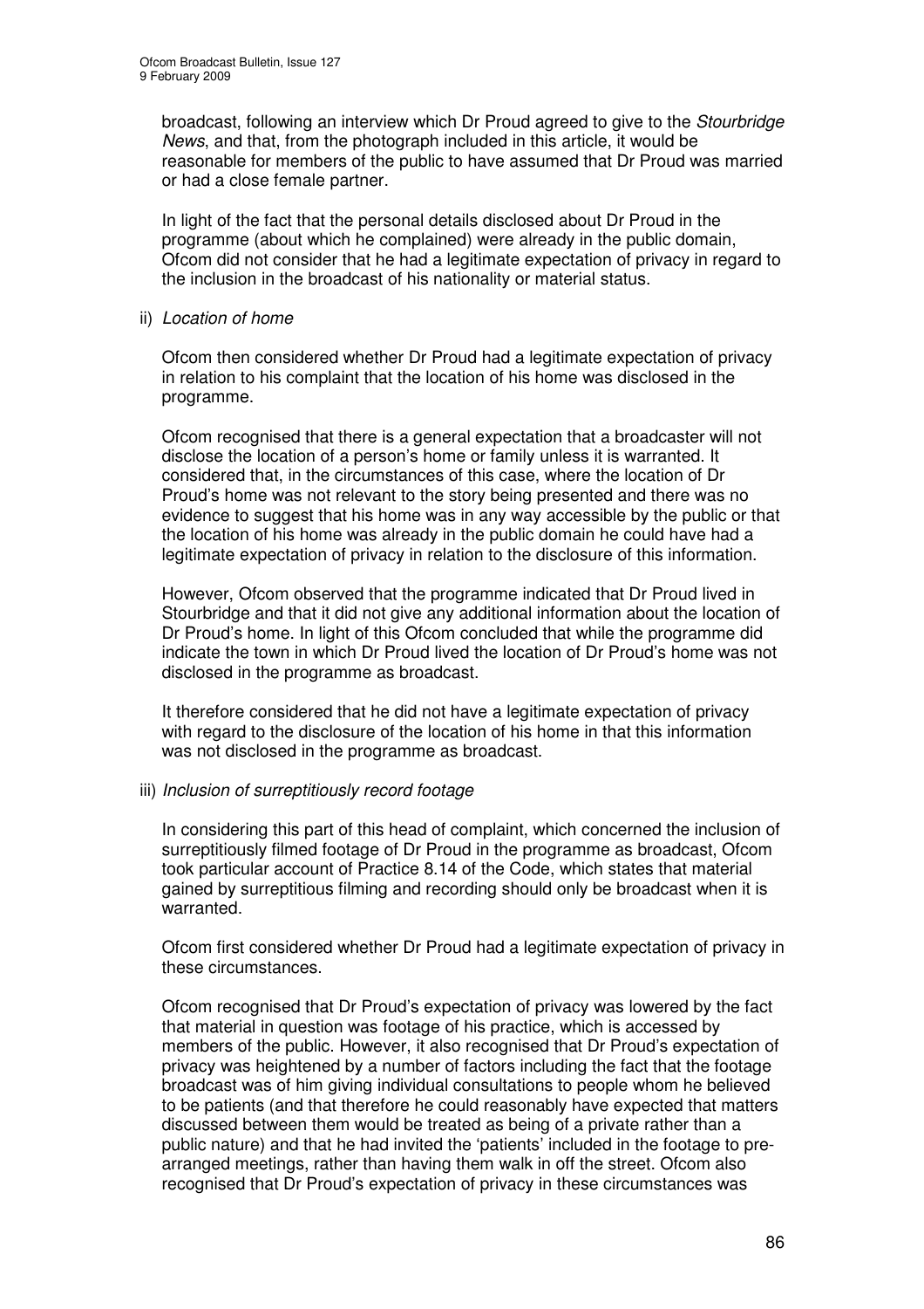broadcast, following an interview which Dr Proud agreed to give to the *Stourbridge News*, and that, from the photograph included in this article, it would be reasonable for members of the public to have assumed that Dr Proud was married or had a close female partner.

In light of the fact that the personal details disclosed about Dr Proud in the programme (about which he complained) were already in the public domain, Ofcom did not consider that he had a legitimate expectation of privacy in regard to the inclusion in the broadcast of his nationality or material status.

ii) *Location of home*

Ofcom then considered whether Dr Proud had a legitimate expectation of privacy in relation to his complaint that the location of his home was disclosed in the programme.

Ofcom recognised that there is a general expectation that a broadcaster will not disclose the location of a person's home or family unless it is warranted. It considered that, in the circumstances of this case, where the location of Dr Proud's home was not relevant to the story being presented and there was no evidence to suggest that his home was in any way accessible by the public or that the location of his home was already in the public domain he could have had a legitimate expectation of privacy in relation to the disclosure of this information.

However, Ofcom observed that the programme indicated that Dr Proud lived in Stourbridge and that it did not give any additional information about the location of Dr Proud's home. In light of this Ofcom concluded that while the programme did indicate the town in which Dr Proud lived the location of Dr Proud's home was not disclosed in the programme as broadcast.

It therefore considered that he did not have a legitimate expectation of privacy with regard to the disclosure of the location of his home in that this information was not disclosed in the programme as broadcast.

iii) *Inclusion of surreptitiously record footage*

In considering this part of this head of complaint, which concerned the inclusion of surreptitiously filmed footage of Dr Proud in the programme as broadcast, Ofcom took particular account of Practice 8.14 of the Code, which states that material gained by surreptitious filming and recording should only be broadcast when it is warranted.

Ofcom first considered whether Dr Proud had a legitimate expectation of privacy in these circumstances.

Ofcom recognised that Dr Proud's expectation of privacy was lowered by the fact that material in question was footage of his practice, which is accessed by members of the public. However, it also recognised that Dr Proud's expectation of privacy was heightened by a number of factors including the fact that the footage broadcast was of him giving individual consultations to people whom he believed to be patients (and that therefore he could reasonably have expected that matters discussed between them would be treated as being of a private rather than a public nature) and that he had invited the 'patients' included in the footage to pre-arranged meetings, rather than having them walk in off the street. Ofcom also recognised that Dr Proud's expectation of privacy in these circumstances was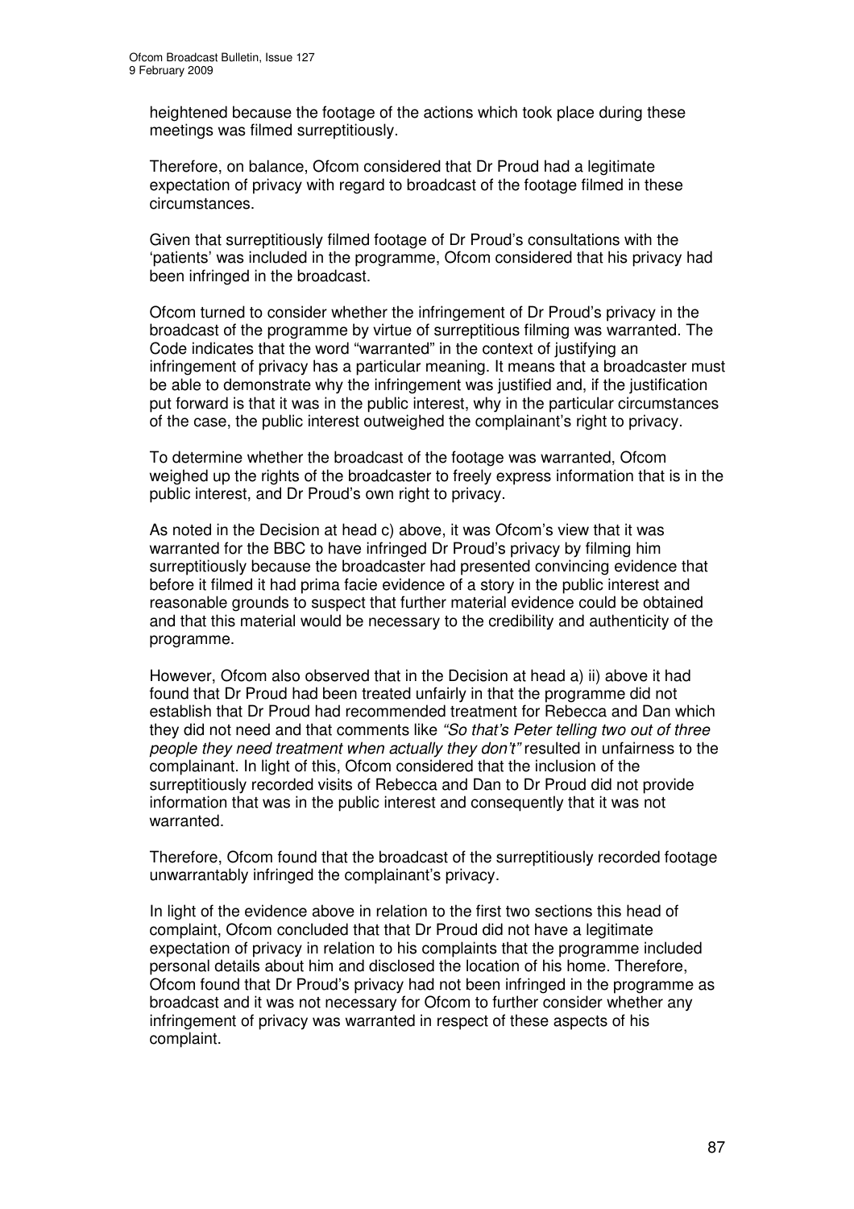heightened because the footage of the actions which took place during these meetings was filmed surreptitiously.

Therefore, on balance, Ofcom considered that Dr Proud had a legitimate expectation of privacy with regard to broadcast of the footage filmed in these circumstances.

Given that surreptitiously filmed footage of Dr Proud's consultations with the 'patients' was included in the programme, Ofcom considered that his privacy had been infringed in the broadcast.

Ofcom turned to consider whether the infringement of Dr Proud's privacy in the broadcast of the programme by virtue of surreptitious filming was warranted. The Code indicates that the word "warranted" in the context of justifying an infringement of privacy has a particular meaning. It means that a broadcaster must be able to demonstrate why the infringement was justified and, if the justification put forward is that it was in the public interest, why in the particular circumstances of the case, the public interest outweighed the complainant's right to privacy.

To determine whether the broadcast of the footage was warranted, Ofcom weighed up the rights of the broadcaster to freely express information that is in the public interest, and Dr Proud's own right to privacy.

As noted in the Decision at head c) above, it was Ofcom's view that it was warranted for the BBC to have infringed Dr Proud's privacy by filming him surreptitiously because the broadcaster had presented convincing evidence that before it filmed it had prima facie evidence of a story in the public interest and reasonable grounds to suspect that further material evidence could be obtained and that this material would be necessary to the credibility and authenticity of the programme.

However, Ofcom also observed that in the Decision at head a) ii) above it had found that Dr Proud had been treated unfairly in that the programme did not establish that Dr Proud had recommended treatment for Rebecca and Dan which they did not need and that comments like *"So that's Peter telling two out of three people they need treatment when actually they don't"* resulted in unfairness to the complainant. In light of this, Ofcom considered that the inclusion of the surreptitiously recorded visits of Rebecca and Dan to Dr Proud did not provide information that was in the public interest and consequently that it was not warranted.

Therefore, Ofcom found that the broadcast of the surreptitiously recorded footage unwarrantably infringed the complainant's privacy.

In light of the evidence above in relation to the first two sections this head of complaint, Ofcom concluded that that Dr Proud did not have a legitimate expectation of privacy in relation to his complaints that the programme included personal details about him and disclosed the location of his home. Therefore, Ofcom found that Dr Proud's privacy had not been infringed in the programme as broadcast and it was not necessary for Ofcom to further consider whether any infringement of privacy was warranted in respect of these aspects of his complaint.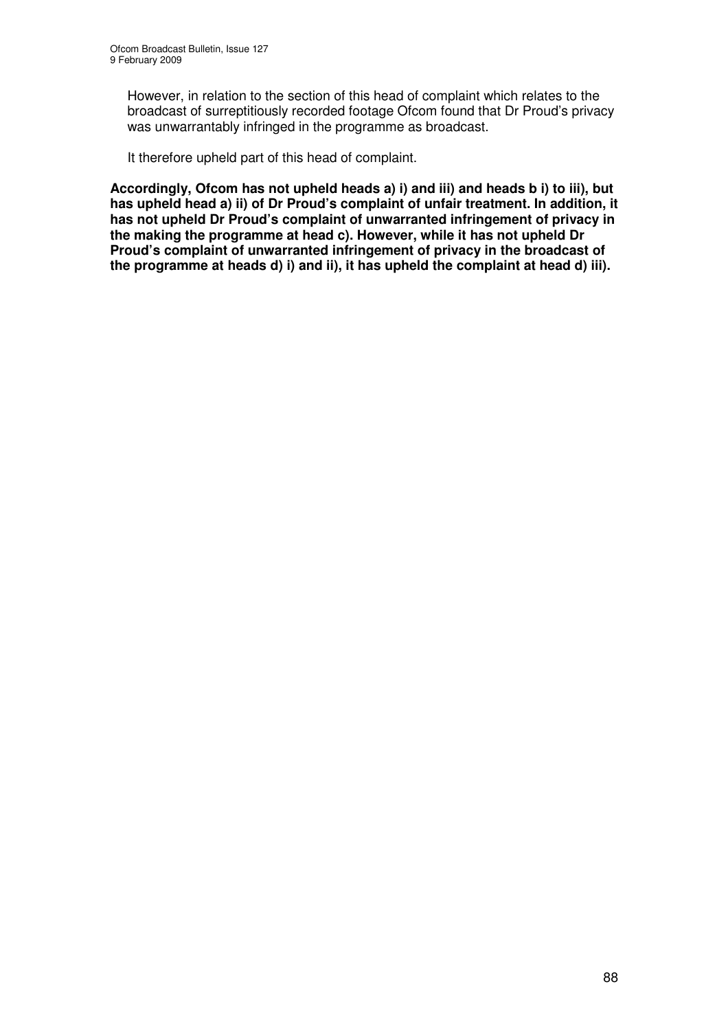However, in relation to the section of this head of complaint which relates to the broadcast of surreptitiously recorded footage Ofcom found that Dr Proud's privacy was unwarrantably infringed in the programme as broadcast.

It therefore upheld part of this head of complaint.

**Accordingly, Ofcom has not upheld heads a) i) and iii) and heads b i) to iii), but has upheld head a) ii) of Dr Proud's complaint of unfair treatment. In addition, it has not upheld Dr Proud's complaint of unwarranted infringement of privacy in the making the programme at head c). However, while it has not upheld Dr Proud's complaint of unwarranted infringement of privacy in the broadcast of the programme at heads d) i) and ii), it has upheld the complaint at head d) iii).**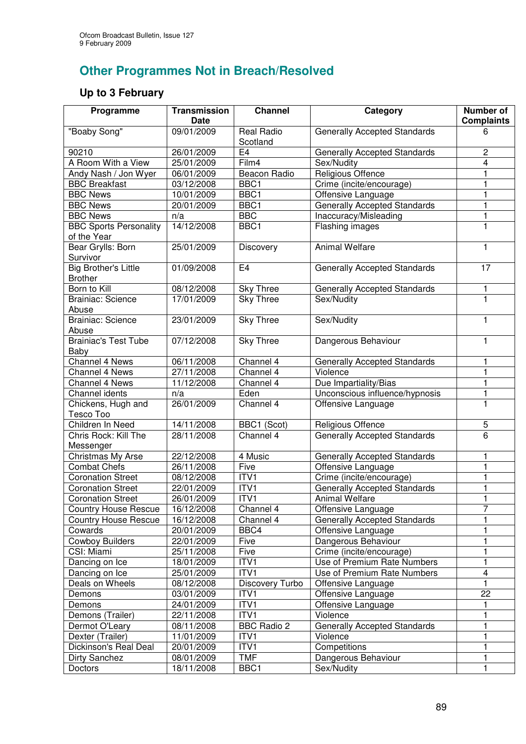## Other Programmes Not in Breach/Resolved

### Up to 3 February

| Programme | Transmission Date | Channel | Category | Number of Complaints |
|---|---|---|---|---|
| "Boaby Song" | 09/01/2009 | Real Radio Scotland | Generally Accepted Standards | 6 |
| 90210 | 26/01/2009 | E4 | Generally Accepted Standards | 2 |
| A Room With a View | 25/01/2009 | Film4 | Sex/Nudity | 4 |
| Andy Nash / Jon Wyer | 06/01/2009 | Beacon Radio | Religious Offence | 1 |
| BBC Breakfast | 03/12/2008 | BBC1 | Crime (incite/encourage) | 1 |
| BBC News | 10/01/2009 | BBC1 | Offensive Language | 1 |
| BBC News | 20/01/2009 | BBC1 | Generally Accepted Standards | 1 |
| BBC News | n/a | BBC | Inaccuracy/Misleading | 1 |
| BBC Sports Personality of the Year | 14/12/2008 | BBC1 | Flashing images | 1 |
| Bear Grylls: Born Survivor | 25/01/2009 | Discovery | Animal Welfare | 1 |
| Big Brother's Little Brother | 01/09/2008 | E4 | Generally Accepted Standards | 17 |
| Born to Kill | 08/12/2008 | Sky Three | Generally Accepted Standards | 1 |
| Brainiac: Science Abuse | 17/01/2009 | Sky Three | Sex/Nudity | 1 |
| Brainiac: Science Abuse | 23/01/2009 | Sky Three | Sex/Nudity | 1 |
| Brainiac's Test Tube Baby | 07/12/2008 | Sky Three | Dangerous Behaviour | 1 |
| Channel 4 News | 06/11/2008 | Channel 4 | Generally Accepted Standards | 1 |
| Channel 4 News | 27/11/2008 | Channel 4 | Violence | 1 |
| Channel 4 News | 11/12/2008 | Channel 4 | Due Impartiality/Bias | 1 |
| Channel idents | n/a | Eden | Unconscious influence/hypnosis | 1 |
| Chickens, Hugh and Tesco Too | 26/01/2009 | Channel 4 | Offensive Language | 1 |
| Children In Need | 14/11/2008 | BBC1 (Scot) | Religious Offence | 5 |
| Chris Rock: Kill The Messenger | 28/11/2008 | Channel 4 | Generally Accepted Standards | 6 |
| Christmas My Arse | 22/12/2008 | 4 Music | Generally Accepted Standards | 1 |
| Combat Chefs | 26/11/2008 | Five | Offensive Language | 1 |
| Coronation Street | 08/12/2008 | ITV1 | Crime (incite/encourage) | 1 |
| Coronation Street | 22/01/2009 | ITV1 | Generally Accepted Standards | 1 |
| Coronation Street | 26/01/2009 | ITV1 | Animal Welfare | 1 |
| Country House Rescue | 16/12/2008 | Channel 4 | Offensive Language | 7 |
| Country House Rescue | 16/12/2008 | Channel 4 | Generally Accepted Standards | 1 |
| Cowards | 20/01/2009 | BBC4 | Offensive Language | 1 |
| Cowboy Builders | 22/01/2009 | Five | Dangerous Behaviour | 1 |
| CSI: Miami | 25/11/2008 | Five | Crime (incite/encourage) | 1 |
| Dancing on Ice | 18/01/2009 | ITV1 | Use of Premium Rate Numbers | 1 |
| Dancing on Ice | 25/01/2009 | ITV1 | Use of Premium Rate Numbers | 4 |
| Deals on Wheels | 08/12/2008 | Discovery Turbo | Offensive Language | 1 |
| Demons | 03/01/2009 | ITV1 | Offensive Language | 22 |
| Demons | 24/01/2009 | ITV1 | Offensive Language | 1 |
| Demons (Trailer) | 22/11/2008 | ITV1 | Violence | 1 |
| Dermot O'Leary | 08/11/2008 | BBC Radio 2 | Generally Accepted Standards | 1 |
| Dexter (Trailer) | 11/01/2009 | ITV1 | Violence | 1 |
| Dickinson's Real Deal | 20/01/2009 | ITV1 | Competitions | 1 |
| Dirty Sanchez | 08/01/2009 | TMF | Dangerous Behaviour | 1 |
| Doctors | 18/11/2008 | BBC1 | Sex/Nudity | 1 |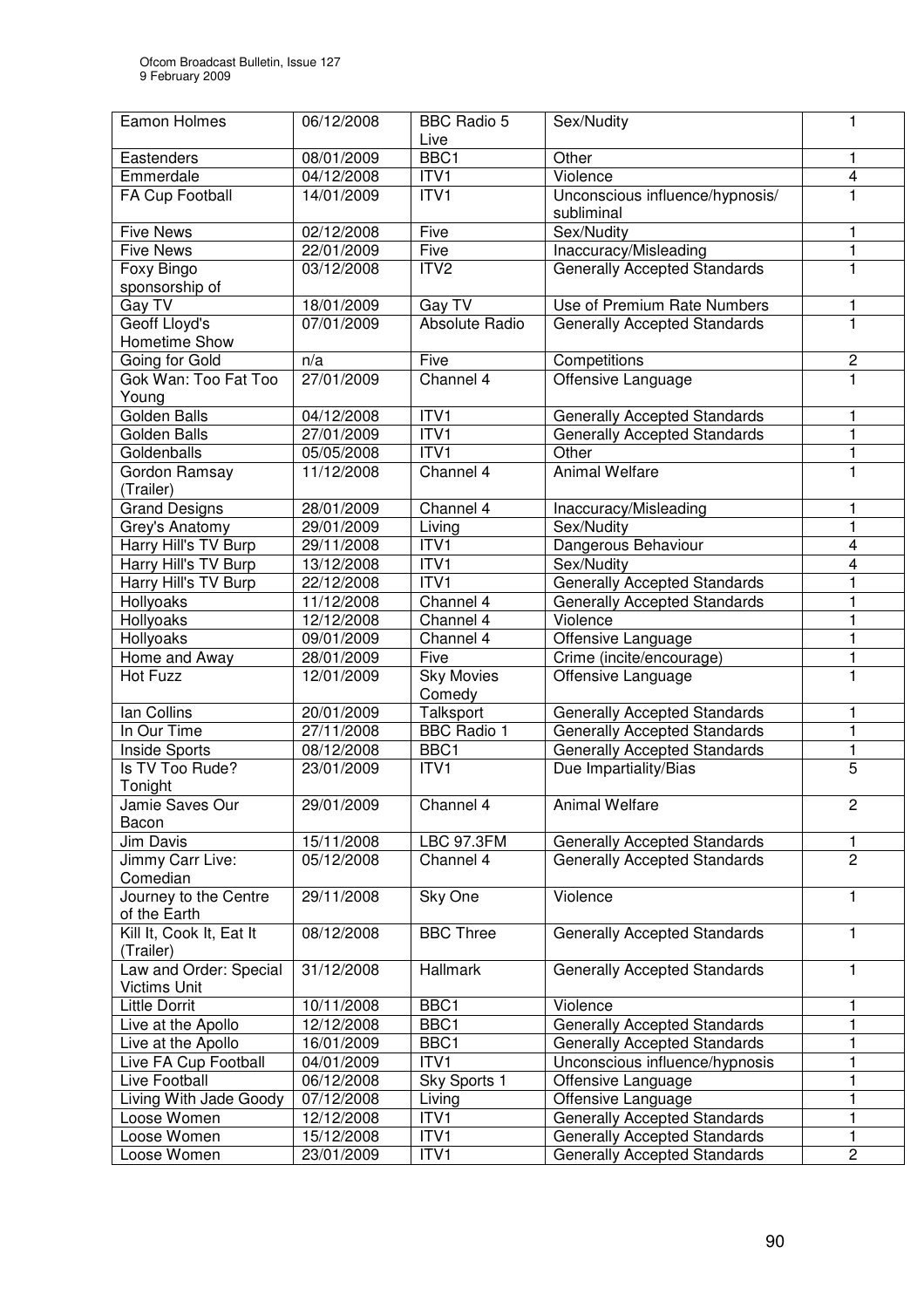| Eamon Holmes | 06/12/2008 | BBC Radio 5 Live | Sex/Nudity | 1 |
|---|---|---|---|---|
| Eastenders | 08/01/2009 | BBC1 | Other | 1 |
| Emmerdale | 04/12/2008 | ITV1 | Violence | 4 |
| FA Cup Football | 14/01/2009 | ITV1 | Unconscious influence/hypnosis/ subliminal | 1 |
| Five News | 02/12/2008 | Five | Sex/Nudity | 1 |
| Five News | 22/01/2009 | Five | Inaccuracy/Misleading | 1 |
| Foxy Bingo sponsorship of | 03/12/2008 | ITV2 | Generally Accepted Standards | 1 |
| Gay TV | 18/01/2009 | Gay TV | Use of Premium Rate Numbers | 1 |
| Geoff Lloyd's Hometime Show | 07/01/2009 | Absolute Radio | Generally Accepted Standards | 1 |
| Going for Gold | n/a | Five | Competitions | 2 |
| Gok Wan: Too Fat Too Young | 27/01/2009 | Channel 4 | Offensive Language | 1 |
| Golden Balls | 04/12/2008 | ITV1 | Generally Accepted Standards | 1 |
| Golden Balls | 27/01/2009 | ITV1 | Generally Accepted Standards | 1 |
| Goldenballs | 05/05/2008 | ITV1 | Other | 1 |
| Gordon Ramsay (Trailer) | 11/12/2008 | Channel 4 | Animal Welfare | 1 |
| Grand Designs | 28/01/2009 | Channel 4 | Inaccuracy/Misleading | 1 |
| Grey's Anatomy | 29/01/2009 | Living | Sex/Nudity | 1 |
| Harry Hill's TV Burp | 29/11/2008 | ITV1 | Dangerous Behaviour | 4 |
| Harry Hill's TV Burp | 13/12/2008 | ITV1 | Sex/Nudity | 4 |
| Harry Hill's TV Burp | 22/12/2008 | ITV1 | Generally Accepted Standards | 1 |
| Hollyoaks | 11/12/2008 | Channel 4 | Generally Accepted Standards | 1 |
| Hollyoaks | 12/12/2008 | Channel 4 | Violence | 1 |
| Hollyoaks | 09/01/2009 | Channel 4 | Offensive Language | 1 |
| Home and Away | 28/01/2009 | Five | Crime (incite/encourage) | 1 |
| Hot Fuzz | 12/01/2009 | Sky Movies Comedy | Offensive Language | 1 |
| Ian Collins | 20/01/2009 | Talksport | Generally Accepted Standards | 1 |
| In Our Time | 27/11/2008 | BBC Radio 1 | Generally Accepted Standards | 1 |
| Inside Sports | 08/12/2008 | BBC1 | Generally Accepted Standards | 1 |
| Is TV Too Rude? Tonight | 23/01/2009 | ITV1 | Due Impartiality/Bias | 5 |
| Jamie Saves Our Bacon | 29/01/2009 | Channel 4 | Animal Welfare | 2 |
| Jim Davis | 15/11/2008 | LBC 97.3FM | Generally Accepted Standards | 1 |
| Jimmy Carr Live: Comedian | 05/12/2008 | Channel 4 | Generally Accepted Standards | 2 |
| Journey to the Centre of the Earth | 29/11/2008 | Sky One | Violence | 1 |
| Kill It, Cook It, Eat It (Trailer) | 08/12/2008 | BBC Three | Generally Accepted Standards | 1 |
| Law and Order: Special Victims Unit | 31/12/2008 | Hallmark | Generally Accepted Standards | 1 |
| Little Dorrit | 10/11/2008 | BBC1 | Violence | 1 |
| Live at the Apollo | 12/12/2008 | BBC1 | Generally Accepted Standards | 1 |
| Live at the Apollo | 16/01/2009 | BBC1 | Generally Accepted Standards | 1 |
| Live FA Cup Football | 04/01/2009 | ITV1 | Unconscious influence/hypnosis | 1 |
| Live Football | 06/12/2008 | Sky Sports 1 | Offensive Language | 1 |
| Living With Jade Goody | 07/12/2008 | Living | Offensive Language | 1 |
| Loose Women | 12/12/2008 | ITV1 | Generally Accepted Standards | 1 |
| Loose Women | 15/12/2008 | ITV1 | Generally Accepted Standards | 1 |
| Loose Women | 23/01/2009 | ITV1 | Generally Accepted Standards | 2 |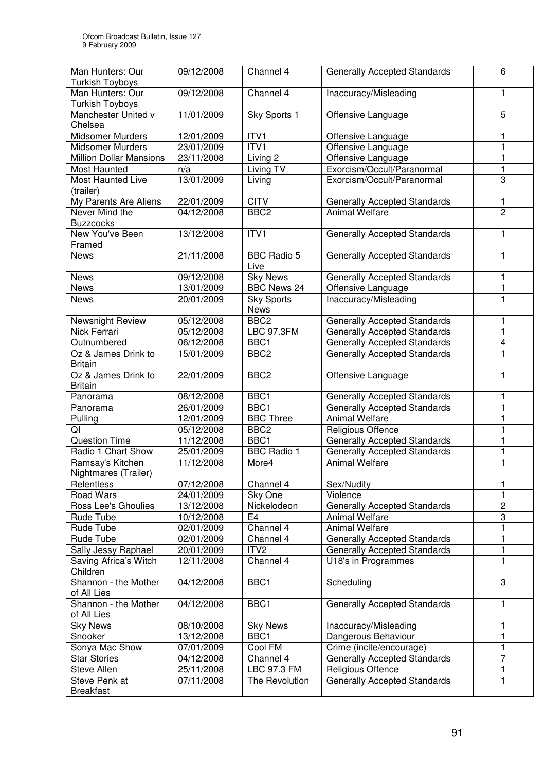| | | | | |
|---|---|---|---|---|
| Man Hunters: Our Turkish Toyboys | 09/12/2008 | Channel 4 | Generally Accepted Standards | 6 |
| Man Hunters: Our Turkish Toyboys | 09/12/2008 | Channel 4 | Inaccuracy/Misleading | 1 |
| Manchester United v Chelsea | 11/01/2009 | Sky Sports 1 | Offensive Language | 5 |
| Midsomer Murders | 12/01/2009 | ITV1 | Offensive Language | 1 |
| Midsomer Murders | 23/01/2009 | ITV1 | Offensive Language | 1 |
| Million Dollar Mansions | 23/11/2008 | Living 2 | Offensive Language | 1 |
| Most Haunted | n/a | Living TV | Exorcism/Occult/Paranormal | 1 |
| Most Haunted Live (trailer) | 13/01/2009 | Living | Exorcism/Occult/Paranormal | 3 |
| My Parents Are Aliens | 22/01/2009 | CITV | Generally Accepted Standards | 1 |
| Never Mind the Buzzcocks | 04/12/2008 | BBC2 | Animal Welfare | 2 |
| New You've Been Framed | 13/12/2008 | ITV1 | Generally Accepted Standards | 1 |
| News | 21/11/2008 | BBC Radio 5 Live | Generally Accepted Standards | 1 |
| News | 09/12/2008 | Sky News | Generally Accepted Standards | 1 |
| News | 13/01/2009 | BBC News 24 | Offensive Language | 1 |
| News | 20/01/2009 | Sky Sports News | Inaccuracy/Misleading | 1 |
| Newsnight Review | 05/12/2008 | BBC2 | Generally Accepted Standards | 1 |
| Nick Ferrari | 05/12/2008 | LBC 97.3FM | Generally Accepted Standards | 1 |
| Outnumbered | 06/12/2008 | BBC1 | Generally Accepted Standards | 4 |
| Oz & James Drink to Britain | 15/01/2009 | BBC2 | Generally Accepted Standards | 1 |
| Oz & James Drink to Britain | 22/01/2009 | BBC2 | Offensive Language | 1 |
| Panorama | 08/12/2008 | BBC1 | Generally Accepted Standards | 1 |
| Panorama | 26/01/2009 | BBC1 | Generally Accepted Standards | 1 |
| Pulling | 12/01/2009 | BBC Three | Animal Welfare | 1 |
| QI | 05/12/2008 | BBC2 | Religious Offence | 1 |
| Question Time | 11/12/2008 | BBC1 | Generally Accepted Standards | 1 |
| Radio 1 Chart Show | 25/01/2009 | BBC Radio 1 | Generally Accepted Standards | 1 |
| Ramsay's Kitchen Nightmares (Trailer) | 11/12/2008 | More4 | Animal Welfare | 1 |
| Relentless | 07/12/2008 | Channel 4 | Sex/Nudity | 1 |
| Road Wars | 24/01/2009 | Sky One | Violence | 1 |
| Ross Lee's Ghoulies | 13/12/2008 | Nickelodeon | Generally Accepted Standards | 2 |
| Rude Tube | 10/12/2008 | E4 | Animal Welfare | 3 |
| Rude Tube | 02/01/2009 | Channel 4 | Animal Welfare | 1 |
| Rude Tube | 02/01/2009 | Channel 4 | Generally Accepted Standards | 1 |
| Sally Jessy Raphael | 20/01/2009 | ITV2 | Generally Accepted Standards | 1 |
| Saving Africa's Witch Children | 12/11/2008 | Channel 4 | U18's in Programmes | 1 |
| Shannon - the Mother of All Lies | 04/12/2008 | BBC1 | Scheduling | 3 |
| Shannon - the Mother of All Lies | 04/12/2008 | BBC1 | Generally Accepted Standards | 1 |
| Sky News | 08/10/2008 | Sky News | Inaccuracy/Misleading | 1 |
| Snooker | 13/12/2008 | BBC1 | Dangerous Behaviour | 1 |
| Sonya Mac Show | 07/01/2009 | Cool FM | Crime (incite/encourage) | 1 |
| Star Stories | 04/12/2008 | Channel 4 | Generally Accepted Standards | 7 |
| Steve Allen | 25/11/2008 | LBC 97.3 FM | Religious Offence | 1 |
| Steve Penk at Breakfast | 07/11/2008 | The Revolution | Generally Accepted Standards | 1 |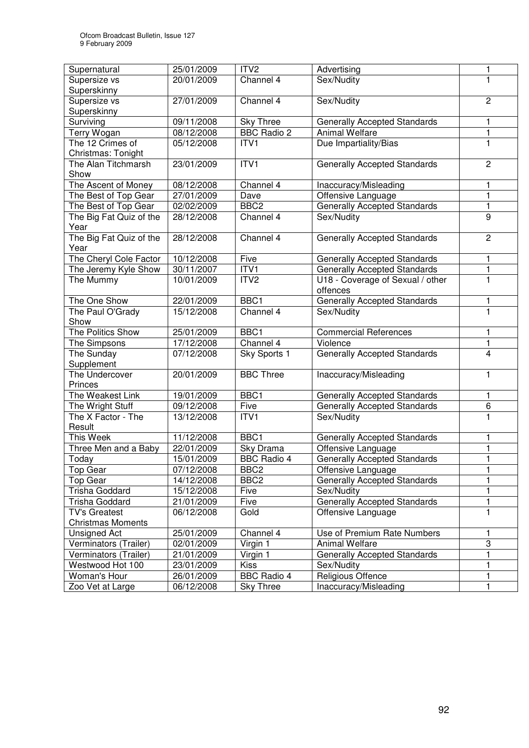| | | | | |
|---|---|---|---|---|
| Supernatural | 25/01/2009 | ITV2 | Advertising | 1 |
| Supersize vs Superskinny | 20/01/2009 | Channel 4 | Sex/Nudity | 1 |
| Supersize vs Superskinny | 27/01/2009 | Channel 4 | Sex/Nudity | 2 |
| Surviving | 09/11/2008 | Sky Three | Generally Accepted Standards | 1 |
| Terry Wogan | 08/12/2008 | BBC Radio 2 | Animal Welfare | 1 |
| The 12 Crimes of Christmas: Tonight | 05/12/2008 | ITV1 | Due Impartiality/Bias | 1 |
| The Alan Titchmarsh Show | 23/01/2009 | ITV1 | Generally Accepted Standards | 2 |
| The Ascent of Money | 08/12/2008 | Channel 4 | Inaccuracy/Misleading | 1 |
| The Best of Top Gear | 27/01/2009 | Dave | Offensive Language | 1 |
| The Best of Top Gear | 02/02/2009 | BBC2 | Generally Accepted Standards | 1 |
| The Big Fat Quiz of the Year | 28/12/2008 | Channel 4 | Sex/Nudity | 9 |
| The Big Fat Quiz of the Year | 28/12/2008 | Channel 4 | Generally Accepted Standards | 2 |
| The Cheryl Cole Factor | 10/12/2008 | Five | Generally Accepted Standards | 1 |
| The Jeremy Kyle Show | 30/11/2007 | ITV1 | Generally Accepted Standards | 1 |
| The Mummy | 10/01/2009 | ITV2 | U18 - Coverage of Sexual / other offences | 1 |
| The One Show | 22/01/2009 | BBC1 | Generally Accepted Standards | 1 |
| The Paul O'Grady Show | 15/12/2008 | Channel 4 | Sex/Nudity | 1 |
| The Politics Show | 25/01/2009 | BBC1 | Commercial References | 1 |
| The Simpsons | 17/12/2008 | Channel 4 | Violence | 1 |
| The Sunday Supplement | 07/12/2008 | Sky Sports 1 | Generally Accepted Standards | 4 |
| The Undercover Princes | 20/01/2009 | BBC Three | Inaccuracy/Misleading | 1 |
| The Weakest Link | 19/01/2009 | BBC1 | Generally Accepted Standards | 1 |
| The Wright Stuff | 09/12/2008 | Five | Generally Accepted Standards | 6 |
| The X Factor - The Result | 13/12/2008 | ITV1 | Sex/Nudity | 1 |
| This Week | 11/12/2008 | BBC1 | Generally Accepted Standards | 1 |
| Three Men and a Baby | 22/01/2009 | Sky Drama | Offensive Language | 1 |
| Today | 15/01/2009 | BBC Radio 4 | Generally Accepted Standards | 1 |
| Top Gear | 07/12/2008 | BBC2 | Offensive Language | 1 |
| Top Gear | 14/12/2008 | BBC2 | Generally Accepted Standards | 1 |
| Trisha Goddard | 15/12/2008 | Five | Sex/Nudity | 1 |
| Trisha Goddard | 21/01/2009 | Five | Generally Accepted Standards | 1 |
| TV's Greatest Christmas Moments | 06/12/2008 | Gold | Offensive Language | 1 |
| Unsigned Act | 25/01/2009 | Channel 4 | Use of Premium Rate Numbers | 1 |
| Verminators (Trailer) | 02/01/2009 | Virgin 1 | Animal Welfare | 3 |
| Verminators (Trailer) | 21/01/2009 | Virgin 1 | Generally Accepted Standards | 1 |
| Westwood Hot 100 | 23/01/2009 | Kiss | Sex/Nudity | 1 |
| Woman's Hour | 26/01/2009 | BBC Radio 4 | Religious Offence | 1 |
| Zoo Vet at Large | 06/12/2008 | Sky Three | Inaccuracy/Misleading | 1 |